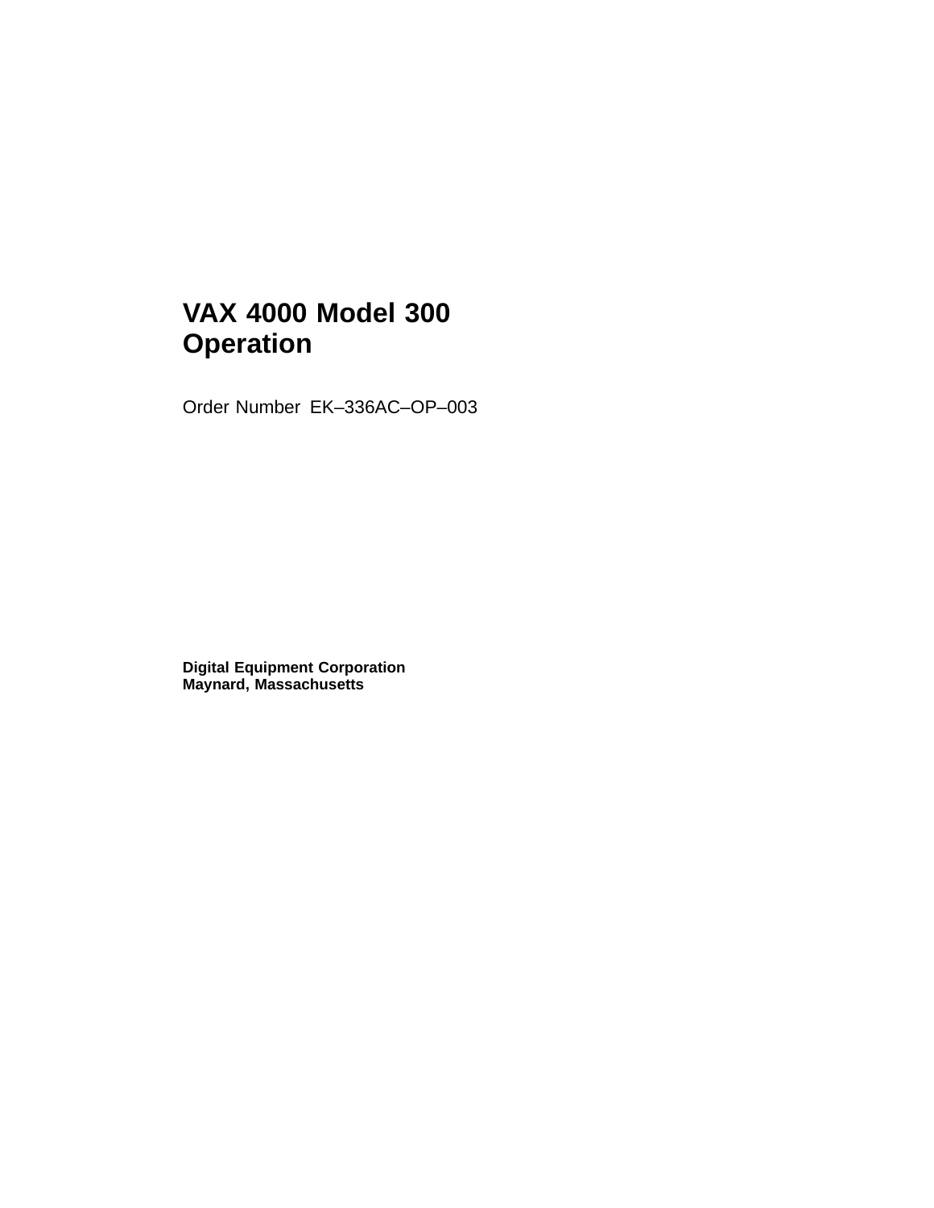# VAX 4000 Model 300 Operation

Order Number EK–336AC–OP–003

**Digital Equipment Corporation**
**Maynard, Massachusetts**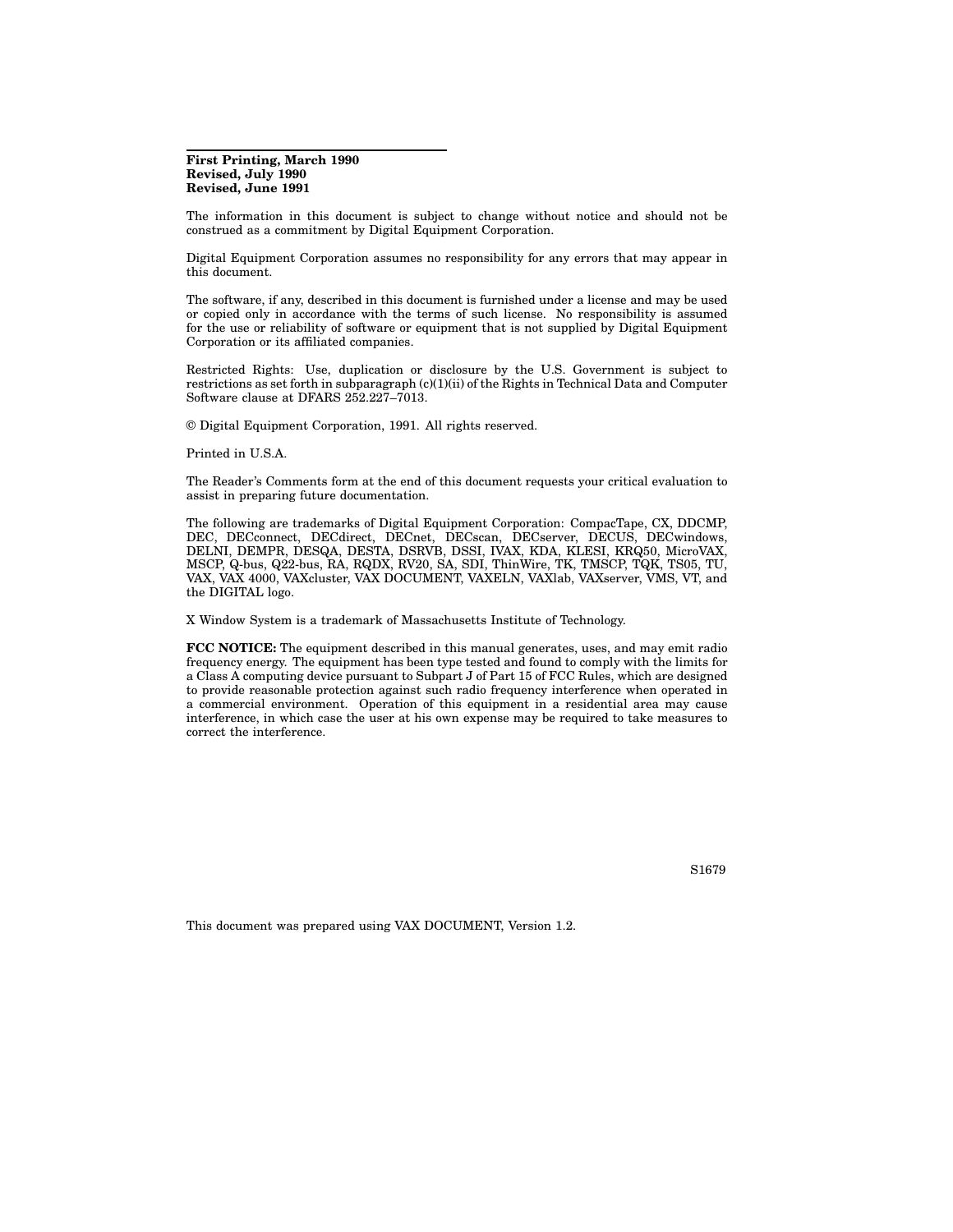**First Printing, March 1990**
**Revised, July 1990**
**Revised, June 1991**

The information in this document is subject to change without notice and should not be construed as a commitment by Digital Equipment Corporation.

Digital Equipment Corporation assumes no responsibility for any errors that may appear in this document.

The software, if any, described in this document is furnished under a license and may be used or copied only in accordance with the terms of such license. No responsibility is assumed for the use or reliability of software or equipment that is not supplied by Digital Equipment Corporation or its affiliated companies.

Restricted Rights: Use, duplication or disclosure by the U.S. Government is subject to restrictions as set forth in subparagraph (c)(1)(ii) of the Rights in Technical Data and Computer Software clause at DFARS 252.227–7013.

© Digital Equipment Corporation, 1991. All rights reserved.

Printed in U.S.A.

The Reader's Comments form at the end of this document requests your critical evaluation to assist in preparing future documentation.

The following are trademarks of Digital Equipment Corporation: CompacTape, CX, DDCMP, DEC, DECconnect, DECdirect, DECnet, DECscan, DECserver, DECUS, DECwindows, DELNI, DEMPR, DESQA, DESTA, DSRVB, DSSI, IVAX, KDA, KLESI, KRQ50, MicroVAX, MSCP, Q-bus, Q22-bus, RA, RQDX, RV20, SA, SDI, ThinWire, TK, TMSCP, TQK, TS05, TU, VAX, VAX 4000, VAXcluster, VAX DOCUMENT, VAXELN, VAXlab, VAXserver, VMS, VT, and the DIGITAL logo.

X Window System is a trademark of Massachusetts Institute of Technology.

**FCC NOTICE:** The equipment described in this manual generates, uses, and may emit radio frequency energy. The equipment has been type tested and found to comply with the limits for a Class A computing device pursuant to Subpart J of Part 15 of FCC Rules, which are designed to provide reasonable protection against such radio frequency interference when operated in a commercial environment. Operation of this equipment in a residential area may cause interference, in which case the user at his own expense may be required to take measures to correct the interference.

S1679

This document was prepared using VAX DOCUMENT, Version 1.2.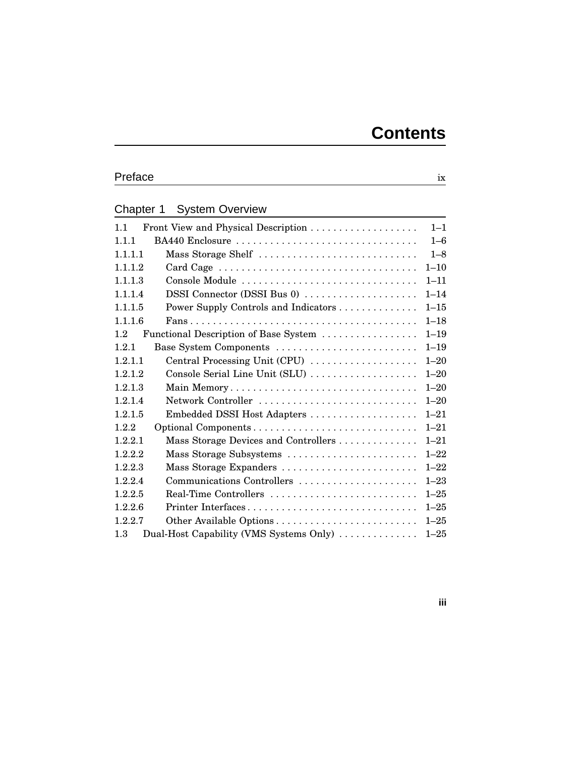# Contents

| Preface | ix |
|---|---|

## Chapter 1 System Overview

| | | |
|---|---|---|
| 1.1 | Front View and Physical Description | 1–1 |
| 1.1.1 | BA440 Enclosure | 1–6 |
| 1.1.1.1 | Mass Storage Shelf | 1–8 |
| 1.1.1.2 | Card Cage | 1–10 |
| 1.1.1.3 | Console Module | 1–11 |
| 1.1.1.4 | DSSI Connector (DSSI Bus 0) | 1–14 |
| 1.1.1.5 | Power Supply Controls and Indicators | 1–15 |
| 1.1.1.6 | Fans | 1–18 |
| 1.2 | Functional Description of Base System | 1–19 |
| 1.2.1 | Base System Components | 1–19 |
| 1.2.1.1 | Central Processing Unit (CPU) | 1–20 |
| 1.2.1.2 | Console Serial Line Unit (SLU) | 1–20 |
| 1.2.1.3 | Main Memory | 1–20 |
| 1.2.1.4 | Network Controller | 1–20 |
| 1.2.1.5 | Embedded DSSI Host Adapters | 1–21 |
| 1.2.2 | Optional Components | 1–21 |
| 1.2.2.1 | Mass Storage Devices and Controllers | 1–21 |
| 1.2.2.2 | Mass Storage Subsystems | 1–22 |
| 1.2.2.3 | Mass Storage Expanders | 1–22 |
| 1.2.2.4 | Communications Controllers | 1–23 |
| 1.2.2.5 | Real-Time Controllers | 1–25 |
| 1.2.2.6 | Printer Interfaces | 1–25 |
| 1.2.2.7 | Other Available Options | 1–25 |
| 1.3 | Dual-Host Capability (VMS Systems Only) | 1–25 |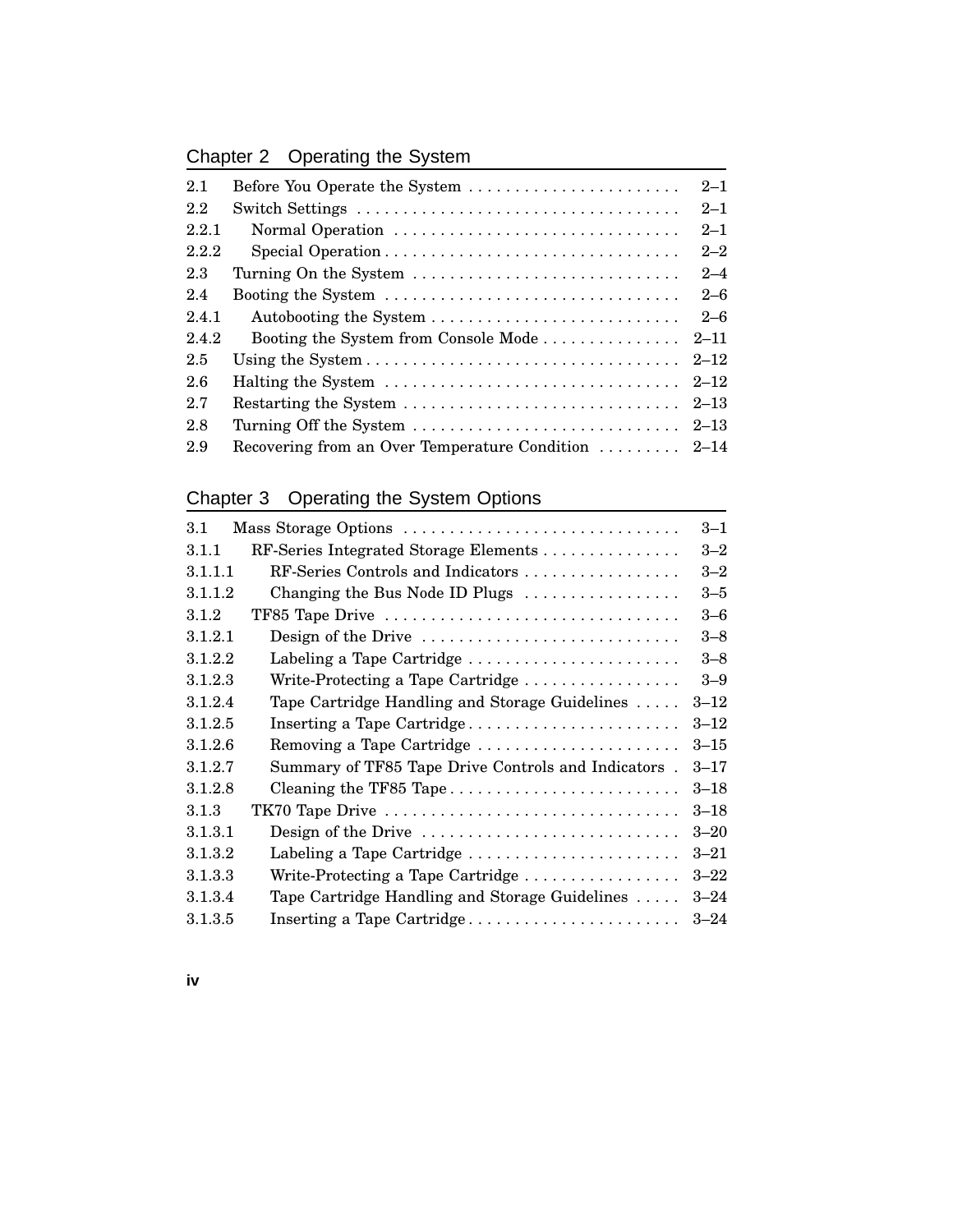## Chapter 2 Operating the System

| | | |
|---|---|---|
| 2.1 | Before You Operate the System | 2–1 |
| 2.2 | Switch Settings | 2–1 |
| 2.2.1 | Normal Operation | 2–1 |
| 2.2.2 | Special Operation | 2–2 |
| 2.3 | Turning On the System | 2–4 |
| 2.4 | Booting the System | 2–6 |
| 2.4.1 | Autobooting the System | 2–6 |
| 2.4.2 | Booting the System from Console Mode | 2–11 |
| 2.5 | Using the System | 2–12 |
| 2.6 | Halting the System | 2–12 |
| 2.7 | Restarting the System | 2–13 |
| 2.8 | Turning Off the System | 2–13 |
| 2.9 | Recovering from an Over Temperature Condition | 2–14 |

## Chapter 3 Operating the System Options

| | | |
|---|---|---|
| 3.1 | Mass Storage Options | 3–1 |
| 3.1.1 | RF-Series Integrated Storage Elements | 3–2 |
| 3.1.1.1 | RF-Series Controls and Indicators | 3–2 |
| 3.1.1.2 | Changing the Bus Node ID Plugs | 3–5 |
| 3.1.2 | TF85 Tape Drive | 3–6 |
| 3.1.2.1 | Design of the Drive | 3–8 |
| 3.1.2.2 | Labeling a Tape Cartridge | 3–8 |
| 3.1.2.3 | Write-Protecting a Tape Cartridge | 3–9 |
| 3.1.2.4 | Tape Cartridge Handling and Storage Guidelines | 3–12 |
| 3.1.2.5 | Inserting a Tape Cartridge | 3–12 |
| 3.1.2.6 | Removing a Tape Cartridge | 3–15 |
| 3.1.2.7 | Summary of TF85 Tape Drive Controls and Indicators | 3–17 |
| 3.1.2.8 | Cleaning the TF85 Tape | 3–18 |
| 3.1.3 | TK70 Tape Drive | 3–18 |
| 3.1.3.1 | Design of the Drive | 3–20 |
| 3.1.3.2 | Labeling a Tape Cartridge | 3–21 |
| 3.1.3.3 | Write-Protecting a Tape Cartridge | 3–22 |
| 3.1.3.4 | Tape Cartridge Handling and Storage Guidelines | 3–24 |
| 3.1.3.5 | Inserting a Tape Cartridge | 3–24 |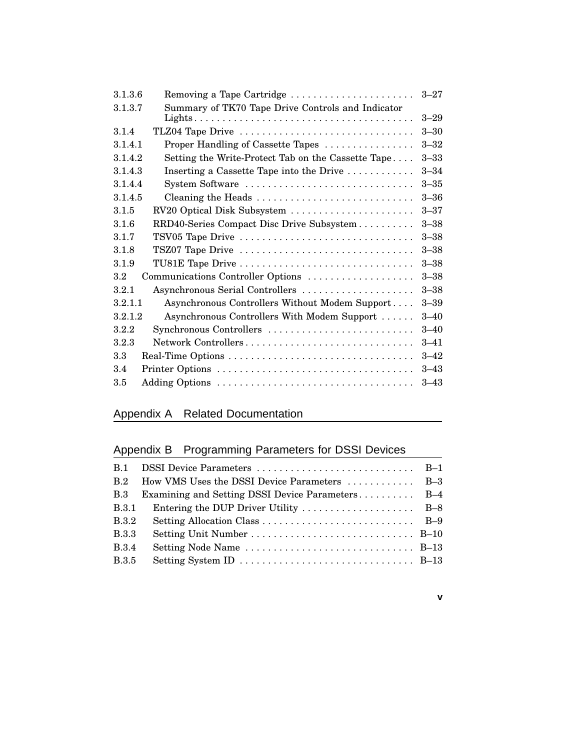| | | |
|---|---|---|
| 3.1.3.6 | Removing a Tape Cartridge | 3–27 |
| 3.1.3.7 | Summary of TK70 Tape Drive Controls and Indicator Lights | 3–29 |
| 3.1.4 | TLZ04 Tape Drive | 3–30 |
| 3.1.4.1 | Proper Handling of Cassette Tapes | 3–32 |
| 3.1.4.2 | Setting the Write-Protect Tab on the Cassette Tape | 3–33 |
| 3.1.4.3 | Inserting a Cassette Tape into the Drive | 3–34 |
| 3.1.4.4 | System Software | 3–35 |
| 3.1.4.5 | Cleaning the Heads | 3–36 |
| 3.1.5 | RV20 Optical Disk Subsystem | 3–37 |
| 3.1.6 | RRD40-Series Compact Disc Drive Subsystem | 3–38 |
| 3.1.7 | TSV05 Tape Drive | 3–38 |
| 3.1.8 | TSZ07 Tape Drive | 3–38 |
| 3.1.9 | TU81E Tape Drive | 3–38 |
| 3.2 | Communications Controller Options | 3–38 |
| 3.2.1 | Asynchronous Serial Controllers | 3–38 |
| 3.2.1.1 | Asynchronous Controllers Without Modem Support | 3–39 |
| 3.2.1.2 | Asynchronous Controllers With Modem Support | 3–40 |
| 3.2.2 | Synchronous Controllers | 3–40 |
| 3.2.3 | Network Controllers | 3–41 |
| 3.3 | Real-Time Options | 3–42 |
| 3.4 | Printer Options | 3–43 |
| 3.5 | Adding Options | 3–43 |

## Appendix A Related Documentation

## Appendix B Programming Parameters for DSSI Devices

| | | |
|---|---|---|
| B.1 | DSSI Device Parameters | B–1 |
| B.2 | How VMS Uses the DSSI Device Parameters | B–3 |
| B.3 | Examining and Setting DSSI Device Parameters | B–4 |
| B.3.1 | Entering the DUP Driver Utility | B–8 |
| B.3.2 | Setting Allocation Class | B–9 |
| B.3.3 | Setting Unit Number | B–10 |
| B.3.4 | Setting Node Name | B–13 |
| B.3.5 | Setting System ID | B–13 |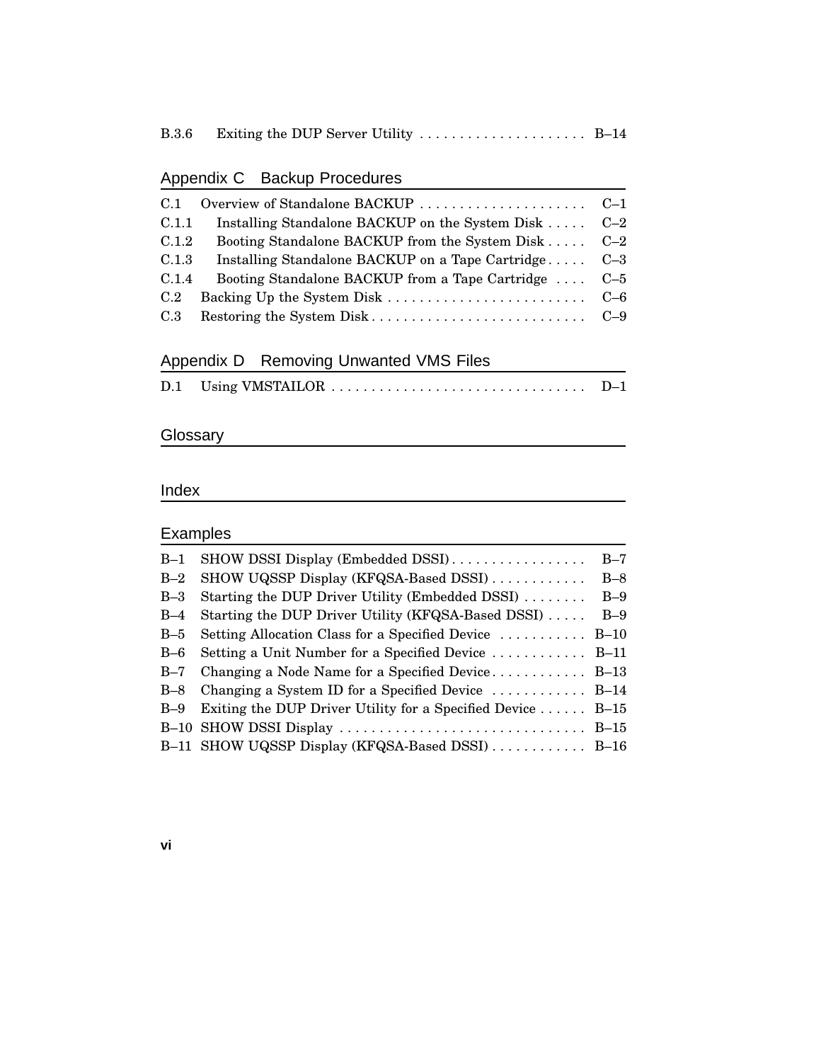| | | |
|---|---|---|
| B.3.6 | Exiting the DUP Server Utility | B–14 |

## Appendix C Backup Procedures

| | | |
|---|---|---|
| C.1 | Overview of Standalone BACKUP | C–1 |
| C.1.1 | Installing Standalone BACKUP on the System Disk | C–2 |
| C.1.2 | Booting Standalone BACKUP from the System Disk | C–2 |
| C.1.3 | Installing Standalone BACKUP on a Tape Cartridge | C–3 |
| C.1.4 | Booting Standalone BACKUP from a Tape Cartridge | C–5 |
| C.2 | Backing Up the System Disk | C–6 |
| C.3 | Restoring the System Disk | C–9 |

## Appendix D Removing Unwanted VMS Files

| | | |
|---|---|---|
| D.1 | Using VMSTAILOR | D–1 |

## Glossary

## Index

## Examples

| | | |
|---|---|---|
| B–1 | SHOW DSSI Display (Embedded DSSI) | B–7 |
| B–2 | SHOW UQSSP Display (KFQSA-Based DSSI) | B–8 |
| B–3 | Starting the DUP Driver Utility (Embedded DSSI) | B–9 |
| B–4 | Starting the DUP Driver Utility (KFQSA-Based DSSI) | B–9 |
| B–5 | Setting Allocation Class for a Specified Device | B–10 |
| B–6 | Setting a Unit Number for a Specified Device | B–11 |
| B–7 | Changing a Node Name for a Specified Device | B–13 |
| B–8 | Changing a System ID for a Specified Device | B–14 |
| B–9 | Exiting the DUP Driver Utility for a Specified Device | B–15 |
| B–10 | SHOW DSSI Display | B–15 |
| B–11 | SHOW UQSSP Display (KFQSA-Based DSSI) | B–16 |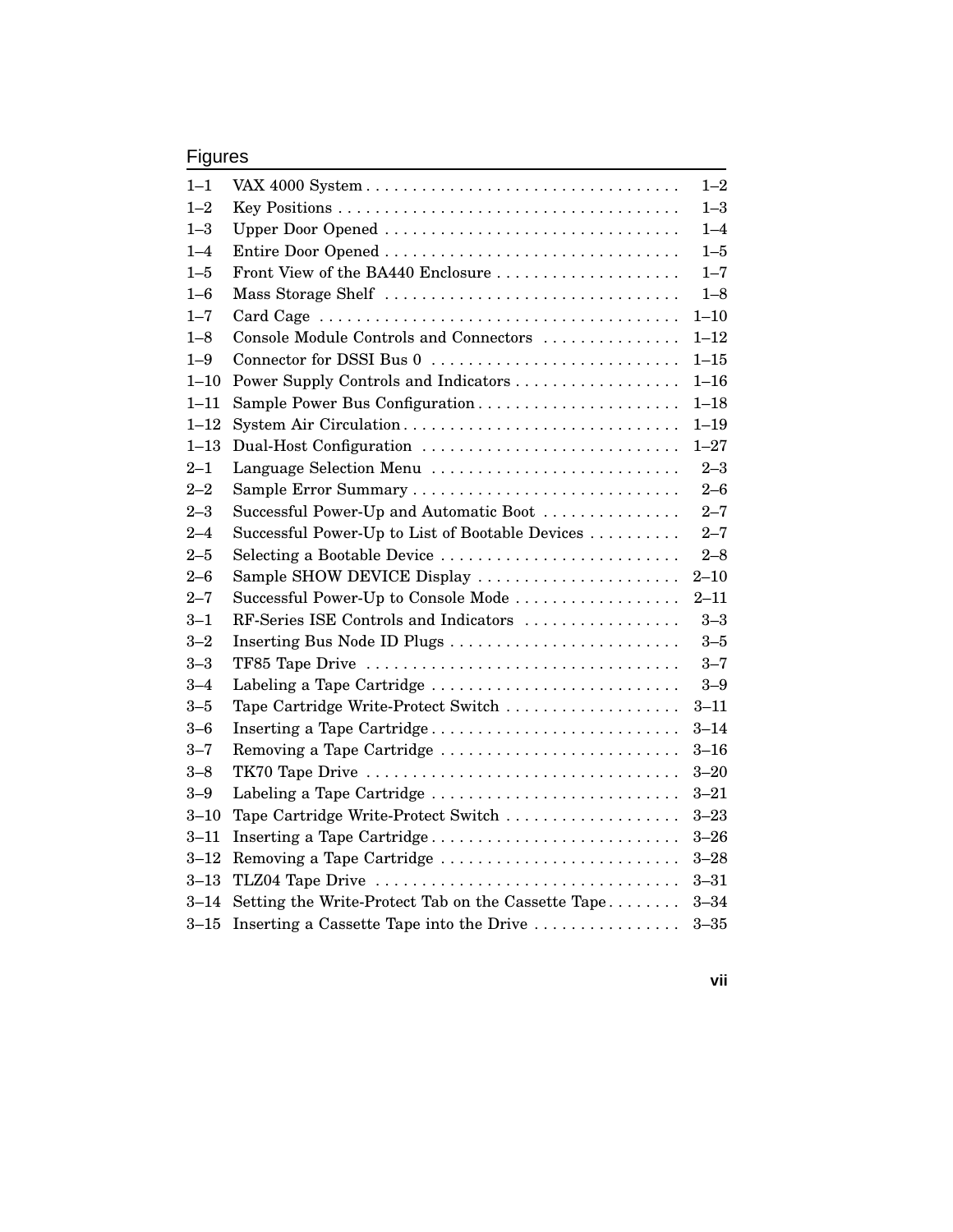## Figures

| | | |
|---|---|---|
| 1–1 | VAX 4000 System | 1–2 |
| 1–2 | Key Positions | 1–3 |
| 1–3 | Upper Door Opened | 1–4 |
| 1–4 | Entire Door Opened | 1–5 |
| 1–5 | Front View of the BA440 Enclosure | 1–7 |
| 1–6 | Mass Storage Shelf | 1–8 |
| 1–7 | Card Cage | 1–10 |
| 1–8 | Console Module Controls and Connectors | 1–12 |
| 1–9 | Connector for DSSI Bus 0 | 1–15 |
| 1–10 | Power Supply Controls and Indicators | 1–16 |
| 1–11 | Sample Power Bus Configuration | 1–18 |
| 1–12 | System Air Circulation | 1–19 |
| 1–13 | Dual-Host Configuration | 1–27 |
| 2–1 | Language Selection Menu | 2–3 |
| 2–2 | Sample Error Summary | 2–6 |
| 2–3 | Successful Power-Up and Automatic Boot | 2–7 |
| 2–4 | Successful Power-Up to List of Bootable Devices | 2–7 |
| 2–5 | Selecting a Bootable Device | 2–8 |
| 2–6 | Sample SHOW DEVICE Display | 2–10 |
| 2–7 | Successful Power-Up to Console Mode | 2–11 |
| 3–1 | RF-Series ISE Controls and Indicators | 3–3 |
| 3–2 | Inserting Bus Node ID Plugs | 3–5 |
| 3–3 | TF85 Tape Drive | 3–7 |
| 3–4 | Labeling a Tape Cartridge | 3–9 |
| 3–5 | Tape Cartridge Write-Protect Switch | 3–11 |
| 3–6 | Inserting a Tape Cartridge | 3–14 |
| 3–7 | Removing a Tape Cartridge | 3–16 |
| 3–8 | TK70 Tape Drive | 3–20 |
| 3–9 | Labeling a Tape Cartridge | 3–21 |
| 3–10 | Tape Cartridge Write-Protect Switch | 3–23 |
| 3–11 | Inserting a Tape Cartridge | 3–26 |
| 3–12 | Removing a Tape Cartridge | 3–28 |
| 3–13 | TLZ04 Tape Drive | 3–31 |
| 3–14 | Setting the Write-Protect Tab on the Cassette Tape | 3–34 |
| 3–15 | Inserting a Cassette Tape into the Drive | 3–35 |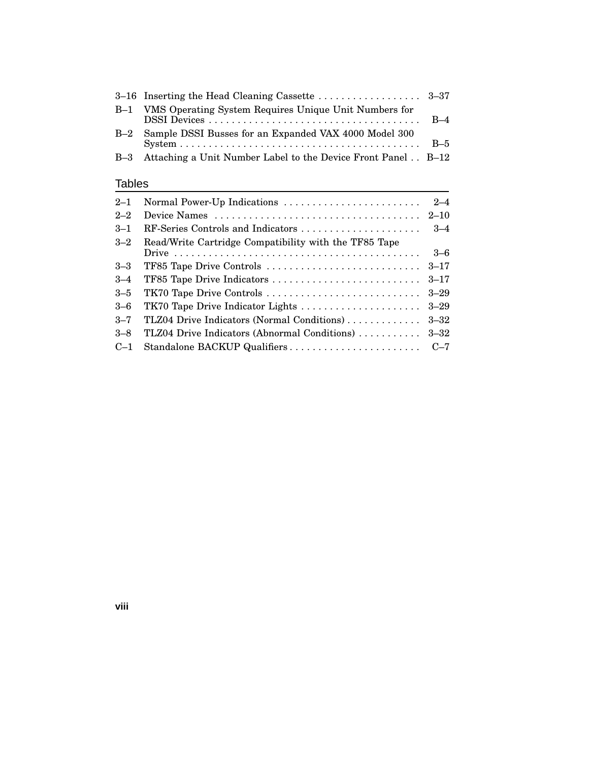| | | |
|---|---|---|
| 3–16 | Inserting the Head Cleaning Cassette | 3–37 |
| B–1 | VMS Operating System Requires Unique Unit Numbers for DSSI Devices | B–4 |
| B–2 | Sample DSSI Busses for an Expanded VAX 4000 Model 300 System | B–5 |
| B–3 | Attaching a Unit Number Label to the Device Front Panel | B–12 |

## Tables

| | | |
|---|---|---|
| 2–1 | Normal Power-Up Indications | 2–4 |
| 2–2 | Device Names | 2–10 |
| 3–1 | RF-Series Controls and Indicators | 3–4 |
| 3–2 | Read/Write Cartridge Compatibility with the TF85 Tape Drive | 3–6 |
| 3–3 | TF85 Tape Drive Controls | 3–17 |
| 3–4 | TF85 Tape Drive Indicators | 3–17 |
| 3–5 | TK70 Tape Drive Controls | 3–29 |
| 3–6 | TK70 Tape Drive Indicator Lights | 3–29 |
| 3–7 | TLZ04 Drive Indicators (Normal Conditions) | 3–32 |
| 3–8 | TLZ04 Drive Indicators (Abnormal Conditions) | 3–32 |
| C–1 | Standalone BACKUP Qualifiers | C–7 |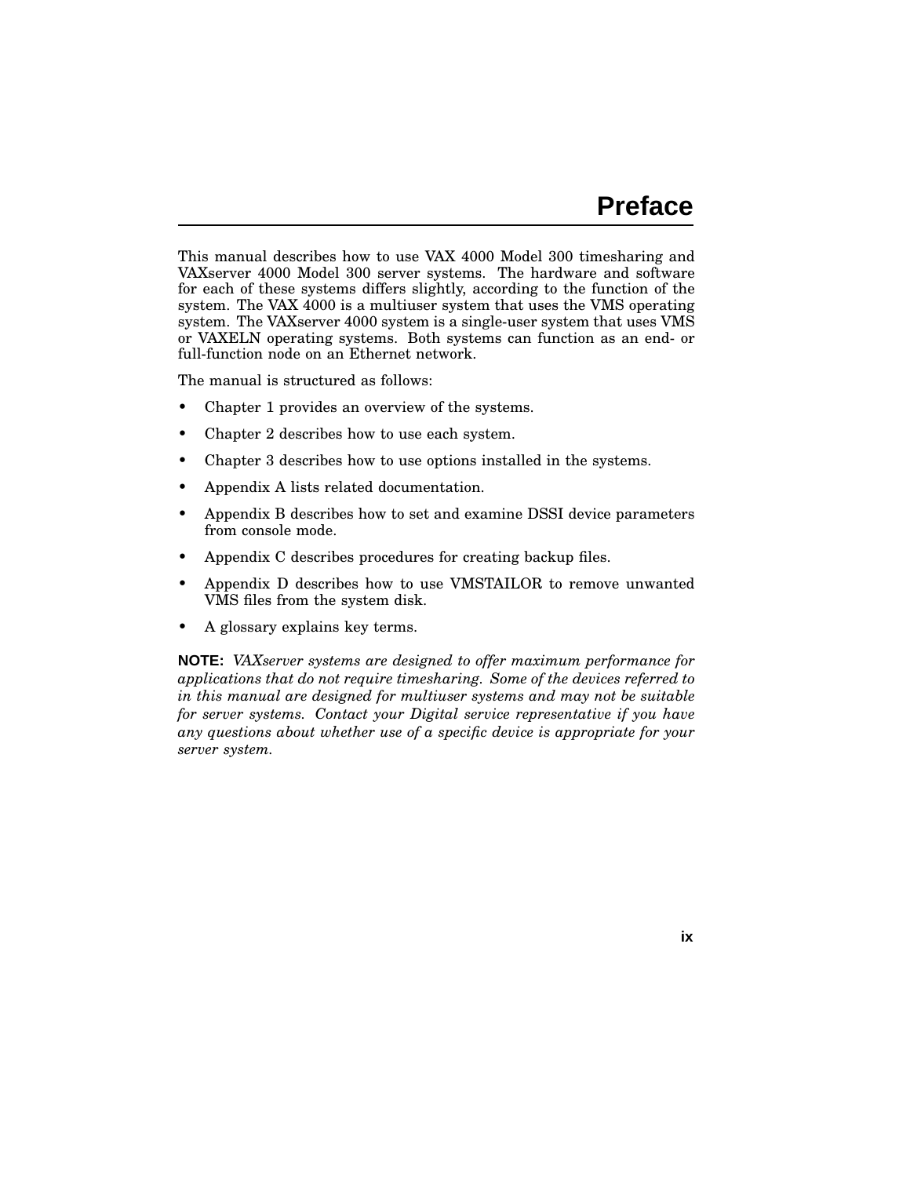# Preface

This manual describes how to use VAX 4000 Model 300 timesharing and VAXserver 4000 Model 300 server systems. The hardware and software for each of these systems differs slightly, according to the function of the system. The VAX 4000 is a multiuser system that uses the VMS operating system. The VAXserver 4000 system is a single-user system that uses VMS or VAXELN operating systems. Both systems can function as an end- or full-function node on an Ethernet network.

The manual is structured as follows:

- Chapter 1 provides an overview of the systems.
- Chapter 2 describes how to use each system.
- Chapter 3 describes how to use options installed in the systems.
- Appendix A lists related documentation.
- Appendix B describes how to set and examine DSSI device parameters from console mode.
- Appendix C describes procedures for creating backup files.
- Appendix D describes how to use VMSTAILOR to remove unwanted VMS files from the system disk.
- A glossary explains key terms.

**NOTE:** *VAXserver systems are designed to offer maximum performance for applications that do not require timesharing. Some of the devices referred to in this manual are designed for multiuser systems and may not be suitable for server systems. Contact your Digital service representative if you have any questions about whether use of a specific device is appropriate for your server system.*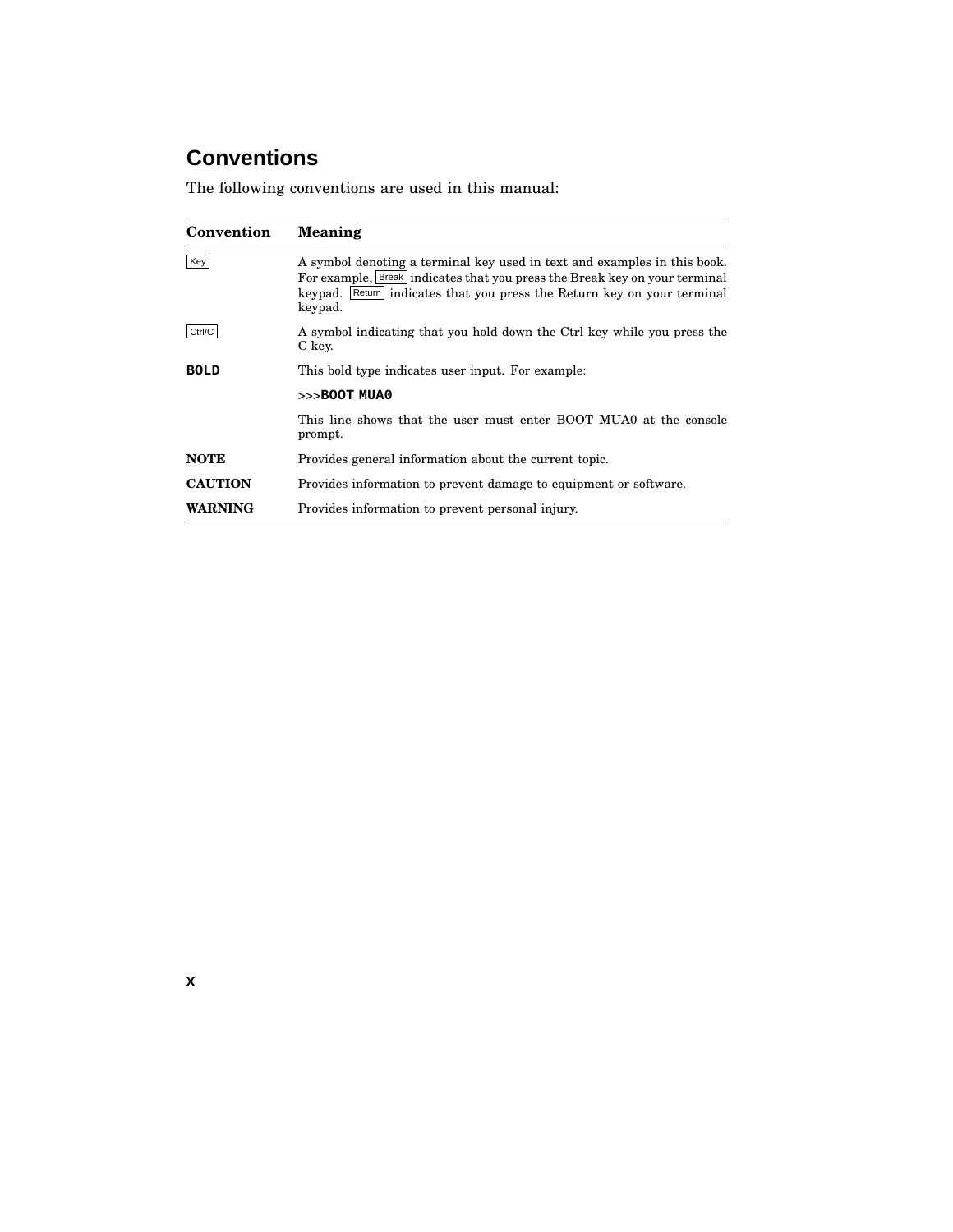## Conventions

The following conventions are used in this manual:

| Convention | Meaning |
|---|---|
| Key | A symbol denoting a terminal key used in text and examples in this book. For example, Break indicates that you press the Break key on your terminal keypad. Return indicates that you press the Return key on your terminal keypad. |
| Ctrl/C | A symbol indicating that you hold down the Ctrl key while you press the C key. |
| **BOLD** | This bold type indicates user input. For example:<br><br>>>>**BOOT MUA0**<br><br>This line shows that the user must enter BOOT MUA0 at the console prompt. |
| **NOTE** | Provides general information about the current topic. |
| **CAUTION** | Provides information to prevent damage to equipment or software. |
| **WARNING** | Provides information to prevent personal injury. |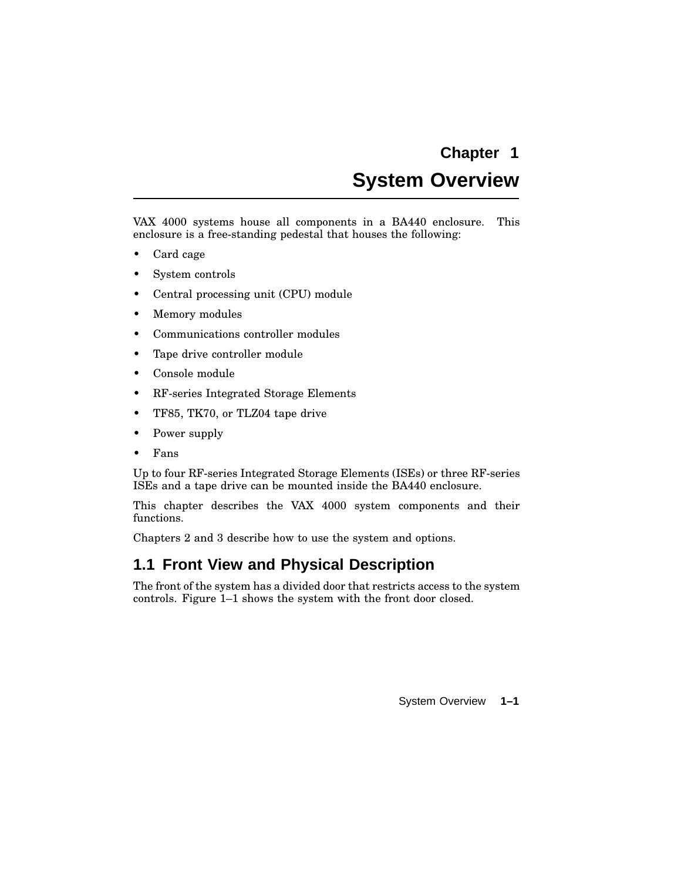# Chapter 1
# System Overview

VAX 4000 systems house all components in a BA440 enclosure. This enclosure is a free-standing pedestal that houses the following:

- Card cage
- System controls
- Central processing unit (CPU) module
- Memory modules
- Communications controller modules
- Tape drive controller module
- Console module
- RF-series Integrated Storage Elements
- TF85, TK70, or TLZ04 tape drive
- Power supply
- Fans

Up to four RF-series Integrated Storage Elements (ISEs) or three RF-series ISEs and a tape drive can be mounted inside the BA440 enclosure.

This chapter describes the VAX 4000 system components and their functions.

Chapters 2 and 3 describe how to use the system and options.

## 1.1 Front View and Physical Description

The front of the system has a divided door that restricts access to the system controls. Figure 1–1 shows the system with the front door closed.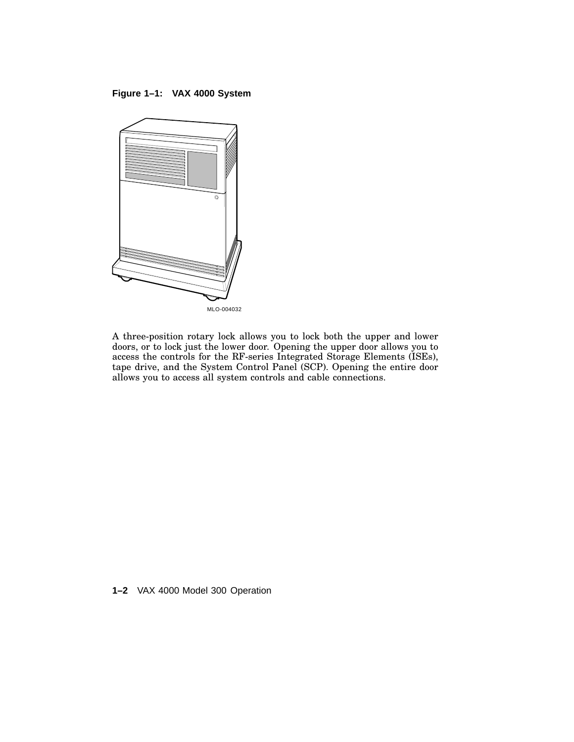**Figure 1–1: VAX 4000 System**

MLO-004032

A three-position rotary lock allows you to lock both the upper and lower doors, or to lock just the lower door. Opening the upper door allows you to access the controls for the RF-series Integrated Storage Elements (ISEs), tape drive, and the System Control Panel (SCP). Opening the entire door allows you to access all system controls and cable connections.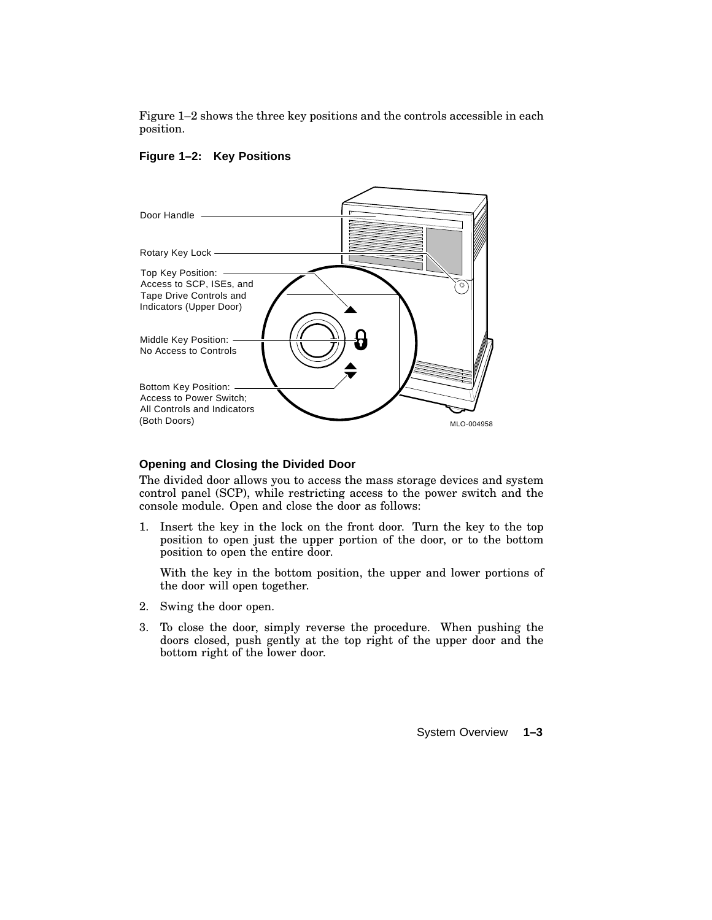Figure 1–2 shows the three key positions and the controls accessible in each position.

**Figure 1–2: Key Positions**

Door Handle

Rotary Key Lock

Top Key Position: Access to SCP, ISEs, and Tape Drive Controls and Indicators (Upper Door)

Middle Key Position: No Access to Controls

Bottom Key Position: Access to Power Switch; All Controls and Indicators (Both Doors)

MLO-004958

### Opening and Closing the Divided Door

The divided door allows you to access the mass storage devices and system control panel (SCP), while restricting access to the power switch and the console module. Open and close the door as follows:

1. Insert the key in the lock on the front door. Turn the key to the top position to open just the upper portion of the door, or to the bottom position to open the entire door.

   With the key in the bottom position, the upper and lower portions of the door will open together.

2. Swing the door open.

3. To close the door, simply reverse the procedure. When pushing the doors closed, push gently at the top right of the upper door and the bottom right of the lower door.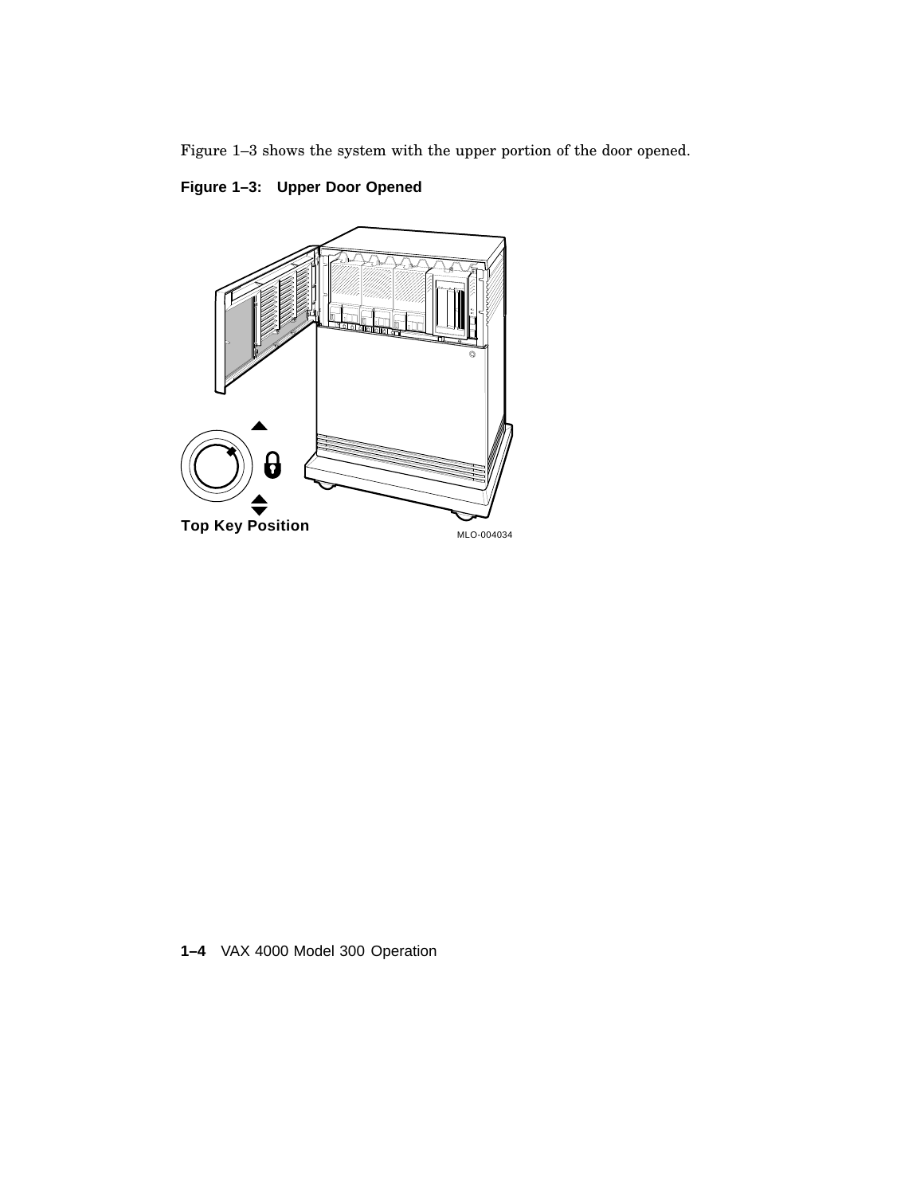Figure 1–3 shows the system with the upper portion of the door opened.

**Figure 1–3: Upper Door Opened**

Top Key Position

MLO-004034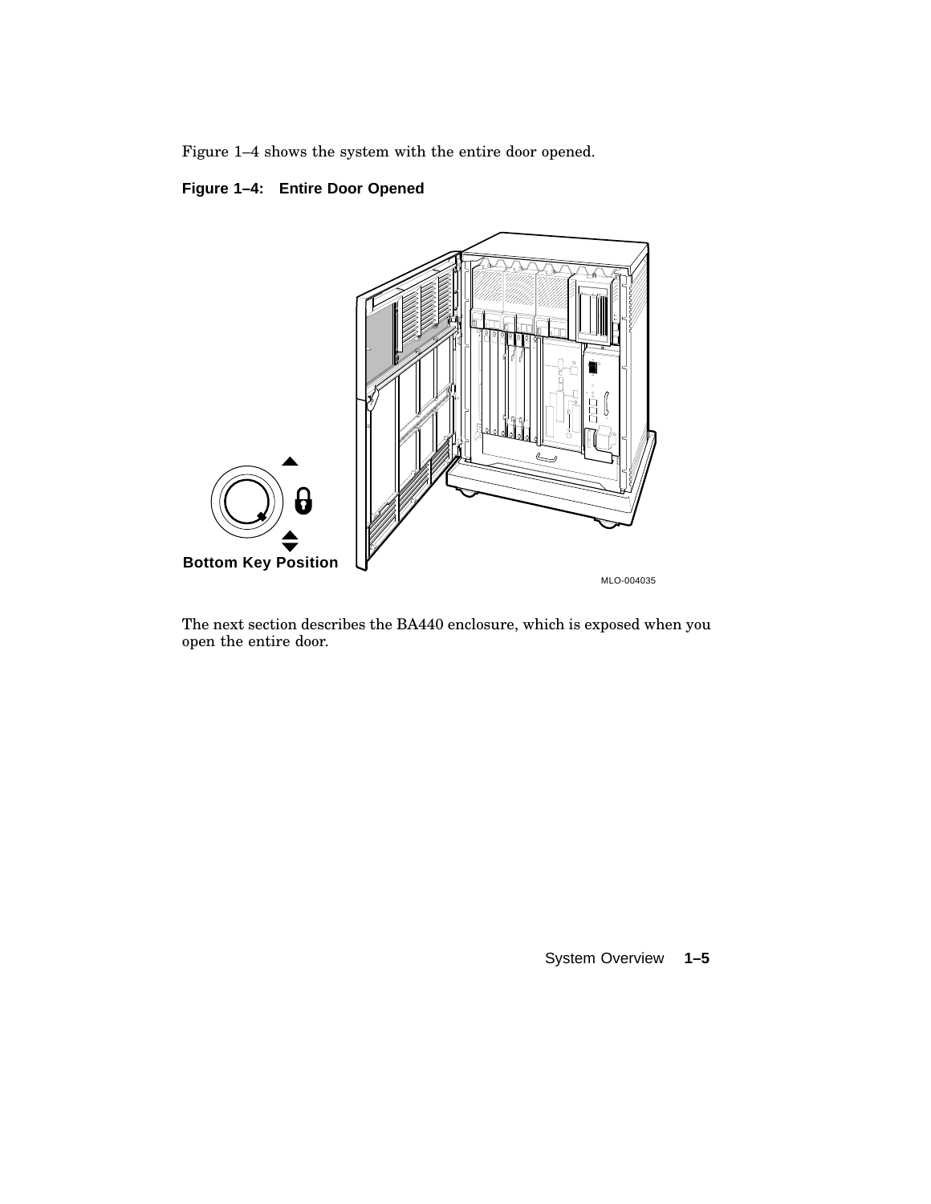Figure 1–4 shows the system with the entire door opened.

**Figure 1–4: Entire Door Opened**

The next section describes the BA440 enclosure, which is exposed when you open the entire door.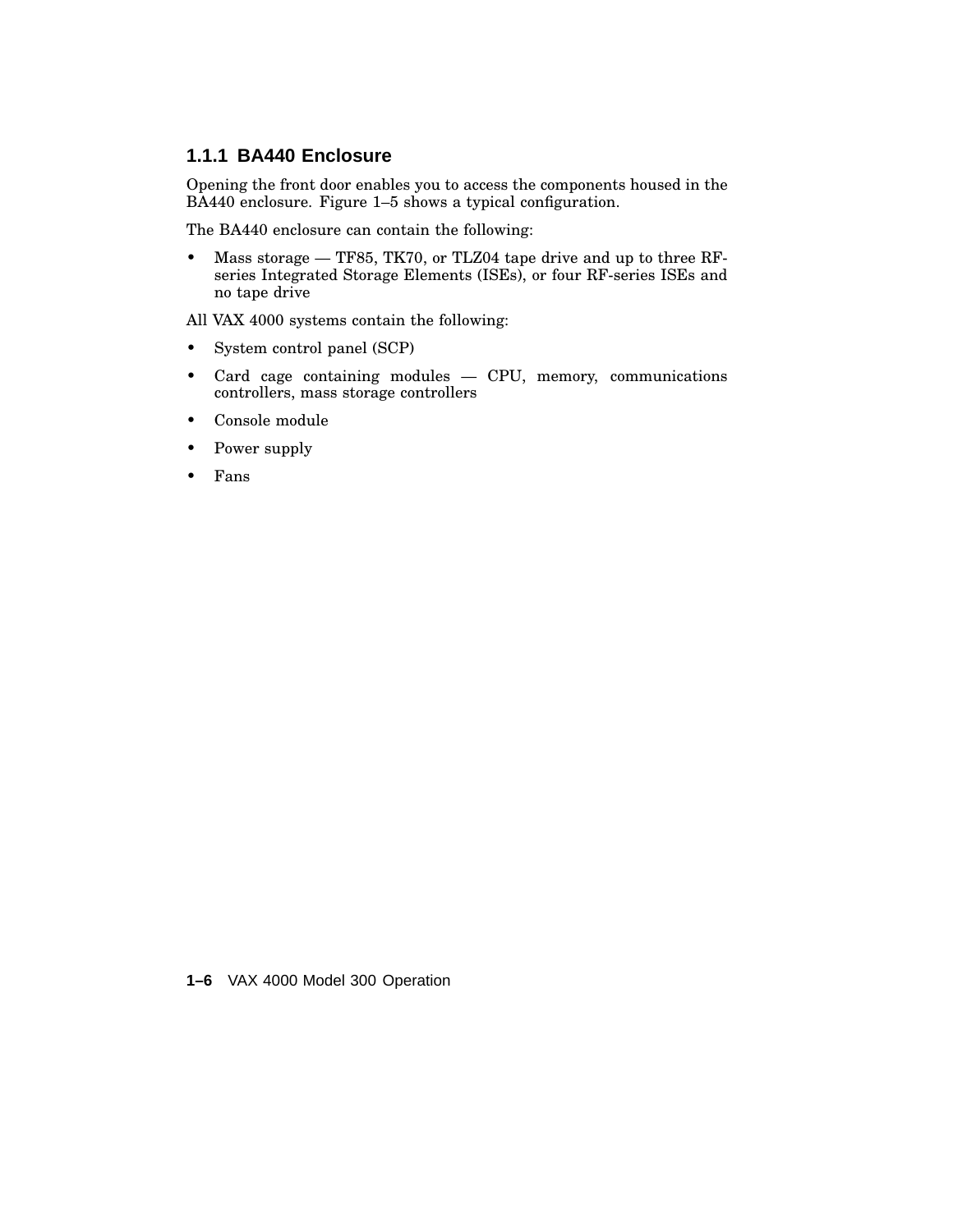### 1.1.1 BA440 Enclosure

Opening the front door enables you to access the components housed in the BA440 enclosure. Figure 1–5 shows a typical configuration.

The BA440 enclosure can contain the following:

- Mass storage — TF85, TK70, or TLZ04 tape drive and up to three RF-series Integrated Storage Elements (ISEs), or four RF-series ISEs and no tape drive

All VAX 4000 systems contain the following:

- System control panel (SCP)
- Card cage containing modules — CPU, memory, communications controllers, mass storage controllers
- Console module
- Power supply
- Fans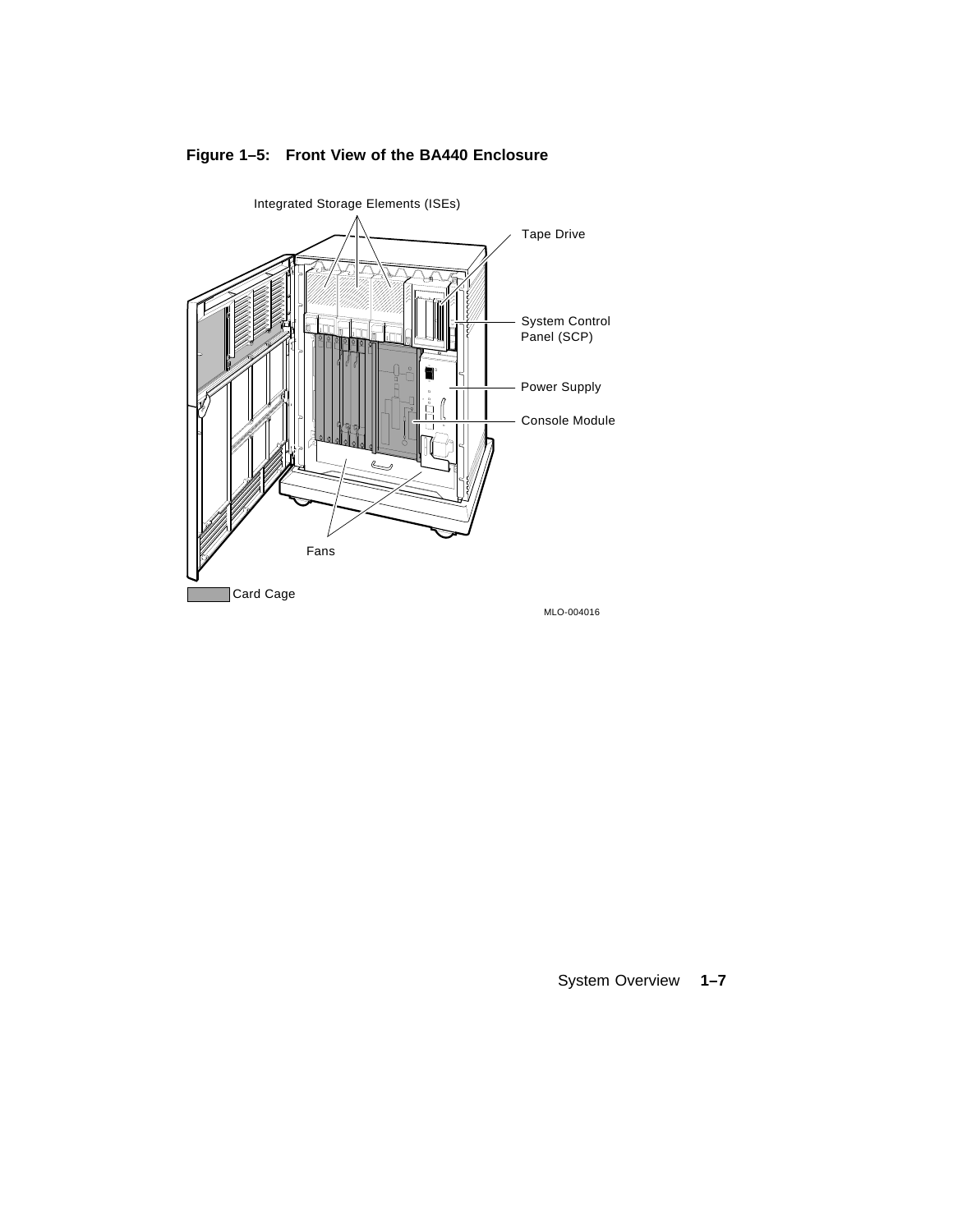**Figure 1–5: Front View of the BA440 Enclosure**

Integrated Storage Elements (ISEs)

Tape Drive

System Control Panel (SCP)

Power Supply

Console Module

Fans

Card Cage

MLO-004016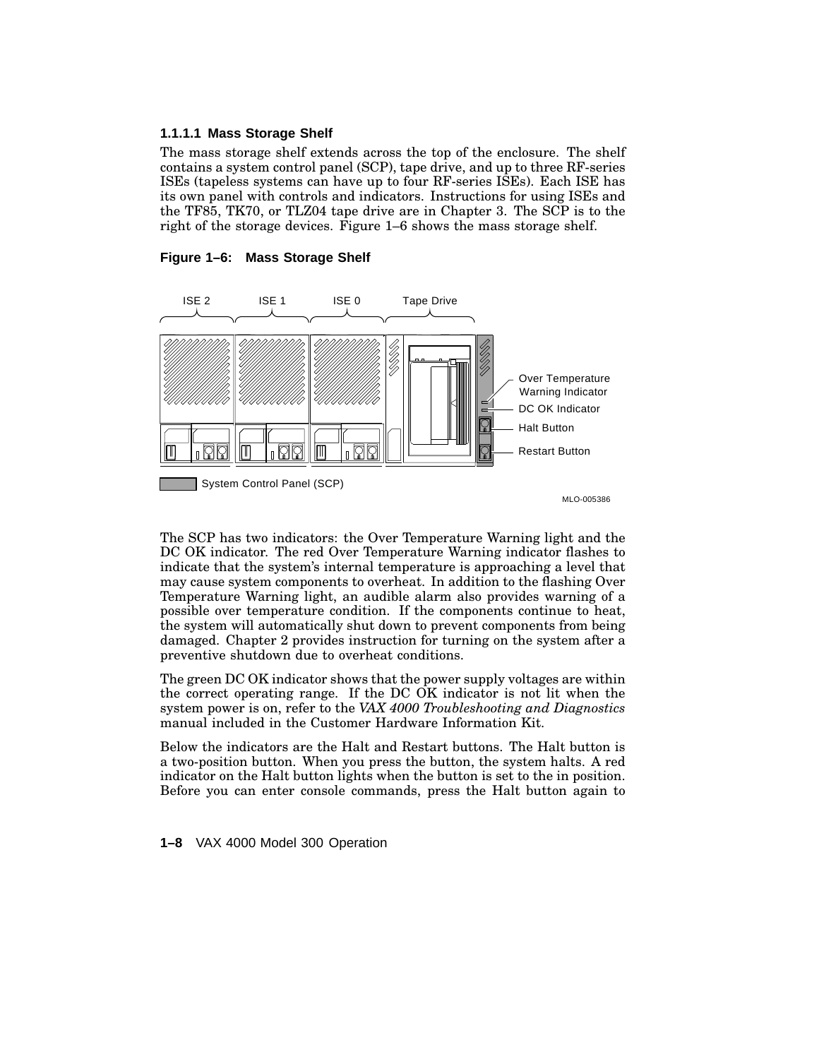#### 1.1.1.1 Mass Storage Shelf

The mass storage shelf extends across the top of the enclosure. The shelf contains a system control panel (SCP), tape drive, and up to three RF-series ISEs (tapeless systems can have up to four RF-series ISEs). Each ISE has its own panel with controls and indicators. Instructions for using ISEs and the TF85, TK70, or TLZ04 tape drive are in Chapter 3. The SCP is to the right of the storage devices. Figure 1–6 shows the mass storage shelf.

**Figure 1–6: Mass Storage Shelf**

ISE 2 ISE 1 ISE 0 Tape Drive

Over Temperature Warning Indicator

DC OK Indicator

Halt Button

Restart Button

System Control Panel (SCP)

MLO-005386

The SCP has two indicators: the Over Temperature Warning light and the DC OK indicator. The red Over Temperature Warning indicator flashes to indicate that the system's internal temperature is approaching a level that may cause system components to overheat. In addition to the flashing Over Temperature Warning light, an audible alarm also provides warning of a possible over temperature condition. If the components continue to heat, the system will automatically shut down to prevent components from being damaged. Chapter 2 provides instruction for turning on the system after a preventive shutdown due to overheat conditions.

The green DC OK indicator shows that the power supply voltages are within the correct operating range. If the DC OK indicator is not lit when the system power is on, refer to the *VAX 4000 Troubleshooting and Diagnostics* manual included in the Customer Hardware Information Kit.

Below the indicators are the Halt and Restart buttons. The Halt button is a two-position button. When you press the button, the system halts. A red indicator on the Halt button lights when the button is set to the in position. Before you can enter console commands, press the Halt button again to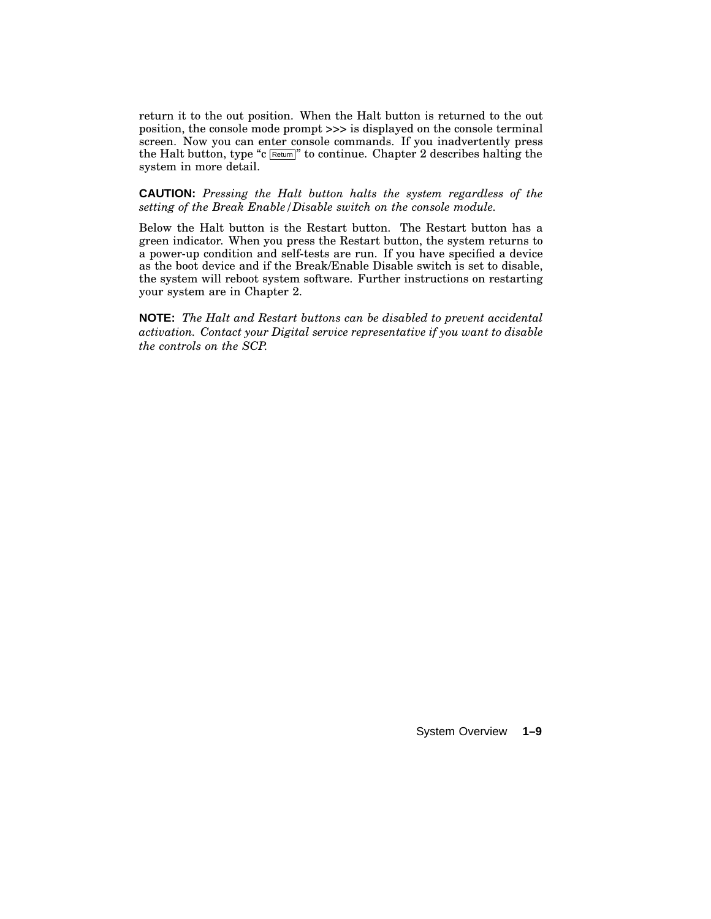return it to the out position. When the Halt button is returned to the out position, the console mode prompt **>>>** is displayed on the console terminal screen. Now you can enter console commands. If you inadvertently press the Halt button, type "c Return" to continue. Chapter 2 describes halting the system in more detail.

**CAUTION:** *Pressing the Halt button halts the system regardless of the setting of the Break Enable/Disable switch on the console module.*

Below the Halt button is the Restart button. The Restart button has a green indicator. When you press the Restart button, the system returns to a power-up condition and self-tests are run. If you have specified a device as the boot device and if the Break/Enable Disable switch is set to disable, the system will reboot system software. Further instructions on restarting your system are in Chapter 2.

**NOTE:** *The Halt and Restart buttons can be disabled to prevent accidental activation. Contact your Digital service representative if you want to disable the controls on the SCP.*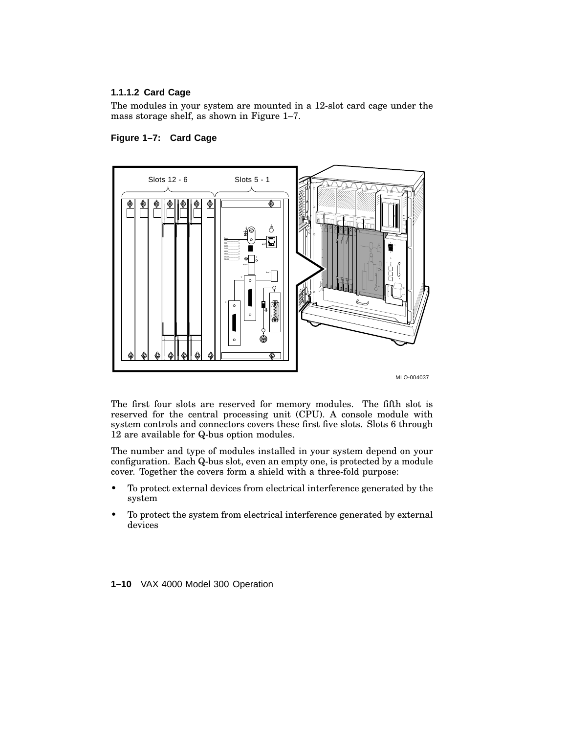### 1.1.1.2 Card Cage

The modules in your system are mounted in a 12-slot card cage under the mass storage shelf, as shown in Figure 1–7.

**Figure 1–7: Card Cage**

The first four slots are reserved for memory modules. The fifth slot is reserved for the central processing unit (CPU). A console module with system controls and connectors covers these first five slots. Slots 6 through 12 are available for Q-bus option modules.

The number and type of modules installed in your system depend on your configuration. Each Q-bus slot, even an empty one, is protected by a module cover. Together the covers form a shield with a three-fold purpose:

- To protect external devices from electrical interference generated by the system
- To protect the system from electrical interference generated by external devices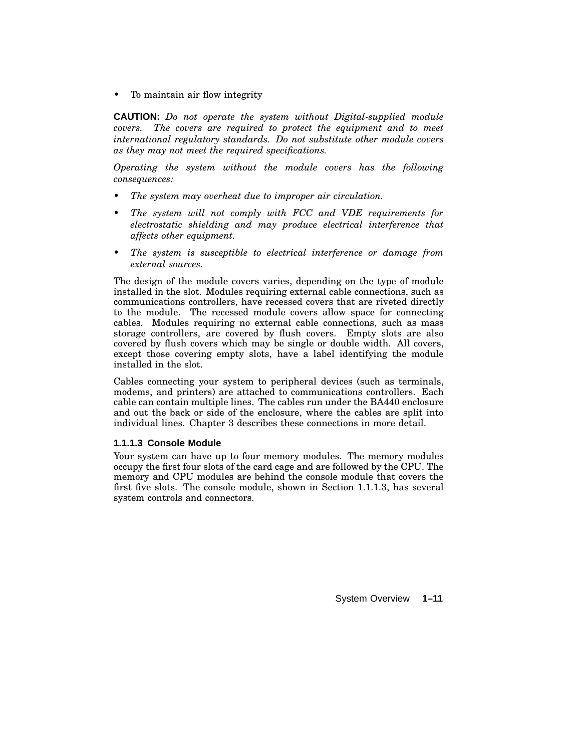- To maintain air flow integrity

**CAUTION:** *Do not operate the system without Digital-supplied module covers. The covers are required to protect the equipment and to meet international regulatory standards. Do not substitute other module covers as they may not meet the required specifications.*

*Operating the system without the module covers has the following consequences:*

- *The system may overheat due to improper air circulation.*
- *The system will not comply with FCC and VDE requirements for electrostatic shielding and may produce electrical interference that affects other equipment.*
- *The system is susceptible to electrical interference or damage from external sources.*

The design of the module covers varies, depending on the type of module installed in the slot. Modules requiring external cable connections, such as communications controllers, have recessed covers that are riveted directly to the module. The recessed module covers allow space for connecting cables. Modules requiring no external cable connections, such as mass storage controllers, are covered by flush covers. Empty slots are also covered by flush covers which may be single or double width. All covers, except those covering empty slots, have a label identifying the module installed in the slot.

Cables connecting your system to peripheral devices (such as terminals, modems, and printers) are attached to communications controllers. Each cable can contain multiple lines. The cables run under the BA440 enclosure and out the back or side of the enclosure, where the cables are split into individual lines. Chapter 3 describes these connections in more detail.

#### 1.1.1.3 Console Module

Your system can have up to four memory modules. The memory modules occupy the first four slots of the card cage and are followed by the CPU. The memory and CPU modules are behind the console module that covers the first five slots. The console module, shown in Section 1.1.1.3, has several system controls and connectors.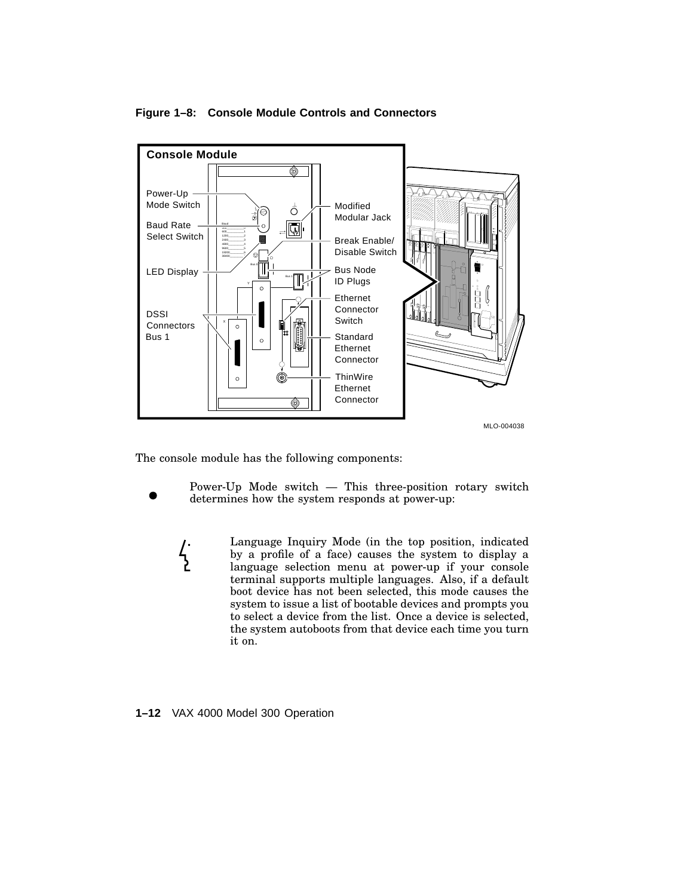**Figure 1–8: Console Module Controls and Connectors**

The console module has the following components:

- Power-Up Mode switch — This three-position rotary switch determines how the system responds at power-up:

  Language Inquiry Mode (in the top position, indicated by a profile of a face) causes the system to display a language selection menu at power-up if your console terminal supports multiple languages. Also, if a default boot device has not been selected, this mode causes the system to issue a list of bootable devices and prompts you to select a device from the list. Once a device is selected, the system autoboots from that device each time you turn it on.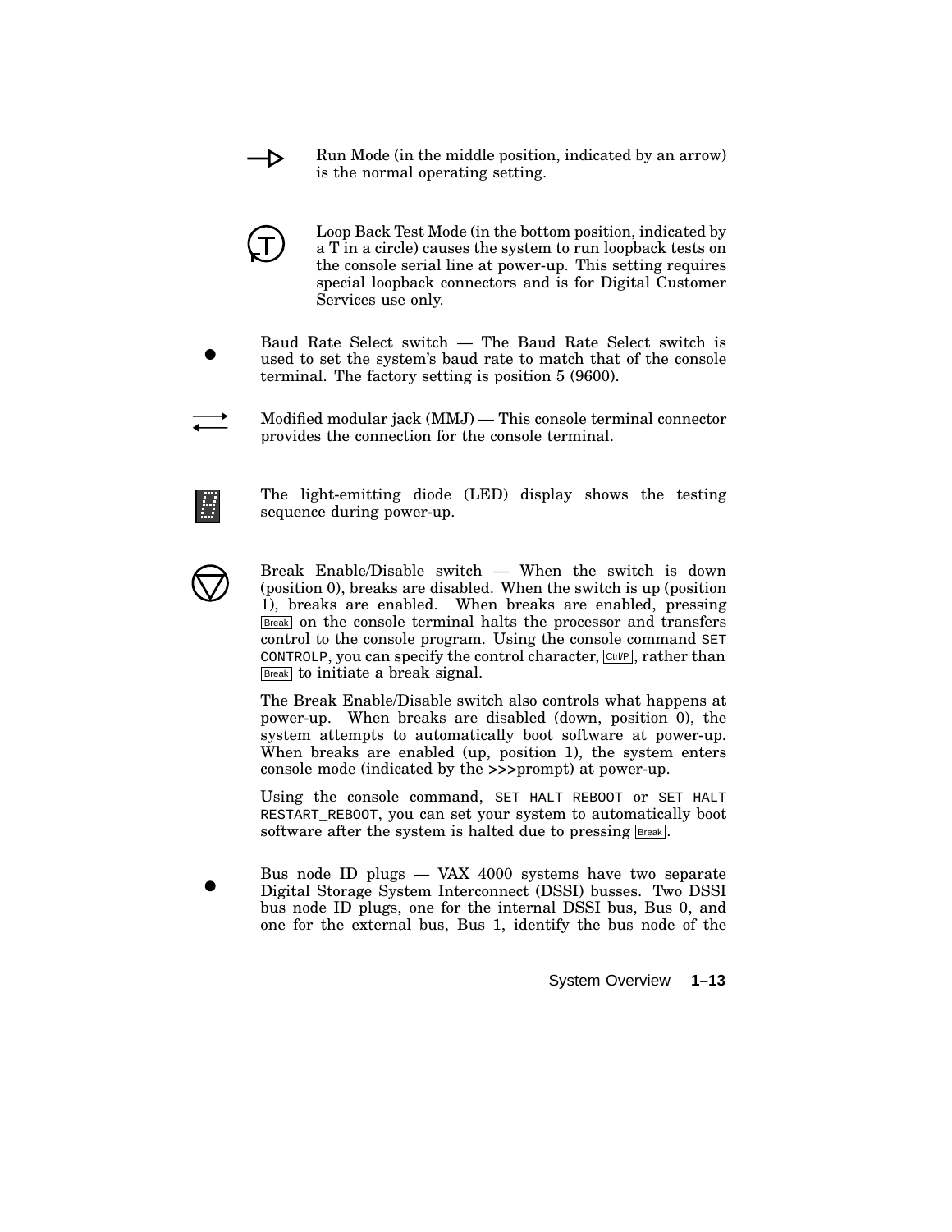Run Mode (in the middle position, indicated by an arrow) is the normal operating setting.

Loop Back Test Mode (in the bottom position, indicated by a T in a circle) causes the system to run loopback tests on the console serial line at power-up. This setting requires special loopback connectors and is for Digital Customer Services use only.

- Baud Rate Select switch — The Baud Rate Select switch is used to set the system's baud rate to match that of the console terminal. The factory setting is position 5 (9600).

Modified modular jack (MMJ) — This console terminal connector provides the connection for the console terminal.

The light-emitting diode (LED) display shows the testing sequence during power-up.

Break Enable/Disable switch — When the switch is down (position 0), breaks are disabled. When the switch is up (position 1), breaks are enabled. When breaks are enabled, pressing Break on the console terminal halts the processor and transfers control to the console program. Using the console command `SET CONTROLP`, you can specify the control character, Ctrl/P, rather than Break to initiate a break signal.

The Break Enable/Disable switch also controls what happens at power-up. When breaks are disabled (down, position 0), the system attempts to automatically boot software at power-up. When breaks are enabled (up, position 1), the system enters console mode (indicated by the >>>prompt) at power-up.

Using the console command, `SET HALT REBOOT` or `SET HALT RESTART_REBOOT`, you can set your system to automatically boot software after the system is halted due to pressing Break.

- Bus node ID plugs — VAX 4000 systems have two separate Digital Storage System Interconnect (DSSI) busses. Two DSSI bus node ID plugs, one for the internal DSSI bus, Bus 0, and one for the external bus, Bus 1, identify the bus node of the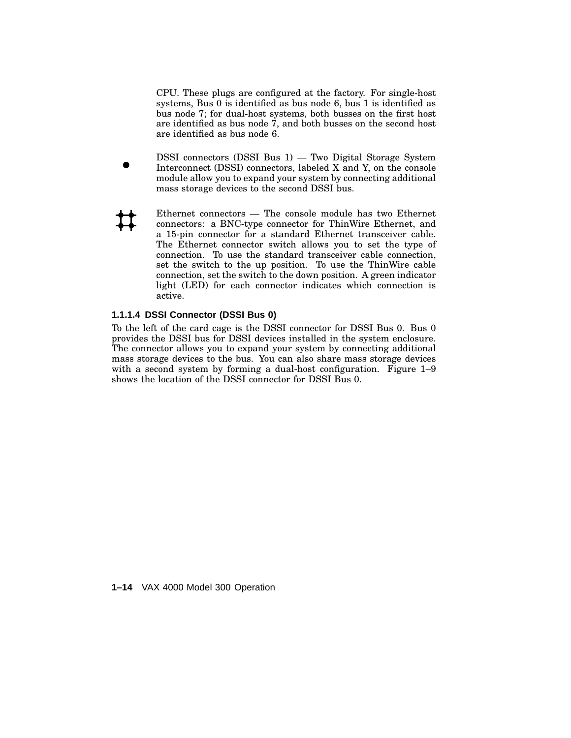CPU. These plugs are configured at the factory. For single-host systems, Bus 0 is identified as bus node 6, bus 1 is identified as bus node 7; for dual-host systems, both busses on the first host are identified as bus node 7, and both busses on the second host are identified as bus node 6.

- DSSI connectors (DSSI Bus 1) — Two Digital Storage System Interconnect (DSSI) connectors, labeled X and Y, on the console module allow you to expand your system by connecting additional mass storage devices to the second DSSI bus.

- Ethernet connectors — The console module has two Ethernet connectors: a BNC-type connector for ThinWire Ethernet, and a 15-pin connector for a standard Ethernet transceiver cable. The Ethernet connector switch allows you to set the type of connection. To use the standard transceiver cable connection, set the switch to the up position. To use the ThinWire cable connection, set the switch to the down position. A green indicator light (LED) for each connector indicates which connection is active.

#### 1.1.1.4 DSSI Connector (DSSI Bus 0)

To the left of the card cage is the DSSI connector for DSSI Bus 0. Bus 0 provides the DSSI bus for DSSI devices installed in the system enclosure. The connector allows you to expand your system by connecting additional mass storage devices to the bus. You can also share mass storage devices with a second system by forming a dual-host configuration. Figure 1–9 shows the location of the DSSI connector for DSSI Bus 0.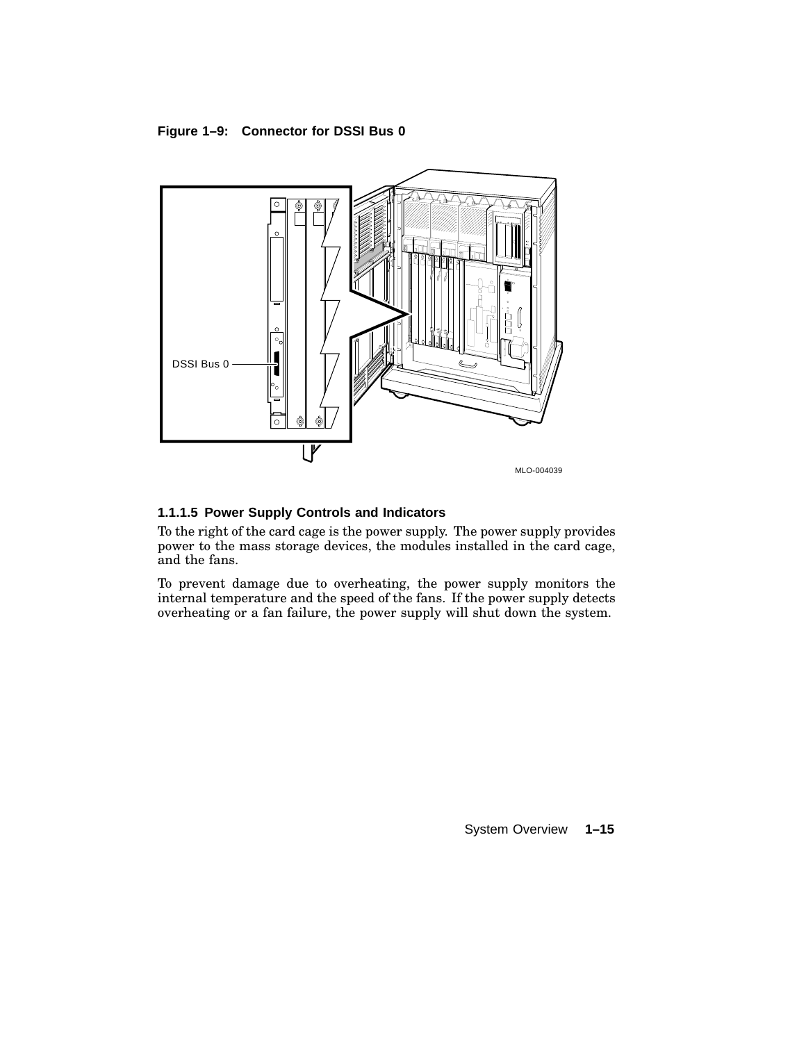**Figure 1–9: Connector for DSSI Bus 0**

DSSI Bus 0

MLO-004039

### 1.1.1.5 Power Supply Controls and Indicators

To the right of the card cage is the power supply. The power supply provides power to the mass storage devices, the modules installed in the card cage, and the fans.

To prevent damage due to overheating, the power supply monitors the internal temperature and the speed of the fans. If the power supply detects overheating or a fan failure, the power supply will shut down the system.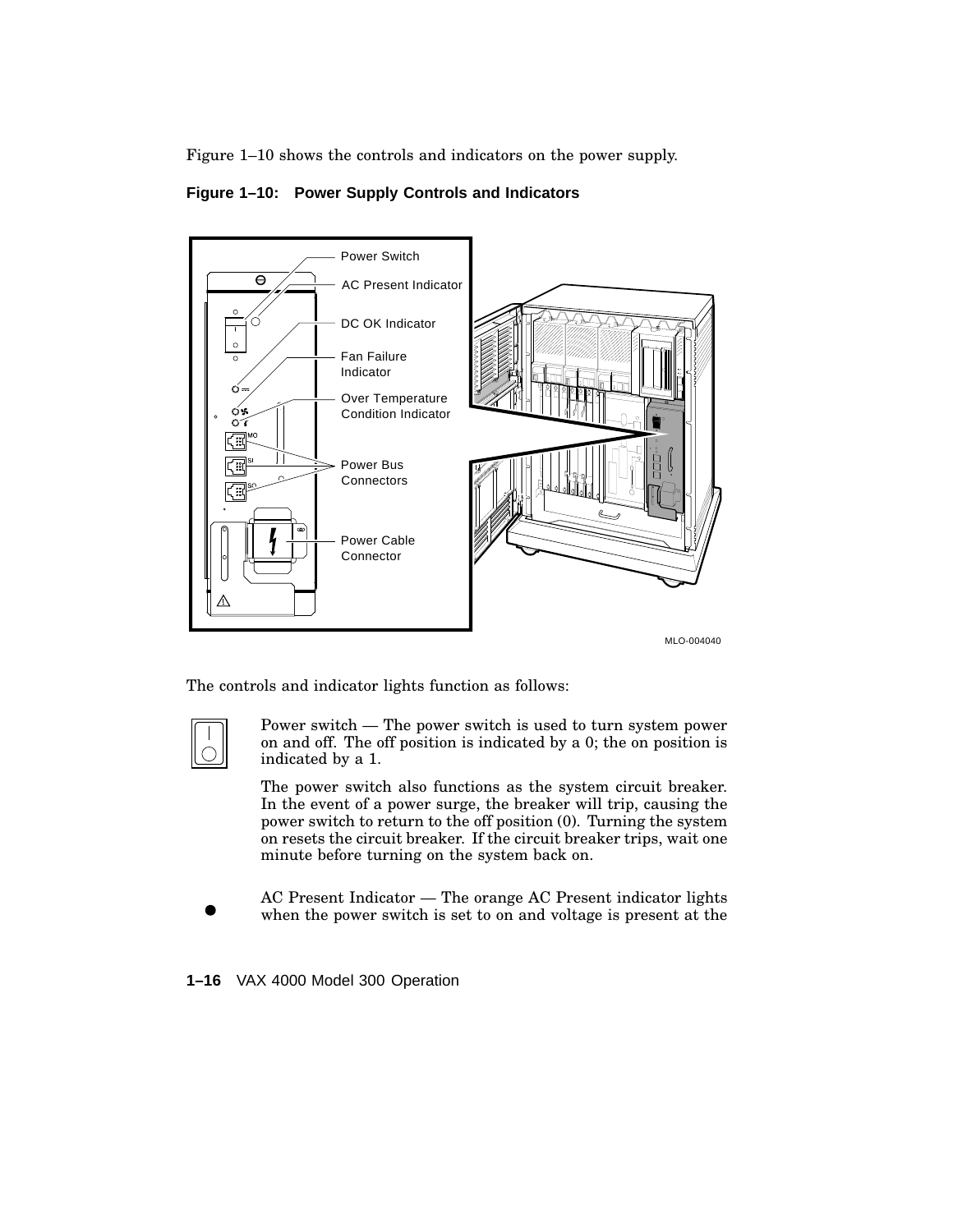Figure 1–10 shows the controls and indicators on the power supply.

**Figure 1–10: Power Supply Controls and Indicators**

Power Switch

AC Present Indicator

DC OK Indicator

Fan Failure Indicator

Over Temperature Condition Indicator

Power Bus Connectors

Power Cable Connector

MLO-004040

The controls and indicator lights function as follows:

Power switch — The power switch is used to turn system power on and off. The off position is indicated by a 0; the on position is indicated by a 1.

The power switch also functions as the system circuit breaker. In the event of a power surge, the breaker will trip, causing the power switch to return to the off position (0). Turning the system on resets the circuit breaker. If the circuit breaker trips, wait one minute before turning on the system back on.

AC Present Indicator — The orange AC Present indicator lights when the power switch is set to on and voltage is present at the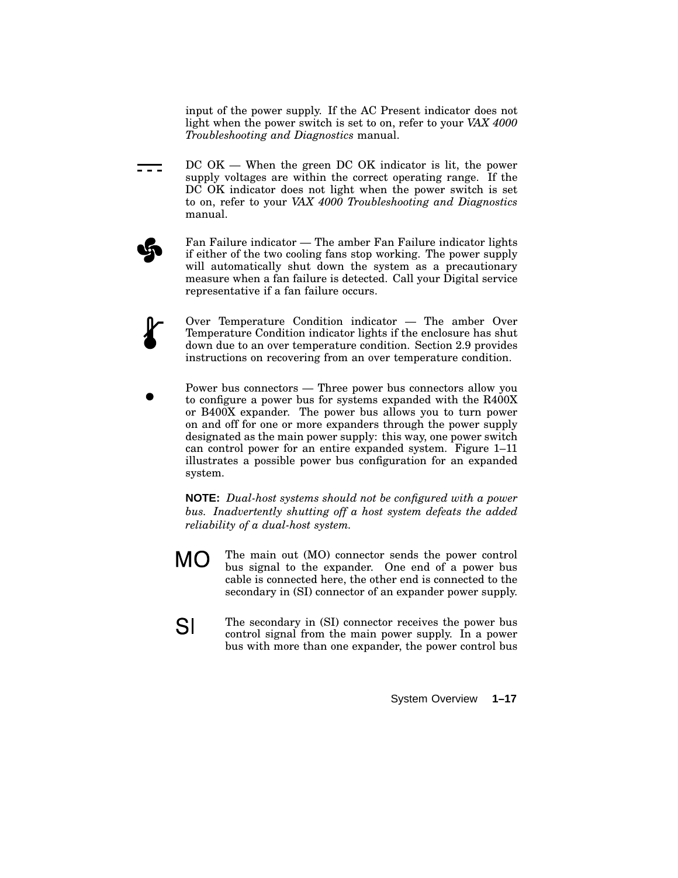input of the power supply. If the AC Present indicator does not light when the power switch is set to on, refer to your *VAX 4000 Troubleshooting and Diagnostics* manual.

DC OK — When the green DC OK indicator is lit, the power supply voltages are within the correct operating range. If the DC OK indicator does not light when the power switch is set to on, refer to your *VAX 4000 Troubleshooting and Diagnostics* manual.

Fan Failure indicator — The amber Fan Failure indicator lights if either of the two cooling fans stop working. The power supply will automatically shut down the system as a precautionary measure when a fan failure is detected. Call your Digital service representative if a fan failure occurs.

Over Temperature Condition indicator — The amber Over Temperature Condition indicator lights if the enclosure has shut down due to an over temperature condition. Section 2.9 provides instructions on recovering from an over temperature condition.

Power bus connectors — Three power bus connectors allow you to configure a power bus for systems expanded with the R400X or B400X expander. The power bus allows you to turn power on and off for one or more expanders through the power supply designated as the main power supply: this way, one power switch can control power for an entire expanded system. Figure 1–11 illustrates a possible power bus configuration for an expanded system.

**NOTE:** *Dual-host systems should not be configured with a power bus. Inadvertently shutting off a host system defeats the added reliability of a dual-host system.*

MO — The main out (MO) connector sends the power control bus signal to the expander. One end of a power bus cable is connected here, the other end is connected to the secondary in (SI) connector of an expander power supply.

SI — The secondary in (SI) connector receives the power bus control signal from the main power supply. In a power bus with more than one expander, the power control bus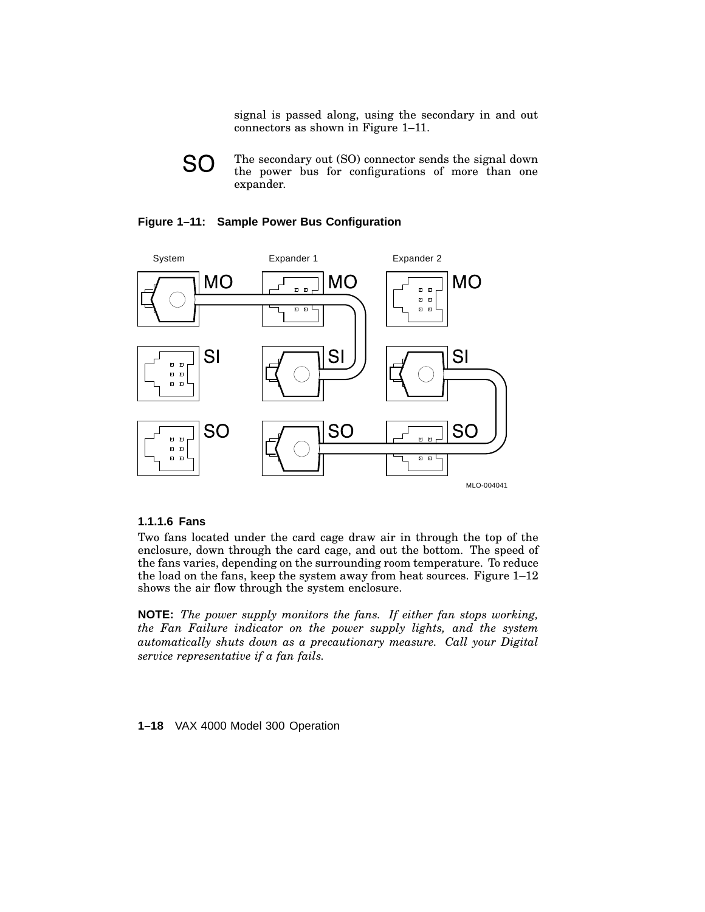signal is passed along, using the secondary in and out connectors as shown in Figure 1–11.

**SO** The secondary out (SO) connector sends the signal down the power bus for configurations of more than one expander.

**Figure 1–11: Sample Power Bus Configuration**

System Expander 1 Expander 2

MO MO MO

SI SI SI

SO SO SO

MLO-004041

### 1.1.1.6 Fans

Two fans located under the card cage draw air in through the top of the enclosure, down through the card cage, and out the bottom. The speed of the fans varies, depending on the surrounding room temperature. To reduce the load on the fans, keep the system away from heat sources. Figure 1–12 shows the air flow through the system enclosure.

**NOTE:** *The power supply monitors the fans. If either fan stops working, the Fan Failure indicator on the power supply lights, and the system automatically shuts down as a precautionary measure. Call your Digital service representative if a fan fails.*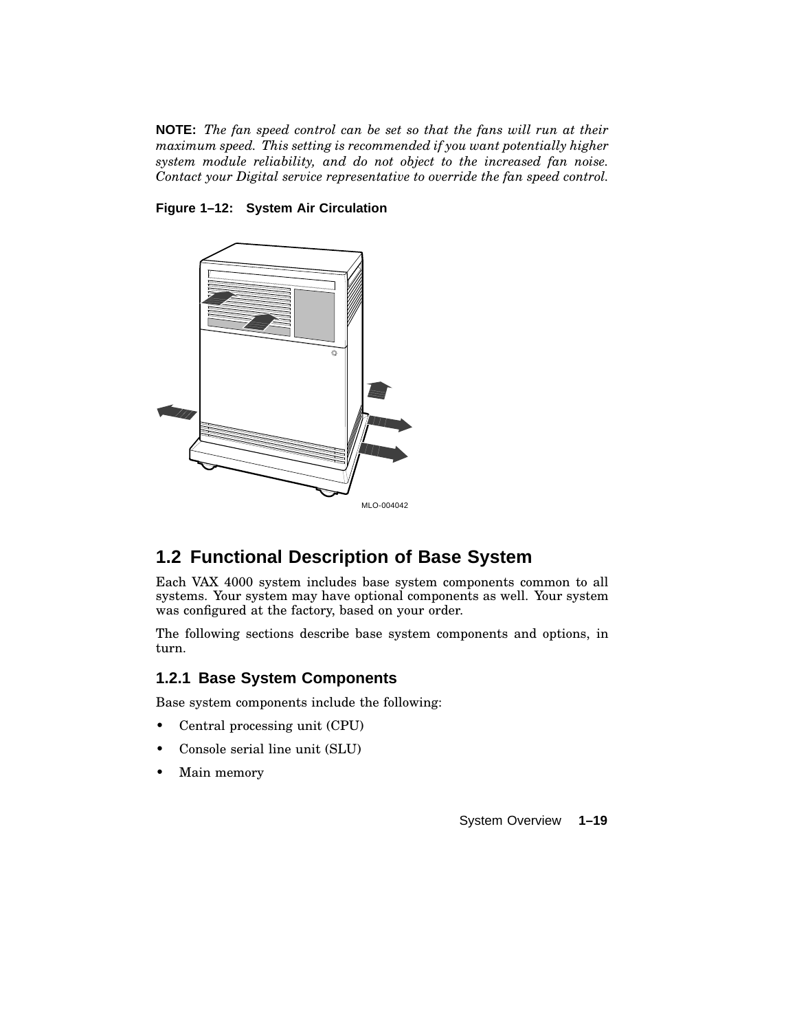**NOTE:** *The fan speed control can be set so that the fans will run at their maximum speed. This setting is recommended if you want potentially higher system module reliability, and do not object to the increased fan noise. Contact your Digital service representative to override the fan speed control.*

**Figure 1–12: System Air Circulation**

MLO-004042

## 1.2 Functional Description of Base System

Each VAX 4000 system includes base system components common to all systems. Your system may have optional components as well. Your system was configured at the factory, based on your order.

The following sections describe base system components and options, in turn.

### 1.2.1 Base System Components

Base system components include the following:

- Central processing unit (CPU)
- Console serial line unit (SLU)
- Main memory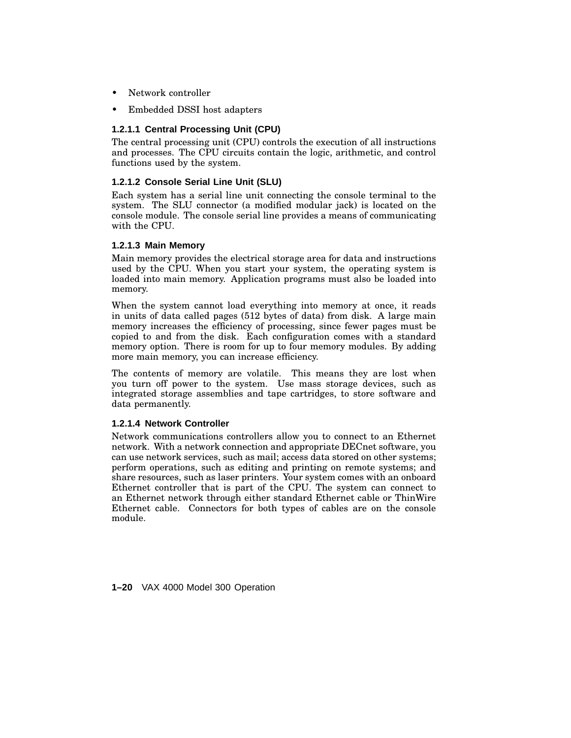- Network controller
- Embedded DSSI host adapters

#### 1.2.1.1 Central Processing Unit (CPU)

The central processing unit (CPU) controls the execution of all instructions and processes. The CPU circuits contain the logic, arithmetic, and control functions used by the system.

#### 1.2.1.2 Console Serial Line Unit (SLU)

Each system has a serial line unit connecting the console terminal to the system. The SLU connector (a modified modular jack) is located on the console module. The console serial line provides a means of communicating with the CPU.

#### 1.2.1.3 Main Memory

Main memory provides the electrical storage area for data and instructions used by the CPU. When you start your system, the operating system is loaded into main memory. Application programs must also be loaded into memory.

When the system cannot load everything into memory at once, it reads in units of data called pages (512 bytes of data) from disk. A large main memory increases the efficiency of processing, since fewer pages must be copied to and from the disk. Each configuration comes with a standard memory option. There is room for up to four memory modules. By adding more main memory, you can increase efficiency.

The contents of memory are volatile. This means they are lost when you turn off power to the system. Use mass storage devices, such as integrated storage assemblies and tape cartridges, to store software and data permanently.

#### 1.2.1.4 Network Controller

Network communications controllers allow you to connect to an Ethernet network. With a network connection and appropriate DECnet software, you can use network services, such as mail; access data stored on other systems; perform operations, such as editing and printing on remote systems; and share resources, such as laser printers. Your system comes with an onboard Ethernet controller that is part of the CPU. The system can connect to an Ethernet network through either standard Ethernet cable or ThinWire Ethernet cable. Connectors for both types of cables are on the console module.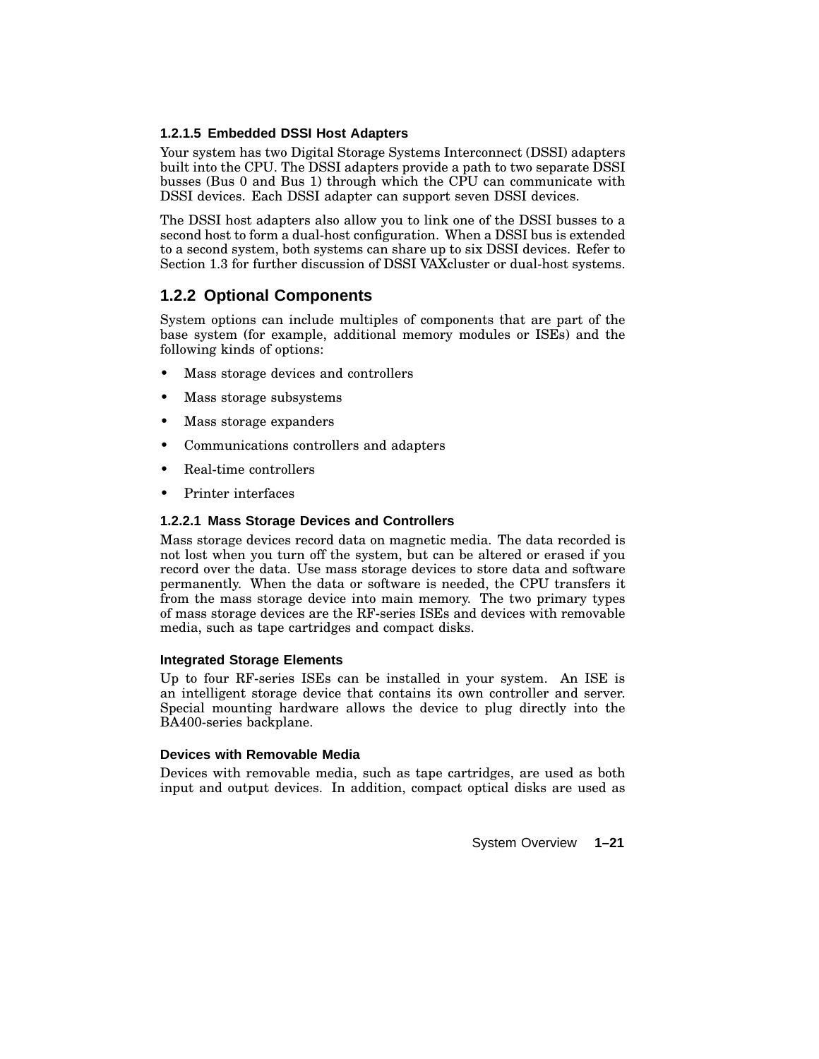#### 1.2.1.5 Embedded DSSI Host Adapters

Your system has two Digital Storage Systems Interconnect (DSSI) adapters built into the CPU. The DSSI adapters provide a path to two separate DSSI busses (Bus 0 and Bus 1) through which the CPU can communicate with DSSI devices. Each DSSI adapter can support seven DSSI devices.

The DSSI host adapters also allow you to link one of the DSSI busses to a second host to form a dual-host configuration. When a DSSI bus is extended to a second system, both systems can share up to six DSSI devices. Refer to Section 1.3 for further discussion of DSSI VAXcluster or dual-host systems.

### 1.2.2 Optional Components

System options can include multiples of components that are part of the base system (for example, additional memory modules or ISEs) and the following kinds of options:

- Mass storage devices and controllers
- Mass storage subsystems
- Mass storage expanders
- Communications controllers and adapters
- Real-time controllers
- Printer interfaces

#### 1.2.2.1 Mass Storage Devices and Controllers

Mass storage devices record data on magnetic media. The data recorded is not lost when you turn off the system, but can be altered or erased if you record over the data. Use mass storage devices to store data and software permanently. When the data or software is needed, the CPU transfers it from the mass storage device into main memory. The two primary types of mass storage devices are the RF-series ISEs and devices with removable media, such as tape cartridges and compact disks.

**Integrated Storage Elements**

Up to four RF-series ISEs can be installed in your system. An ISE is an intelligent storage device that contains its own controller and server. Special mounting hardware allows the device to plug directly into the BA400-series backplane.

**Devices with Removable Media**

Devices with removable media, such as tape cartridges, are used as both input and output devices. In addition, compact optical disks are used as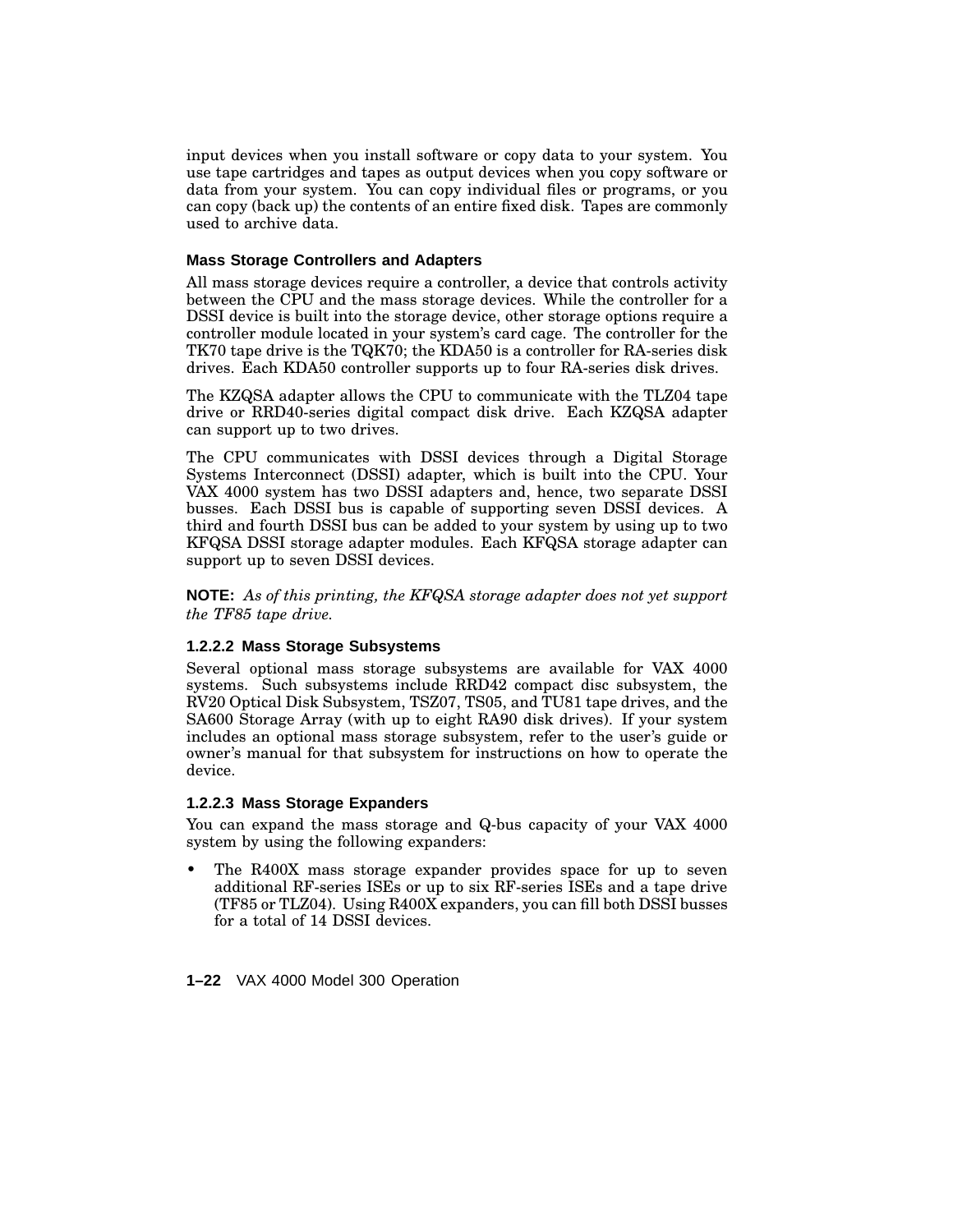input devices when you install software or copy data to your system. You use tape cartridges and tapes as output devices when you copy software or data from your system. You can copy individual files or programs, or you can copy (back up) the contents of an entire fixed disk. Tapes are commonly used to archive data.

#### Mass Storage Controllers and Adapters

All mass storage devices require a controller, a device that controls activity between the CPU and the mass storage devices. While the controller for a DSSI device is built into the storage device, other storage options require a controller module located in your system's card cage. The controller for the TK70 tape drive is the TQK70; the KDA50 is a controller for RA-series disk drives. Each KDA50 controller supports up to four RA-series disk drives.

The KZQSA adapter allows the CPU to communicate with the TLZ04 tape drive or RRD40-series digital compact disk drive. Each KZQSA adapter can support up to two drives.

The CPU communicates with DSSI devices through a Digital Storage Systems Interconnect (DSSI) adapter, which is built into the CPU. Your VAX 4000 system has two DSSI adapters and, hence, two separate DSSI busses. Each DSSI bus is capable of supporting seven DSSI devices. A third and fourth DSSI bus can be added to your system by using up to two KFQSA DSSI storage adapter modules. Each KFQSA storage adapter can support up to seven DSSI devices.

**NOTE:** *As of this printing, the KFQSA storage adapter does not yet support the TF85 tape drive.*

### 1.2.2.2 Mass Storage Subsystems

Several optional mass storage subsystems are available for VAX 4000 systems. Such subsystems include RRD42 compact disc subsystem, the RV20 Optical Disk Subsystem, TSZ07, TS05, and TU81 tape drives, and the SA600 Storage Array (with up to eight RA90 disk drives). If your system includes an optional mass storage subsystem, refer to the user's guide or owner's manual for that subsystem for instructions on how to operate the device.

### 1.2.2.3 Mass Storage Expanders

You can expand the mass storage and Q-bus capacity of your VAX 4000 system by using the following expanders:

- The R400X mass storage expander provides space for up to seven additional RF-series ISEs or up to six RF-series ISEs and a tape drive (TF85 or TLZ04). Using R400X expanders, you can fill both DSSI busses for a total of 14 DSSI devices.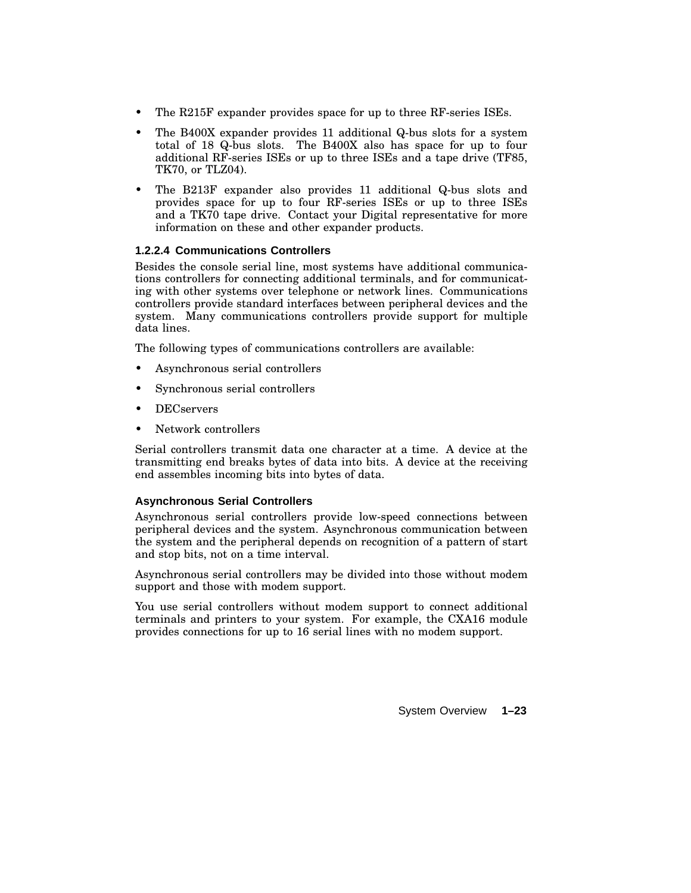- The R215F expander provides space for up to three RF-series ISEs.
- The B400X expander provides 11 additional Q-bus slots for a system total of 18 Q-bus slots. The B400X also has space for up to four additional RF-series ISEs or up to three ISEs and a tape drive (TF85, TK70, or TLZ04).
- The B213F expander also provides 11 additional Q-bus slots and provides space for up to four RF-series ISEs or up to three ISEs and a TK70 tape drive. Contact your Digital representative for more information on these and other expander products.

#### 1.2.2.4 Communications Controllers

Besides the console serial line, most systems have additional communications controllers for connecting additional terminals, and for communicating with other systems over telephone or network lines. Communications controllers provide standard interfaces between peripheral devices and the system. Many communications controllers provide support for multiple data lines.

The following types of communications controllers are available:

- Asynchronous serial controllers
- Synchronous serial controllers
- DECservers
- Network controllers

Serial controllers transmit data one character at a time. A device at the transmitting end breaks bytes of data into bits. A device at the receiving end assembles incoming bits into bytes of data.

#### Asynchronous Serial Controllers

Asynchronous serial controllers provide low-speed connections between peripheral devices and the system. Asynchronous communication between the system and the peripheral depends on recognition of a pattern of start and stop bits, not on a time interval.

Asynchronous serial controllers may be divided into those without modem support and those with modem support.

You use serial controllers without modem support to connect additional terminals and printers to your system. For example, the CXA16 module provides connections for up to 16 serial lines with no modem support.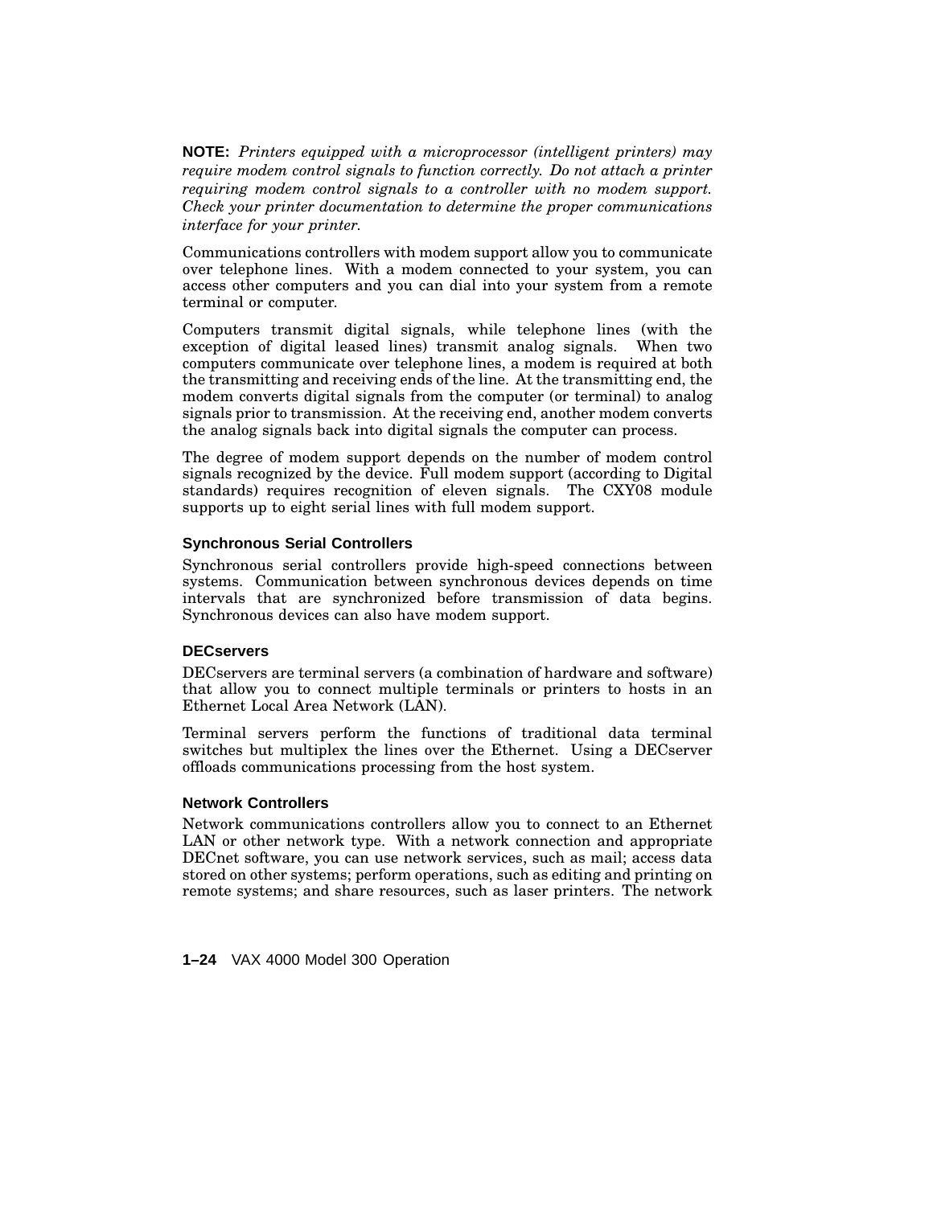**NOTE:** *Printers equipped with a microprocessor (intelligent printers) may require modem control signals to function correctly. Do not attach a printer requiring modem control signals to a controller with no modem support. Check your printer documentation to determine the proper communications interface for your printer.*

Communications controllers with modem support allow you to communicate over telephone lines. With a modem connected to your system, you can access other computers and you can dial into your system from a remote terminal or computer.

Computers transmit digital signals, while telephone lines (with the exception of digital leased lines) transmit analog signals. When two computers communicate over telephone lines, a modem is required at both the transmitting and receiving ends of the line. At the transmitting end, the modem converts digital signals from the computer (or terminal) to analog signals prior to transmission. At the receiving end, another modem converts the analog signals back into digital signals the computer can process.

The degree of modem support depends on the number of modem control signals recognized by the device. Full modem support (according to Digital standards) requires recognition of eleven signals. The CXY08 module supports up to eight serial lines with full modem support.

### Synchronous Serial Controllers

Synchronous serial controllers provide high-speed connections between systems. Communication between synchronous devices depends on time intervals that are synchronized before transmission of data begins. Synchronous devices can also have modem support.

### DECservers

DECservers are terminal servers (a combination of hardware and software) that allow you to connect multiple terminals or printers to hosts in an Ethernet Local Area Network (LAN).

Terminal servers perform the functions of traditional data terminal switches but multiplex the lines over the Ethernet. Using a DECserver offloads communications processing from the host system.

### Network Controllers

Network communications controllers allow you to connect to an Ethernet LAN or other network type. With a network connection and appropriate DECnet software, you can use network services, such as mail; access data stored on other systems; perform operations, such as editing and printing on remote systems; and share resources, such as laser printers. The network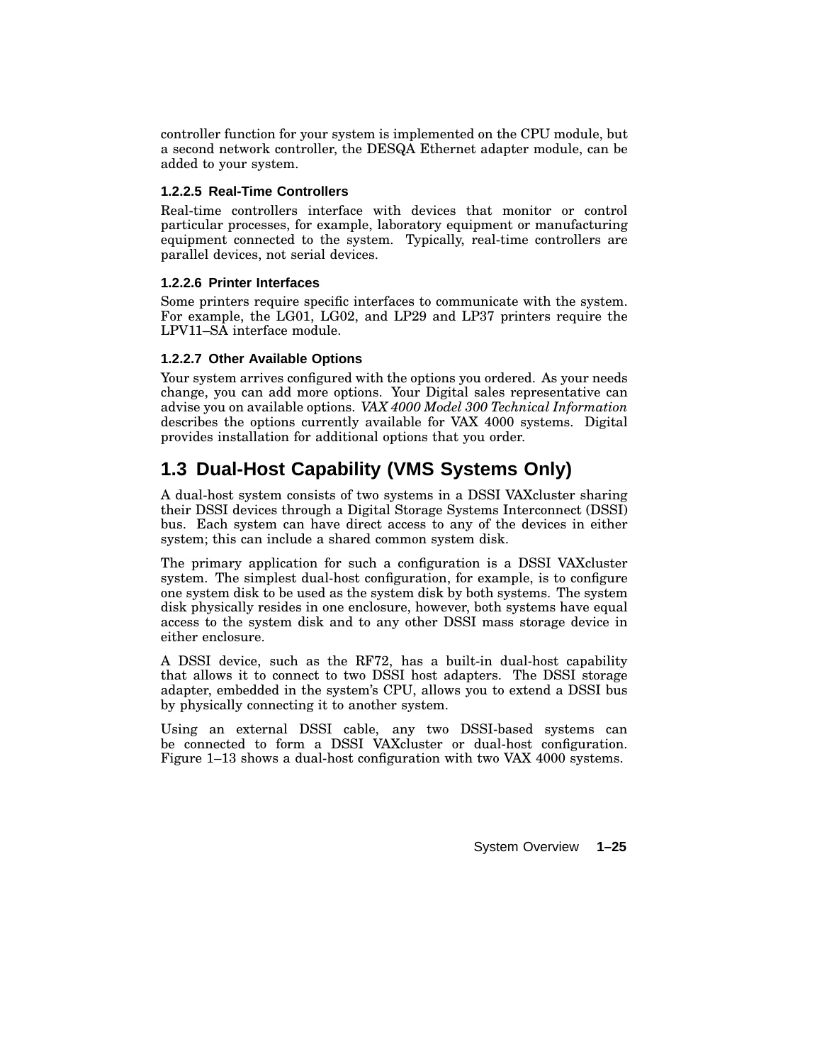controller function for your system is implemented on the CPU module, but a second network controller, the DESQA Ethernet adapter module, can be added to your system.

#### 1.2.2.5 Real-Time Controllers

Real-time controllers interface with devices that monitor or control particular processes, for example, laboratory equipment or manufacturing equipment connected to the system. Typically, real-time controllers are parallel devices, not serial devices.

#### 1.2.2.6 Printer Interfaces

Some printers require specific interfaces to communicate with the system. For example, the LG01, LG02, and LP29 and LP37 printers require the LPV11–SA interface module.

#### 1.2.2.7 Other Available Options

Your system arrives configured with the options you ordered. As your needs change, you can add more options. Your Digital sales representative can advise you on available options. *VAX 4000 Model 300 Technical Information* describes the options currently available for VAX 4000 systems. Digital provides installation for additional options that you order.

## 1.3 Dual-Host Capability (VMS Systems Only)

A dual-host system consists of two systems in a DSSI VAXcluster sharing their DSSI devices through a Digital Storage Systems Interconnect (DSSI) bus. Each system can have direct access to any of the devices in either system; this can include a shared common system disk.

The primary application for such a configuration is a DSSI VAXcluster system. The simplest dual-host configuration, for example, is to configure one system disk to be used as the system disk by both systems. The system disk physically resides in one enclosure, however, both systems have equal access to the system disk and to any other DSSI mass storage device in either enclosure.

A DSSI device, such as the RF72, has a built-in dual-host capability that allows it to connect to two DSSI host adapters. The DSSI storage adapter, embedded in the system's CPU, allows you to extend a DSSI bus by physically connecting it to another system.

Using an external DSSI cable, any two DSSI-based systems can be connected to form a DSSI VAXcluster or dual-host configuration. Figure 1–13 shows a dual-host configuration with two VAX 4000 systems.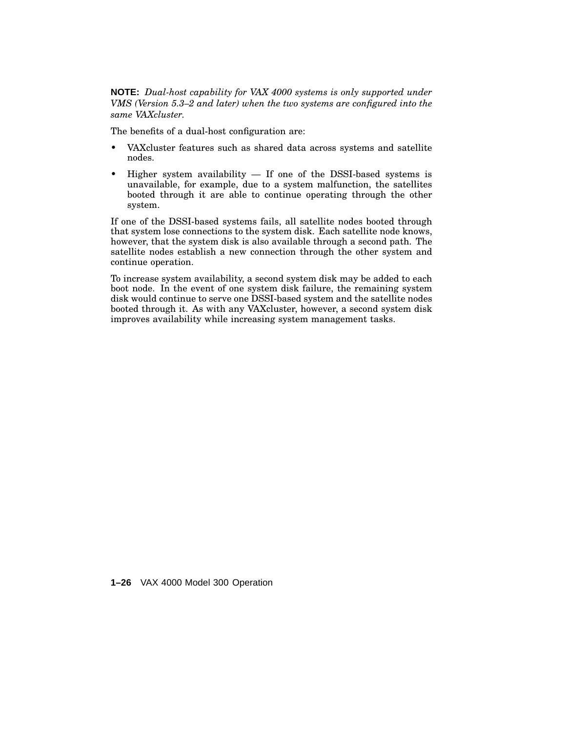**NOTE:** *Dual-host capability for VAX 4000 systems is only supported under VMS (Version 5.3–2 and later) when the two systems are configured into the same VAXcluster.*

The benefits of a dual-host configuration are:

- VAXcluster features such as shared data across systems and satellite nodes.
- Higher system availability — If one of the DSSI-based systems is unavailable, for example, due to a system malfunction, the satellites booted through it are able to continue operating through the other system.

If one of the DSSI-based systems fails, all satellite nodes booted through that system lose connections to the system disk. Each satellite node knows, however, that the system disk is also available through a second path. The satellite nodes establish a new connection through the other system and continue operation.

To increase system availability, a second system disk may be added to each boot node. In the event of one system disk failure, the remaining system disk would continue to serve one DSSI-based system and the satellite nodes booted through it. As with any VAXcluster, however, a second system disk improves availability while increasing system management tasks.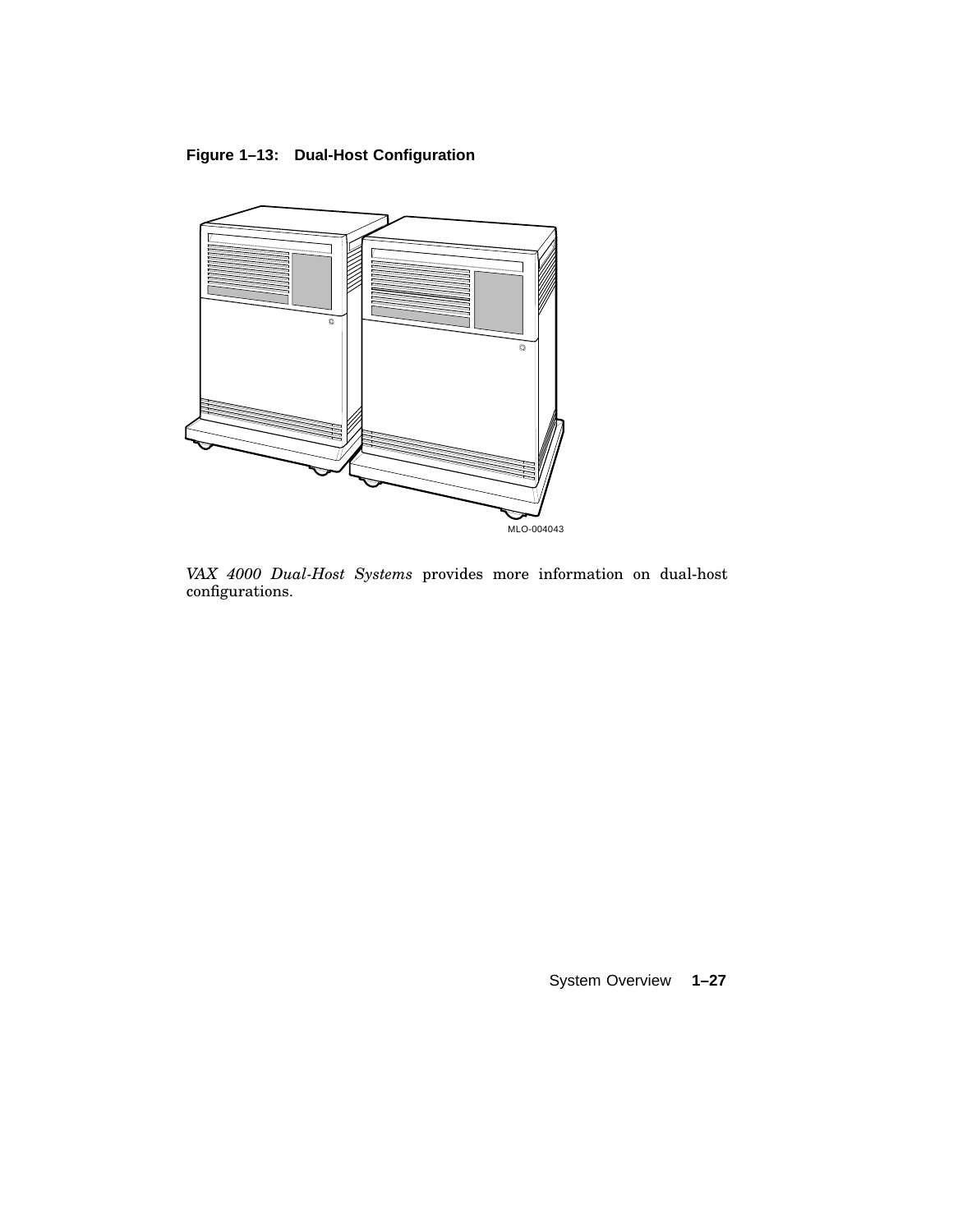**Figure 1–13: Dual-Host Configuration**

MLO-004043

*VAX 4000 Dual-Host Systems* provides more information on dual-host configurations.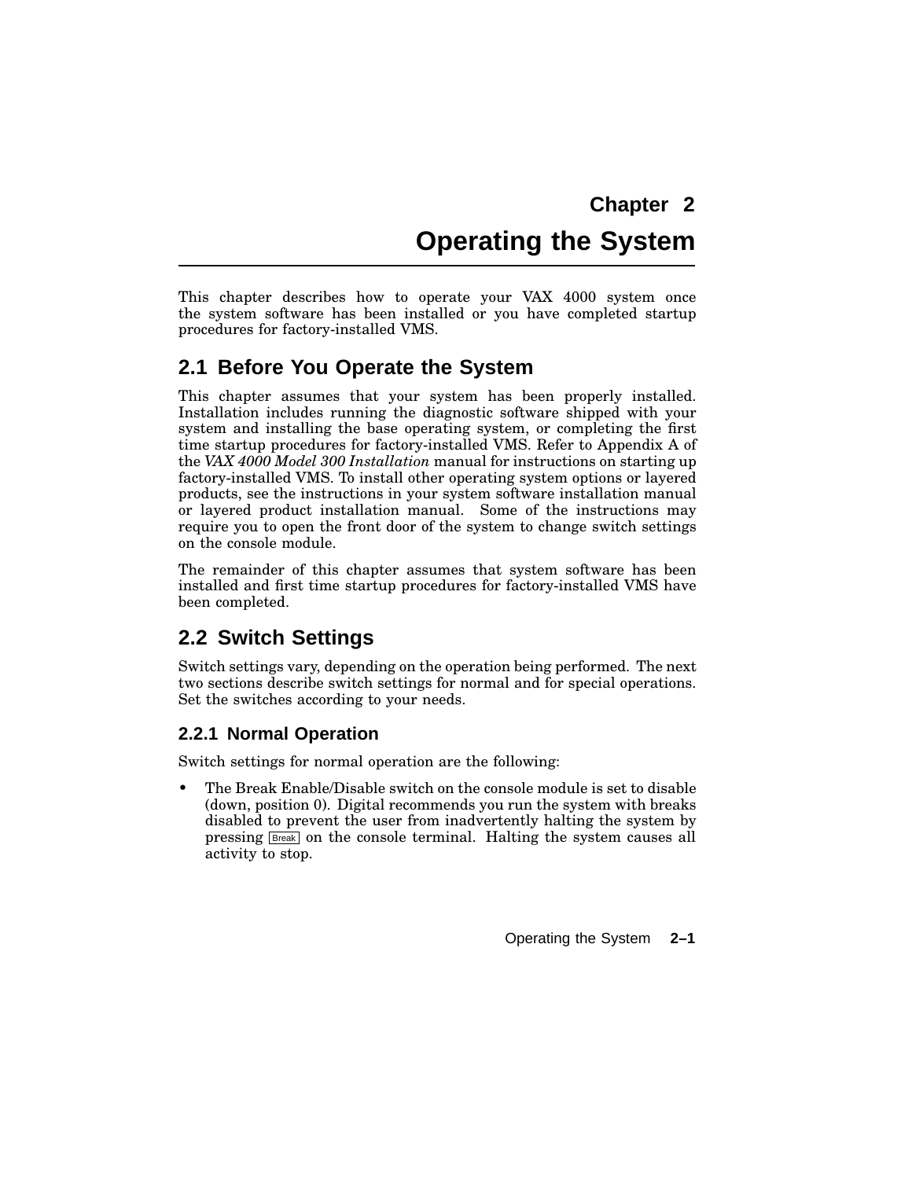# Chapter 2
# Operating the System

This chapter describes how to operate your VAX 4000 system once the system software has been installed or you have completed startup procedures for factory-installed VMS.

## 2.1 Before You Operate the System

This chapter assumes that your system has been properly installed. Installation includes running the diagnostic software shipped with your system and installing the base operating system, or completing the first time startup procedures for factory-installed VMS. Refer to Appendix A of the *VAX 4000 Model 300 Installation* manual for instructions on starting up factory-installed VMS. To install other operating system options or layered products, see the instructions in your system software installation manual or layered product installation manual. Some of the instructions may require you to open the front door of the system to change switch settings on the console module.

The remainder of this chapter assumes that system software has been installed and first time startup procedures for factory-installed VMS have been completed.

## 2.2 Switch Settings

Switch settings vary, depending on the operation being performed. The next two sections describe switch settings for normal and for special operations. Set the switches according to your needs.

### 2.2.1 Normal Operation

Switch settings for normal operation are the following:

- The Break Enable/Disable switch on the console module is set to disable (down, position 0). Digital recommends you run the system with breaks disabled to prevent the user from inadvertently halting the system by pressing Break on the console terminal. Halting the system causes all activity to stop.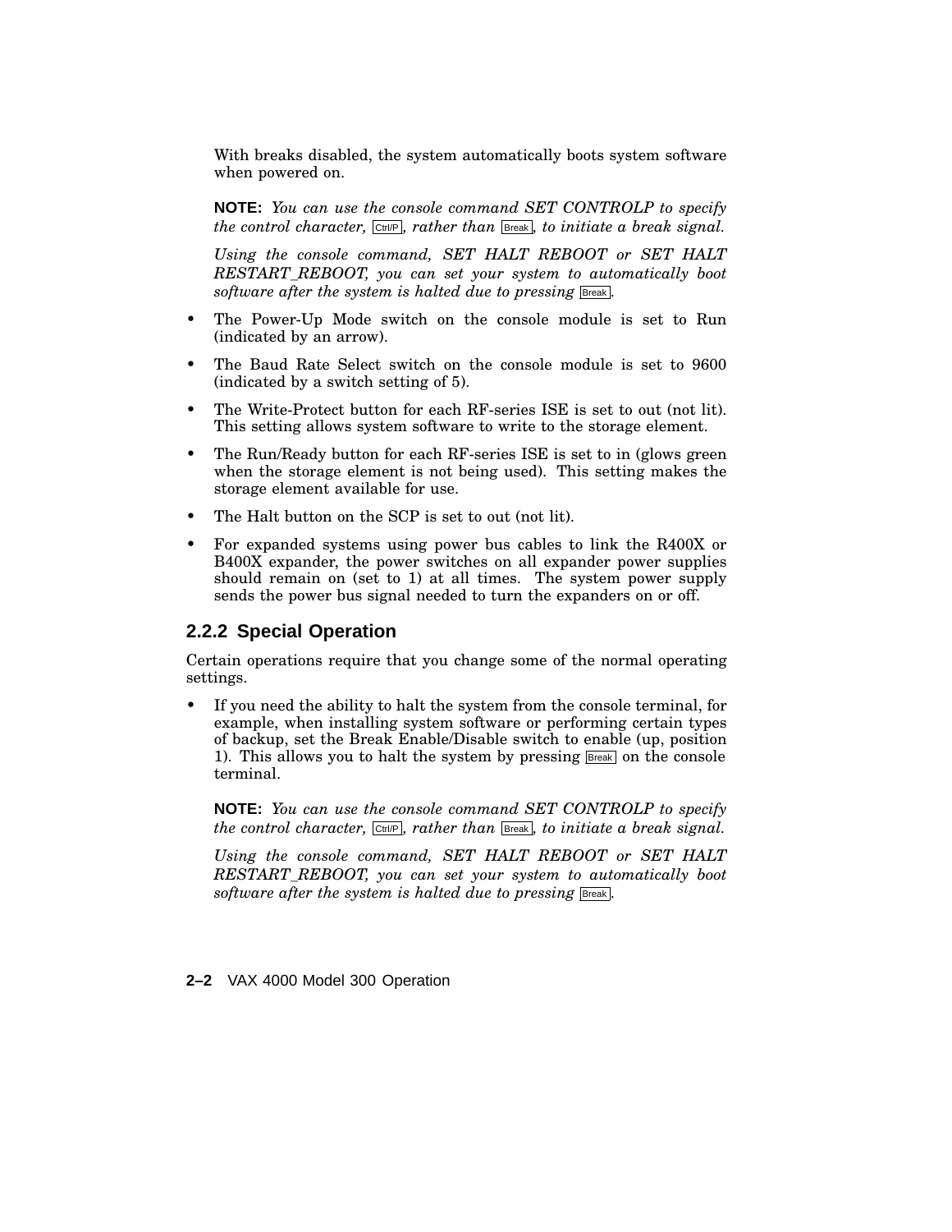With breaks disabled, the system automatically boots system software when powered on.

**NOTE:** *You can use the console command SET CONTROLP to specify the control character,* Ctrl/P*, rather than* Break*, to initiate a break signal.*

*Using the console command, SET HALT REBOOT or SET HALT RESTART_REBOOT, you can set your system to automatically boot software after the system is halted due to pressing* Break*.*

- The Power-Up Mode switch on the console module is set to Run (indicated by an arrow).
- The Baud Rate Select switch on the console module is set to 9600 (indicated by a switch setting of 5).
- The Write-Protect button for each RF-series ISE is set to out (not lit). This setting allows system software to write to the storage element.
- The Run/Ready button for each RF-series ISE is set to in (glows green when the storage element is not being used). This setting makes the storage element available for use.
- The Halt button on the SCP is set to out (not lit).
- For expanded systems using power bus cables to link the R400X or B400X expander, the power switches on all expander power supplies should remain on (set to 1) at all times. The system power supply sends the power bus signal needed to turn the expanders on or off.

### 2.2.2 Special Operation

Certain operations require that you change some of the normal operating settings.

- If you need the ability to halt the system from the console terminal, for example, when installing system software or performing certain types of backup, set the Break Enable/Disable switch to enable (up, position 1). This allows you to halt the system by pressing Break on the console terminal.

  **NOTE:** *You can use the console command SET CONTROLP to specify the control character,* Ctrl/P*, rather than* Break*, to initiate a break signal.*

  *Using the console command, SET HALT REBOOT or SET HALT RESTART_REBOOT, you can set your system to automatically boot software after the system is halted due to pressing* Break*.*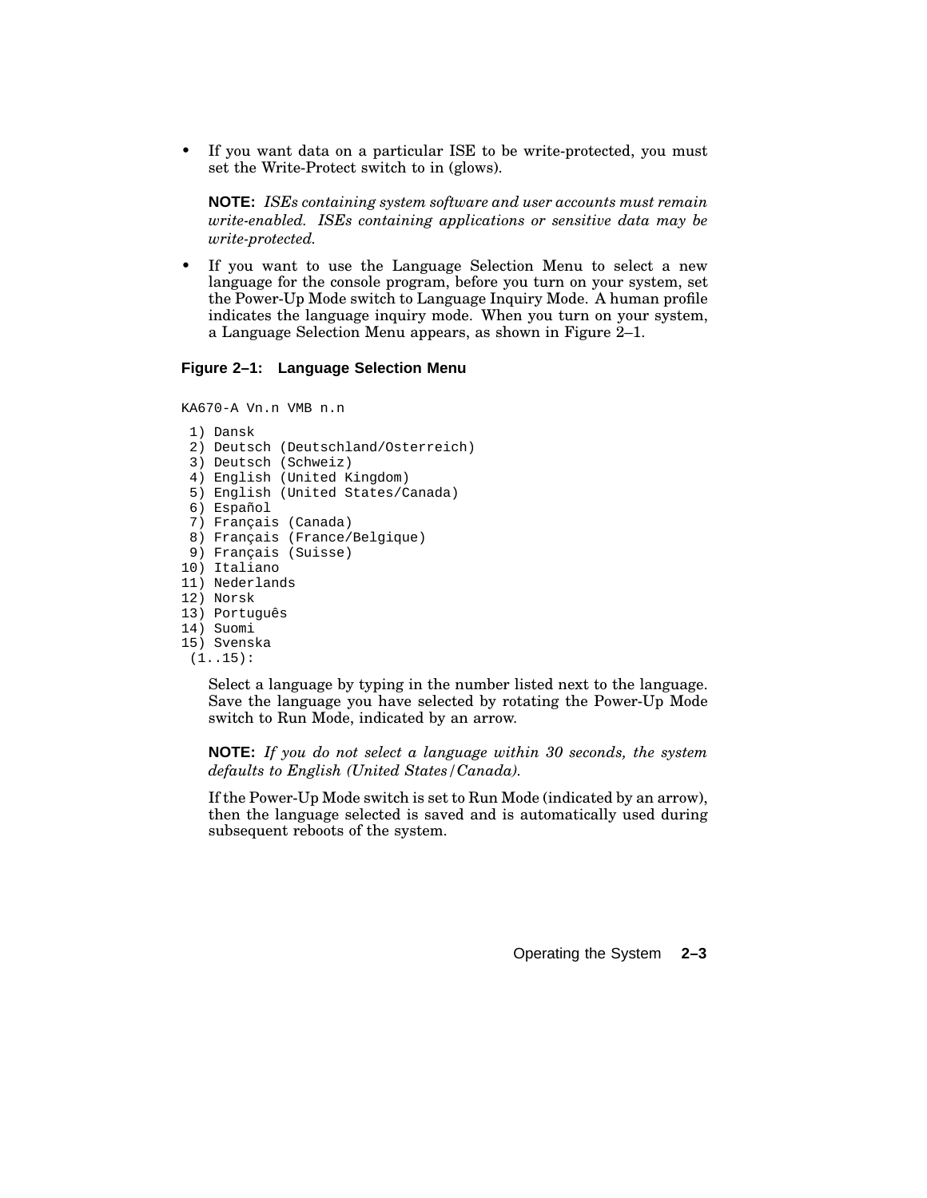- If you want data on a particular ISE to be write-protected, you must set the Write-Protect switch to in (glows).

  **NOTE:** *ISEs containing system software and user accounts must remain write-enabled. ISEs containing applications or sensitive data may be write-protected.*

- If you want to use the Language Selection Menu to select a new language for the console program, before you turn on your system, set the Power-Up Mode switch to Language Inquiry Mode. A human profile indicates the language inquiry mode. When you turn on your system, a Language Selection Menu appears, as shown in Figure 2–1.

**Figure 2–1: Language Selection Menu**

```
KA670-A Vn.n VMB n.n

 1) Dansk
 2) Deutsch (Deutschland/Osterreich)
 3) Deutsch (Schweiz)
 4) English (United Kingdom)
 5) English (United States/Canada)
 6) Español
 7) Français (Canada)
 8) Français (France/Belgique)
 9) Français (Suisse)
10) Italiano
11) Nederlands
12) Norsk
13) Português
14) Suomi
15) Svenska
 (1..15):
```

Select a language by typing in the number listed next to the language. Save the language you have selected by rotating the Power-Up Mode switch to Run Mode, indicated by an arrow.

**NOTE:** *If you do not select a language within 30 seconds, the system defaults to English (United States/Canada).*

If the Power-Up Mode switch is set to Run Mode (indicated by an arrow), then the language selected is saved and is automatically used during subsequent reboots of the system.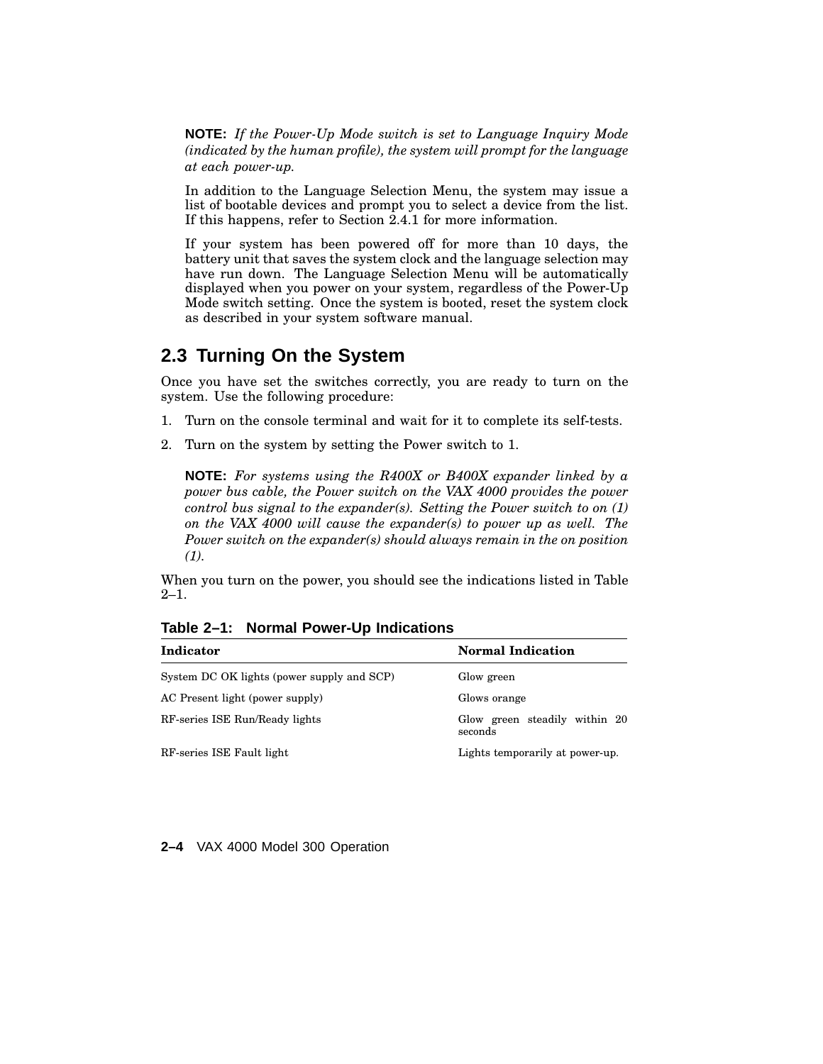**NOTE:** *If the Power-Up Mode switch is set to Language Inquiry Mode (indicated by the human profile), the system will prompt for the language at each power-up.*

In addition to the Language Selection Menu, the system may issue a list of bootable devices and prompt you to select a device from the list. If this happens, refer to Section 2.4.1 for more information.

If your system has been powered off for more than 10 days, the battery unit that saves the system clock and the language selection may have run down. The Language Selection Menu will be automatically displayed when you power on your system, regardless of the Power-Up Mode switch setting. Once the system is booted, reset the system clock as described in your system software manual.

## 2.3 Turning On the System

Once you have set the switches correctly, you are ready to turn on the system. Use the following procedure:

1. Turn on the console terminal and wait for it to complete its self-tests.
2. Turn on the system by setting the Power switch to 1.

   **NOTE:** *For systems using the R400X or B400X expander linked by a power bus cable, the Power switch on the VAX 4000 provides the power control bus signal to the expander(s). Setting the Power switch to on (1) on the VAX 4000 will cause the expander(s) to power up as well. The Power switch on the expander(s) should always remain in the on position (1).*

When you turn on the power, you should see the indications listed in Table 2–1.

**Table 2–1: Normal Power-Up Indications**

| Indicator | Normal Indication |
|---|---|
| System DC OK lights (power supply and SCP) | Glow green |
| AC Present light (power supply) | Glows orange |
| RF-series ISE Run/Ready lights | Glow green steadily within 20 seconds |
| RF-series ISE Fault light | Lights temporarily at power-up. |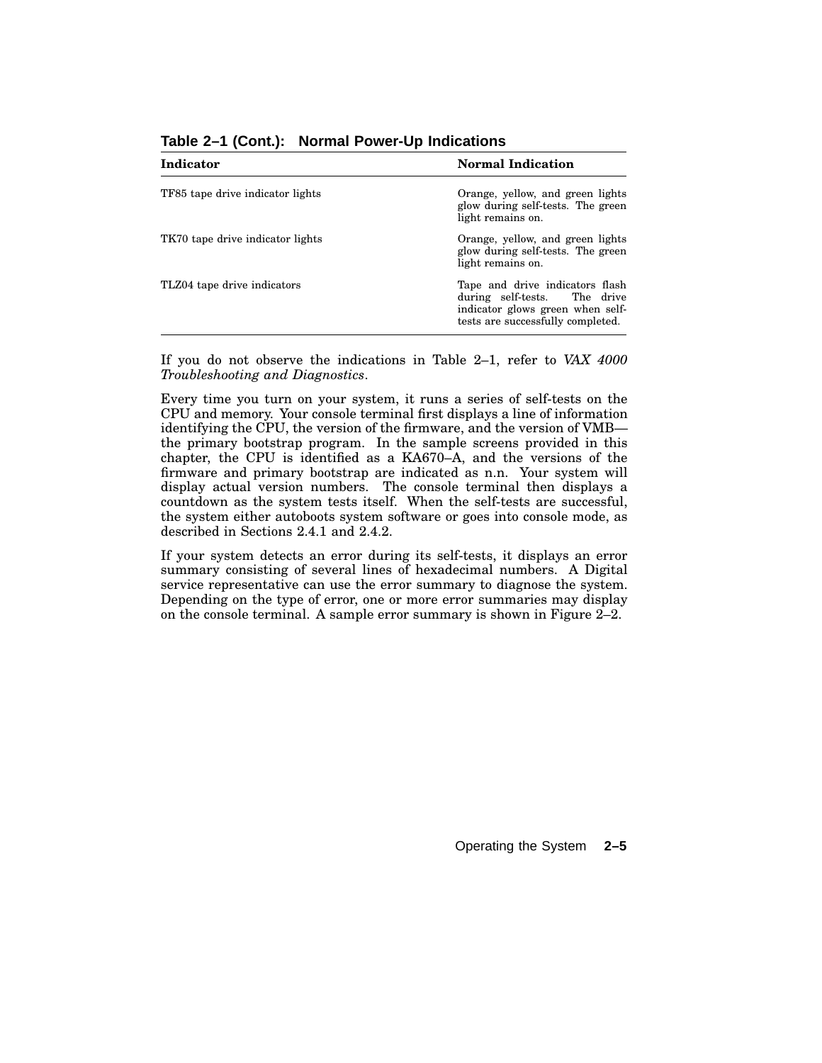**Table 2–1 (Cont.): Normal Power-Up Indications**

| Indicator | Normal Indication |
|---|---|
| TF85 tape drive indicator lights | Orange, yellow, and green lights glow during self-tests. The green light remains on. |
| TK70 tape drive indicator lights | Orange, yellow, and green lights glow during self-tests. The green light remains on. |
| TLZ04 tape drive indicators | Tape and drive indicators flash during self-tests. The drive indicator glows green when self-tests are successfully completed. |

If you do not observe the indications in Table 2–1, refer to *VAX 4000 Troubleshooting and Diagnostics*.

Every time you turn on your system, it runs a series of self-tests on the CPU and memory. Your console terminal first displays a line of information identifying the CPU, the version of the firmware, and the version of VMB—the primary bootstrap program. In the sample screens provided in this chapter, the CPU is identified as a KA670–A, and the versions of the firmware and primary bootstrap are indicated as n.n. Your system will display actual version numbers. The console terminal then displays a countdown as the system tests itself. When the self-tests are successful, the system either autoboots system software or goes into console mode, as described in Sections 2.4.1 and 2.4.2.

If your system detects an error during its self-tests, it displays an error summary consisting of several lines of hexadecimal numbers. A Digital service representative can use the error summary to diagnose the system. Depending on the type of error, one or more error summaries may display on the console terminal. A sample error summary is shown in Figure 2–2.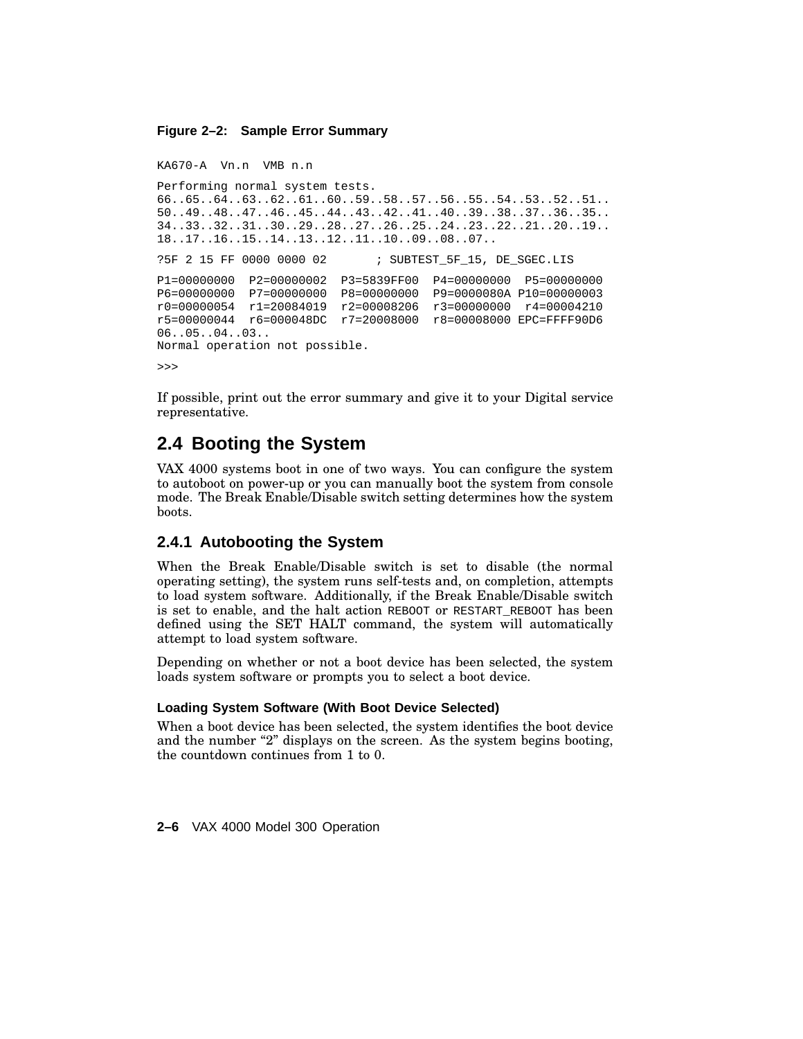**Figure 2–2: Sample Error Summary**

```
KA670-A  Vn.n  VMB n.n

Performing normal system tests.
66..65..64..63..62..61..60..59..58..57..56..55..54..53..52..51..
50..49..48..47..46..45..44..43..42..41..40..39..38..37..36..35..
34..33..32..31..30..29..28..27..26..25..24..23..22..21..20..19..
18..17..16..15..14..13..12..11..10..09..08..07..

?5F 2 15 FF 0000 0000 02       ; SUBTEST_5F_15, DE_SGEC.LIS

P1=00000000  P2=00000002  P3=5839FF00  P4=00000000  P5=00000000
P6=00000000  P7=00000000  P8=00000000  P9=0000080A P10=00000003
r0=00000054  r1=20084019  r2=00008206  r3=00000000  r4=00004210
r5=00000044  r6=000048DC  r7=20008000  r8=00008000 EPC=FFFF90D6
06..05..04..03..
Normal operation not possible.

>>>
```

If possible, print out the error summary and give it to your Digital service representative.

## 2.4 Booting the System

VAX 4000 systems boot in one of two ways. You can configure the system to autoboot on power-up or you can manually boot the system from console mode. The Break Enable/Disable switch setting determines how the system boots.

### 2.4.1 Autobooting the System

When the Break Enable/Disable switch is set to disable (the normal operating setting), the system runs self-tests and, on completion, attempts to load system software. Additionally, if the Break Enable/Disable switch is set to enable, and the halt action REBOOT or RESTART_REBOOT has been defined using the SET HALT command, the system will automatically attempt to load system software.

Depending on whether or not a boot device has been selected, the system loads system software or prompts you to select a boot device.

#### Loading System Software (With Boot Device Selected)

When a boot device has been selected, the system identifies the boot device and the number "2" displays on the screen. As the system begins booting, the countdown continues from 1 to 0.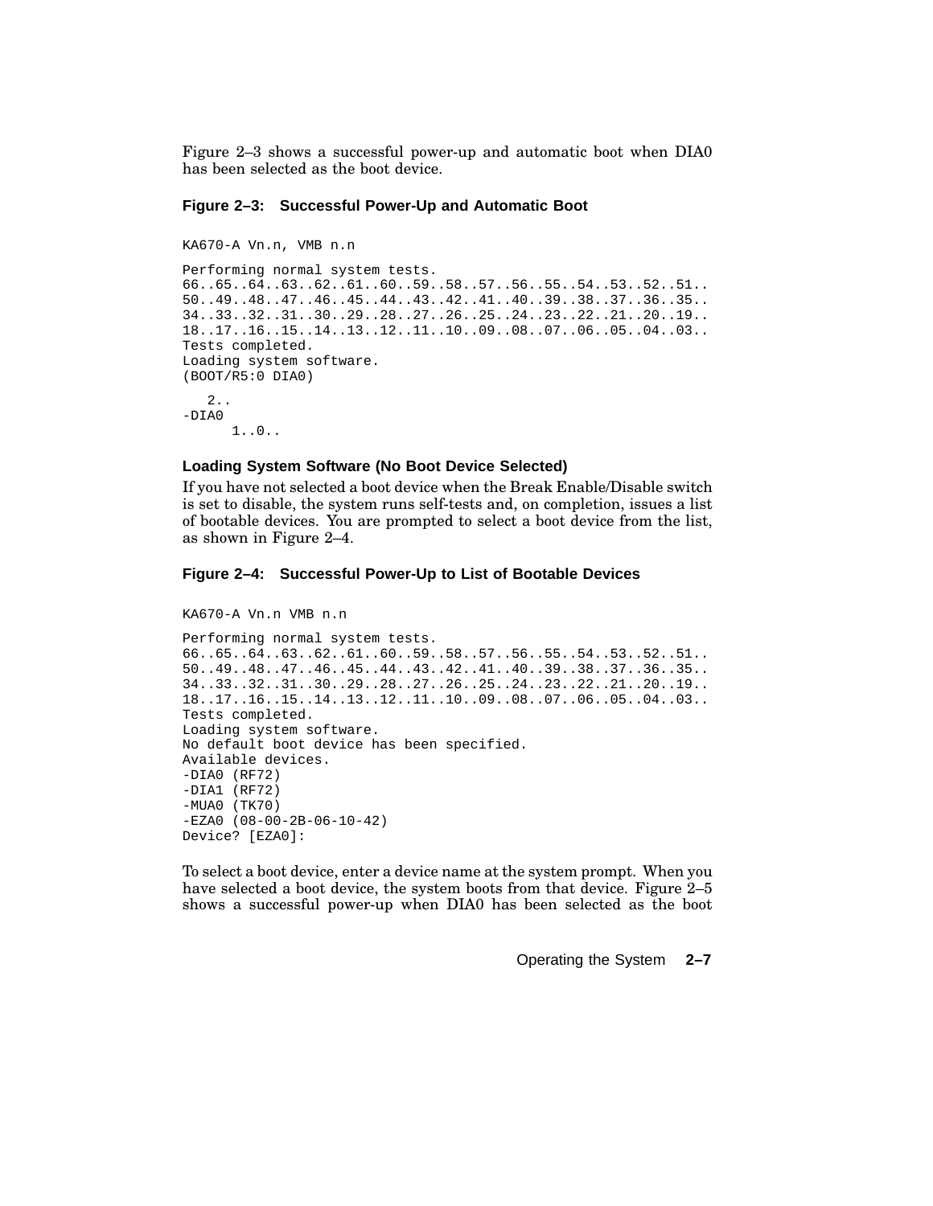Figure 2–3 shows a successful power-up and automatic boot when DIA0 has been selected as the boot device.

**Figure 2–3: Successful Power-Up and Automatic Boot**

```
KA670-A Vn.n, VMB n.n

Performing normal system tests.
66..65..64..63..62..61..60..59..58..57..56..55..54..53..52..51..
50..49..48..47..46..45..44..43..42..41..40..39..38..37..36..35..
34..33..32..31..30..29..28..27..26..25..24..23..22..21..20..19..
18..17..16..15..14..13..12..11..10..09..08..07..06..05..04..03..
Tests completed.
Loading system software.
(BOOT/R5:0 DIA0)

   2..
-DIA0
      1..0..
```

### Loading System Software (No Boot Device Selected)

If you have not selected a boot device when the Break Enable/Disable switch is set to disable, the system runs self-tests and, on completion, issues a list of bootable devices. You are prompted to select a boot device from the list, as shown in Figure 2–4.

**Figure 2–4: Successful Power-Up to List of Bootable Devices**

```
KA670-A Vn.n VMB n.n

Performing normal system tests.
66..65..64..63..62..61..60..59..58..57..56..55..54..53..52..51..
50..49..48..47..46..45..44..43..42..41..40..39..38..37..36..35..
34..33..32..31..30..29..28..27..26..25..24..23..22..21..20..19..
18..17..16..15..14..13..12..11..10..09..08..07..06..05..04..03..
Tests completed.
Loading system software.
No default boot device has been specified.
Available devices.
-DIA0 (RF72)
-DIA1 (RF72)
-MUA0 (TK70)
-EZA0 (08-00-2B-06-10-42)
Device? [EZA0]:
```

To select a boot device, enter a device name at the system prompt. When you have selected a boot device, the system boots from that device. Figure 2–5 shows a successful power-up when DIA0 has been selected as the boot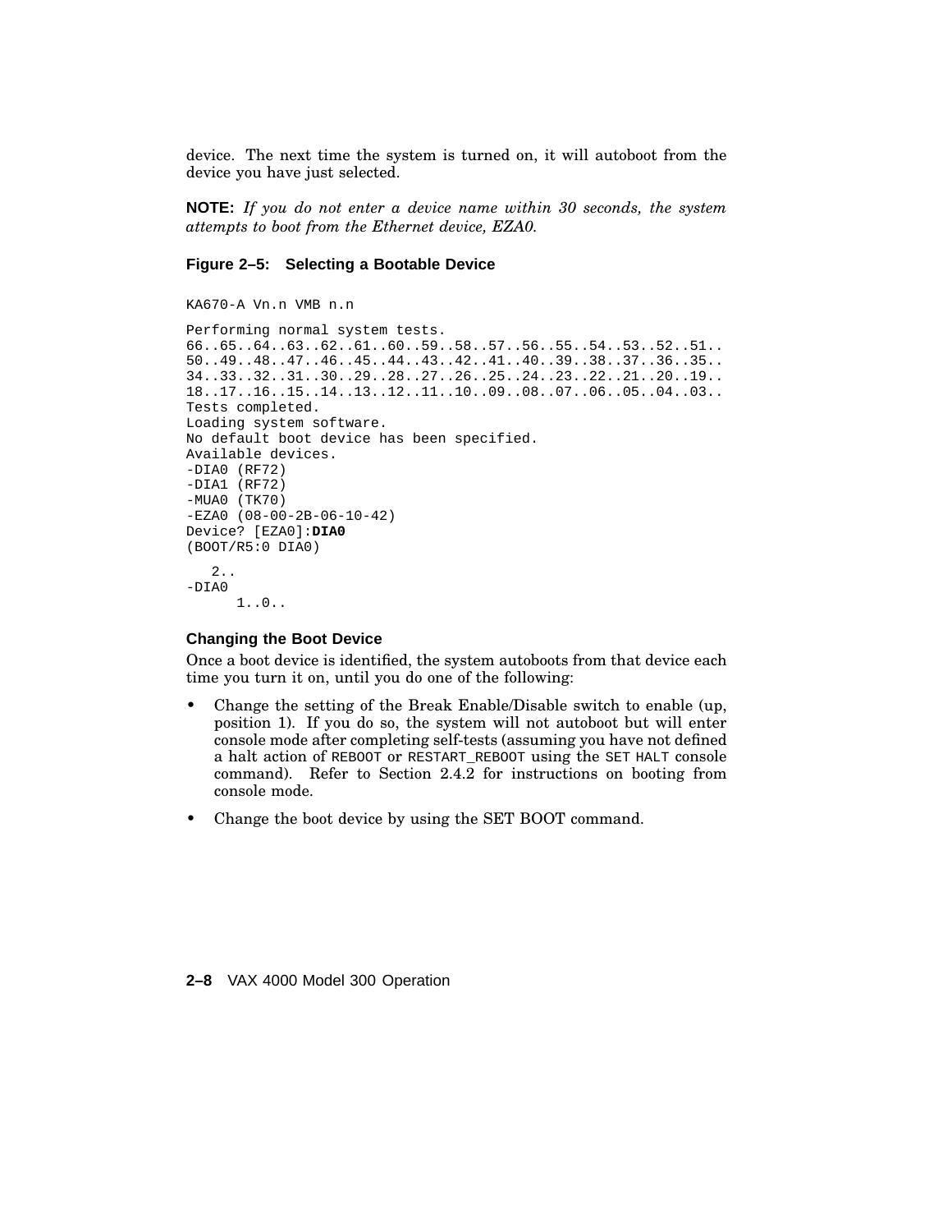device. The next time the system is turned on, it will autoboot from the device you have just selected.

**NOTE:** *If you do not enter a device name within 30 seconds, the system attempts to boot from the Ethernet device, EZA0.*

**Figure 2–5: Selecting a Bootable Device**

```
KA670-A Vn.n VMB n.n

Performing normal system tests.
66..65..64..63..62..61..60..59..58..57..56..55..54..53..52..51..
50..49..48..47..46..45..44..43..42..41..40..39..38..37..36..35..
34..33..32..31..30..29..28..27..26..25..24..23..22..21..20..19..
18..17..16..15..14..13..12..11..10..09..08..07..06..05..04..03..
Tests completed.
Loading system software.
No default boot device has been specified.
Available devices.
-DIA0 (RF72)
-DIA1 (RF72)
-MUA0 (TK70)
-EZA0 (08-00-2B-06-10-42)
Device? [EZA0]:DIA0
(BOOT/R5:0 DIA0)

   2..
-DIA0
      1..0..
```

### Changing the Boot Device

Once a boot device is identified, the system autoboots from that device each time you turn it on, until you do one of the following:

- Change the setting of the Break Enable/Disable switch to enable (up, position 1). If you do so, the system will not autoboot but will enter console mode after completing self-tests (assuming you have not defined a halt action of REBOOT or RESTART_REBOOT using the SET HALT console command). Refer to Section 2.4.2 for instructions on booting from console mode.
- Change the boot device by using the SET BOOT command.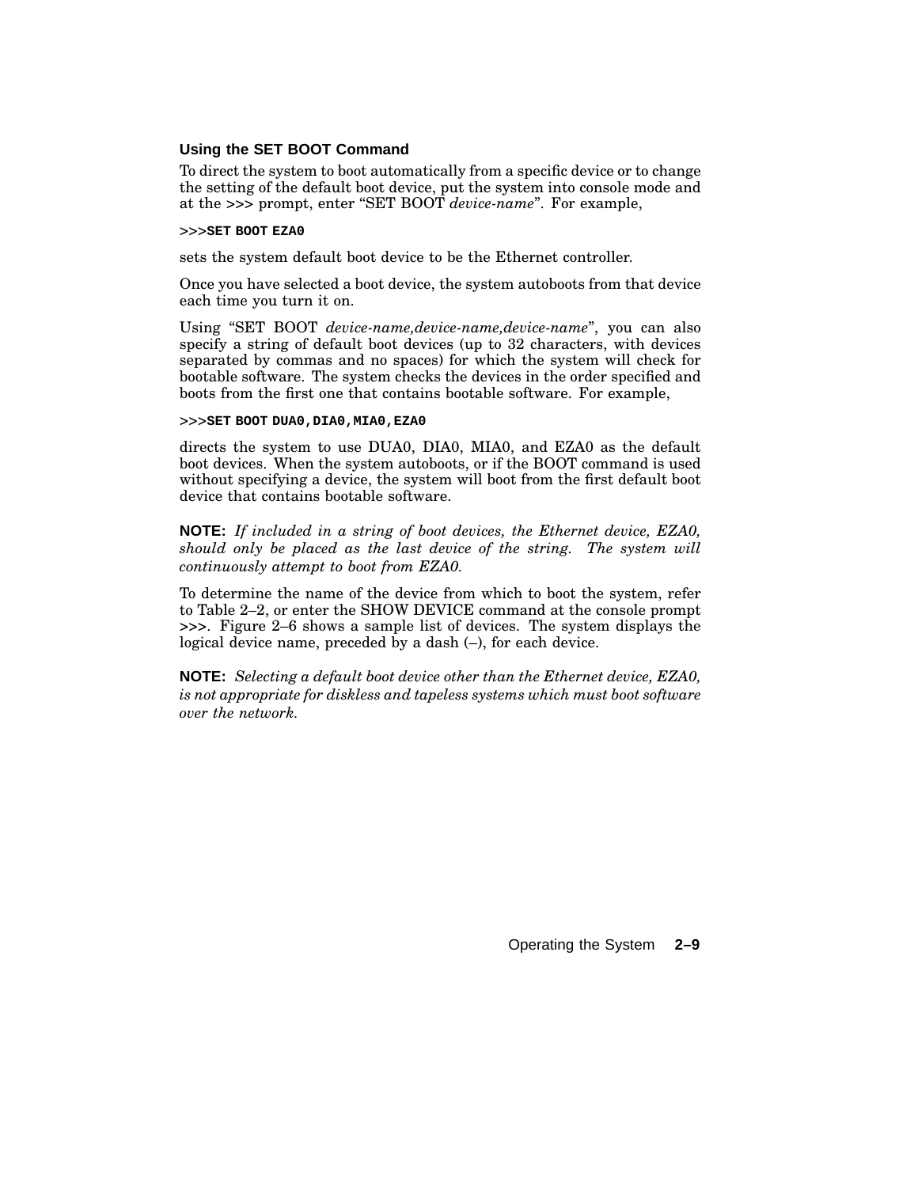### Using the SET BOOT Command

To direct the system to boot automatically from a specific device or to change the setting of the default boot device, put the system into console mode and at the >>> prompt, enter "SET BOOT *device-name*". For example,

```
>>>SET BOOT EZA0
```

sets the system default boot device to be the Ethernet controller.

Once you have selected a boot device, the system autoboots from that device each time you turn it on.

Using "SET BOOT *device-name,device-name,device-name*", you can also specify a string of default boot devices (up to 32 characters, with devices separated by commas and no spaces) for which the system will check for bootable software. The system checks the devices in the order specified and boots from the first one that contains bootable software. For example,

```
>>>SET BOOT DUA0,DIA0,MIA0,EZA0
```

directs the system to use DUA0, DIA0, MIA0, and EZA0 as the default boot devices. When the system autoboots, or if the BOOT command is used without specifying a device, the system will boot from the first default boot device that contains bootable software.

**NOTE:** *If included in a string of boot devices, the Ethernet device, EZA0, should only be placed as the last device of the string. The system will continuously attempt to boot from EZA0.*

To determine the name of the device from which to boot the system, refer to Table 2–2, or enter the SHOW DEVICE command at the console prompt >>>. Figure 2–6 shows a sample list of devices. The system displays the logical device name, preceded by a dash (–), for each device.

**NOTE:** *Selecting a default boot device other than the Ethernet device, EZA0, is not appropriate for diskless and tapeless systems which must boot software over the network.*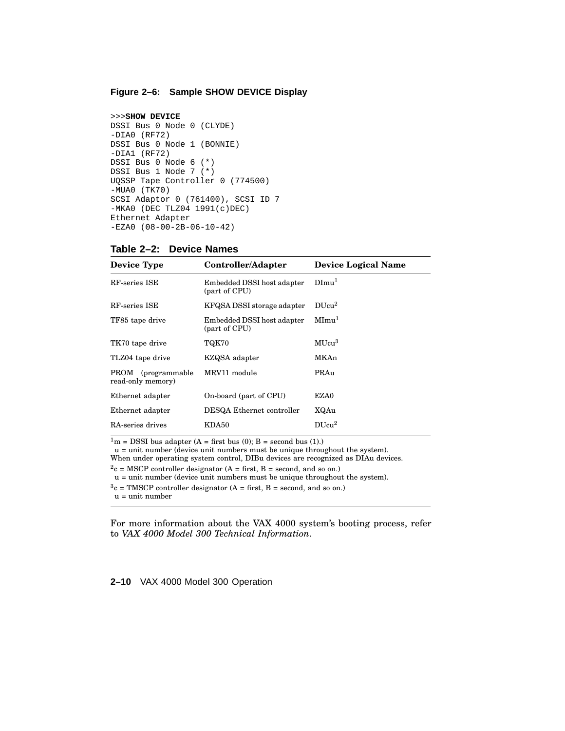**Figure 2–6: Sample SHOW DEVICE Display**

```
>>>SHOW DEVICE
DSSI Bus 0 Node 0 (CLYDE)
-DIA0 (RF72)
DSSI Bus 0 Node 1 (BONNIE)
-DIA1 (RF72)
DSSI Bus 0 Node 6 (*)
DSSI Bus 1 Node 7 (*)
UQSSP Tape Controller 0 (774500)
-MUA0 (TK70)
SCSI Adaptor 0 (761400), SCSI ID 7
-MKA0 (DEC TLZ04 1991(c)DEC)
Ethernet Adapter
-EZA0 (08-00-2B-06-10-42)
```

**Table 2–2: Device Names**

| Device Type | Controller/Adapter | Device Logical Name |
|---|---|---|
| RF-series ISE | Embedded DSSI host adapter (part of CPU) | DImu[1] |
| RF-series ISE | KFQSA DSSI storage adapter | DUcu[2] |
| TF85 tape drive | Embedded DSSI host adapter (part of CPU) | MImu[1] |
| TK70 tape drive | TQK70 | MUcu[3] |
| TLZ04 tape drive | KZQSA adapter | MKAn |
| PROM (programmable read-only memory) | MRV11 module | PRAu |
| Ethernet adapter | On-board (part of CPU) | EZA0 |
| Ethernet adapter | DESQA Ethernet controller | XQAu |
| RA-series drives | KDA50 | DUcu[2] |

[1]m = DSSI bus adapter (A = first bus (0); B = second bus (1).)
u = unit number (device unit numbers must be unique throughout the system).
When under operating system control, DIBu devices are recognized as DIAu devices.

[2]c = MSCP controller designator (A = first, B = second, and so on.)
u = unit number (device unit numbers must be unique throughout the system).

[3]c = TMSCP controller designator (A = first, B = second, and so on.)
u = unit number

For more information about the VAX 4000 system's booting process, refer to *VAX 4000 Model 300 Technical Information*.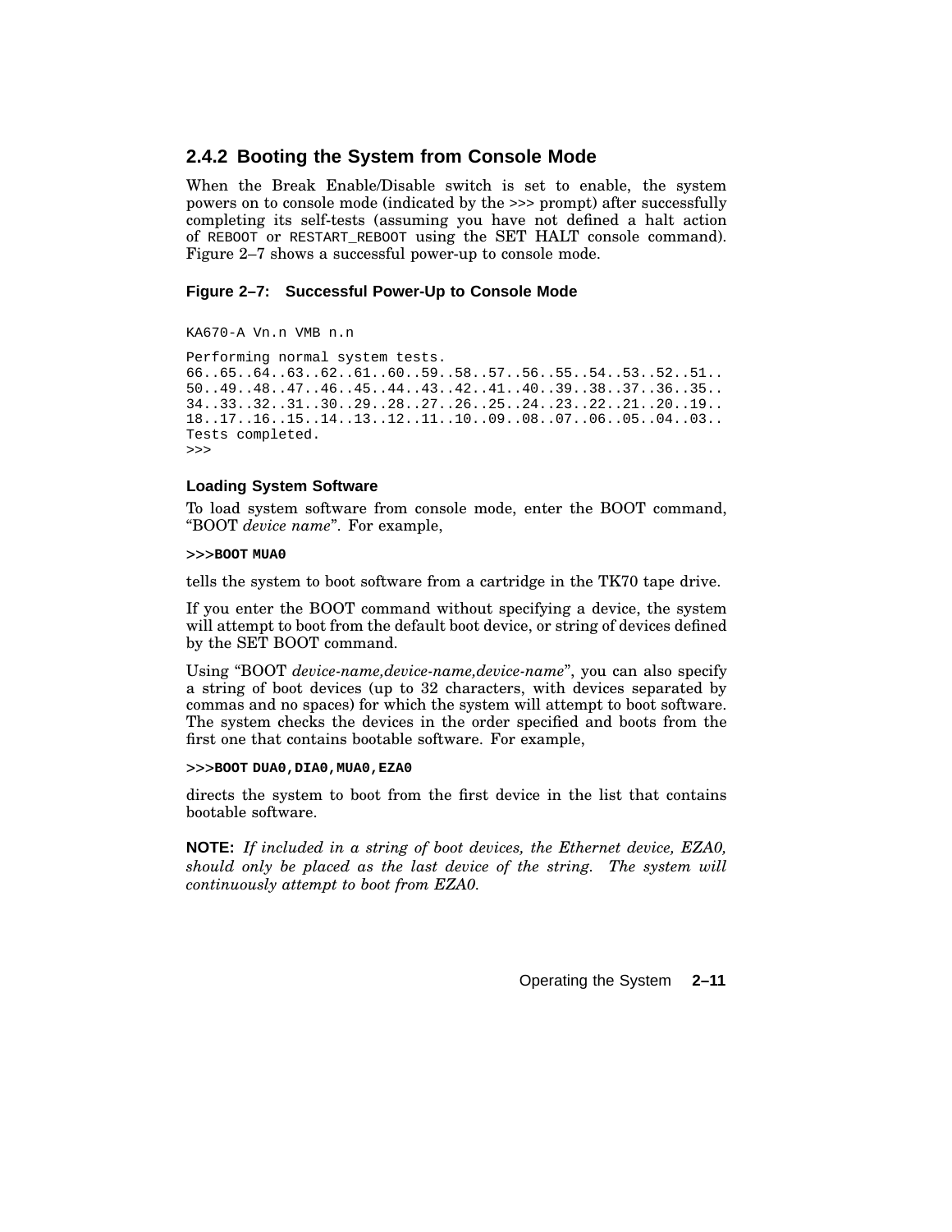### 2.4.2 Booting the System from Console Mode

When the Break Enable/Disable switch is set to enable, the system powers on to console mode (indicated by the >>> prompt) after successfully completing its self-tests (assuming you have not defined a halt action of REBOOT or RESTART_REBOOT using the SET HALT console command). Figure 2–7 shows a successful power-up to console mode.

**Figure 2–7: Successful Power-Up to Console Mode**

```
KA670-A Vn.n VMB n.n

Performing normal system tests.
66..65..64..63..62..61..60..59..58..57..56..55..54..53..52..51..
50..49..48..47..46..45..44..43..42..41..40..39..38..37..36..35..
34..33..32..31..30..29..28..27..26..25..24..23..22..21..20..19..
18..17..16..15..14..13..12..11..10..09..08..07..06..05..04..03..
Tests completed.
>>>
```

#### Loading System Software

To load system software from console mode, enter the BOOT command, “BOOT *device name*”. For example,

```
>>>BOOT MUA0
```

tells the system to boot software from a cartridge in the TK70 tape drive.

If you enter the BOOT command without specifying a device, the system will attempt to boot from the default boot device, or string of devices defined by the SET BOOT command.

Using “BOOT *device-name,device-name,device-name*”, you can also specify a string of boot devices (up to 32 characters, with devices separated by commas and no spaces) for which the system will attempt to boot software. The system checks the devices in the order specified and boots from the first one that contains bootable software. For example,

```
>>>BOOT DUA0,DIA0,MUA0,EZA0
```

directs the system to boot from the first device in the list that contains bootable software.

**NOTE:** *If included in a string of boot devices, the Ethernet device, EZA0, should only be placed as the last device of the string. The system will continuously attempt to boot from EZA0.*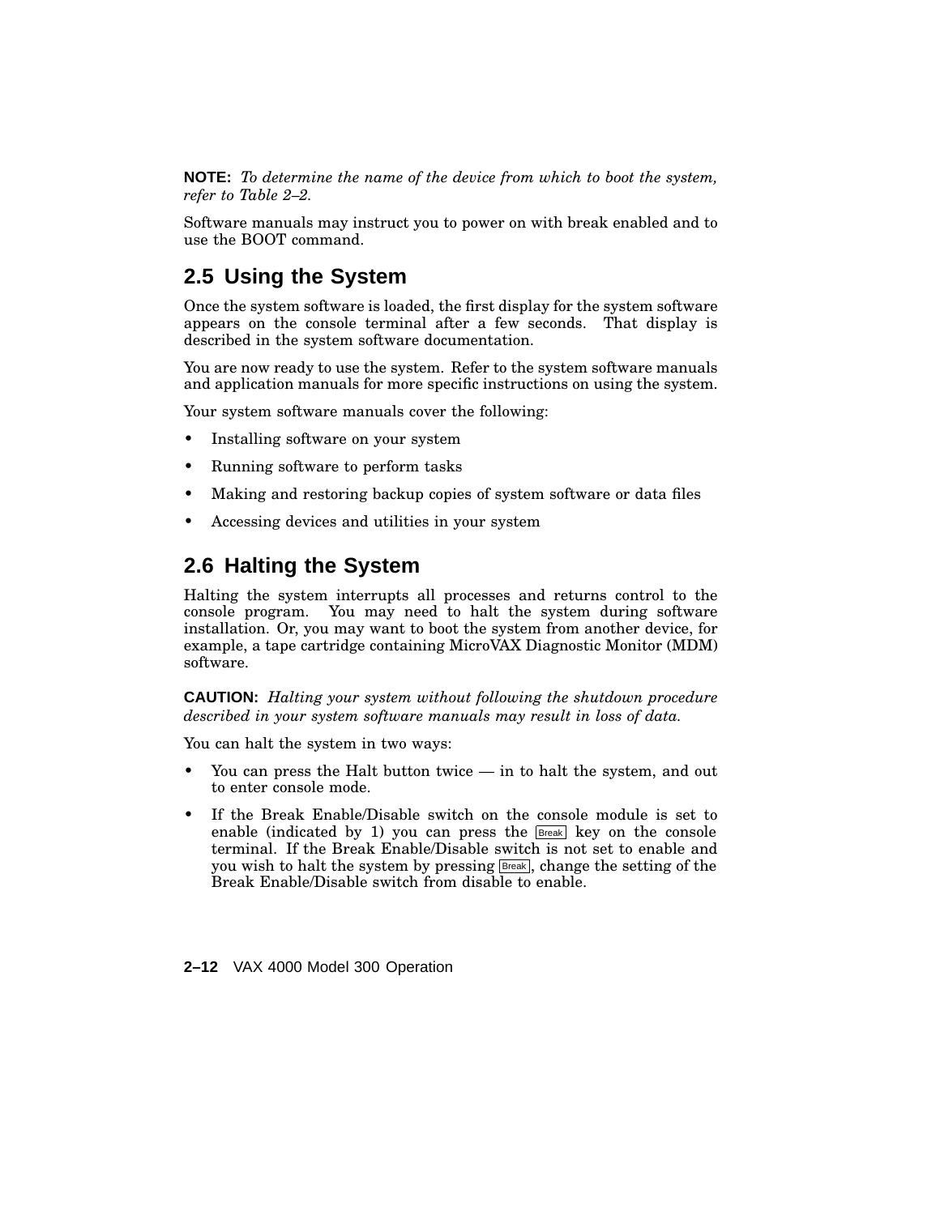**NOTE:** *To determine the name of the device from which to boot the system, refer to Table 2–2.*

Software manuals may instruct you to power on with break enabled and to use the BOOT command.

## 2.5 Using the System

Once the system software is loaded, the first display for the system software appears on the console terminal after a few seconds. That display is described in the system software documentation.

You are now ready to use the system. Refer to the system software manuals and application manuals for more specific instructions on using the system.

Your system software manuals cover the following:

- Installing software on your system
- Running software to perform tasks
- Making and restoring backup copies of system software or data files
- Accessing devices and utilities in your system

## 2.6 Halting the System

Halting the system interrupts all processes and returns control to the console program. You may need to halt the system during software installation. Or, you may want to boot the system from another device, for example, a tape cartridge containing MicroVAX Diagnostic Monitor (MDM) software.

**CAUTION:** *Halting your system without following the shutdown procedure described in your system software manuals may result in loss of data.*

You can halt the system in two ways:

- You can press the Halt button twice — in to halt the system, and out to enter console mode.
- If the Break Enable/Disable switch on the console module is set to enable (indicated by 1) you can press the Break key on the console terminal. If the Break Enable/Disable switch is not set to enable and you wish to halt the system by pressing Break, change the setting of the Break Enable/Disable switch from disable to enable.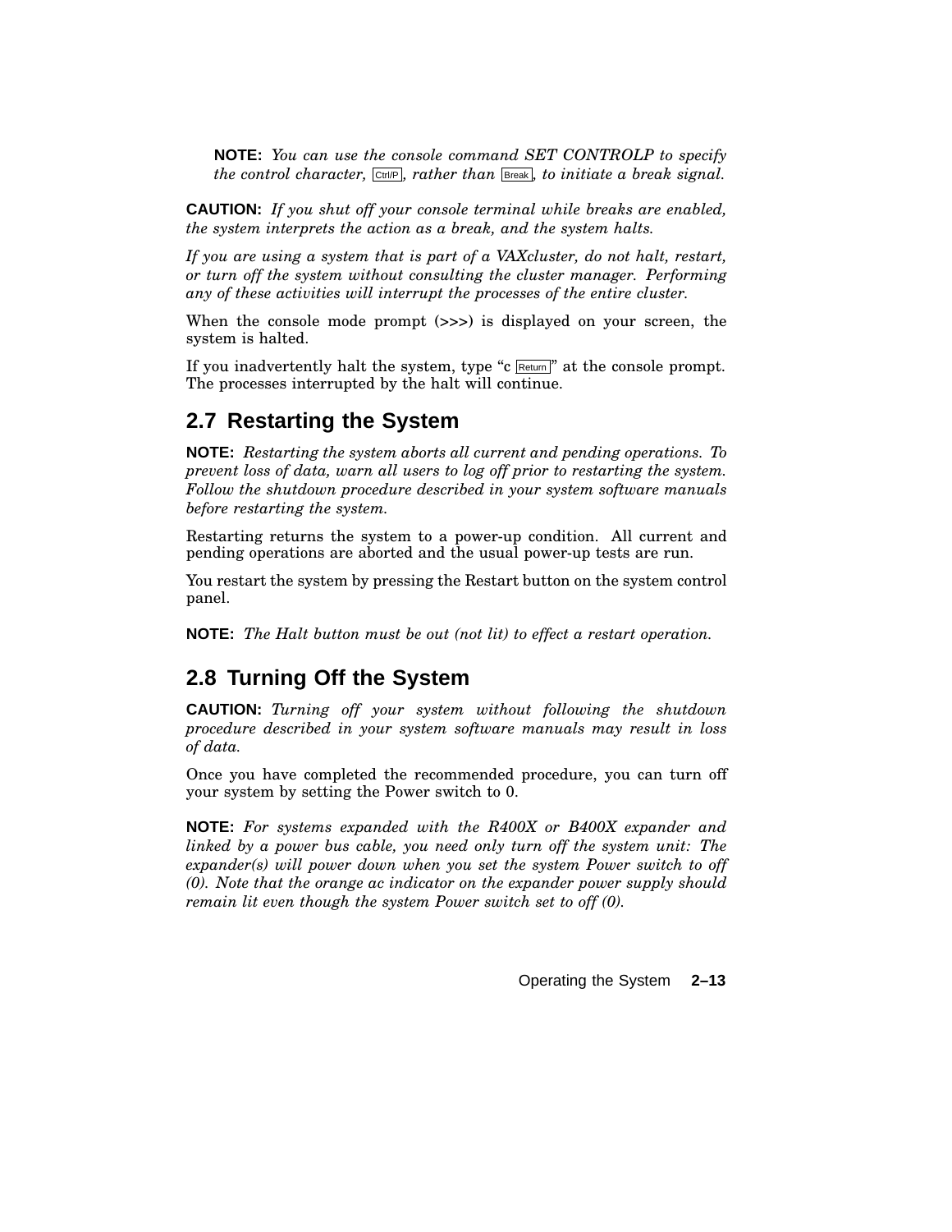**NOTE:** *You can use the console command SET CONTROLP to specify the control character,* Ctrl/P*, rather than* Break*, to initiate a break signal.*

**CAUTION:** *If you shut off your console terminal while breaks are enabled, the system interprets the action as a break, and the system halts.*

*If you are using a system that is part of a VAXcluster, do not halt, restart, or turn off the system without consulting the cluster manager. Performing any of these activities will interrupt the processes of the entire cluster.*

When the console mode prompt (>>>) is displayed on your screen, the system is halted.

If you inadvertently halt the system, type "c Return" at the console prompt. The processes interrupted by the halt will continue.

## 2.7 Restarting the System

**NOTE:** *Restarting the system aborts all current and pending operations. To prevent loss of data, warn all users to log off prior to restarting the system. Follow the shutdown procedure described in your system software manuals before restarting the system.*

Restarting returns the system to a power-up condition. All current and pending operations are aborted and the usual power-up tests are run.

You restart the system by pressing the Restart button on the system control panel.

**NOTE:** *The Halt button must be out (not lit) to effect a restart operation.*

## 2.8 Turning Off the System

**CAUTION:** *Turning off your system without following the shutdown procedure described in your system software manuals may result in loss of data.*

Once you have completed the recommended procedure, you can turn off your system by setting the Power switch to 0.

**NOTE:** *For systems expanded with the R400X or B400X expander and linked by a power bus cable, you need only turn off the system unit: The expander(s) will power down when you set the system Power switch to off (0). Note that the orange ac indicator on the expander power supply should remain lit even though the system Power switch set to off (0).*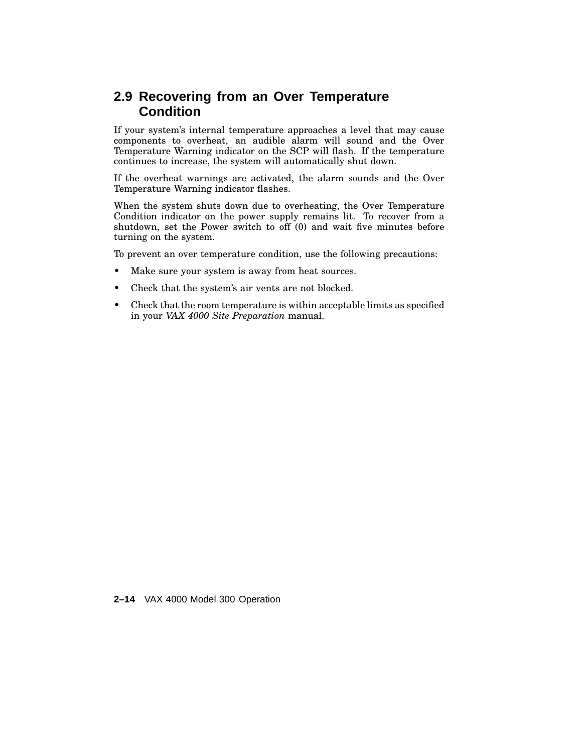## 2.9 Recovering from an Over Temperature Condition

If your system's internal temperature approaches a level that may cause components to overheat, an audible alarm will sound and the Over Temperature Warning indicator on the SCP will flash. If the temperature continues to increase, the system will automatically shut down.

If the overheat warnings are activated, the alarm sounds and the Over Temperature Warning indicator flashes.

When the system shuts down due to overheating, the Over Temperature Condition indicator on the power supply remains lit. To recover from a shutdown, set the Power switch to off (0) and wait five minutes before turning on the system.

To prevent an over temperature condition, use the following precautions:

- Make sure your system is away from heat sources.
- Check that the system's air vents are not blocked.
- Check that the room temperature is within acceptable limits as specified in your *VAX 4000 Site Preparation* manual.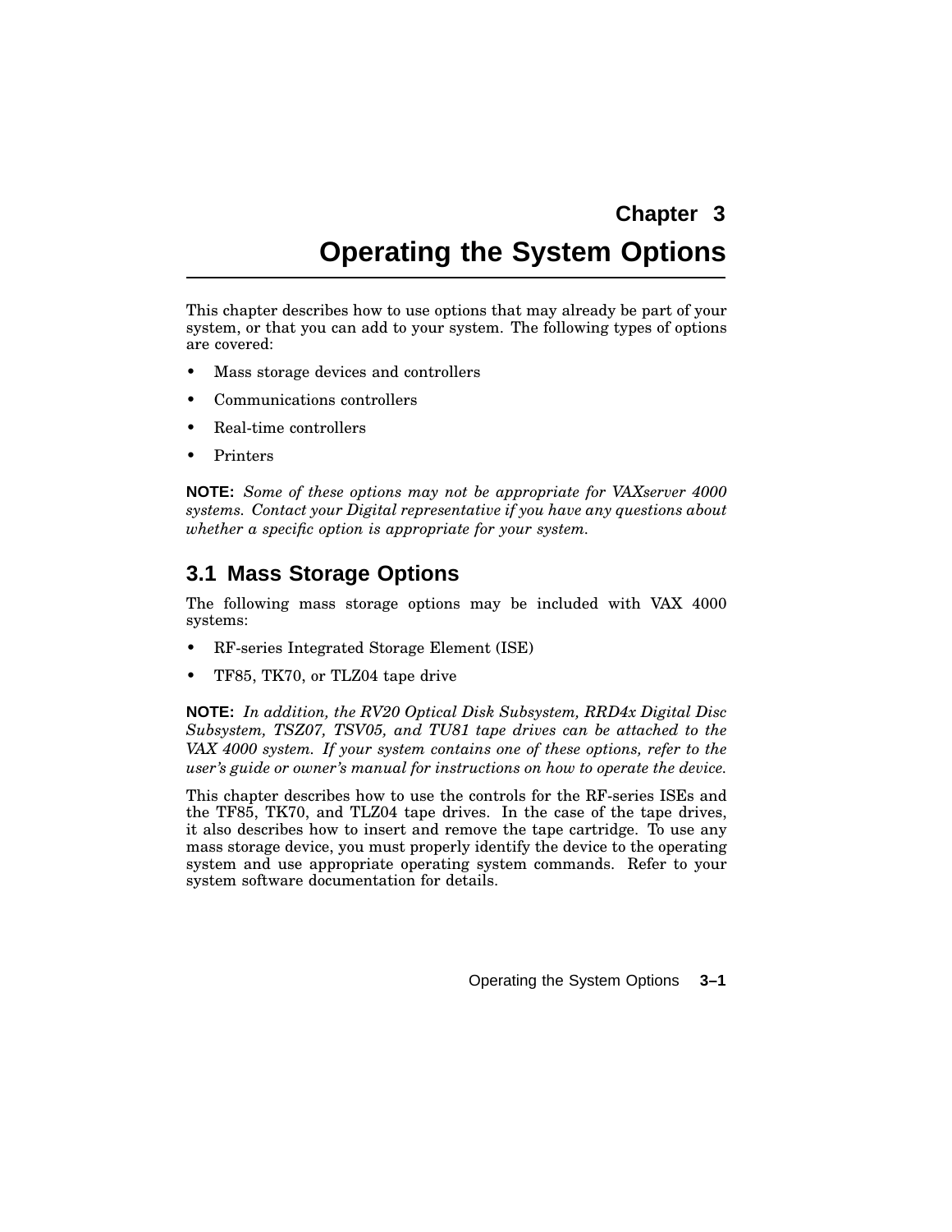# Chapter 3

# Operating the System Options

This chapter describes how to use options that may already be part of your system, or that you can add to your system. The following types of options are covered:

- Mass storage devices and controllers
- Communications controllers
- Real-time controllers
- Printers

**NOTE:** *Some of these options may not be appropriate for VAXserver 4000 systems. Contact your Digital representative if you have any questions about whether a specific option is appropriate for your system.*

## 3.1 Mass Storage Options

The following mass storage options may be included with VAX 4000 systems:

- RF-series Integrated Storage Element (ISE)
- TF85, TK70, or TLZ04 tape drive

**NOTE:** *In addition, the RV20 Optical Disk Subsystem, RRD4x Digital Disc Subsystem, TSZ07, TSV05, and TU81 tape drives can be attached to the VAX 4000 system. If your system contains one of these options, refer to the user's guide or owner's manual for instructions on how to operate the device.*

This chapter describes how to use the controls for the RF-series ISEs and the TF85, TK70, and TLZ04 tape drives. In the case of the tape drives, it also describes how to insert and remove the tape cartridge. To use any mass storage device, you must properly identify the device to the operating system and use appropriate operating system commands. Refer to your system software documentation for details.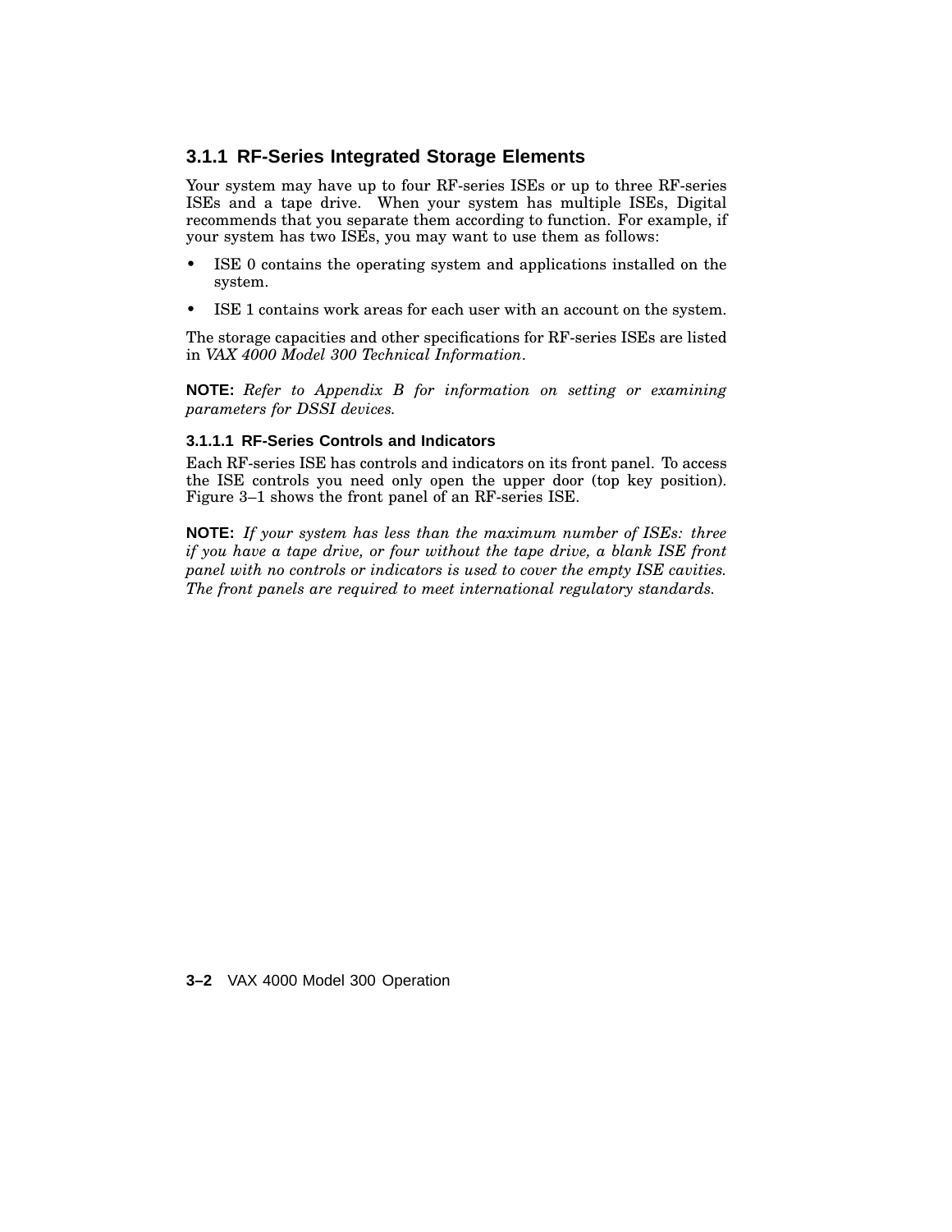### 3.1.1 RF-Series Integrated Storage Elements

Your system may have up to four RF-series ISEs or up to three RF-series ISEs and a tape drive. When your system has multiple ISEs, Digital recommends that you separate them according to function. For example, if your system has two ISEs, you may want to use them as follows:

- ISE 0 contains the operating system and applications installed on the system.
- ISE 1 contains work areas for each user with an account on the system.

The storage capacities and other specifications for RF-series ISEs are listed in *VAX 4000 Model 300 Technical Information*.

**NOTE:** *Refer to Appendix B for information on setting or examining parameters for DSSI devices.*

#### 3.1.1.1 RF-Series Controls and Indicators

Each RF-series ISE has controls and indicators on its front panel. To access the ISE controls you need only open the upper door (top key position). Figure 3–1 shows the front panel of an RF-series ISE.

**NOTE:** *If your system has less than the maximum number of ISEs: three if you have a tape drive, or four without the tape drive, a blank ISE front panel with no controls or indicators is used to cover the empty ISE cavities. The front panels are required to meet international regulatory standards.*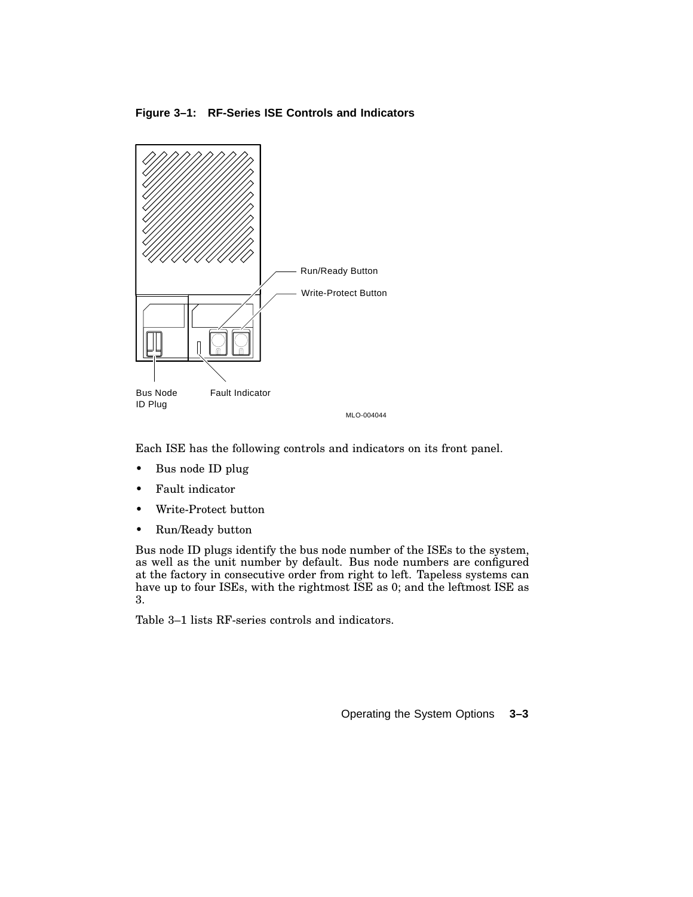**Figure 3–1: RF-Series ISE Controls and Indicators**

Run/Ready Button

Write-Protect Button

Bus Node ID Plug

Fault Indicator

MLO-004044

Each ISE has the following controls and indicators on its front panel.

- Bus node ID plug
- Fault indicator
- Write-Protect button
- Run/Ready button

Bus node ID plugs identify the bus node number of the ISEs to the system, as well as the unit number by default. Bus node numbers are configured at the factory in consecutive order from right to left. Tapeless systems can have up to four ISEs, with the rightmost ISE as 0; and the leftmost ISE as 3.

Table 3–1 lists RF-series controls and indicators.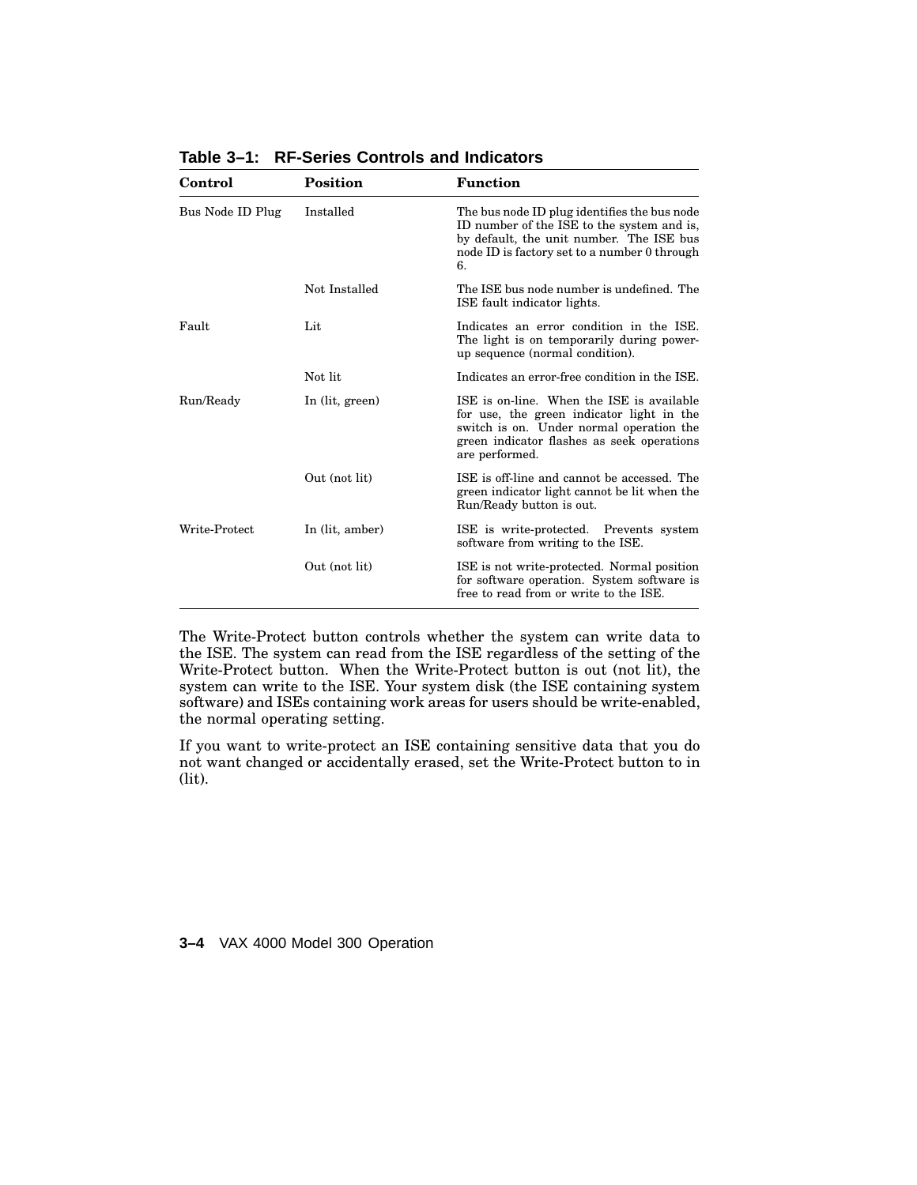**Table 3–1: RF-Series Controls and Indicators**

| Control | Position | Function |
|---|---|---|
| Bus Node ID Plug | Installed | The bus node ID plug identifies the bus node ID number of the ISE to the system and is, by default, the unit number. The ISE bus node ID is factory set to a number 0 through 6. |
| | Not Installed | The ISE bus node number is undefined. The ISE fault indicator lights. |
| Fault | Lit | Indicates an error condition in the ISE. The light is on temporarily during power-up sequence (normal condition). |
| | Not lit | Indicates an error-free condition in the ISE. |
| Run/Ready | In (lit, green) | ISE is on-line. When the ISE is available for use, the green indicator light in the switch is on. Under normal operation the green indicator flashes as seek operations are performed. |
| | Out (not lit) | ISE is off-line and cannot be accessed. The green indicator light cannot be lit when the Run/Ready button is out. |
| Write-Protect | In (lit, amber) | ISE is write-protected. Prevents system software from writing to the ISE. |
| | Out (not lit) | ISE is not write-protected. Normal position for software operation. System software is free to read from or write to the ISE. |

The Write-Protect button controls whether the system can write data to the ISE. The system can read from the ISE regardless of the setting of the Write-Protect button. When the Write-Protect button is out (not lit), the system can write to the ISE. Your system disk (the ISE containing system software) and ISEs containing work areas for users should be write-enabled, the normal operating setting.

If you want to write-protect an ISE containing sensitive data that you do not want changed or accidentally erased, set the Write-Protect button to in (lit).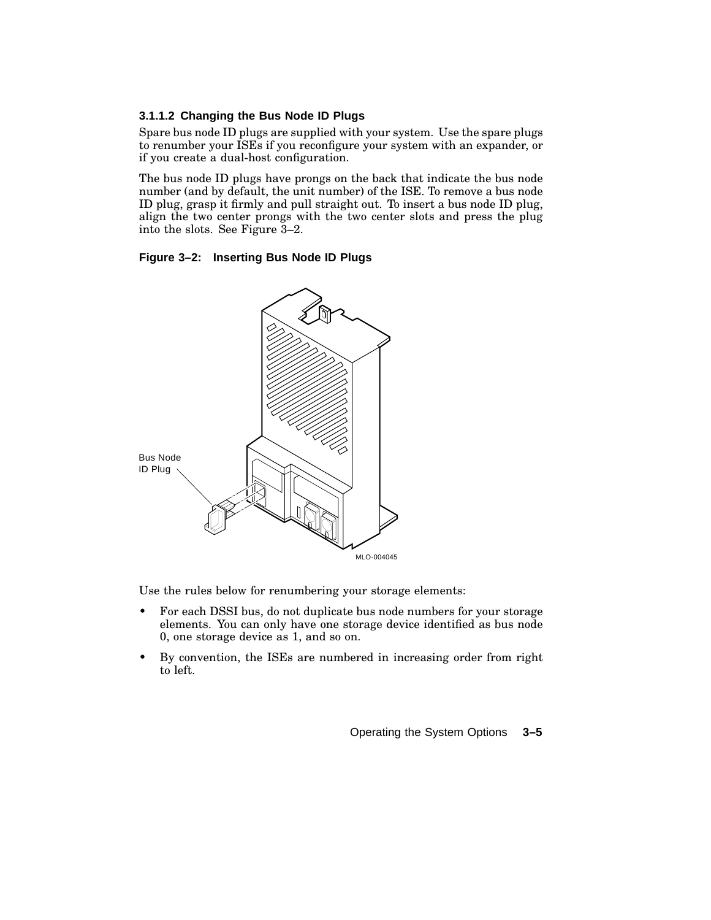### 3.1.1.2 Changing the Bus Node ID Plugs

Spare bus node ID plugs are supplied with your system. Use the spare plugs to renumber your ISEs if you reconfigure your system with an expander, or if you create a dual-host configuration.

The bus node ID plugs have prongs on the back that indicate the bus node number (and by default, the unit number) of the ISE. To remove a bus node ID plug, grasp it firmly and pull straight out. To insert a bus node ID plug, align the two center prongs with the two center slots and press the plug into the slots. See Figure 3–2.

**Figure 3–2: Inserting Bus Node ID Plugs**

Use the rules below for renumbering your storage elements:

- For each DSSI bus, do not duplicate bus node numbers for your storage elements. You can only have one storage device identified as bus node 0, one storage device as 1, and so on.
- By convention, the ISEs are numbered in increasing order from right to left.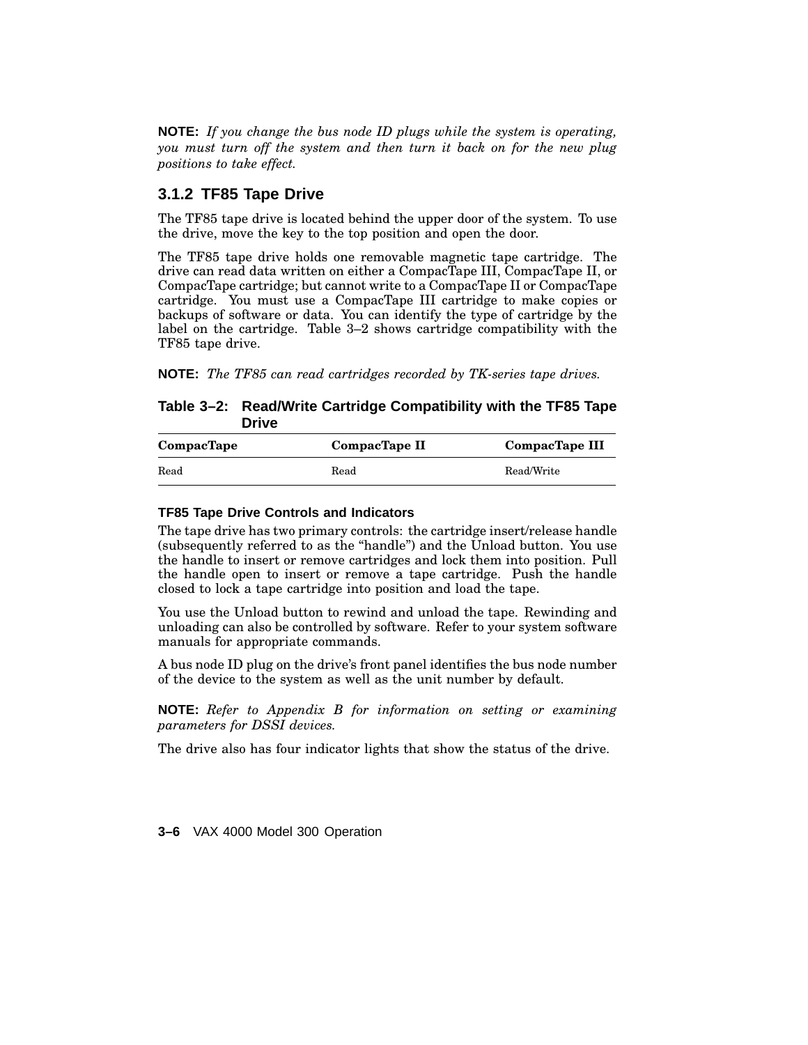**NOTE:** *If you change the bus node ID plugs while the system is operating, you must turn off the system and then turn it back on for the new plug positions to take effect.*

### 3.1.2 TF85 Tape Drive

The TF85 tape drive is located behind the upper door of the system. To use the drive, move the key to the top position and open the door.

The TF85 tape drive holds one removable magnetic tape cartridge. The drive can read data written on either a CompacTape III, CompacTape II, or CompacTape cartridge; but cannot write to a CompacTape II or CompacTape cartridge. You must use a CompacTape III cartridge to make copies or backups of software or data. You can identify the type of cartridge by the label on the cartridge. Table 3–2 shows cartridge compatibility with the TF85 tape drive.

**NOTE:** *The TF85 can read cartridges recorded by TK-series tape drives.*

**Table 3–2: Read/Write Cartridge Compatibility with the TF85 Tape Drive**

| CompacTape | CompacTape II | CompacTape III |
|---|---|---|
| Read | Read | Read/Write |

#### TF85 Tape Drive Controls and Indicators

The tape drive has two primary controls: the cartridge insert/release handle (subsequently referred to as the "handle") and the Unload button. You use the handle to insert or remove cartridges and lock them into position. Pull the handle open to insert or remove a tape cartridge. Push the handle closed to lock a tape cartridge into position and load the tape.

You use the Unload button to rewind and unload the tape. Rewinding and unloading can also be controlled by software. Refer to your system software manuals for appropriate commands.

A bus node ID plug on the drive's front panel identifies the bus node number of the device to the system as well as the unit number by default.

**NOTE:** *Refer to Appendix B for information on setting or examining parameters for DSSI devices.*

The drive also has four indicator lights that show the status of the drive.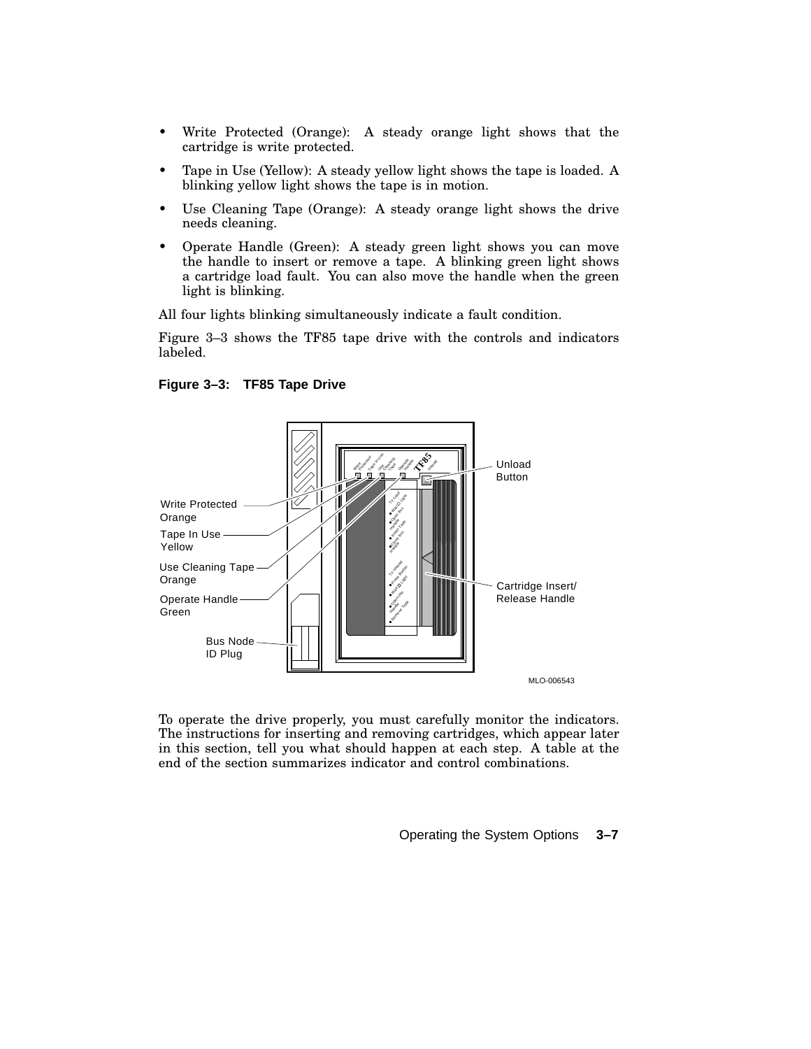- Write Protected (Orange): A steady orange light shows that the cartridge is write protected.
- Tape in Use (Yellow): A steady yellow light shows the tape is loaded. A blinking yellow light shows the tape is in motion.
- Use Cleaning Tape (Orange): A steady orange light shows the drive needs cleaning.
- Operate Handle (Green): A steady green light shows you can move the handle to insert or remove a tape. A blinking green light shows a cartridge load fault. You can also move the handle when the green light is blinking.

All four lights blinking simultaneously indicate a fault condition.

Figure 3–3 shows the TF85 tape drive with the controls and indicators labeled.

**Figure 3–3: TF85 Tape Drive**

To operate the drive properly, you must carefully monitor the indicators. The instructions for inserting and removing cartridges, which appear later in this section, tell you what should happen at each step. A table at the end of the section summarizes indicator and control combinations.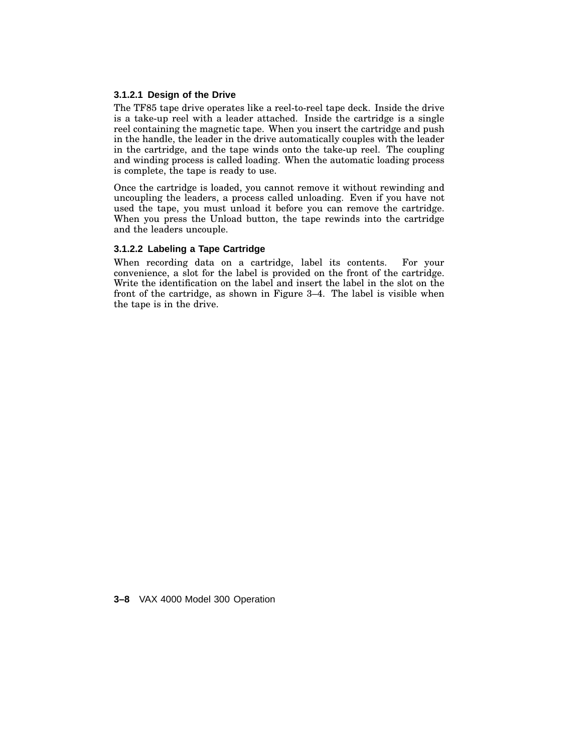#### 3.1.2.1 Design of the Drive

The TF85 tape drive operates like a reel-to-reel tape deck. Inside the drive is a take-up reel with a leader attached. Inside the cartridge is a single reel containing the magnetic tape. When you insert the cartridge and push in the handle, the leader in the drive automatically couples with the leader in the cartridge, and the tape winds onto the take-up reel. The coupling and winding process is called loading. When the automatic loading process is complete, the tape is ready to use.

Once the cartridge is loaded, you cannot remove it without rewinding and uncoupling the leaders, a process called unloading. Even if you have not used the tape, you must unload it before you can remove the cartridge. When you press the Unload button, the tape rewinds into the cartridge and the leaders uncouple.

#### 3.1.2.2 Labeling a Tape Cartridge

When recording data on a cartridge, label its contents. For your convenience, a slot for the label is provided on the front of the cartridge. Write the identification on the label and insert the label in the slot on the front of the cartridge, as shown in Figure 3–4. The label is visible when the tape is in the drive.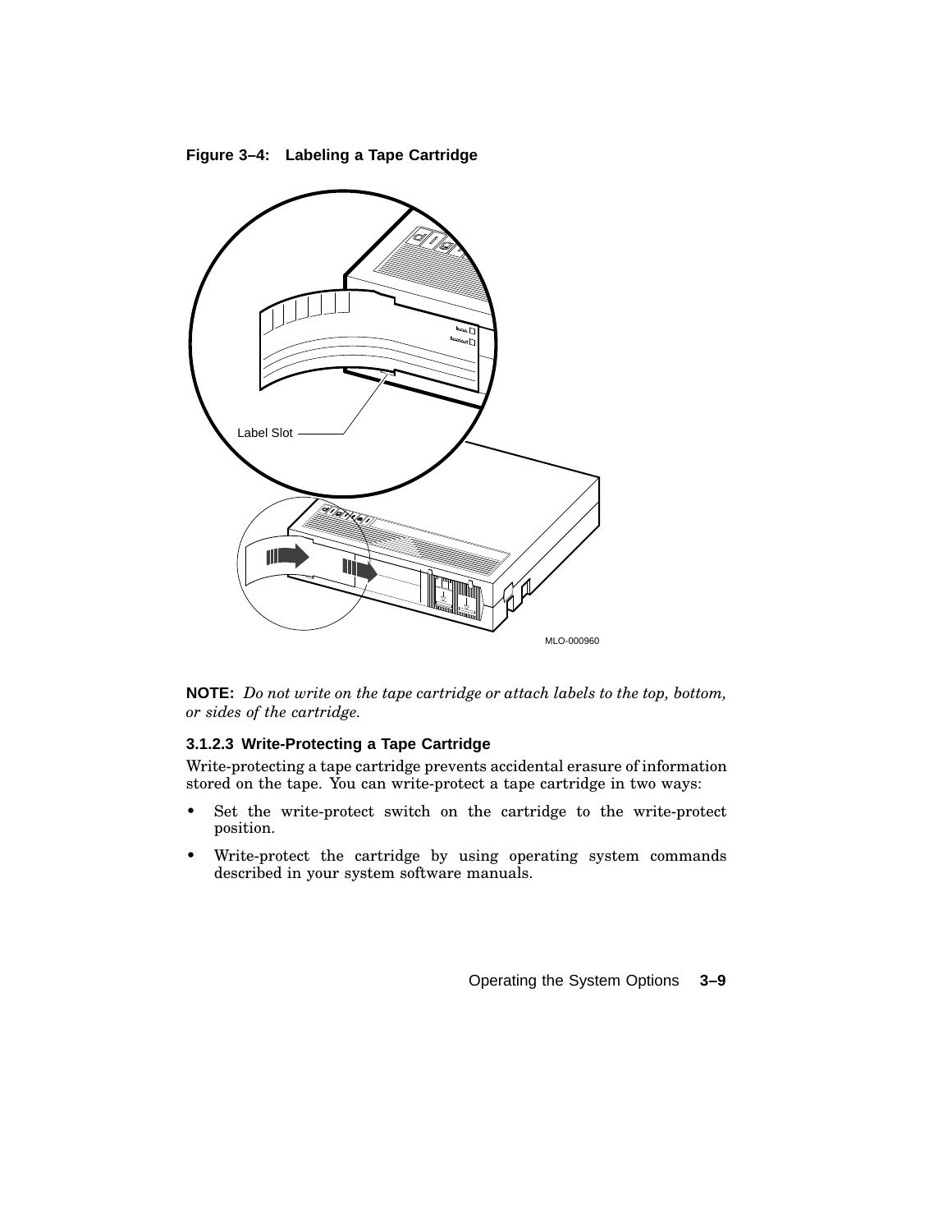**Figure 3–4: Labeling a Tape Cartridge**

**NOTE:** *Do not write on the tape cartridge or attach labels to the top, bottom, or sides of the cartridge.*

#### 3.1.2.3 Write-Protecting a Tape Cartridge

Write-protecting a tape cartridge prevents accidental erasure of information stored on the tape. You can write-protect a tape cartridge in two ways:

- Set the write-protect switch on the cartridge to the write-protect position.
- Write-protect the cartridge by using operating system commands described in your system software manuals.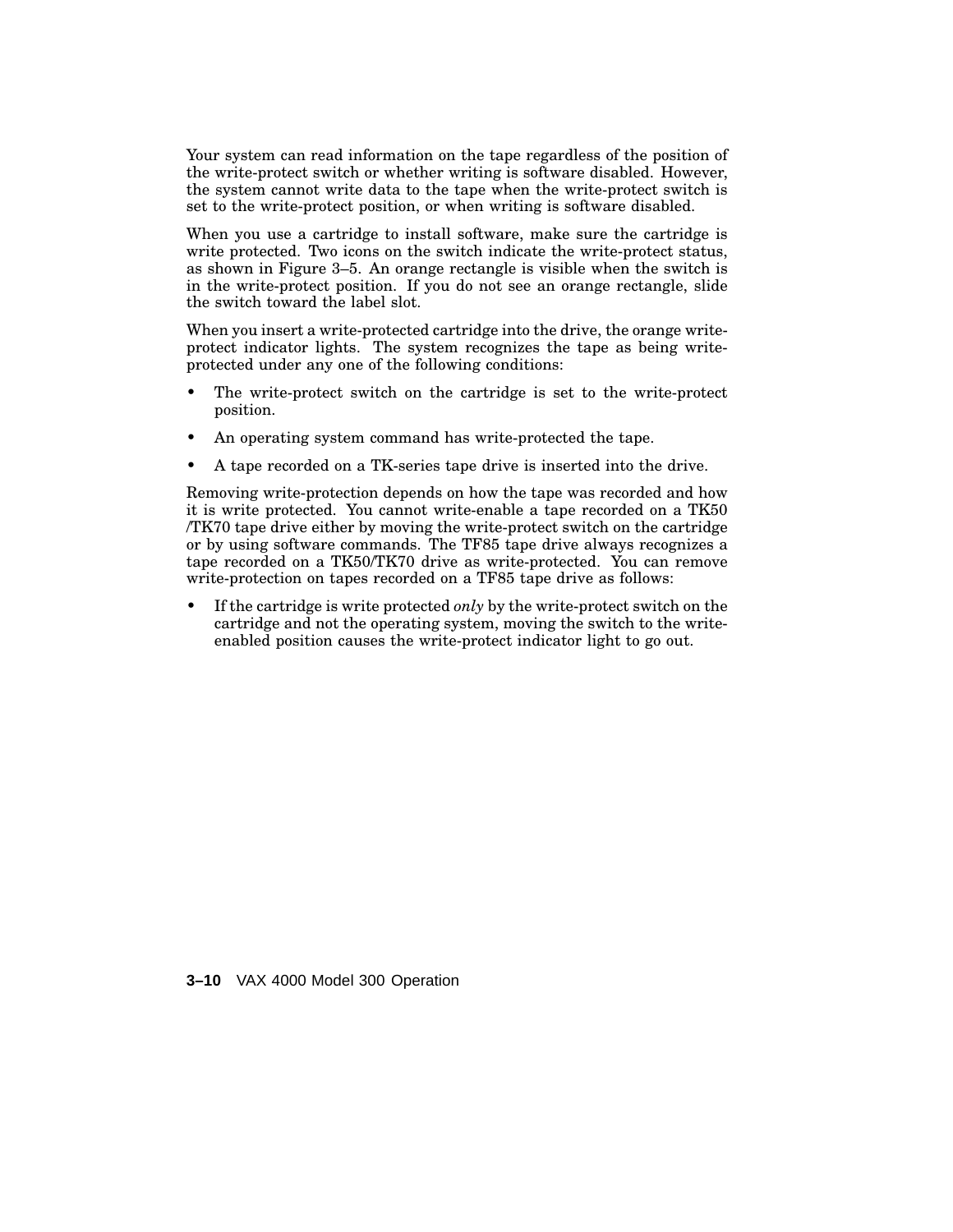Your system can read information on the tape regardless of the position of the write-protect switch or whether writing is software disabled. However, the system cannot write data to the tape when the write-protect switch is set to the write-protect position, or when writing is software disabled.

When you use a cartridge to install software, make sure the cartridge is write protected. Two icons on the switch indicate the write-protect status, as shown in Figure 3–5. An orange rectangle is visible when the switch is in the write-protect position. If you do not see an orange rectangle, slide the switch toward the label slot.

When you insert a write-protected cartridge into the drive, the orange write-protect indicator lights. The system recognizes the tape as being write-protected under any one of the following conditions:

- The write-protect switch on the cartridge is set to the write-protect position.
- An operating system command has write-protected the tape.
- A tape recorded on a TK-series tape drive is inserted into the drive.

Removing write-protection depends on how the tape was recorded and how it is write protected. You cannot write-enable a tape recorded on a TK50 /TK70 tape drive either by moving the write-protect switch on the cartridge or by using software commands. The TF85 tape drive always recognizes a tape recorded on a TK50/TK70 drive as write-protected. You can remove write-protection on tapes recorded on a TF85 tape drive as follows:

- If the cartridge is write protected *only* by the write-protect switch on the cartridge and not the operating system, moving the switch to the write-enabled position causes the write-protect indicator light to go out.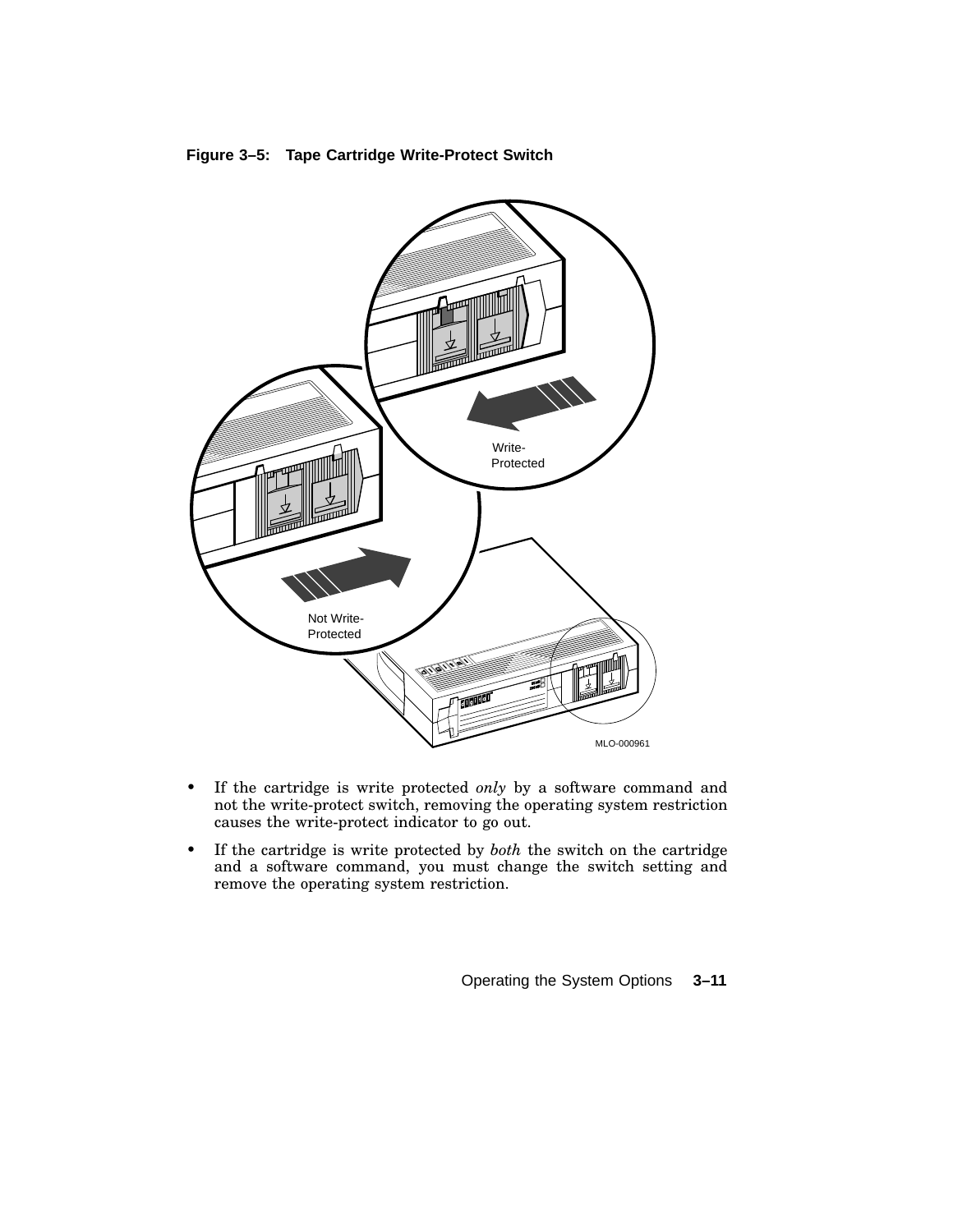**Figure 3–5: Tape Cartridge Write-Protect Switch**

- If the cartridge is write protected *only* by a software command and not the write-protect switch, removing the operating system restriction causes the write-protect indicator to go out.
- If the cartridge is write protected by *both* the switch on the cartridge and a software command, you must change the switch setting and remove the operating system restriction.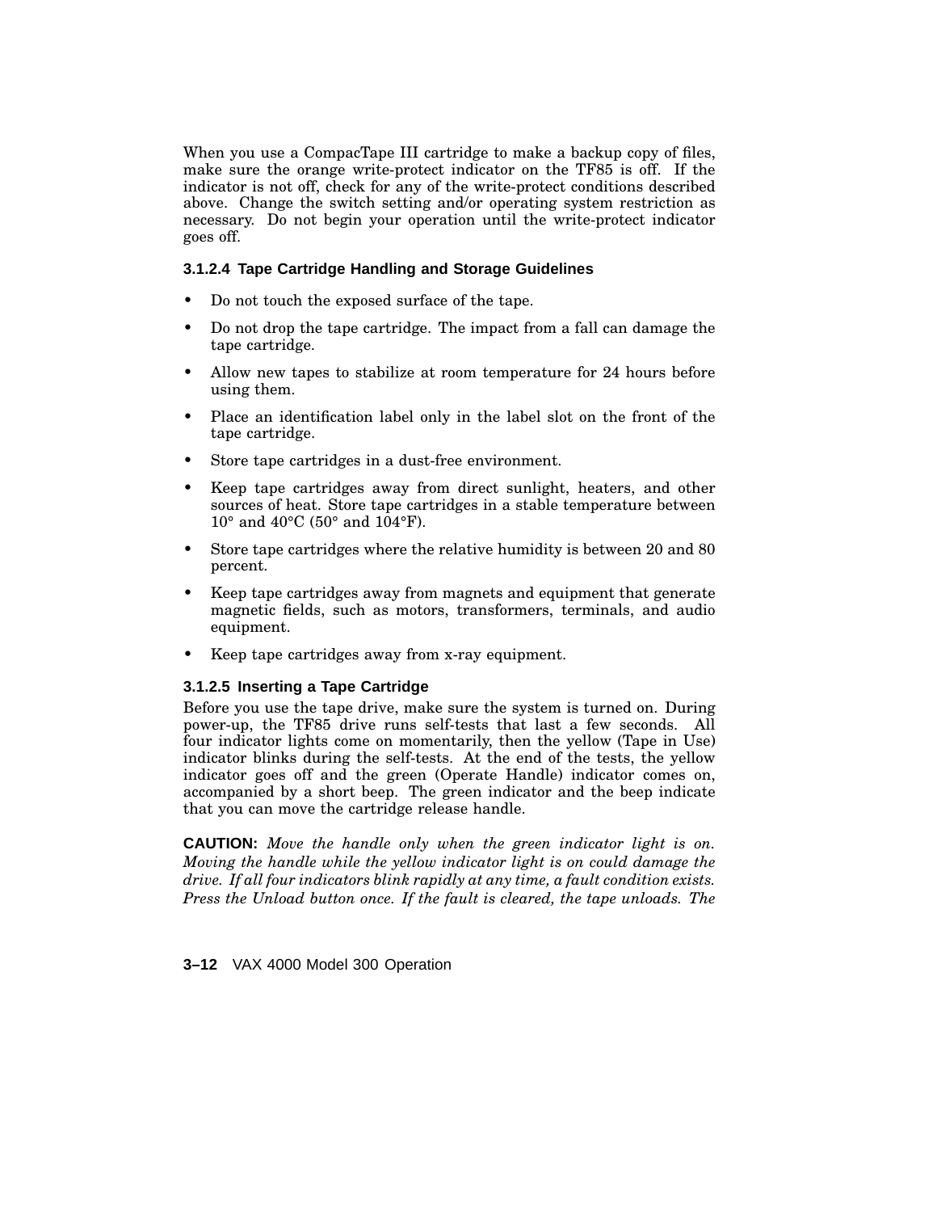When you use a CompacTape III cartridge to make a backup copy of files, make sure the orange write-protect indicator on the TF85 is off. If the indicator is not off, check for any of the write-protect conditions described above. Change the switch setting and/or operating system restriction as necessary. Do not begin your operation until the write-protect indicator goes off.

#### 3.1.2.4 Tape Cartridge Handling and Storage Guidelines

- Do not touch the exposed surface of the tape.
- Do not drop the tape cartridge. The impact from a fall can damage the tape cartridge.
- Allow new tapes to stabilize at room temperature for 24 hours before using them.
- Place an identification label only in the label slot on the front of the tape cartridge.
- Store tape cartridges in a dust-free environment.
- Keep tape cartridges away from direct sunlight, heaters, and other sources of heat. Store tape cartridges in a stable temperature between 10° and 40°C (50° and 104°F).
- Store tape cartridges where the relative humidity is between 20 and 80 percent.
- Keep tape cartridges away from magnets and equipment that generate magnetic fields, such as motors, transformers, terminals, and audio equipment.
- Keep tape cartridges away from x-ray equipment.

#### 3.1.2.5 Inserting a Tape Cartridge

Before you use the tape drive, make sure the system is turned on. During power-up, the TF85 drive runs self-tests that last a few seconds. All four indicator lights come on momentarily, then the yellow (Tape in Use) indicator blinks during the self-tests. At the end of the tests, the yellow indicator goes off and the green (Operate Handle) indicator comes on, accompanied by a short beep. The green indicator and the beep indicate that you can move the cartridge release handle.

**CAUTION:** *Move the handle only when the green indicator light is on. Moving the handle while the yellow indicator light is on could damage the drive. If all four indicators blink rapidly at any time, a fault condition exists. Press the Unload button once. If the fault is cleared, the tape unloads. The*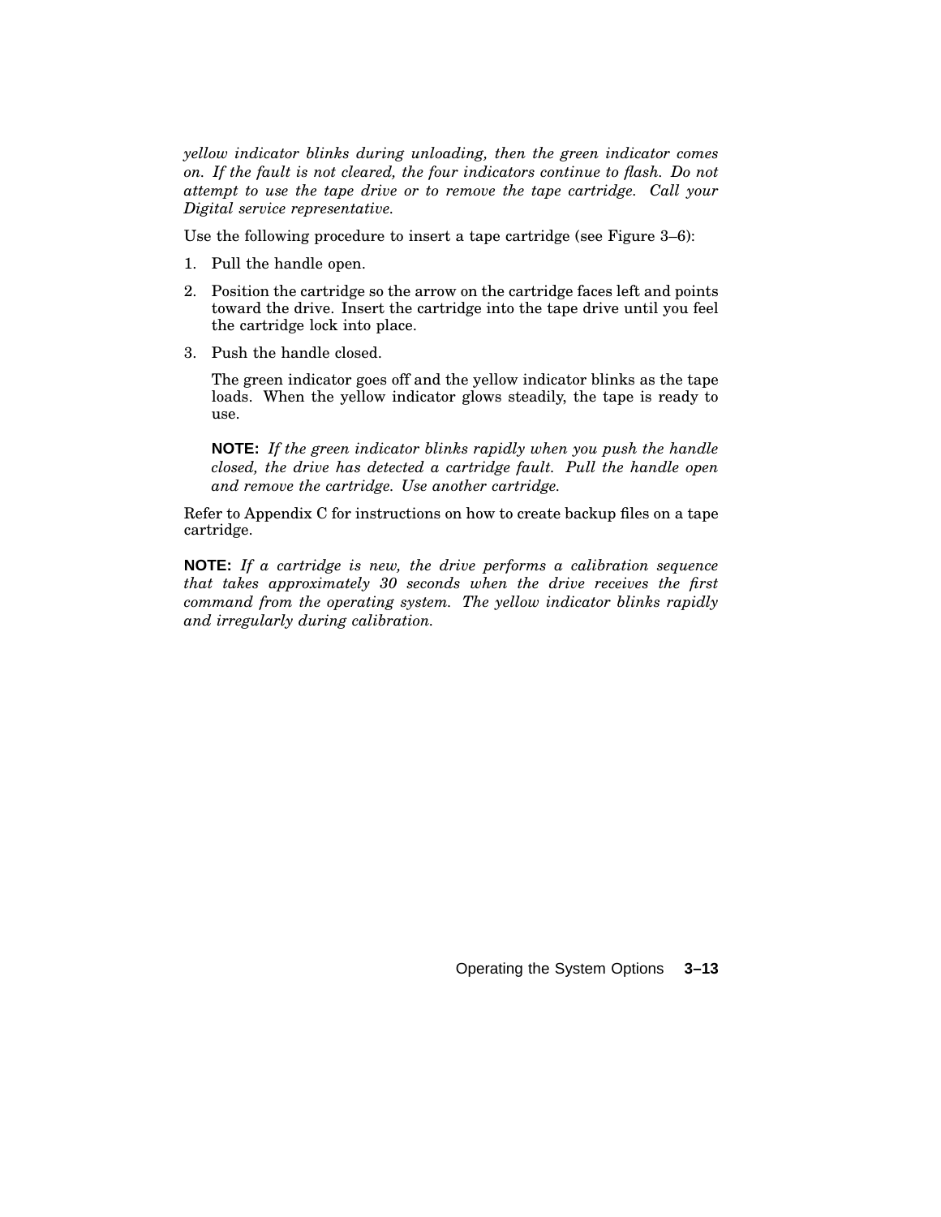*yellow indicator blinks during unloading, then the green indicator comes on. If the fault is not cleared, the four indicators continue to flash. Do not attempt to use the tape drive or to remove the tape cartridge. Call your Digital service representative.*

Use the following procedure to insert a tape cartridge (see Figure 3–6):

1. Pull the handle open.
2. Position the cartridge so the arrow on the cartridge faces left and points toward the drive. Insert the cartridge into the tape drive until you feel the cartridge lock into place.
3. Push the handle closed.

   The green indicator goes off and the yellow indicator blinks as the tape loads. When the yellow indicator glows steadily, the tape is ready to use.

   **NOTE:** *If the green indicator blinks rapidly when you push the handle closed, the drive has detected a cartridge fault. Pull the handle open and remove the cartridge. Use another cartridge.*

Refer to Appendix C for instructions on how to create backup files on a tape cartridge.

**NOTE:** *If a cartridge is new, the drive performs a calibration sequence that takes approximately 30 seconds when the drive receives the first command from the operating system. The yellow indicator blinks rapidly and irregularly during calibration.*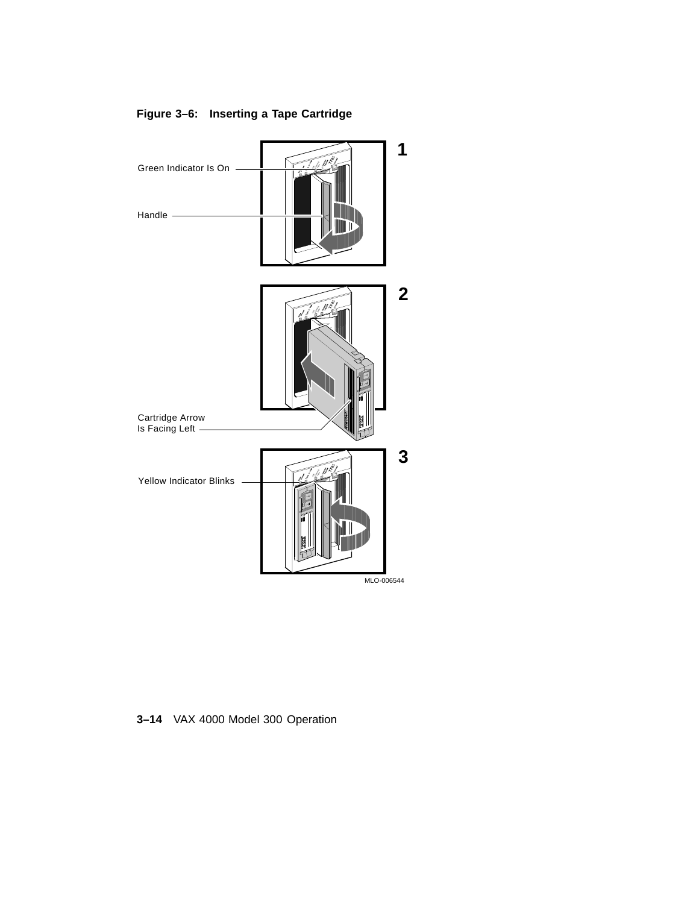**Figure 3–6: Inserting a Tape Cartridge**

1

Green Indicator Is On

Handle

2

Cartridge Arrow Is Facing Left

3

Yellow Indicator Blinks

MLO-006544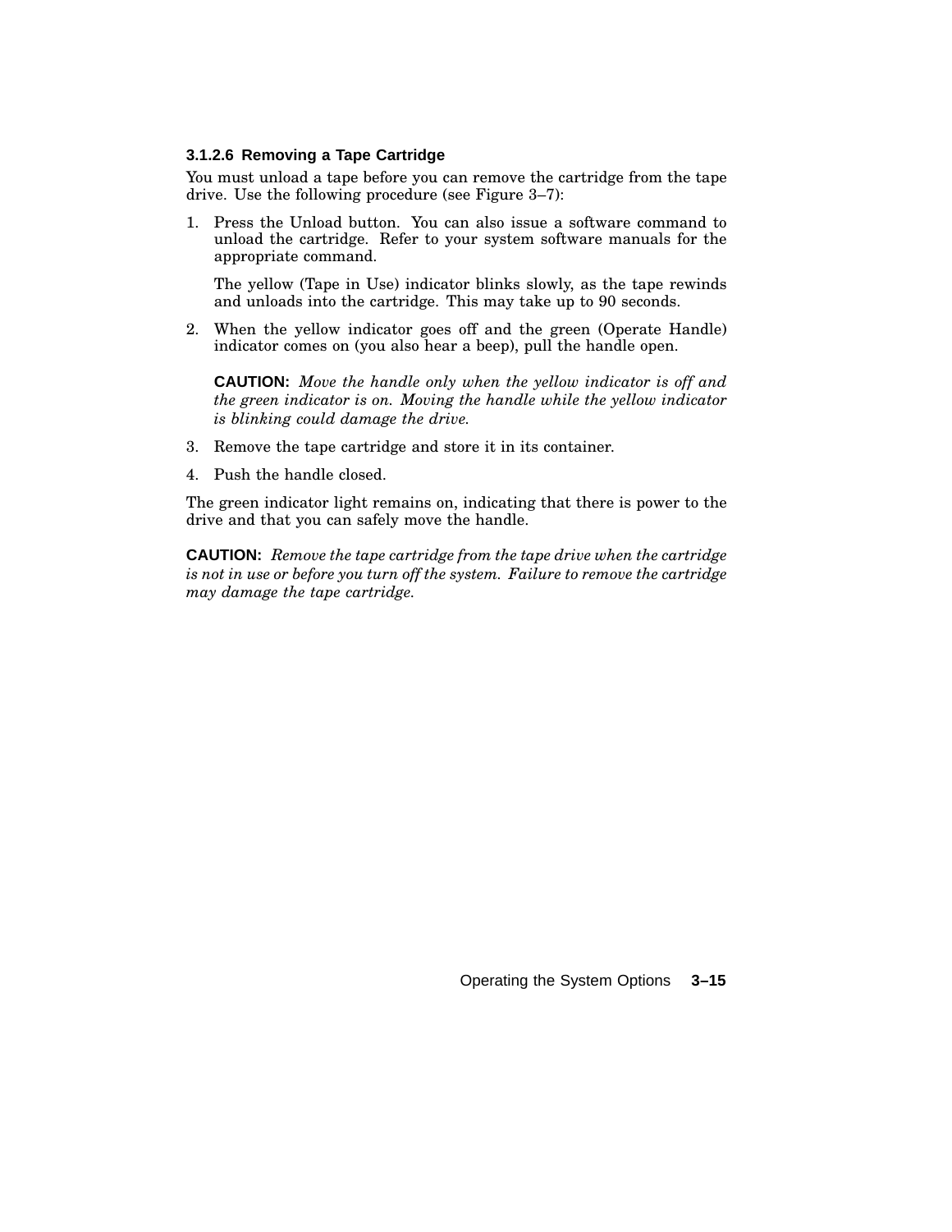#### 3.1.2.6 Removing a Tape Cartridge

You must unload a tape before you can remove the cartridge from the tape drive. Use the following procedure (see Figure 3–7):

1. Press the Unload button. You can also issue a software command to unload the cartridge. Refer to your system software manuals for the appropriate command.

   The yellow (Tape in Use) indicator blinks slowly, as the tape rewinds and unloads into the cartridge. This may take up to 90 seconds.

2. When the yellow indicator goes off and the green (Operate Handle) indicator comes on (you also hear a beep), pull the handle open.

   **CAUTION:** *Move the handle only when the yellow indicator is off and the green indicator is on. Moving the handle while the yellow indicator is blinking could damage the drive.*

3. Remove the tape cartridge and store it in its container.

4. Push the handle closed.

The green indicator light remains on, indicating that there is power to the drive and that you can safely move the handle.

**CAUTION:** *Remove the tape cartridge from the tape drive when the cartridge is not in use or before you turn off the system. Failure to remove the cartridge may damage the tape cartridge.*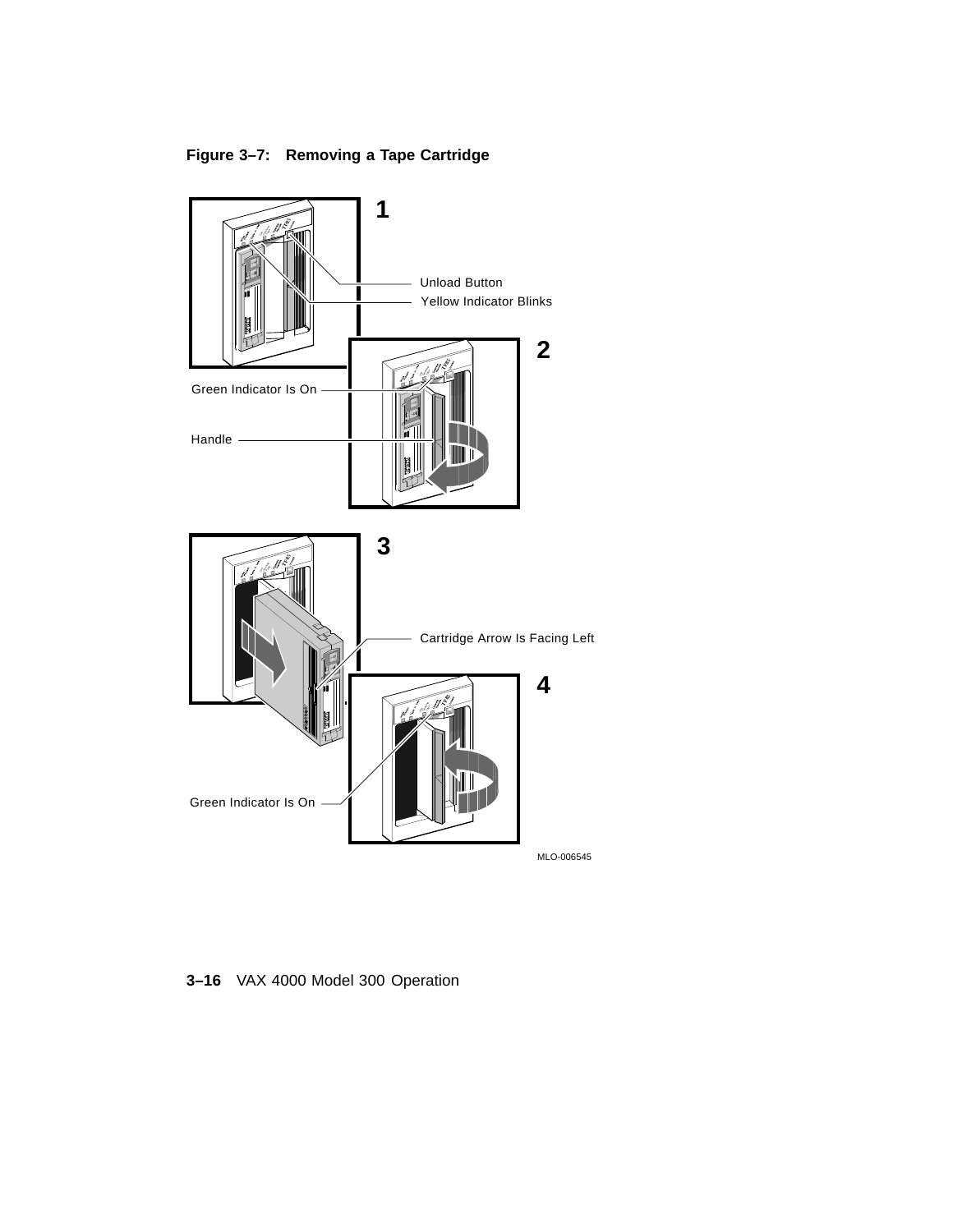**Figure 3–7: Removing a Tape Cartridge**

1

Unload Button

Yellow Indicator Blinks

2

Green Indicator Is On

Handle

3

Cartridge Arrow Is Facing Left

4

Green Indicator Is On

MLO-006545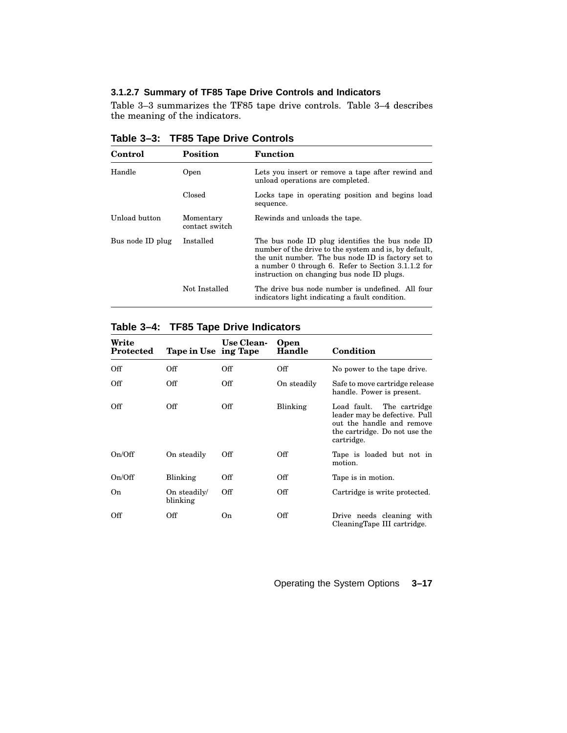### 3.1.2.7 Summary of TF85 Tape Drive Controls and Indicators

Table 3–3 summarizes the TF85 tape drive controls. Table 3–4 describes the meaning of the indicators.

**Table 3–3: TF85 Tape Drive Controls**

| Control | Position | Function |
|---|---|---|
| Handle | Open | Lets you insert or remove a tape after rewind and unload operations are completed. |
| | Closed | Locks tape in operating position and begins load sequence. |
| Unload button | Momentary contact switch | Rewinds and unloads the tape. |
| Bus node ID plug | Installed | The bus node ID plug identifies the bus node ID number of the drive to the system and is, by default, the unit number. The bus node ID is factory set to a number 0 through 6. Refer to Section 3.1.1.2 for instruction on changing bus node ID plugs. |
| | Not Installed | The drive bus node number is undefined. All four indicators light indicating a fault condition. |

**Table 3–4: TF85 Tape Drive Indicators**

| Write Protected | Tape in Use | Use Cleaning Tape | Open Handle | Condition |
|---|---|---|---|---|
| Off | Off | Off | Off | No power to the tape drive. |
| Off | Off | Off | On steadily | Safe to move cartridge release handle. Power is present. |
| Off | Off | Off | Blinking | Load fault. The cartridge leader may be defective. Pull out the handle and remove the cartridge. Do not use the cartridge. |
| On/Off | On steadily | Off | Off | Tape is loaded but not in motion. |
| On/Off | Blinking | Off | Off | Tape is in motion. |
| On | On steadily/ blinking | Off | Off | Cartridge is write protected. |
| Off | Off | On | Off | Drive needs cleaning with CleaningTape III cartridge. |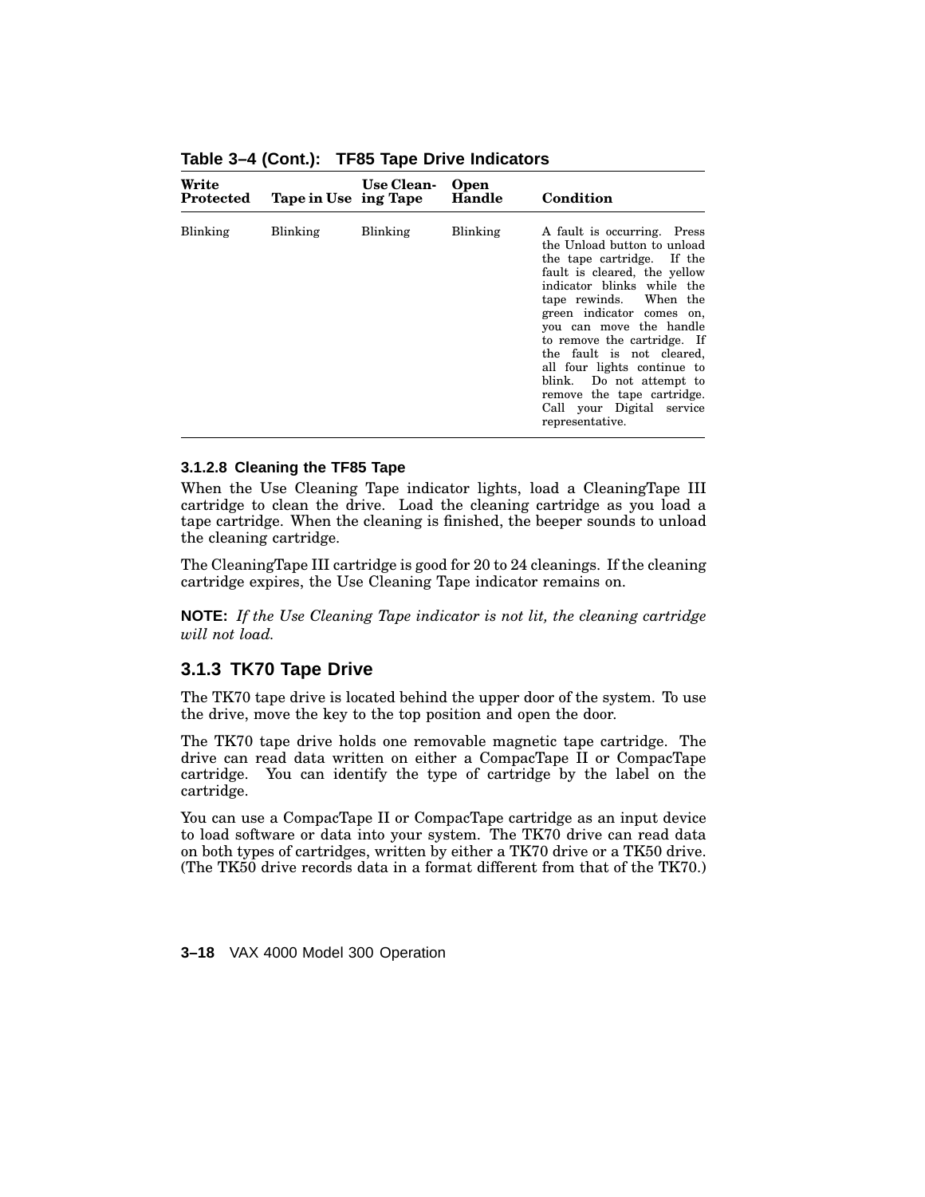**Table 3–4 (Cont.): TF85 Tape Drive Indicators**

| Write Protected | Tape in Use | Use Cleaning Tape | Open Handle | Condition |
|---|---|---|---|---|
| Blinking | Blinking | Blinking | Blinking | A fault is occurring. Press the Unload button to unload the tape cartridge. If the fault is cleared, the yellow indicator blinks while the tape rewinds. When the green indicator comes on, you can move the handle to remove the cartridge. If the fault is not cleared, all four lights continue to blink. Do not attempt to remove the tape cartridge. Call your Digital service representative. |

#### 3.1.2.8 Cleaning the TF85 Tape

When the Use Cleaning Tape indicator lights, load a CleaningTape III cartridge to clean the drive. Load the cleaning cartridge as you load a tape cartridge. When the cleaning is finished, the beeper sounds to unload the cleaning cartridge.

The CleaningTape III cartridge is good for 20 to 24 cleanings. If the cleaning cartridge expires, the Use Cleaning Tape indicator remains on.

**NOTE:** *If the Use Cleaning Tape indicator is not lit, the cleaning cartridge will not load.*

### 3.1.3 TK70 Tape Drive

The TK70 tape drive is located behind the upper door of the system. To use the drive, move the key to the top position and open the door.

The TK70 tape drive holds one removable magnetic tape cartridge. The drive can read data written on either a CompacTape II or CompacTape cartridge. You can identify the type of cartridge by the label on the cartridge.

You can use a CompacTape II or CompacTape cartridge as an input device to load software or data into your system. The TK70 drive can read data on both types of cartridges, written by either a TK70 drive or a TK50 drive. (The TK50 drive records data in a format different from that of the TK70.)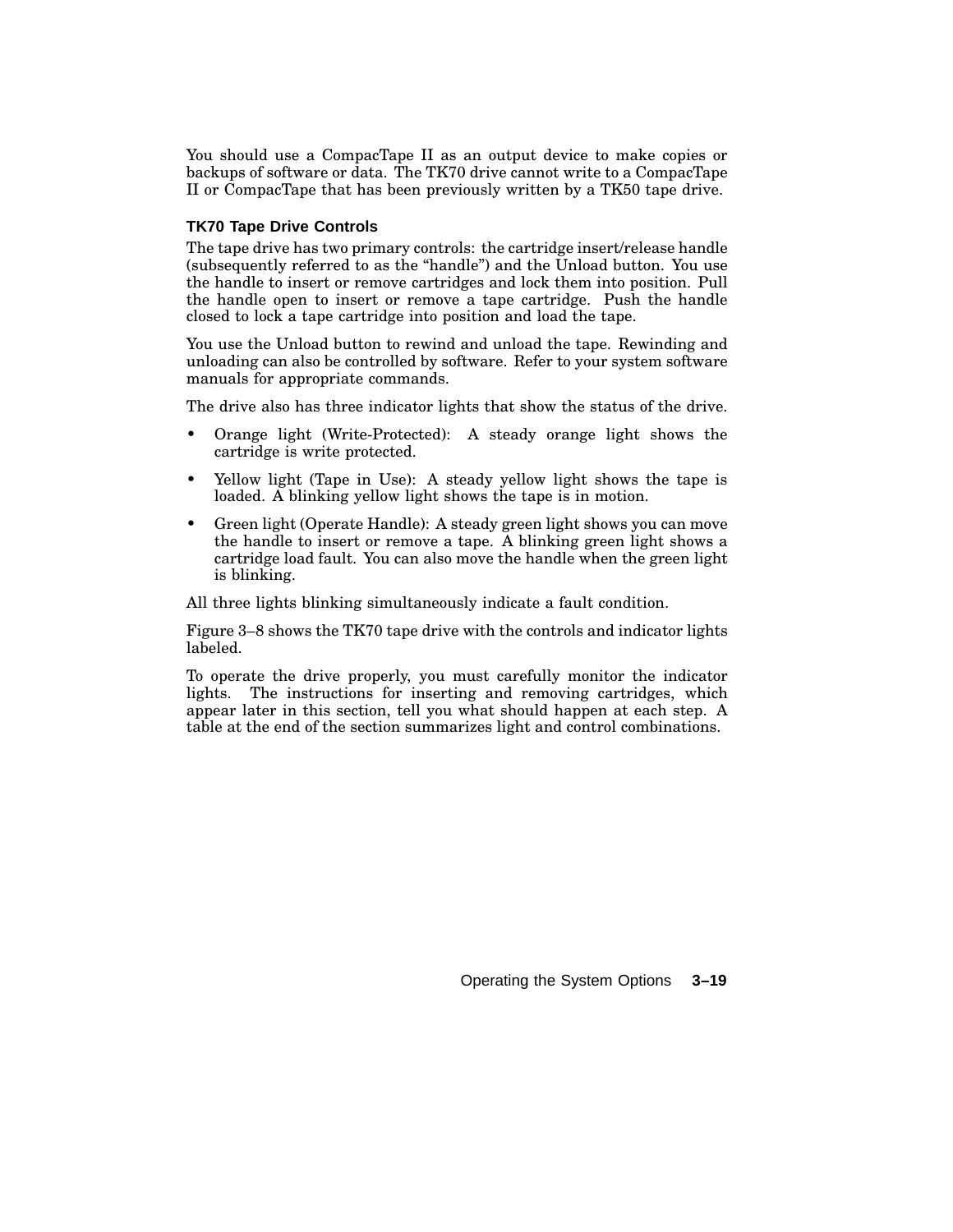You should use a CompacTape II as an output device to make copies or backups of software or data. The TK70 drive cannot write to a CompacTape II or CompacTape that has been previously written by a TK50 tape drive.

### TK70 Tape Drive Controls

The tape drive has two primary controls: the cartridge insert/release handle (subsequently referred to as the "handle") and the Unload button. You use the handle to insert or remove cartridges and lock them into position. Pull the handle open to insert or remove a tape cartridge. Push the handle closed to lock a tape cartridge into position and load the tape.

You use the Unload button to rewind and unload the tape. Rewinding and unloading can also be controlled by software. Refer to your system software manuals for appropriate commands.

The drive also has three indicator lights that show the status of the drive.

- Orange light (Write-Protected): A steady orange light shows the cartridge is write protected.
- Yellow light (Tape in Use): A steady yellow light shows the tape is loaded. A blinking yellow light shows the tape is in motion.
- Green light (Operate Handle): A steady green light shows you can move the handle to insert or remove a tape. A blinking green light shows a cartridge load fault. You can also move the handle when the green light is blinking.

All three lights blinking simultaneously indicate a fault condition.

Figure 3–8 shows the TK70 tape drive with the controls and indicator lights labeled.

To operate the drive properly, you must carefully monitor the indicator lights. The instructions for inserting and removing cartridges, which appear later in this section, tell you what should happen at each step. A table at the end of the section summarizes light and control combinations.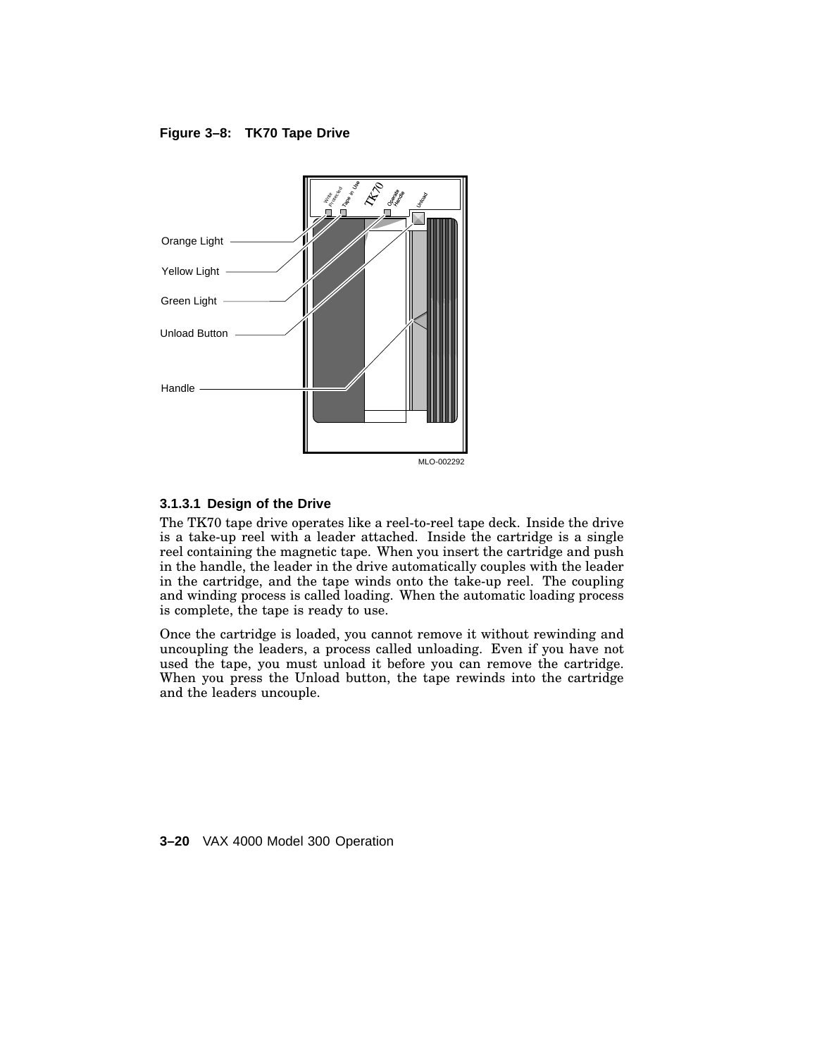**Figure 3–8: TK70 Tape Drive**

Orange Light

Yellow Light

Green Light

Unload Button

Handle

MLO-002292

### 3.1.3.1 Design of the Drive

The TK70 tape drive operates like a reel-to-reel tape deck. Inside the drive is a take-up reel with a leader attached. Inside the cartridge is a single reel containing the magnetic tape. When you insert the cartridge and push in the handle, the leader in the drive automatically couples with the leader in the cartridge, and the tape winds onto the take-up reel. The coupling and winding process is called loading. When the automatic loading process is complete, the tape is ready to use.

Once the cartridge is loaded, you cannot remove it without rewinding and uncoupling the leaders, a process called unloading. Even if you have not used the tape, you must unload it before you can remove the cartridge. When you press the Unload button, the tape rewinds into the cartridge and the leaders uncouple.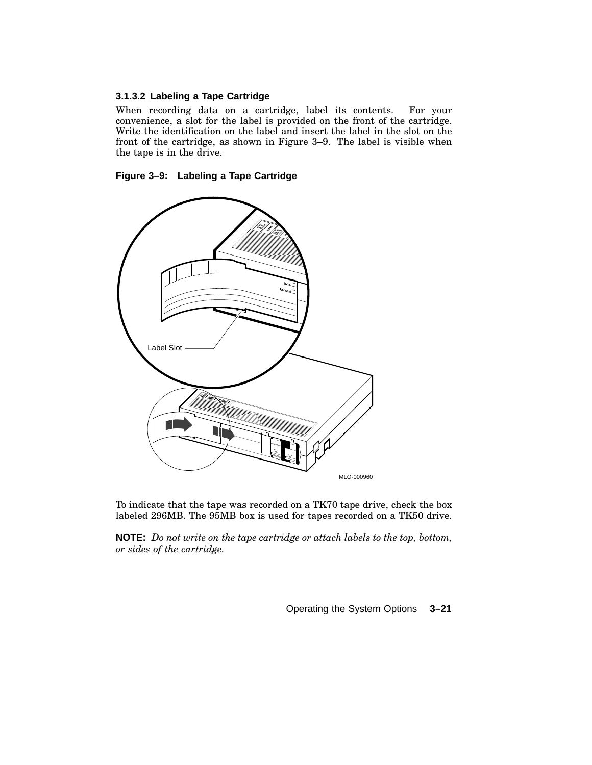#### 3.1.3.2 Labeling a Tape Cartridge

When recording data on a cartridge, label its contents. For your convenience, a slot for the label is provided on the front of the cartridge. Write the identification on the label and insert the label in the slot on the front of the cartridge, as shown in Figure 3–9. The label is visible when the tape is in the drive.

**Figure 3–9: Labeling a Tape Cartridge**

To indicate that the tape was recorded on a TK70 tape drive, check the box labeled 296MB. The 95MB box is used for tapes recorded on a TK50 drive.

**NOTE:** *Do not write on the tape cartridge or attach labels to the top, bottom, or sides of the cartridge.*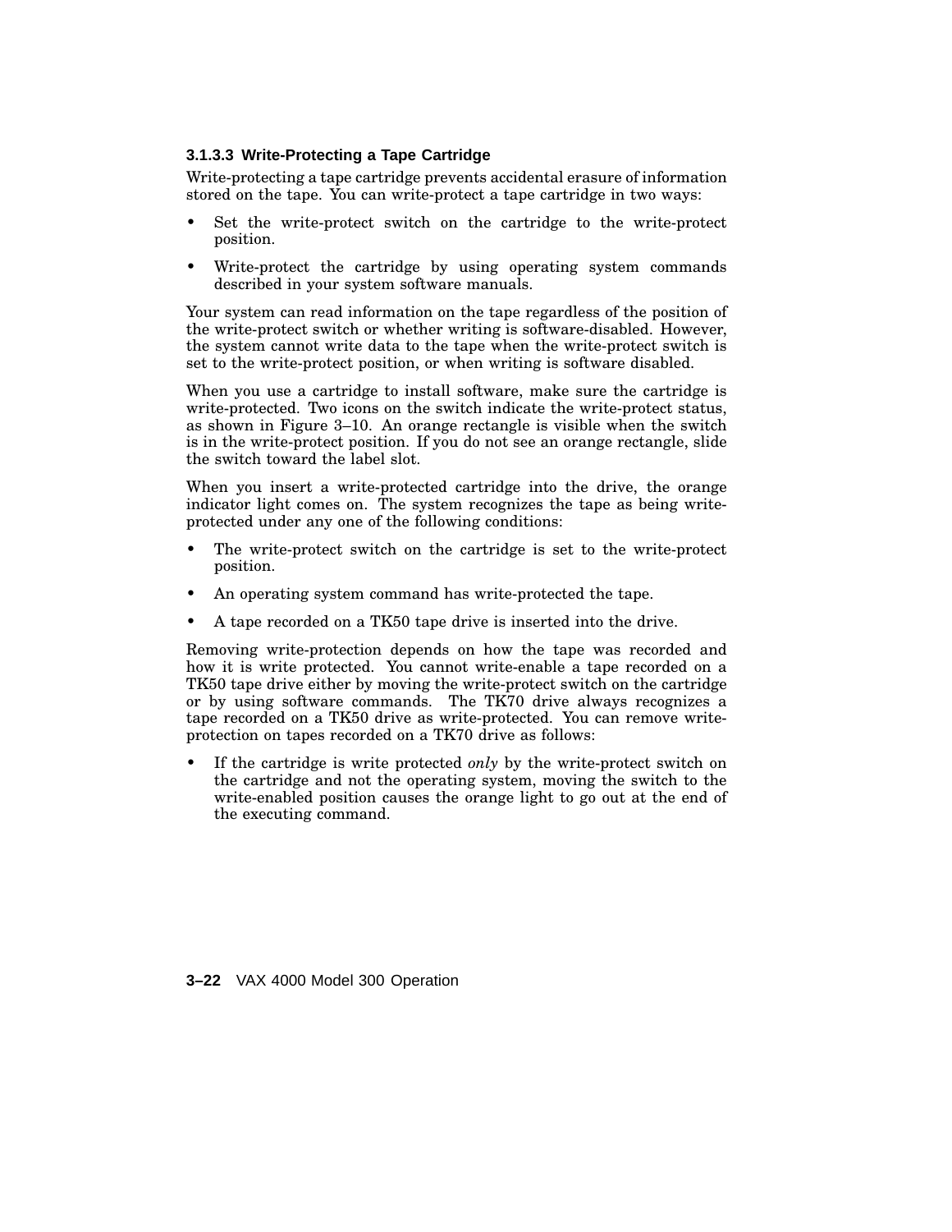#### 3.1.3.3 Write-Protecting a Tape Cartridge

Write-protecting a tape cartridge prevents accidental erasure of information stored on the tape. You can write-protect a tape cartridge in two ways:

- Set the write-protect switch on the cartridge to the write-protect position.
- Write-protect the cartridge by using operating system commands described in your system software manuals.

Your system can read information on the tape regardless of the position of the write-protect switch or whether writing is software-disabled. However, the system cannot write data to the tape when the write-protect switch is set to the write-protect position, or when writing is software disabled.

When you use a cartridge to install software, make sure the cartridge is write-protected. Two icons on the switch indicate the write-protect status, as shown in Figure 3–10. An orange rectangle is visible when the switch is in the write-protect position. If you do not see an orange rectangle, slide the switch toward the label slot.

When you insert a write-protected cartridge into the drive, the orange indicator light comes on. The system recognizes the tape as being write-protected under any one of the following conditions:

- The write-protect switch on the cartridge is set to the write-protect position.
- An operating system command has write-protected the tape.
- A tape recorded on a TK50 tape drive is inserted into the drive.

Removing write-protection depends on how the tape was recorded and how it is write protected. You cannot write-enable a tape recorded on a TK50 tape drive either by moving the write-protect switch on the cartridge or by using software commands. The TK70 drive always recognizes a tape recorded on a TK50 drive as write-protected. You can remove write-protection on tapes recorded on a TK70 drive as follows:

- If the cartridge is write protected *only* by the write-protect switch on the cartridge and not the operating system, moving the switch to the write-enabled position causes the orange light to go out at the end of the executing command.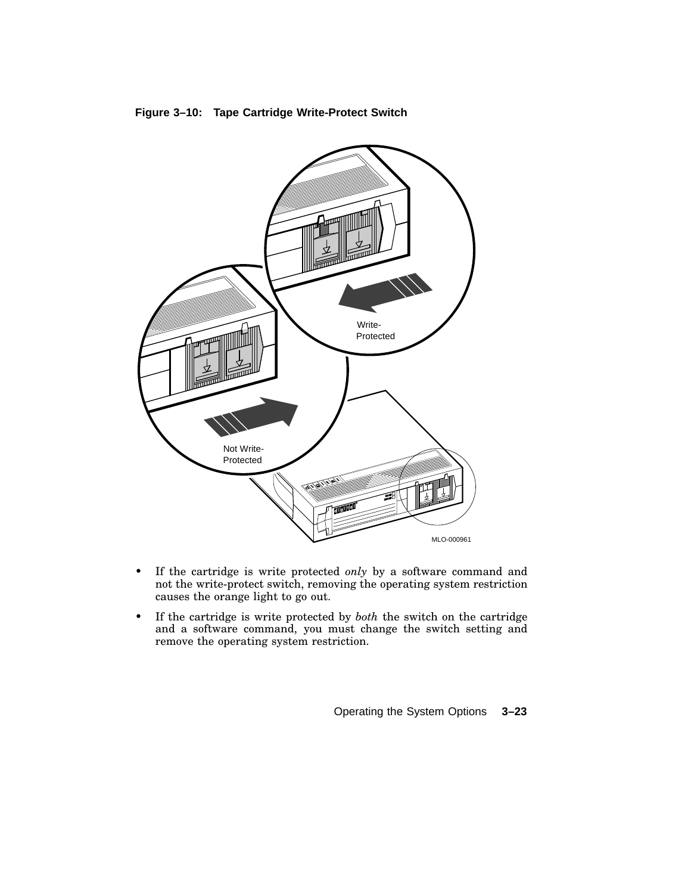**Figure 3–10: Tape Cartridge Write-Protect Switch**

Write-
Protected

Not Write-
Protected

MLO-000961

- If the cartridge is write protected *only* by a software command and not the write-protect switch, removing the operating system restriction causes the orange light to go out.
- If the cartridge is write protected by *both* the switch on the cartridge and a software command, you must change the switch setting and remove the operating system restriction.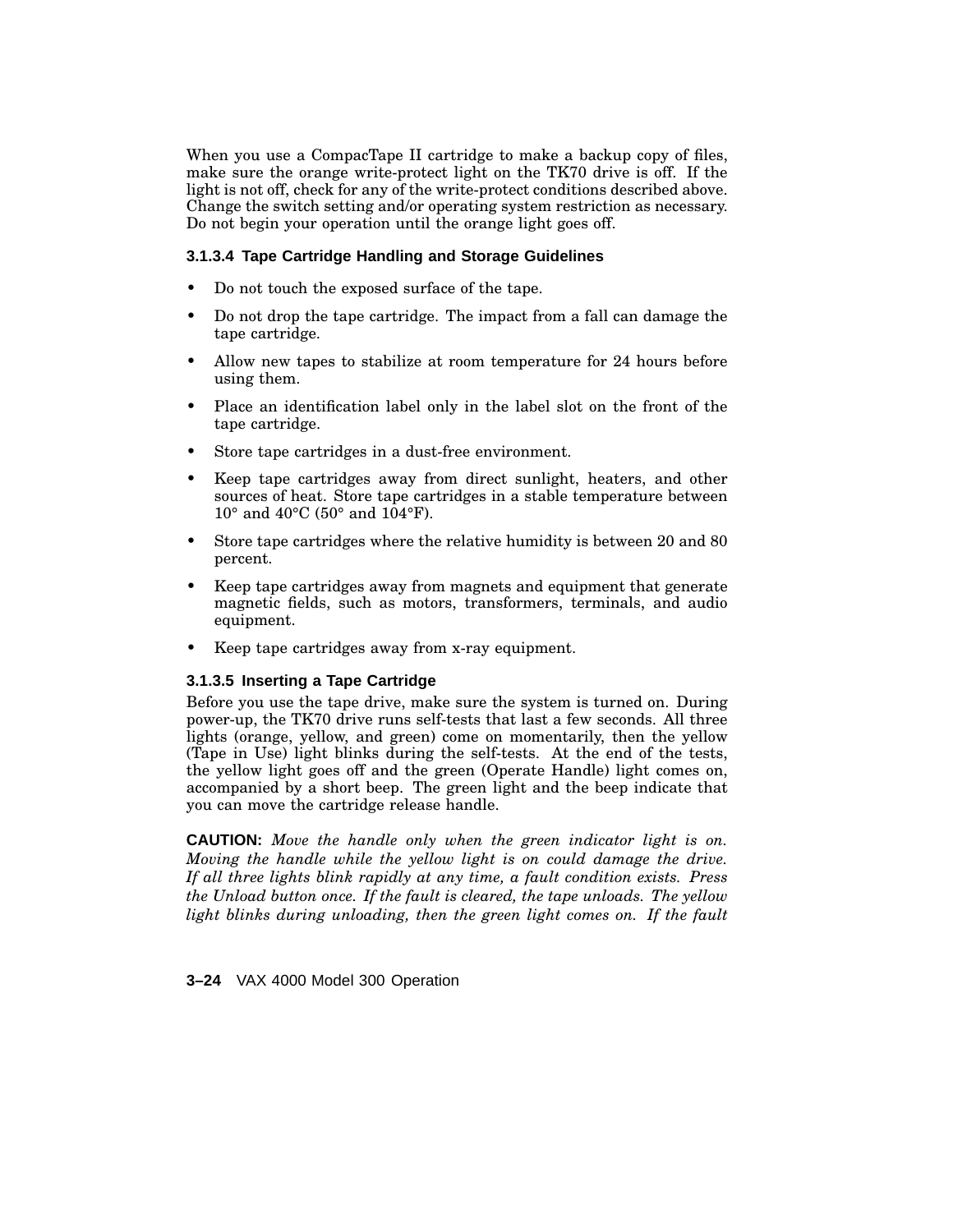When you use a CompacTape II cartridge to make a backup copy of files, make sure the orange write-protect light on the TK70 drive is off. If the light is not off, check for any of the write-protect conditions described above. Change the switch setting and/or operating system restriction as necessary. Do not begin your operation until the orange light goes off.

#### 3.1.3.4 Tape Cartridge Handling and Storage Guidelines

- Do not touch the exposed surface of the tape.
- Do not drop the tape cartridge. The impact from a fall can damage the tape cartridge.
- Allow new tapes to stabilize at room temperature for 24 hours before using them.
- Place an identification label only in the label slot on the front of the tape cartridge.
- Store tape cartridges in a dust-free environment.
- Keep tape cartridges away from direct sunlight, heaters, and other sources of heat. Store tape cartridges in a stable temperature between 10° and 40°C (50° and 104°F).
- Store tape cartridges where the relative humidity is between 20 and 80 percent.
- Keep tape cartridges away from magnets and equipment that generate magnetic fields, such as motors, transformers, terminals, and audio equipment.
- Keep tape cartridges away from x-ray equipment.

#### 3.1.3.5 Inserting a Tape Cartridge

Before you use the tape drive, make sure the system is turned on. During power-up, the TK70 drive runs self-tests that last a few seconds. All three lights (orange, yellow, and green) come on momentarily, then the yellow (Tape in Use) light blinks during the self-tests. At the end of the tests, the yellow light goes off and the green (Operate Handle) light comes on, accompanied by a short beep. The green light and the beep indicate that you can move the cartridge release handle.

**CAUTION:** *Move the handle only when the green indicator light is on. Moving the handle while the yellow light is on could damage the drive. If all three lights blink rapidly at any time, a fault condition exists. Press the Unload button once. If the fault is cleared, the tape unloads. The yellow light blinks during unloading, then the green light comes on. If the fault*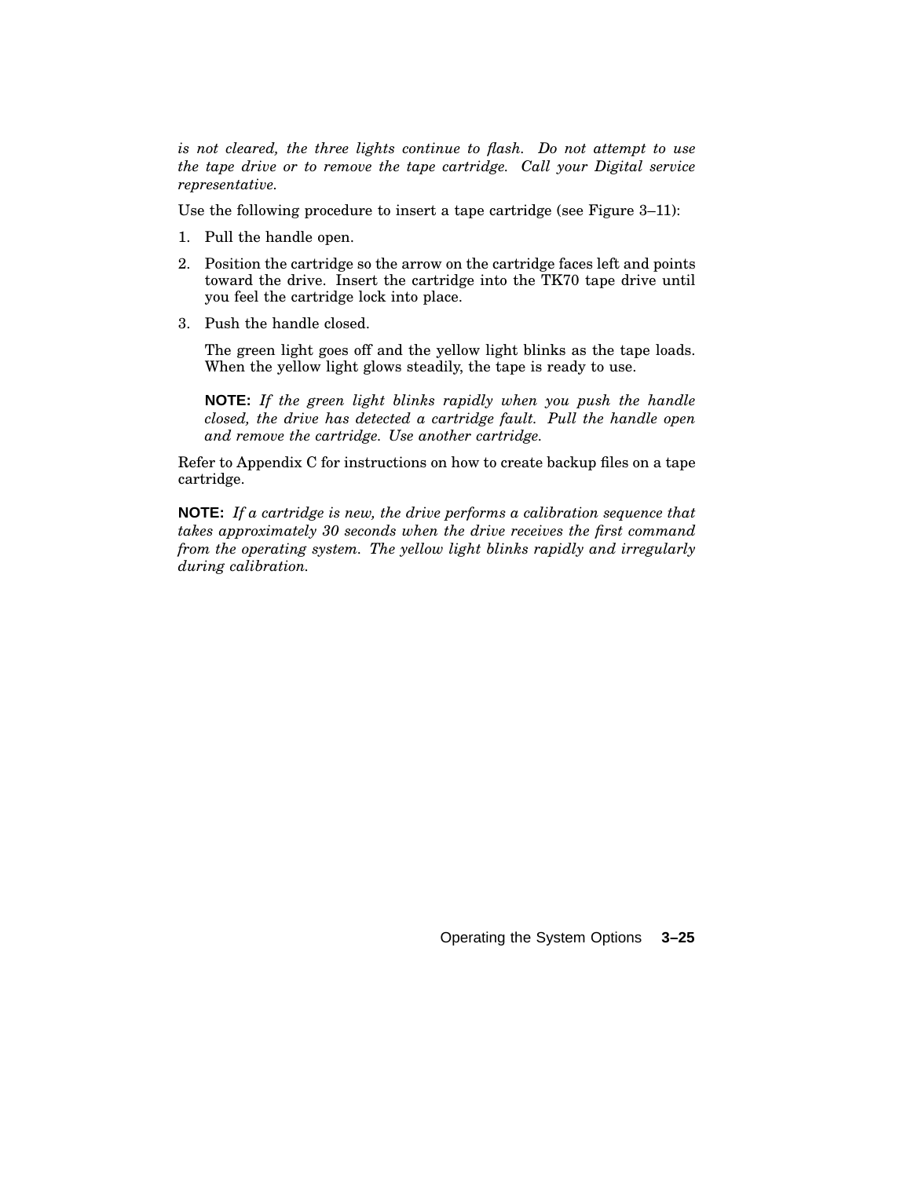*is not cleared, the three lights continue to flash. Do not attempt to use the tape drive or to remove the tape cartridge. Call your Digital service representative.*

Use the following procedure to insert a tape cartridge (see Figure 3–11):

1. Pull the handle open.
2. Position the cartridge so the arrow on the cartridge faces left and points toward the drive. Insert the cartridge into the TK70 tape drive until you feel the cartridge lock into place.
3. Push the handle closed.

   The green light goes off and the yellow light blinks as the tape loads. When the yellow light glows steadily, the tape is ready to use.

   **NOTE:** *If the green light blinks rapidly when you push the handle closed, the drive has detected a cartridge fault. Pull the handle open and remove the cartridge. Use another cartridge.*

Refer to Appendix C for instructions on how to create backup files on a tape cartridge.

**NOTE:** *If a cartridge is new, the drive performs a calibration sequence that takes approximately 30 seconds when the drive receives the first command from the operating system. The yellow light blinks rapidly and irregularly during calibration.*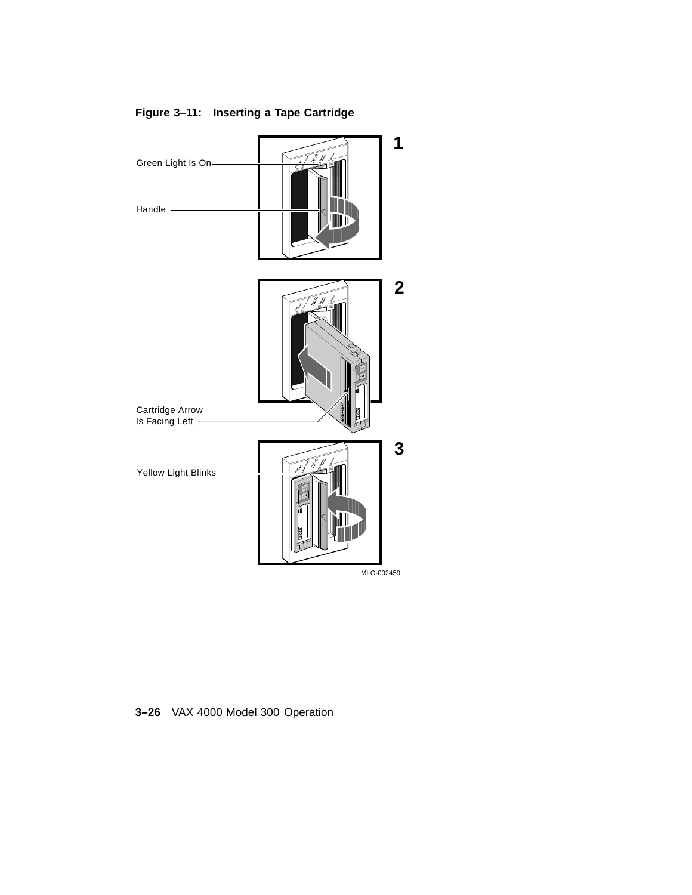**Figure 3–11: Inserting a Tape Cartridge**

1

Green Light Is On

Handle

2

Cartridge Arrow Is Facing Left

3

Yellow Light Blinks

MLO-002459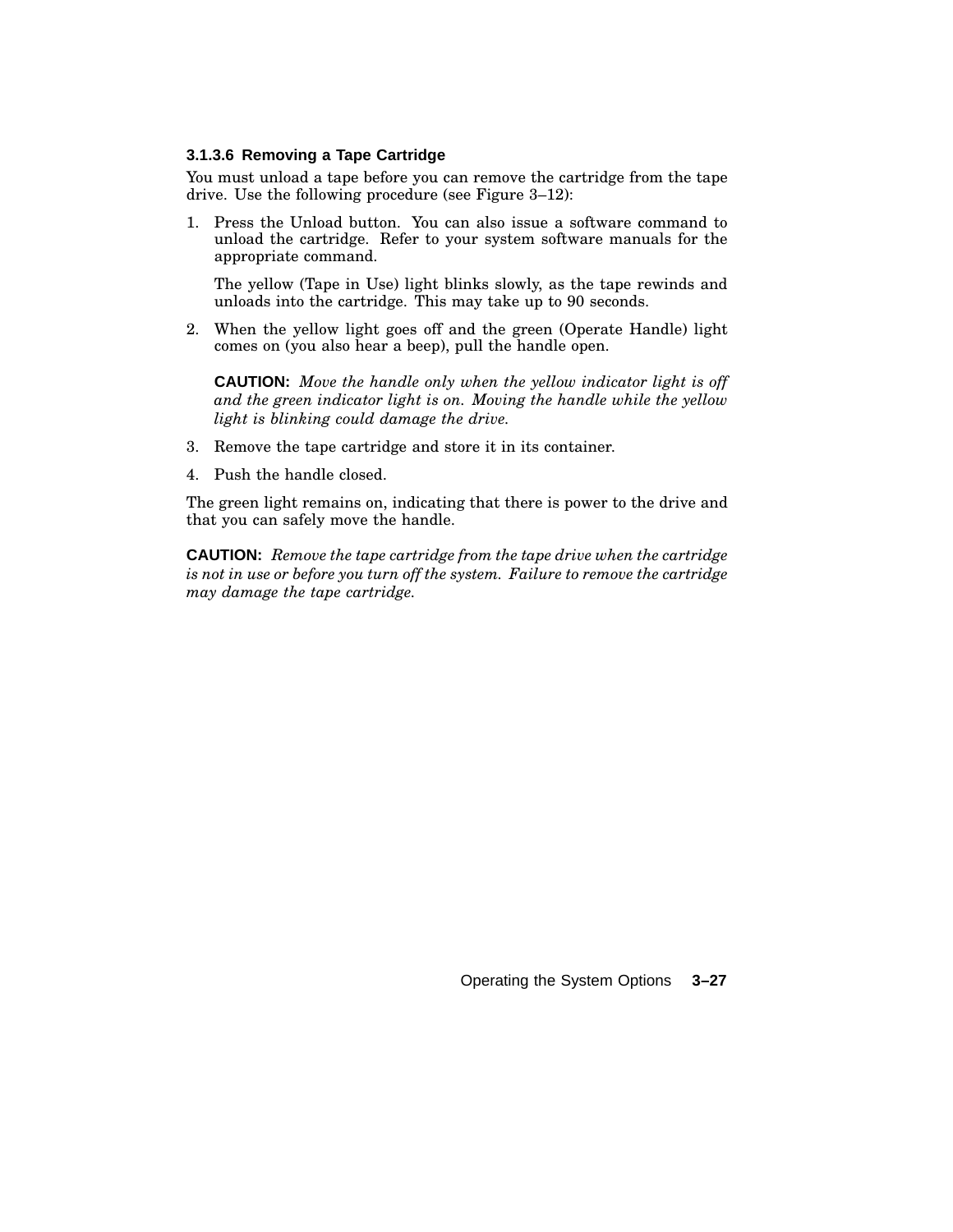#### 3.1.3.6 Removing a Tape Cartridge

You must unload a tape before you can remove the cartridge from the tape drive. Use the following procedure (see Figure 3–12):

1. Press the Unload button. You can also issue a software command to unload the cartridge. Refer to your system software manuals for the appropriate command.

   The yellow (Tape in Use) light blinks slowly, as the tape rewinds and unloads into the cartridge. This may take up to 90 seconds.

2. When the yellow light goes off and the green (Operate Handle) light comes on (you also hear a beep), pull the handle open.

   **CAUTION:** *Move the handle only when the yellow indicator light is off and the green indicator light is on. Moving the handle while the yellow light is blinking could damage the drive.*

3. Remove the tape cartridge and store it in its container.

4. Push the handle closed.

The green light remains on, indicating that there is power to the drive and that you can safely move the handle.

**CAUTION:** *Remove the tape cartridge from the tape drive when the cartridge is not in use or before you turn off the system. Failure to remove the cartridge may damage the tape cartridge.*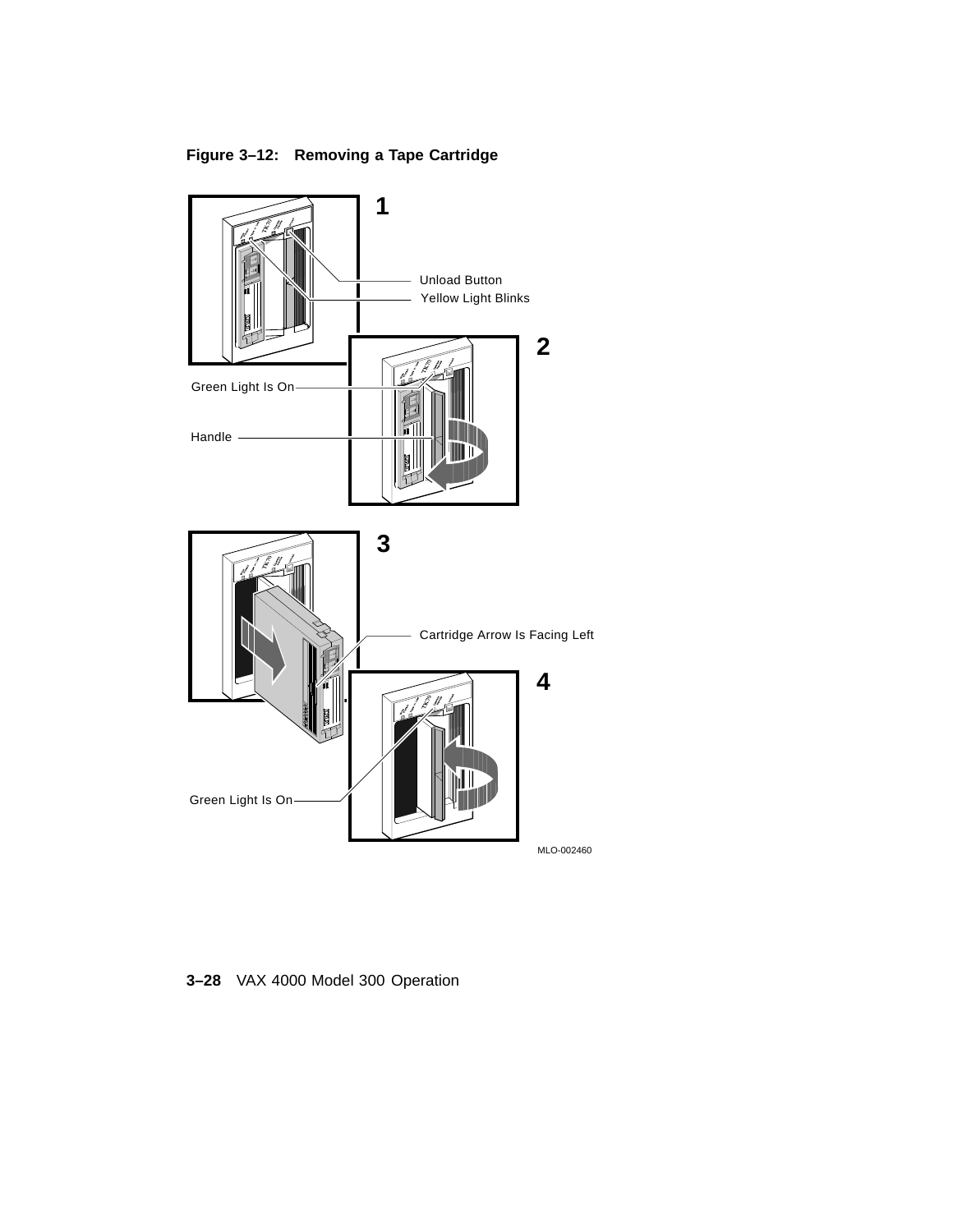**Figure 3–12: Removing a Tape Cartridge**

1

Unload Button

Yellow Light Blinks

2

Green Light Is On

Handle

3

Cartridge Arrow Is Facing Left

4

Green Light Is On

MLO-002460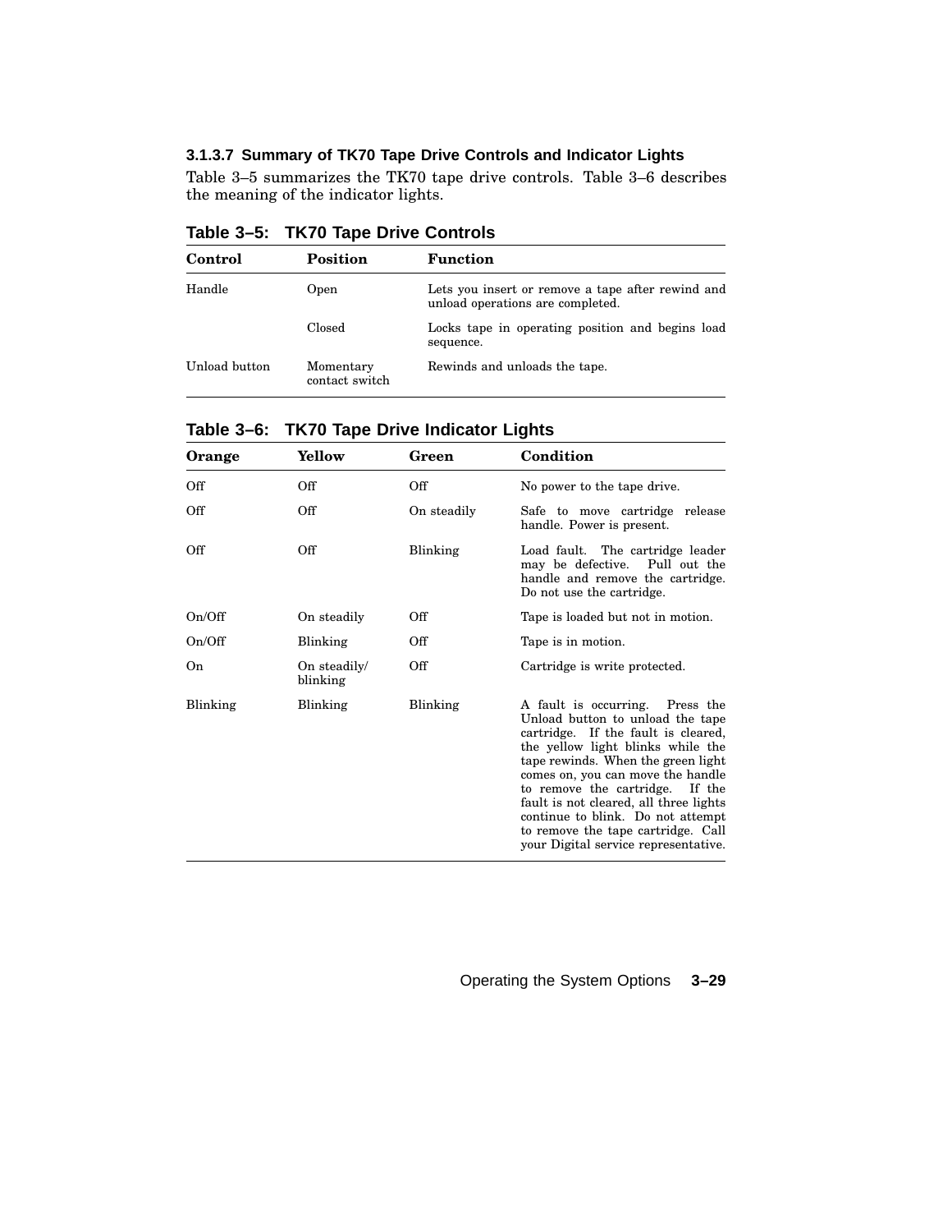#### 3.1.3.7 Summary of TK70 Tape Drive Controls and Indicator Lights

Table 3–5 summarizes the TK70 tape drive controls. Table 3–6 describes the meaning of the indicator lights.

**Table 3–5: TK70 Tape Drive Controls**

| Control | Position | Function |
|---|---|---|
| Handle | Open | Lets you insert or remove a tape after rewind and unload operations are completed. |
| | Closed | Locks tape in operating position and begins load sequence. |
| Unload button | Momentary contact switch | Rewinds and unloads the tape. |

**Table 3–6: TK70 Tape Drive Indicator Lights**

| Orange | Yellow | Green | Condition |
|---|---|---|---|
| Off | Off | Off | No power to the tape drive. |
| Off | Off | On steadily | Safe to move cartridge release handle. Power is present. |
| Off | Off | Blinking | Load fault. The cartridge leader may be defective. Pull out the handle and remove the cartridge. Do not use the cartridge. |
| On/Off | On steadily | Off | Tape is loaded but not in motion. |
| On/Off | Blinking | Off | Tape is in motion. |
| On | On steadily/ blinking | Off | Cartridge is write protected. |
| Blinking | Blinking | Blinking | A fault is occurring. Press the Unload button to unload the tape cartridge. If the fault is cleared, the yellow light blinks while the tape rewinds. When the green light comes on, you can move the handle to remove the cartridge. If the fault is not cleared, all three lights continue to blink. Do not attempt to remove the tape cartridge. Call your Digital service representative. |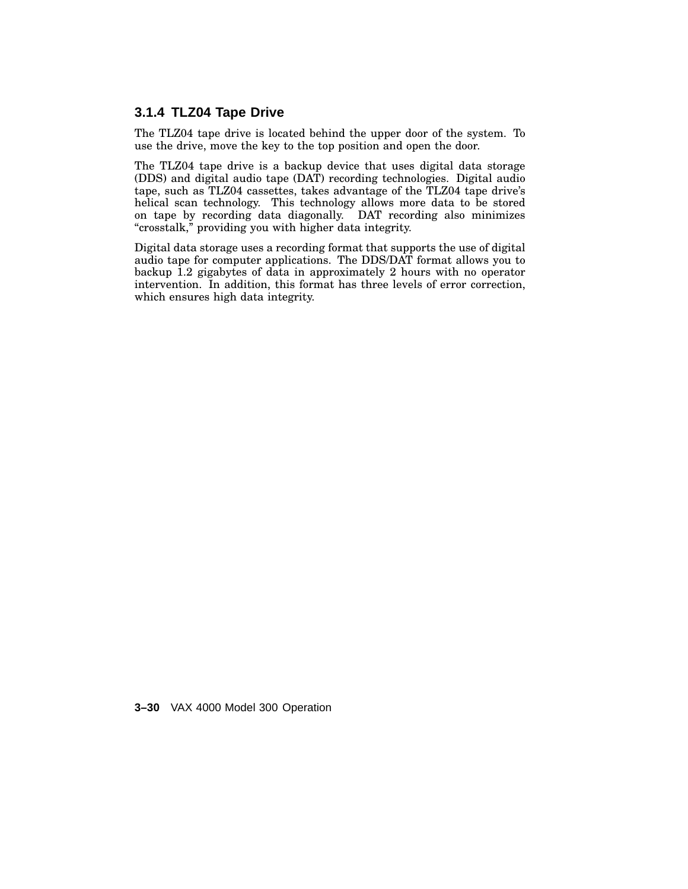### 3.1.4 TLZ04 Tape Drive

The TLZ04 tape drive is located behind the upper door of the system. To use the drive, move the key to the top position and open the door.

The TLZ04 tape drive is a backup device that uses digital data storage (DDS) and digital audio tape (DAT) recording technologies. Digital audio tape, such as TLZ04 cassettes, takes advantage of the TLZ04 tape drive's helical scan technology. This technology allows more data to be stored on tape by recording data diagonally. DAT recording also minimizes "crosstalk," providing you with higher data integrity.

Digital data storage uses a recording format that supports the use of digital audio tape for computer applications. The DDS/DAT format allows you to backup 1.2 gigabytes of data in approximately 2 hours with no operator intervention. In addition, this format has three levels of error correction, which ensures high data integrity.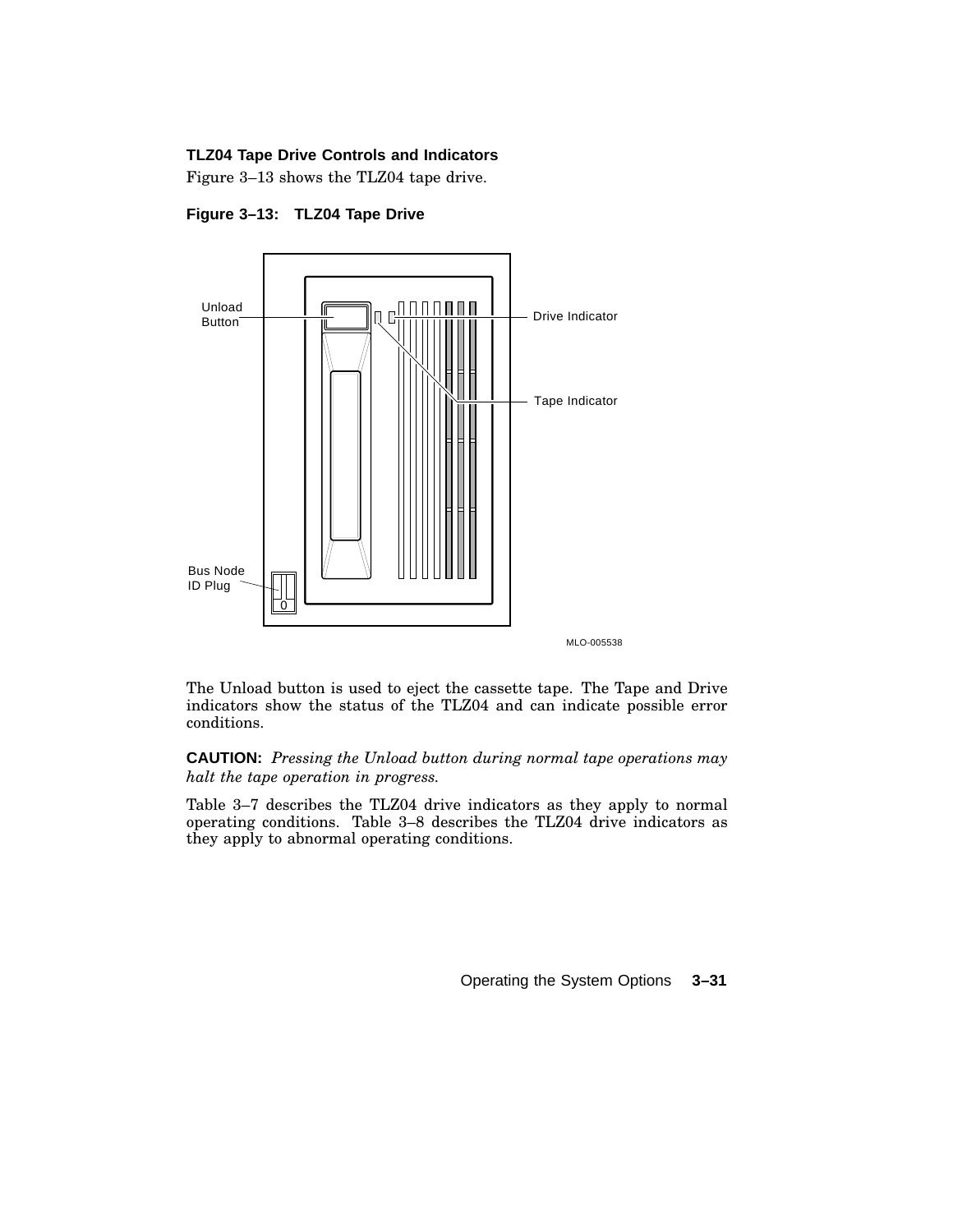### TLZ04 Tape Drive Controls and Indicators

Figure 3–13 shows the TLZ04 tape drive.

**Figure 3–13: TLZ04 Tape Drive**

The Unload button is used to eject the cassette tape. The Tape and Drive indicators show the status of the TLZ04 and can indicate possible error conditions.

**CAUTION:** *Pressing the Unload button during normal tape operations may halt the tape operation in progress.*

Table 3–7 describes the TLZ04 drive indicators as they apply to normal operating conditions. Table 3–8 describes the TLZ04 drive indicators as they apply to abnormal operating conditions.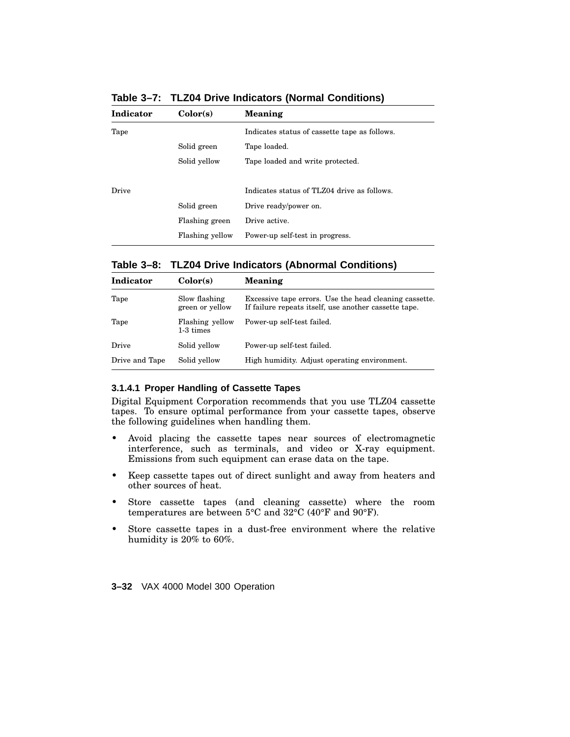**Table 3–7: TLZ04 Drive Indicators (Normal Conditions)**

| Indicator | Color(s) | Meaning |
|---|---|---|
| Tape | | Indicates status of cassette tape as follows. |
| | Solid green | Tape loaded. |
| | Solid yellow | Tape loaded and write protected. |
| Drive | | Indicates status of TLZ04 drive as follows. |
| | Solid green | Drive ready/power on. |
| | Flashing green | Drive active. |
| | Flashing yellow | Power-up self-test in progress. |

**Table 3–8: TLZ04 Drive Indicators (Abnormal Conditions)**

| Indicator | Color(s) | Meaning |
|---|---|---|
| Tape | Slow flashing green or yellow | Excessive tape errors. Use the head cleaning cassette. If failure repeats itself, use another cassette tape. |
| Tape | Flashing yellow 1-3 times | Power-up self-test failed. |
| Drive | Solid yellow | Power-up self-test failed. |
| Drive and Tape | Solid yellow | High humidity. Adjust operating environment. |

#### 3.1.4.1 Proper Handling of Cassette Tapes

Digital Equipment Corporation recommends that you use TLZ04 cassette tapes. To ensure optimal performance from your cassette tapes, observe the following guidelines when handling them.

- Avoid placing the cassette tapes near sources of electromagnetic interference, such as terminals, and video or X-ray equipment. Emissions from such equipment can erase data on the tape.
- Keep cassette tapes out of direct sunlight and away from heaters and other sources of heat.
- Store cassette tapes (and cleaning cassette) where the room temperatures are between 5°C and 32°C (40°F and 90°F).
- Store cassette tapes in a dust-free environment where the relative humidity is 20% to 60%.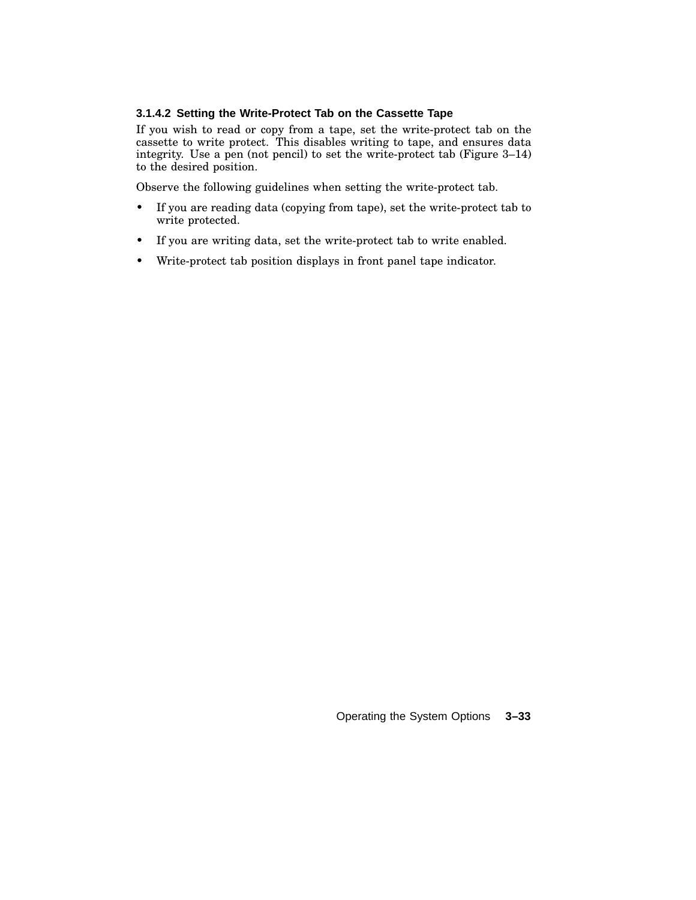#### 3.1.4.2 Setting the Write-Protect Tab on the Cassette Tape

If you wish to read or copy from a tape, set the write-protect tab on the cassette to write protect. This disables writing to tape, and ensures data integrity. Use a pen (not pencil) to set the write-protect tab (Figure 3–14) to the desired position.

Observe the following guidelines when setting the write-protect tab.

- If you are reading data (copying from tape), set the write-protect tab to write protected.
- If you are writing data, set the write-protect tab to write enabled.
- Write-protect tab position displays in front panel tape indicator.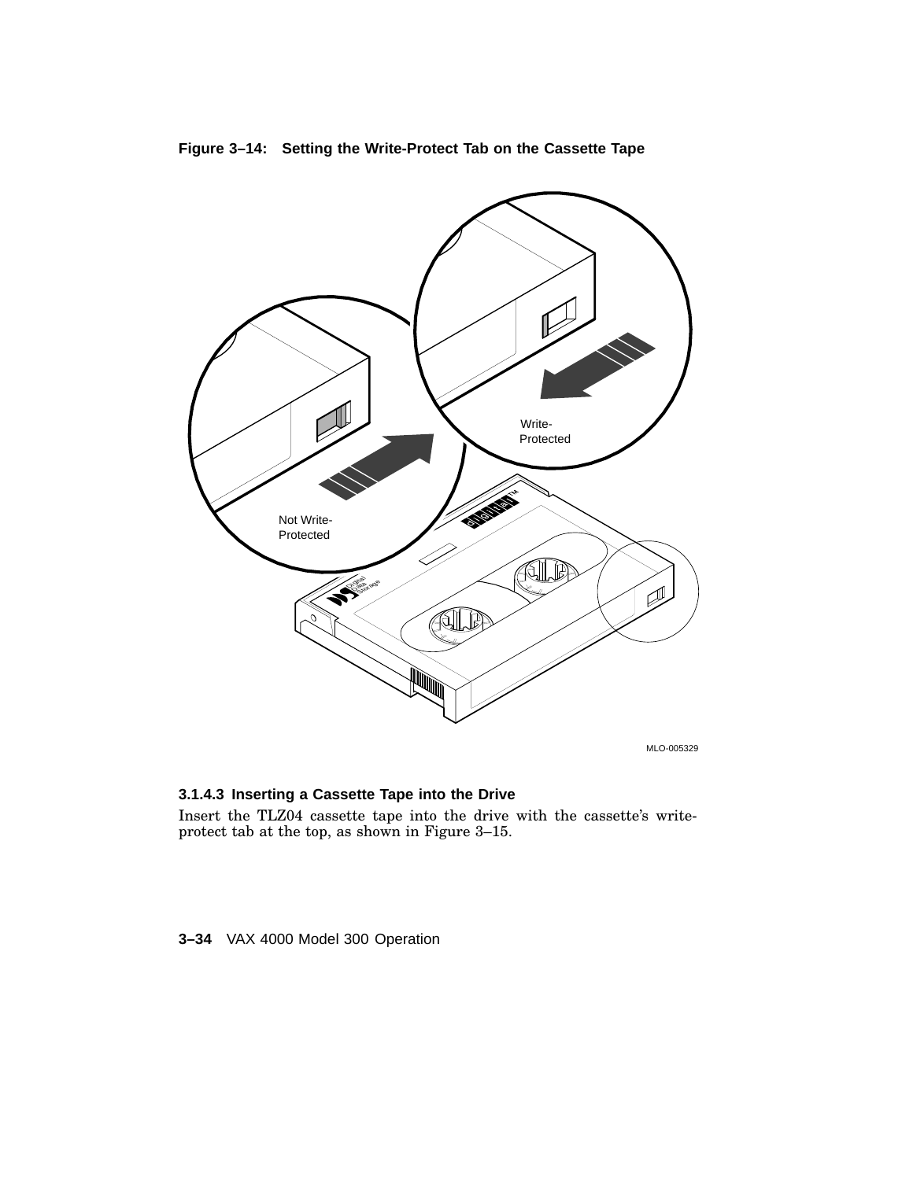**Figure 3–14: Setting the Write-Protect Tab on the Cassette Tape**

Write-Protected

Not Write-Protected

MLO-005329

### 3.1.4.3 Inserting a Cassette Tape into the Drive

Insert the TLZ04 cassette tape into the drive with the cassette's write-protect tab at the top, as shown in Figure 3–15.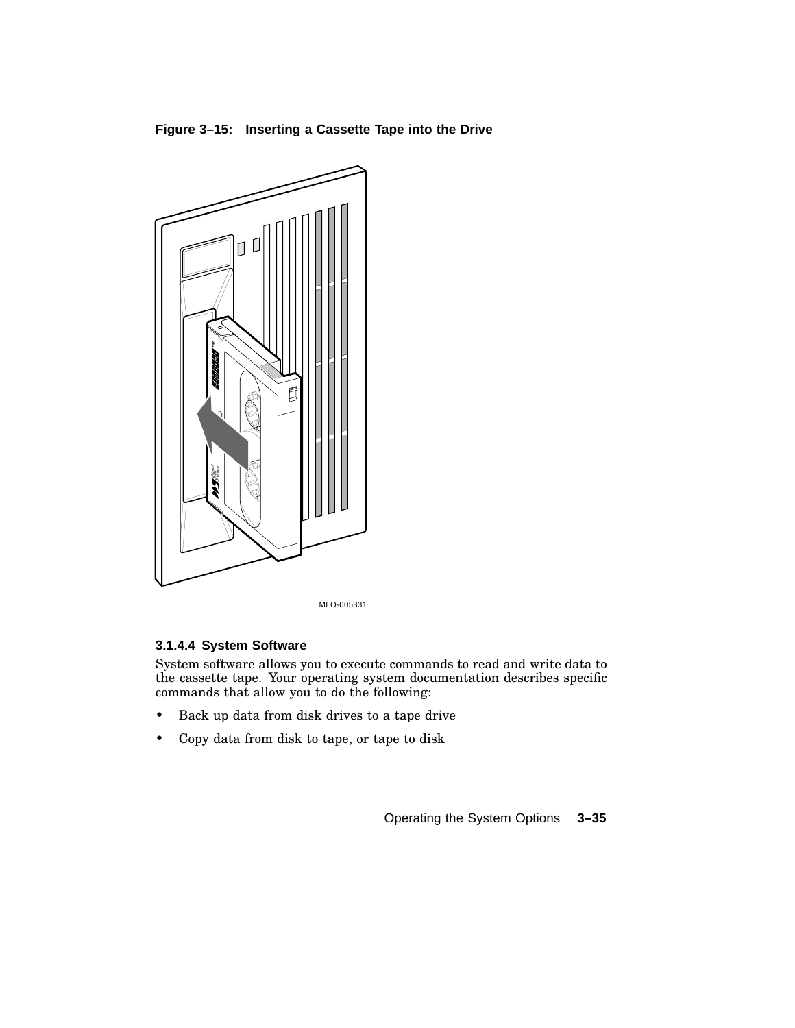**Figure 3–15: Inserting a Cassette Tape into the Drive**

MLO-005331

#### 3.1.4.4 System Software

System software allows you to execute commands to read and write data to the cassette tape. Your operating system documentation describes specific commands that allow you to do the following:

- Back up data from disk drives to a tape drive
- Copy data from disk to tape, or tape to disk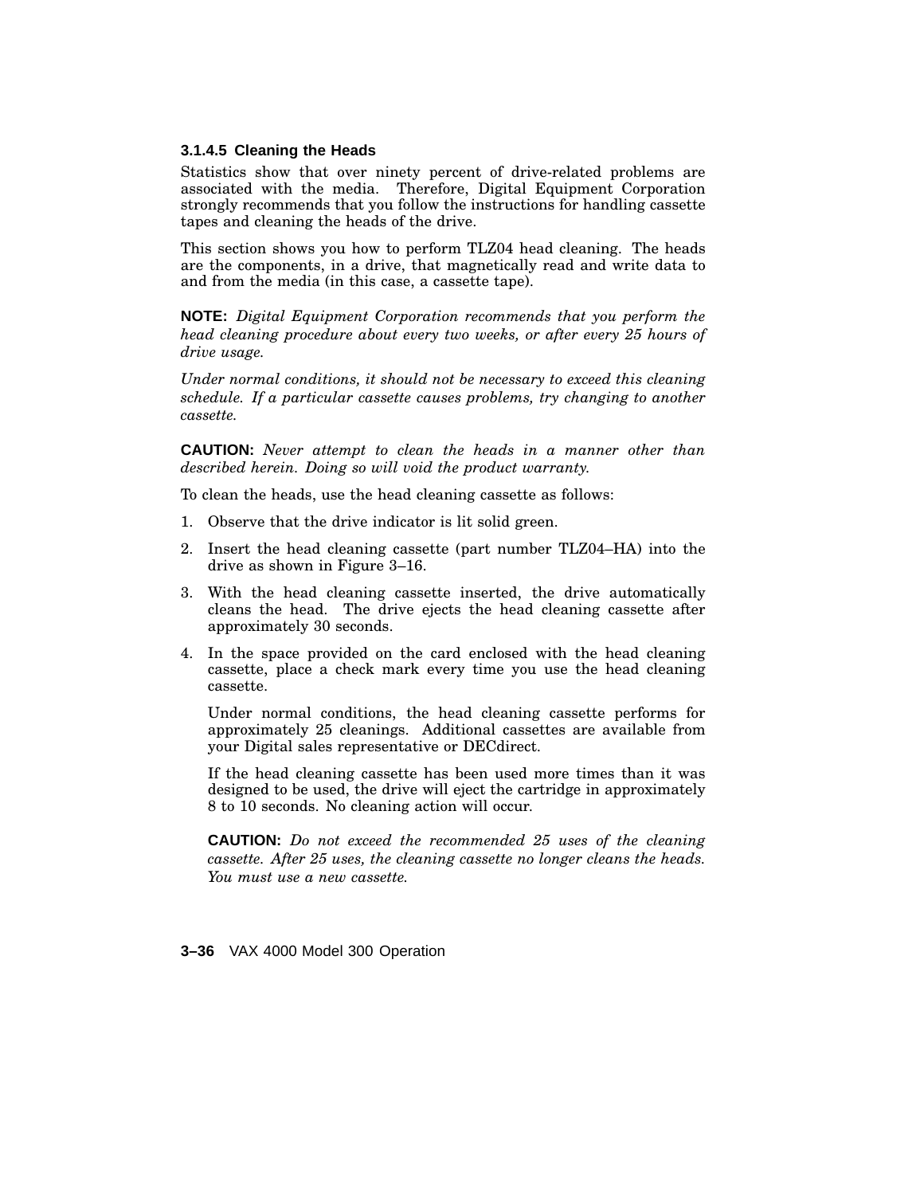#### 3.1.4.5 Cleaning the Heads

Statistics show that over ninety percent of drive-related problems are associated with the media. Therefore, Digital Equipment Corporation strongly recommends that you follow the instructions for handling cassette tapes and cleaning the heads of the drive.

This section shows you how to perform TLZ04 head cleaning. The heads are the components, in a drive, that magnetically read and write data to and from the media (in this case, a cassette tape).

**NOTE:** *Digital Equipment Corporation recommends that you perform the head cleaning procedure about every two weeks, or after every 25 hours of drive usage.*

*Under normal conditions, it should not be necessary to exceed this cleaning schedule. If a particular cassette causes problems, try changing to another cassette.*

**CAUTION:** *Never attempt to clean the heads in a manner other than described herein. Doing so will void the product warranty.*

To clean the heads, use the head cleaning cassette as follows:

1. Observe that the drive indicator is lit solid green.
2. Insert the head cleaning cassette (part number TLZ04–HA) into the drive as shown in Figure 3–16.
3. With the head cleaning cassette inserted, the drive automatically cleans the head. The drive ejects the head cleaning cassette after approximately 30 seconds.
4. In the space provided on the card enclosed with the head cleaning cassette, place a check mark every time you use the head cleaning cassette.

   Under normal conditions, the head cleaning cassette performs for approximately 25 cleanings. Additional cassettes are available from your Digital sales representative or DECdirect.

   If the head cleaning cassette has been used more times than it was designed to be used, the drive will eject the cartridge in approximately 8 to 10 seconds. No cleaning action will occur.

   **CAUTION:** *Do not exceed the recommended 25 uses of the cleaning cassette. After 25 uses, the cleaning cassette no longer cleans the heads. You must use a new cassette.*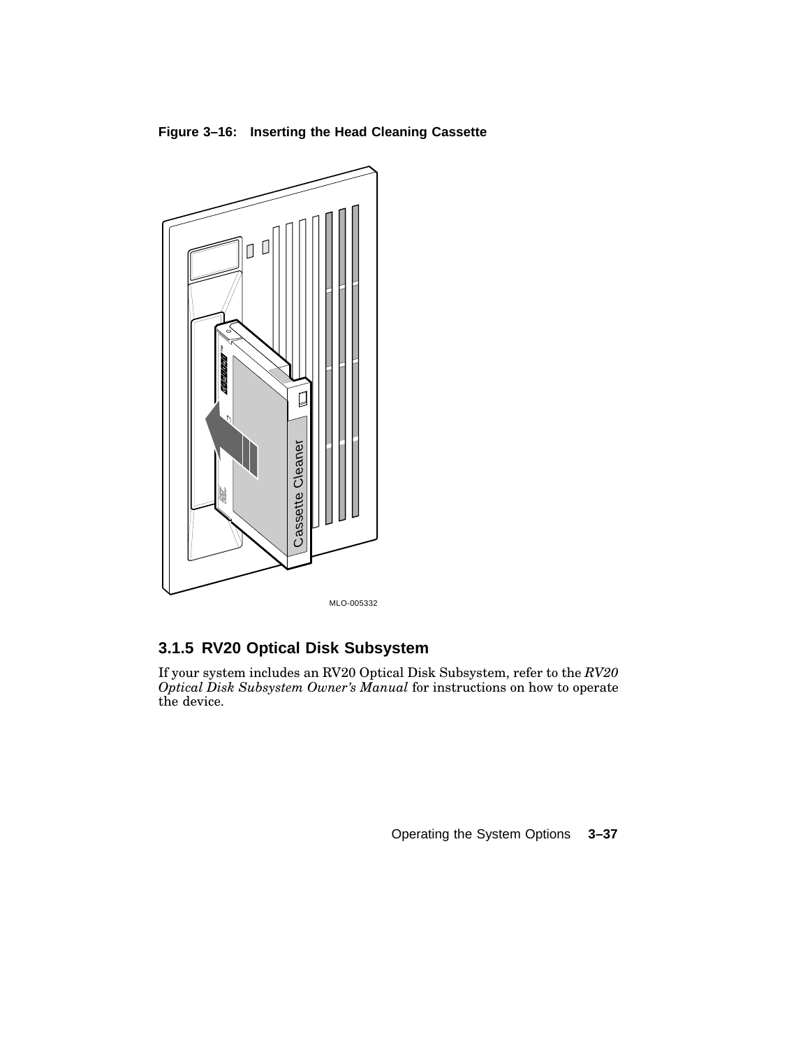**Figure 3–16: Inserting the Head Cleaning Cassette**

MLO-005332

### 3.1.5 RV20 Optical Disk Subsystem

If your system includes an RV20 Optical Disk Subsystem, refer to the *RV20 Optical Disk Subsystem Owner's Manual* for instructions on how to operate the device.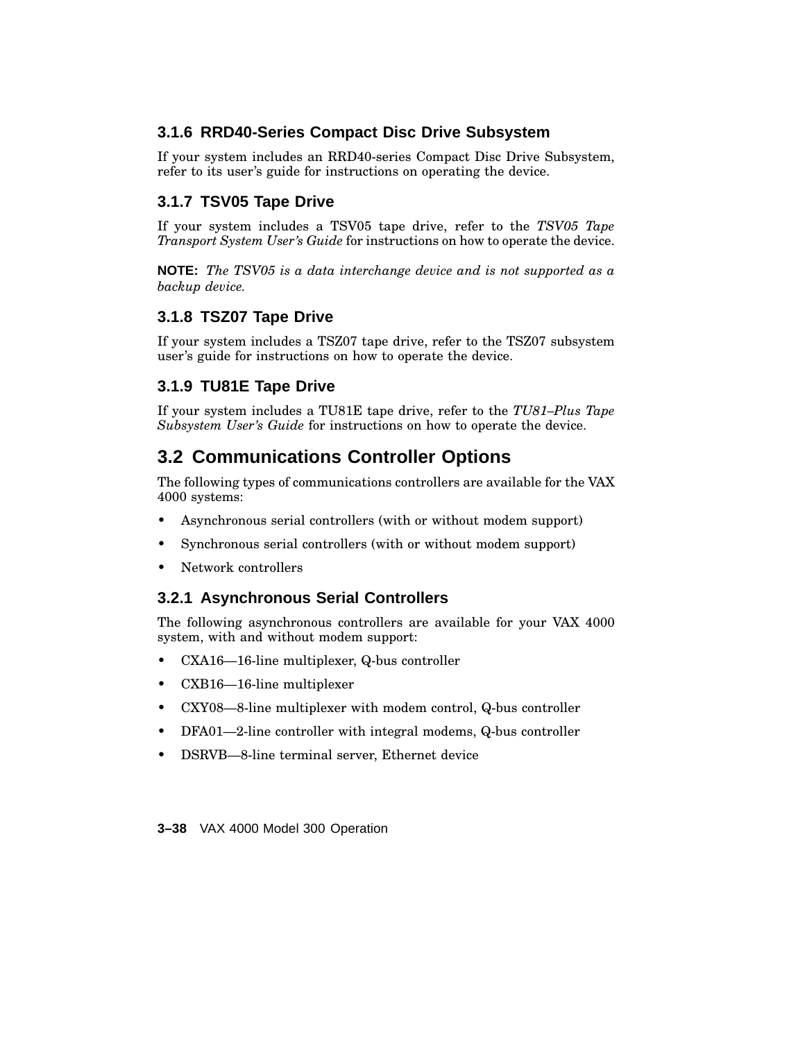### 3.1.6 RRD40-Series Compact Disc Drive Subsystem

If your system includes an RRD40-series Compact Disc Drive Subsystem, refer to its user's guide for instructions on operating the device.

### 3.1.7 TSV05 Tape Drive

If your system includes a TSV05 tape drive, refer to the *TSV05 Tape Transport System User's Guide* for instructions on how to operate the device.

**NOTE:** *The TSV05 is a data interchange device and is not supported as a backup device.*

### 3.1.8 TSZ07 Tape Drive

If your system includes a TSZ07 tape drive, refer to the TSZ07 subsystem user's guide for instructions on how to operate the device.

### 3.1.9 TU81E Tape Drive

If your system includes a TU81E tape drive, refer to the *TU81–Plus Tape Subsystem User's Guide* for instructions on how to operate the device.

## 3.2 Communications Controller Options

The following types of communications controllers are available for the VAX 4000 systems:

- Asynchronous serial controllers (with or without modem support)
- Synchronous serial controllers (with or without modem support)
- Network controllers

### 3.2.1 Asynchronous Serial Controllers

The following asynchronous controllers are available for your VAX 4000 system, with and without modem support:

- CXA16—16-line multiplexer, Q-bus controller
- CXB16—16-line multiplexer
- CXY08—8-line multiplexer with modem control, Q-bus controller
- DFA01—2-line controller with integral modems, Q-bus controller
- DSRVB—8-line terminal server, Ethernet device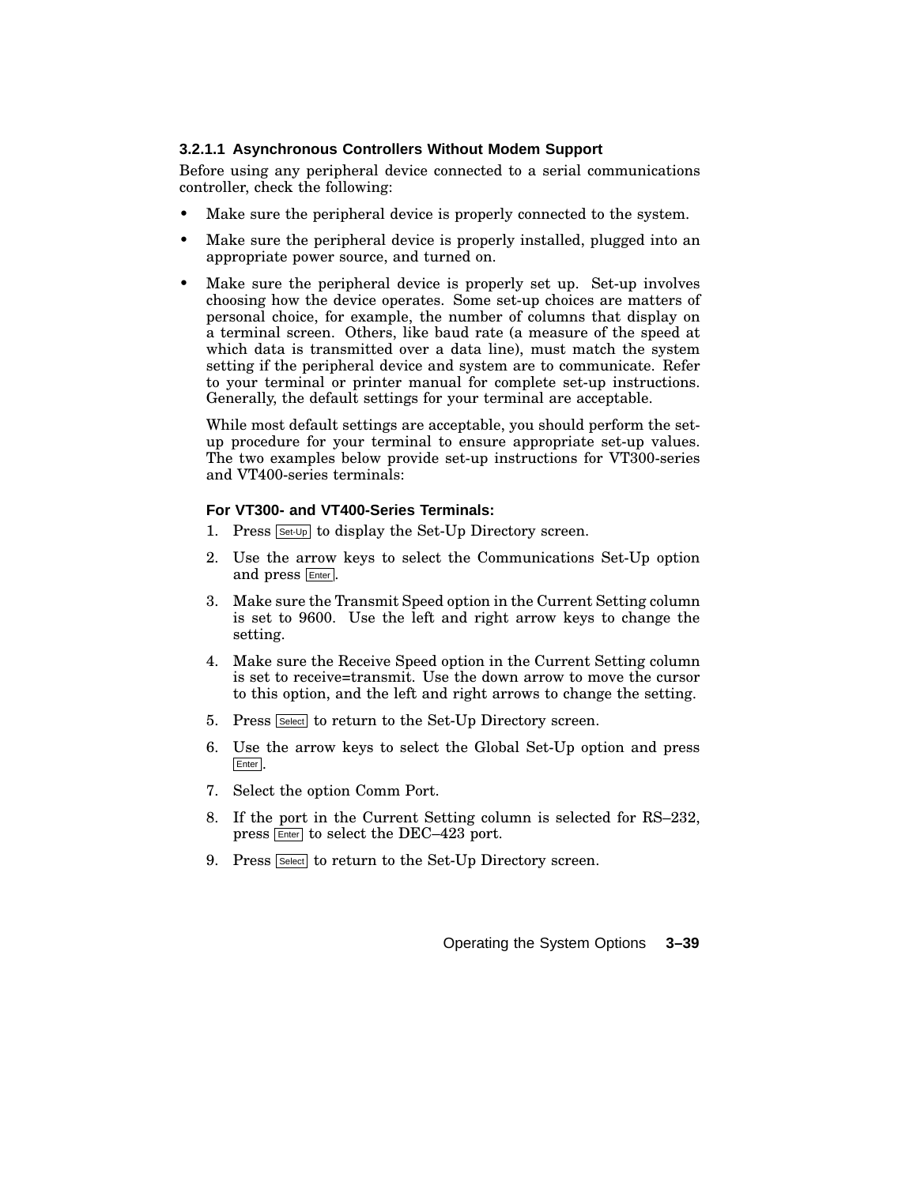#### 3.2.1.1 Asynchronous Controllers Without Modem Support

Before using any peripheral device connected to a serial communications controller, check the following:

- Make sure the peripheral device is properly connected to the system.
- Make sure the peripheral device is properly installed, plugged into an appropriate power source, and turned on.
- Make sure the peripheral device is properly set up. Set-up involves choosing how the device operates. Some set-up choices are matters of personal choice, for example, the number of columns that display on a terminal screen. Others, like baud rate (a measure of the speed at which data is transmitted over a data line), must match the system setting if the peripheral device and system are to communicate. Refer to your terminal or printer manual for complete set-up instructions. Generally, the default settings for your terminal are acceptable.

  While most default settings are acceptable, you should perform the set-up procedure for your terminal to ensure appropriate set-up values. The two examples below provide set-up instructions for VT300-series and VT400-series terminals:

  **For VT300- and VT400-Series Terminals:**

  1. Press Set-Up to display the Set-Up Directory screen.
  2. Use the arrow keys to select the Communications Set-Up option and press Enter.
  3. Make sure the Transmit Speed option in the Current Setting column is set to 9600. Use the left and right arrow keys to change the setting.
  4. Make sure the Receive Speed option in the Current Setting column is set to receive=transmit. Use the down arrow to move the cursor to this option, and the left and right arrows to change the setting.
  5. Press Select to return to the Set-Up Directory screen.
  6. Use the arrow keys to select the Global Set-Up option and press Enter.
  7. Select the option Comm Port.
  8. If the port in the Current Setting column is selected for RS–232, press Enter to select the DEC–423 port.
  9. Press Select to return to the Set-Up Directory screen.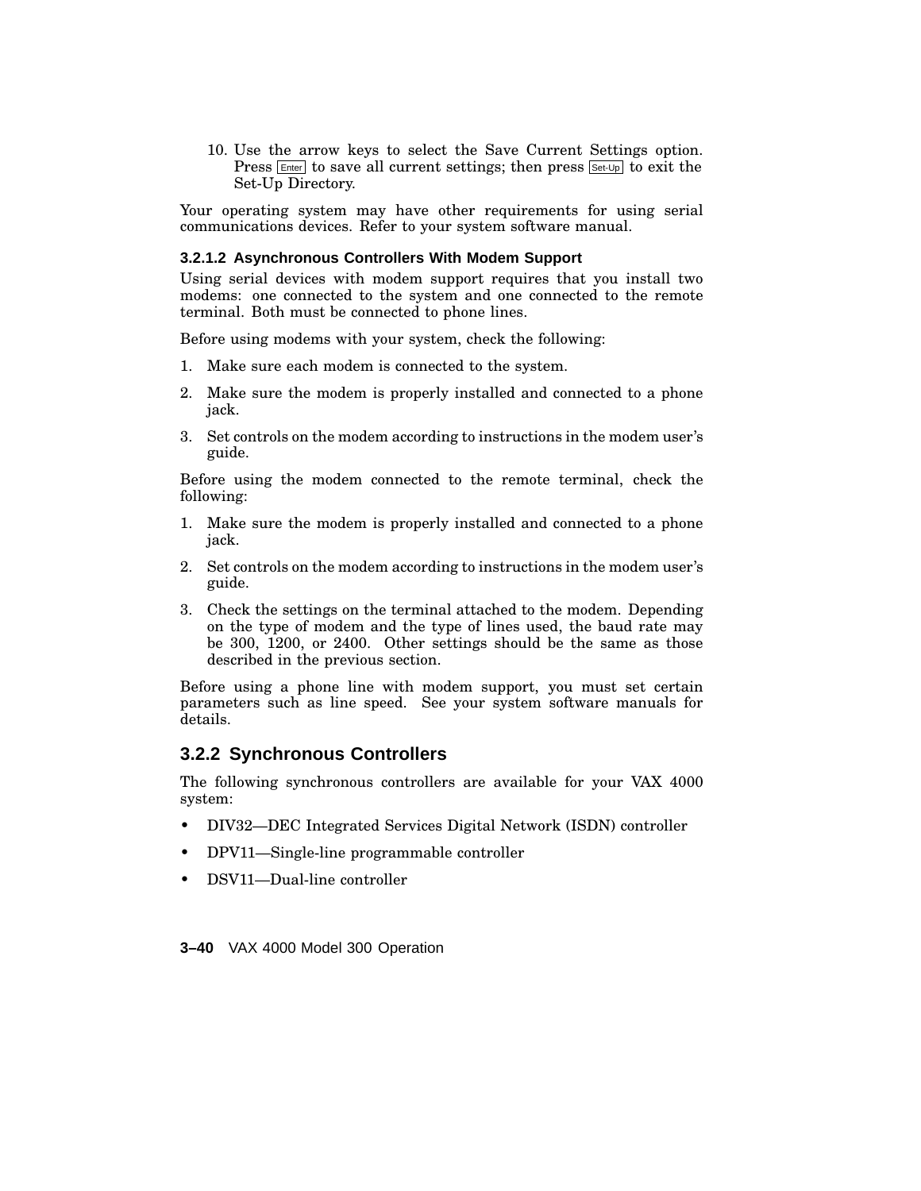10. Use the arrow keys to select the Save Current Settings option. Press Enter to save all current settings; then press Set-Up to exit the Set-Up Directory.

Your operating system may have other requirements for using serial communications devices. Refer to your system software manual.

#### 3.2.1.2 Asynchronous Controllers With Modem Support

Using serial devices with modem support requires that you install two modems: one connected to the system and one connected to the remote terminal. Both must be connected to phone lines.

Before using modems with your system, check the following:

1. Make sure each modem is connected to the system.
2. Make sure the modem is properly installed and connected to a phone jack.
3. Set controls on the modem according to instructions in the modem user's guide.

Before using the modem connected to the remote terminal, check the following:

1. Make sure the modem is properly installed and connected to a phone jack.
2. Set controls on the modem according to instructions in the modem user's guide.
3. Check the settings on the terminal attached to the modem. Depending on the type of modem and the type of lines used, the baud rate may be 300, 1200, or 2400. Other settings should be the same as those described in the previous section.

Before using a phone line with modem support, you must set certain parameters such as line speed. See your system software manuals for details.

### 3.2.2 Synchronous Controllers

The following synchronous controllers are available for your VAX 4000 system:

- DIV32—DEC Integrated Services Digital Network (ISDN) controller
- DPV11—Single-line programmable controller
- DSV11—Dual-line controller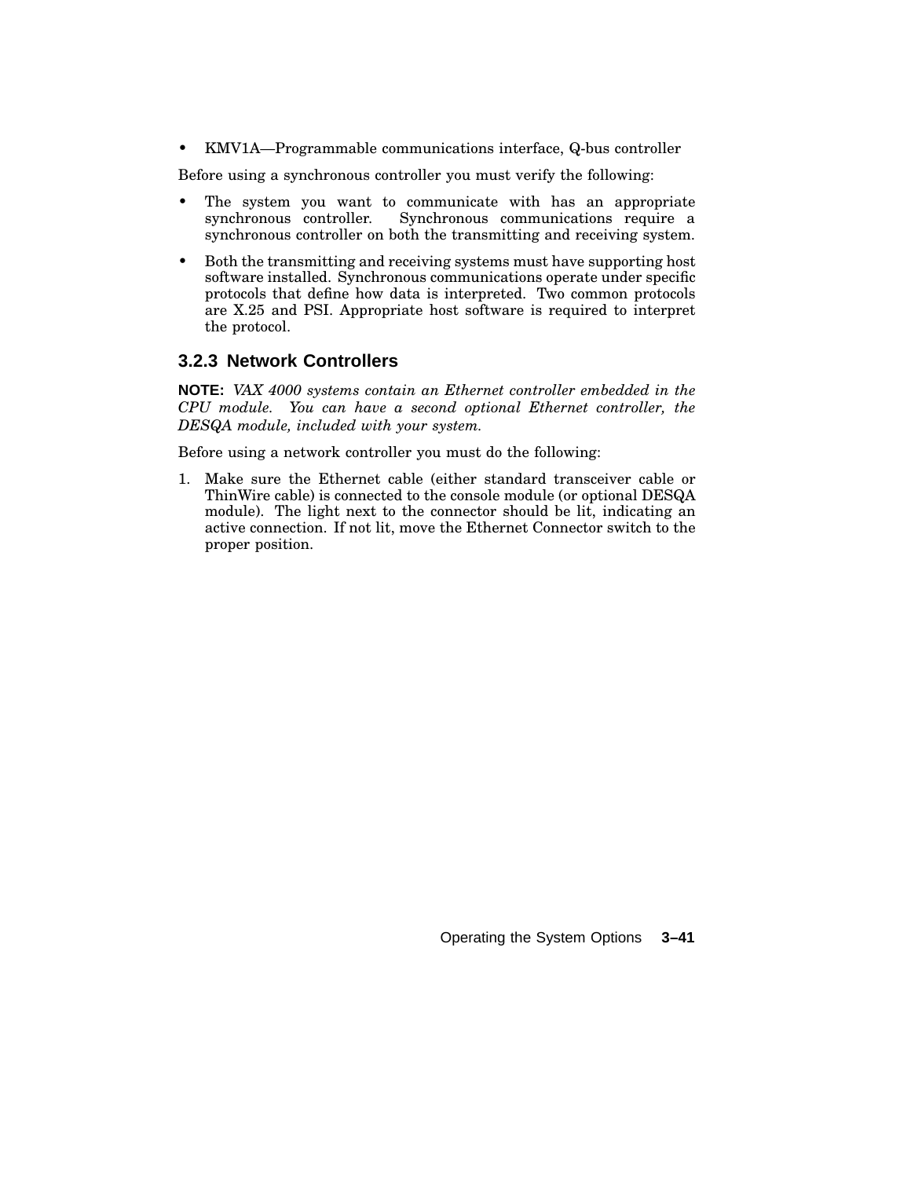- KMV1A—Programmable communications interface, Q-bus controller

Before using a synchronous controller you must verify the following:

- The system you want to communicate with has an appropriate synchronous controller. Synchronous communications require a synchronous controller on both the transmitting and receiving system.
- Both the transmitting and receiving systems must have supporting host software installed. Synchronous communications operate under specific protocols that define how data is interpreted. Two common protocols are X.25 and PSI. Appropriate host software is required to interpret the protocol.

### 3.2.3 Network Controllers

**NOTE:** *VAX 4000 systems contain an Ethernet controller embedded in the CPU module. You can have a second optional Ethernet controller, the DESQA module, included with your system.*

Before using a network controller you must do the following:

1. Make sure the Ethernet cable (either standard transceiver cable or ThinWire cable) is connected to the console module (or optional DESQA module). The light next to the connector should be lit, indicating an active connection. If not lit, move the Ethernet Connector switch to the proper position.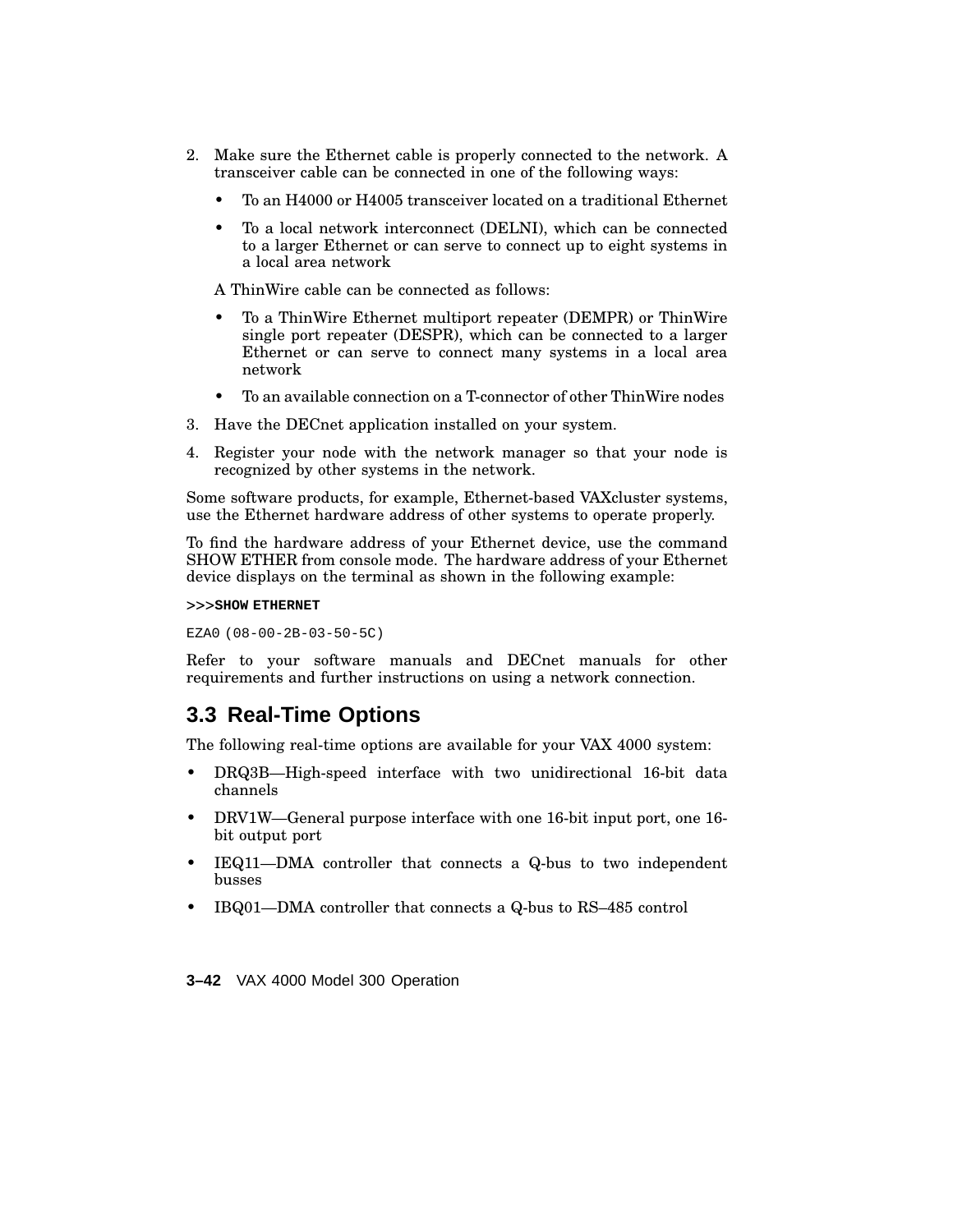2. Make sure the Ethernet cable is properly connected to the network. A transceiver cable can be connected in one of the following ways:

   - To an H4000 or H4005 transceiver located on a traditional Ethernet
   - To a local network interconnect (DELNI), which can be connected to a larger Ethernet or can serve to connect up to eight systems in a local area network

   A ThinWire cable can be connected as follows:

   - To a ThinWire Ethernet multiport repeater (DEMPR) or ThinWire single port repeater (DESPR), which can be connected to a larger Ethernet or can serve to connect many systems in a local area network
   - To an available connection on a T-connector of other ThinWire nodes

3. Have the DECnet application installed on your system.
4. Register your node with the network manager so that your node is recognized by other systems in the network.

Some software products, for example, Ethernet-based VAXcluster systems, use the Ethernet hardware address of other systems to operate properly.

To find the hardware address of your Ethernet device, use the command SHOW ETHER from console mode. The hardware address of your Ethernet device displays on the terminal as shown in the following example:

```
>>>SHOW ETHERNET

EZA0 (08-00-2B-03-50-5C)
```

Refer to your software manuals and DECnet manuals for other requirements and further instructions on using a network connection.

## 3.3 Real-Time Options

The following real-time options are available for your VAX 4000 system:

- DRQ3B—High-speed interface with two unidirectional 16-bit data channels
- DRV1W—General purpose interface with one 16-bit input port, one 16-bit output port
- IEQ11—DMA controller that connects a Q-bus to two independent busses
- IBQ01—DMA controller that connects a Q-bus to RS–485 control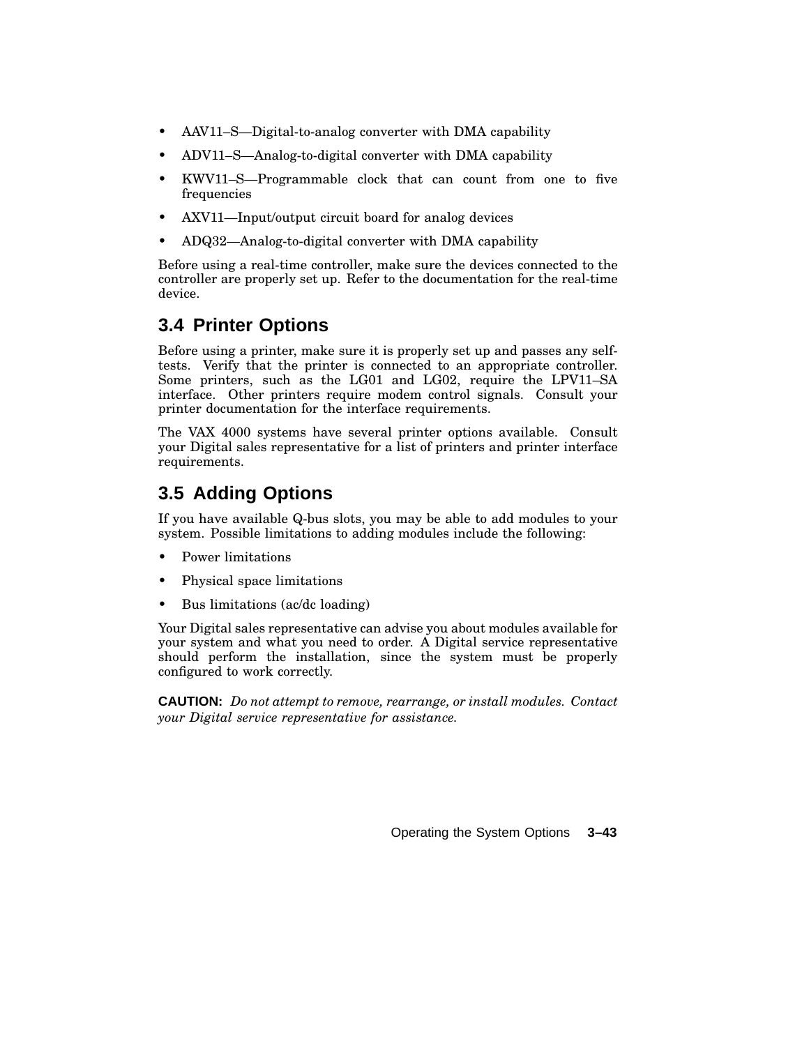- AAV11–S—Digital-to-analog converter with DMA capability
- ADV11–S—Analog-to-digital converter with DMA capability
- KWV11–S—Programmable clock that can count from one to five frequencies
- AXV11—Input/output circuit board for analog devices
- ADQ32—Analog-to-digital converter with DMA capability

Before using a real-time controller, make sure the devices connected to the controller are properly set up. Refer to the documentation for the real-time device.

## 3.4 Printer Options

Before using a printer, make sure it is properly set up and passes any self-tests. Verify that the printer is connected to an appropriate controller. Some printers, such as the LG01 and LG02, require the LPV11–SA interface. Other printers require modem control signals. Consult your printer documentation for the interface requirements.

The VAX 4000 systems have several printer options available. Consult your Digital sales representative for a list of printers and printer interface requirements.

## 3.5 Adding Options

If you have available Q-bus slots, you may be able to add modules to your system. Possible limitations to adding modules include the following:

- Power limitations
- Physical space limitations
- Bus limitations (ac/dc loading)

Your Digital sales representative can advise you about modules available for your system and what you need to order. A Digital service representative should perform the installation, since the system must be properly configured to work correctly.

**CAUTION:** *Do not attempt to remove, rearrange, or install modules. Contact your Digital service representative for assistance.*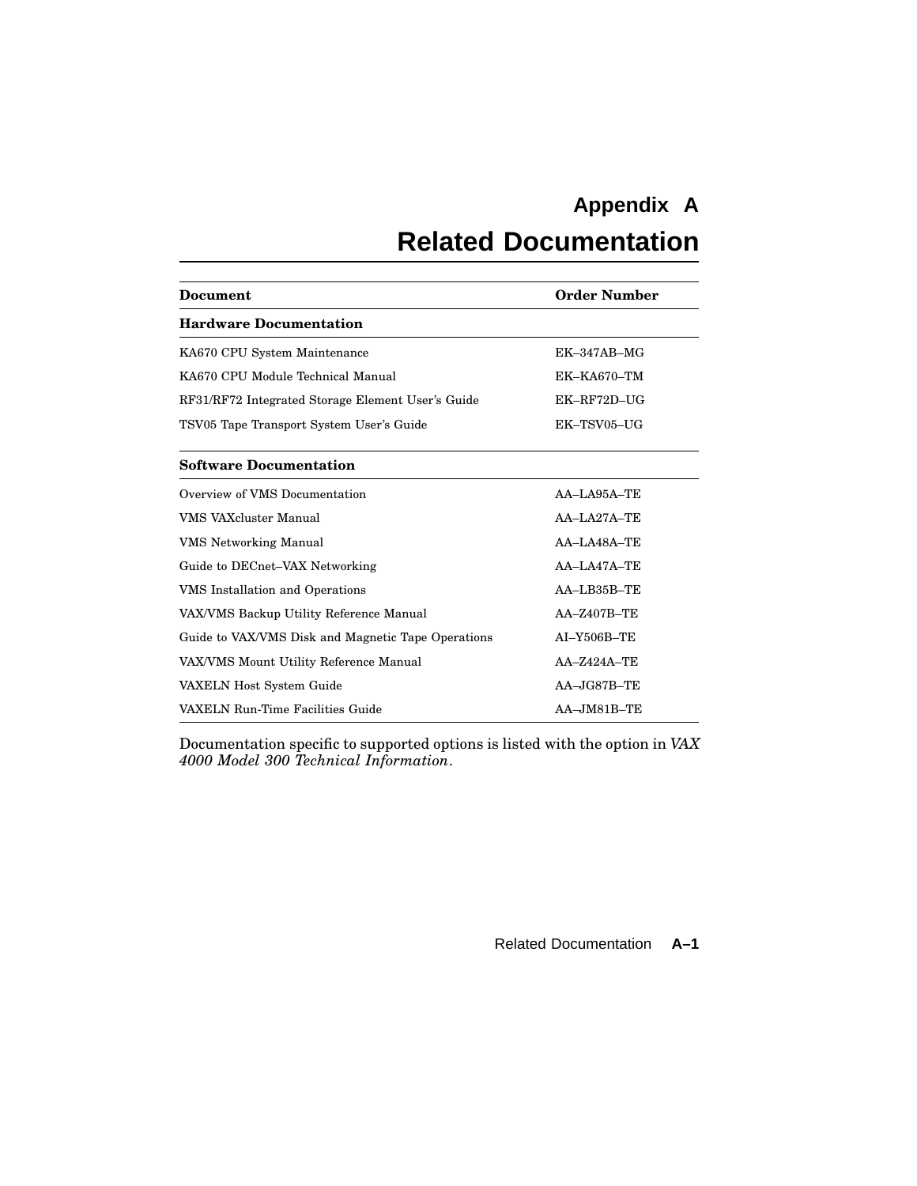# Appendix A

# Related Documentation

| Document | Order Number |
| --- | --- |
| **Hardware Documentation** | |
| KA670 CPU System Maintenance | EK–347AB–MG |
| KA670 CPU Module Technical Manual | EK–KA670–TM |
| RF31/RF72 Integrated Storage Element User's Guide | EK–RF72D–UG |
| TSV05 Tape Transport System User's Guide | EK–TSV05–UG |
| **Software Documentation** | |
| Overview of VMS Documentation | AA–LA95A–TE |
| VMS VAXcluster Manual | AA–LA27A–TE |
| VMS Networking Manual | AA–LA48A–TE |
| Guide to DECnet–VAX Networking | AA–LA47A–TE |
| VMS Installation and Operations | AA–LB35B–TE |
| VAX/VMS Backup Utility Reference Manual | AA–Z407B–TE |
| Guide to VAX/VMS Disk and Magnetic Tape Operations | AI–Y506B–TE |
| VAX/VMS Mount Utility Reference Manual | AA–Z424A–TE |
| VAXELN Host System Guide | AA–JG87B–TE |
| VAXELN Run-Time Facilities Guide | AA–JM81B–TE |

Documentation specific to supported options is listed with the option in *VAX 4000 Model 300 Technical Information*.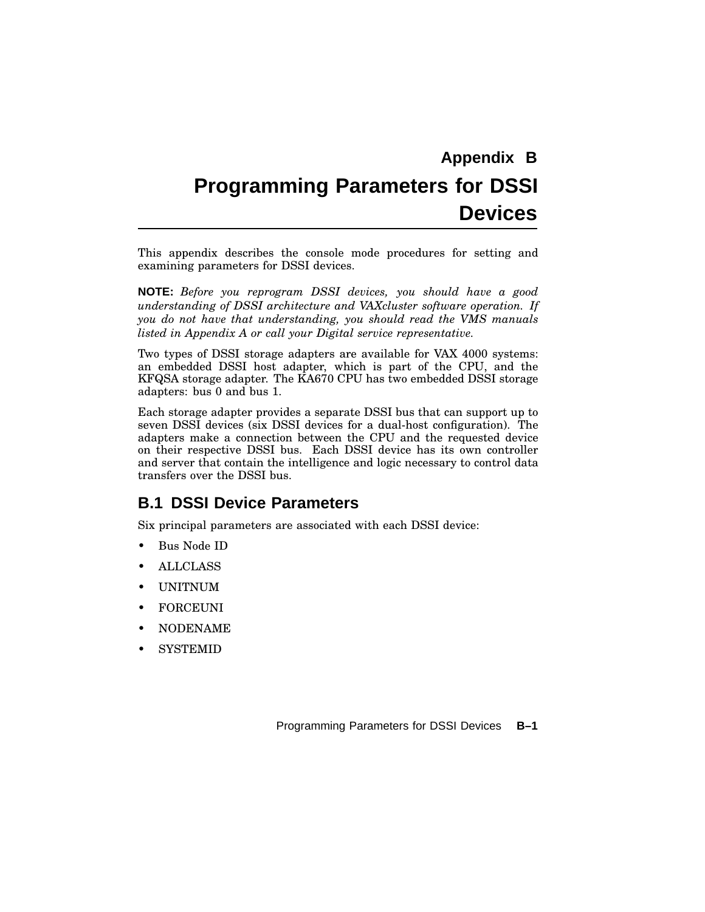# Appendix B

# Programming Parameters for DSSI Devices

This appendix describes the console mode procedures for setting and examining parameters for DSSI devices.

**NOTE:** *Before you reprogram DSSI devices, you should have a good understanding of DSSI architecture and VAXcluster software operation. If you do not have that understanding, you should read the VMS manuals listed in Appendix A or call your Digital service representative.*

Two types of DSSI storage adapters are available for VAX 4000 systems: an embedded DSSI host adapter, which is part of the CPU, and the KFQSA storage adapter. The KA670 CPU has two embedded DSSI storage adapters: bus 0 and bus 1.

Each storage adapter provides a separate DSSI bus that can support up to seven DSSI devices (six DSSI devices for a dual-host configuration). The adapters make a connection between the CPU and the requested device on their respective DSSI bus. Each DSSI device has its own controller and server that contain the intelligence and logic necessary to control data transfers over the DSSI bus.

## B.1 DSSI Device Parameters

Six principal parameters are associated with each DSSI device:

- Bus Node ID
- ALLCLASS
- UNITNUM
- FORCEUNI
- NODENAME
- SYSTEMID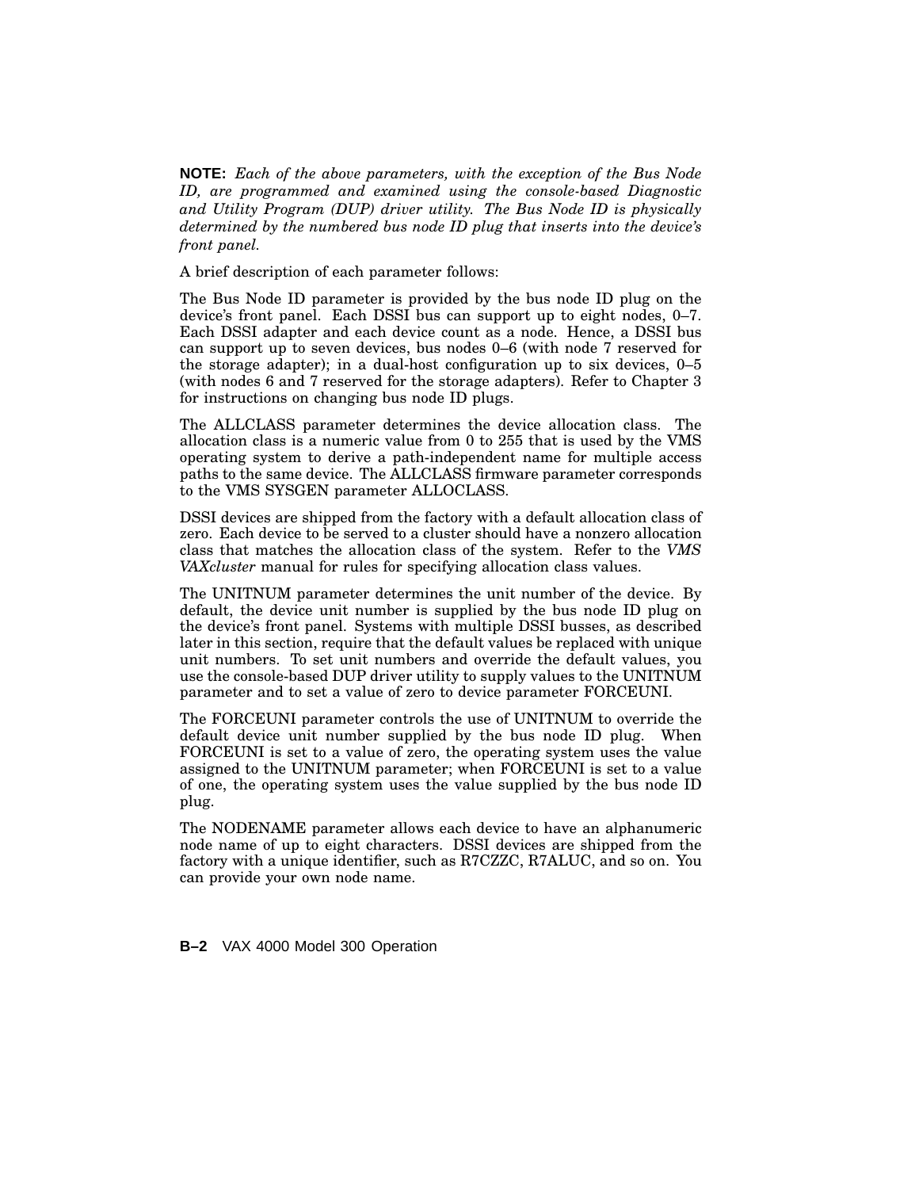**NOTE:** *Each of the above parameters, with the exception of the Bus Node ID, are programmed and examined using the console-based Diagnostic and Utility Program (DUP) driver utility. The Bus Node ID is physically determined by the numbered bus node ID plug that inserts into the device's front panel.*

A brief description of each parameter follows:

The Bus Node ID parameter is provided by the bus node ID plug on the device's front panel. Each DSSI bus can support up to eight nodes, 0–7. Each DSSI adapter and each device count as a node. Hence, a DSSI bus can support up to seven devices, bus nodes 0–6 (with node 7 reserved for the storage adapter); in a dual-host configuration up to six devices, 0–5 (with nodes 6 and 7 reserved for the storage adapters). Refer to Chapter 3 for instructions on changing bus node ID plugs.

The ALLCLASS parameter determines the device allocation class. The allocation class is a numeric value from 0 to 255 that is used by the VMS operating system to derive a path-independent name for multiple access paths to the same device. The ALLCLASS firmware parameter corresponds to the VMS SYSGEN parameter ALLOCLASS.

DSSI devices are shipped from the factory with a default allocation class of zero. Each device to be served to a cluster should have a nonzero allocation class that matches the allocation class of the system. Refer to the *VMS VAXcluster* manual for rules for specifying allocation class values.

The UNITNUM parameter determines the unit number of the device. By default, the device unit number is supplied by the bus node ID plug on the device's front panel. Systems with multiple DSSI busses, as described later in this section, require that the default values be replaced with unique unit numbers. To set unit numbers and override the default values, you use the console-based DUP driver utility to supply values to the UNITNUM parameter and to set a value of zero to device parameter FORCEUNI.

The FORCEUNI parameter controls the use of UNITNUM to override the default device unit number supplied by the bus node ID plug. When FORCEUNI is set to a value of zero, the operating system uses the value assigned to the UNITNUM parameter; when FORCEUNI is set to a value of one, the operating system uses the value supplied by the bus node ID plug.

The NODENAME parameter allows each device to have an alphanumeric node name of up to eight characters. DSSI devices are shipped from the factory with a unique identifier, such as R7CZZC, R7ALUC, and so on. You can provide your own node name.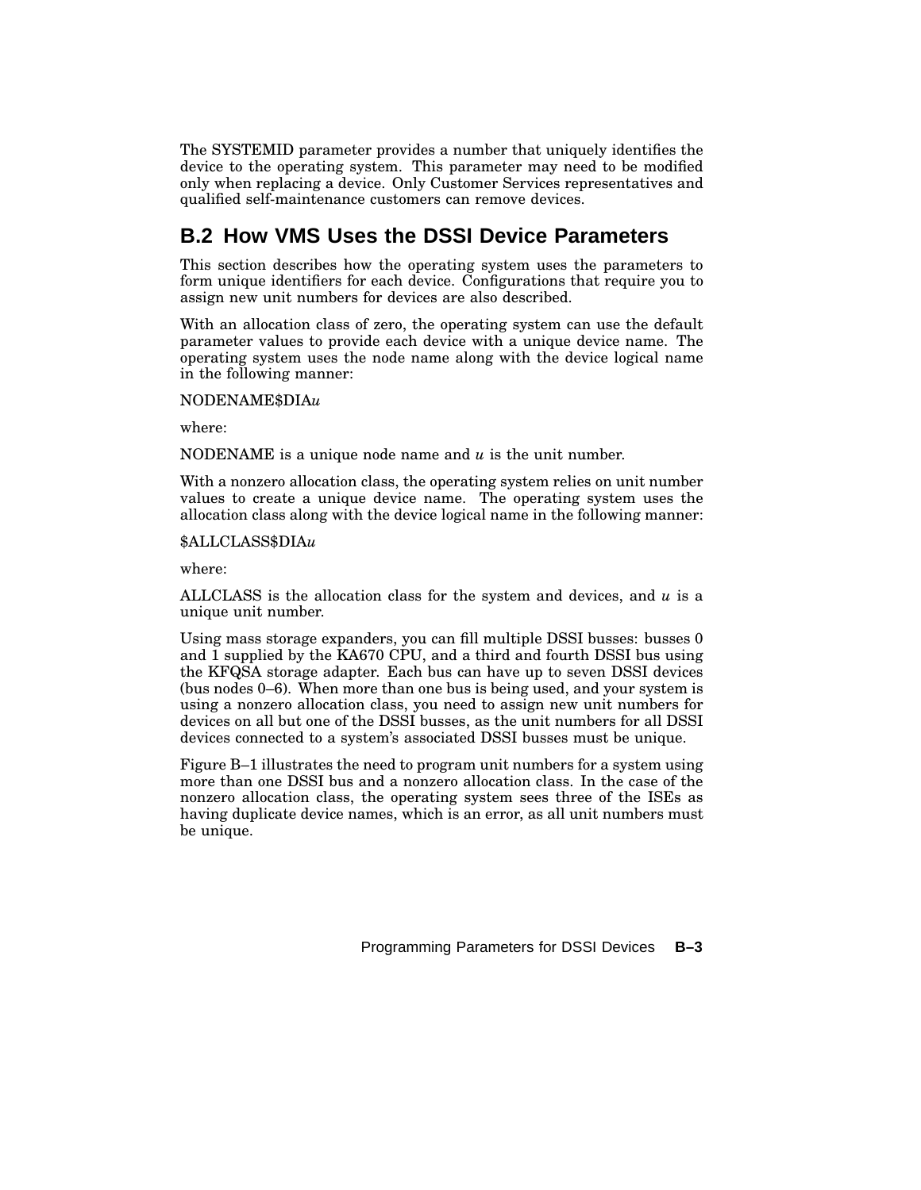The SYSTEMID parameter provides a number that uniquely identifies the device to the operating system. This parameter may need to be modified only when replacing a device. Only Customer Services representatives and qualified self-maintenance customers can remove devices.

## B.2 How VMS Uses the DSSI Device Parameters

This section describes how the operating system uses the parameters to form unique identifiers for each device. Configurations that require you to assign new unit numbers for devices are also described.

With an allocation class of zero, the operating system can use the default parameter values to provide each device with a unique device name. The operating system uses the node name along with the device logical name in the following manner:

NODENAME$DIA*u*

where:

NODENAME is a unique node name and *u* is the unit number.

With a nonzero allocation class, the operating system relies on unit number values to create a unique device name. The operating system uses the allocation class along with the device logical name in the following manner:

$ALLCLASS$DIA*u*

where:

ALLCLASS is the allocation class for the system and devices, and *u* is a unique unit number.

Using mass storage expanders, you can fill multiple DSSI busses: busses 0 and 1 supplied by the KA670 CPU, and a third and fourth DSSI bus using the KFQSA storage adapter. Each bus can have up to seven DSSI devices (bus nodes 0–6). When more than one bus is being used, and your system is using a nonzero allocation class, you need to assign new unit numbers for devices on all but one of the DSSI busses, as the unit numbers for all DSSI devices connected to a system's associated DSSI busses must be unique.

Figure B–1 illustrates the need to program unit numbers for a system using more than one DSSI bus and a nonzero allocation class. In the case of the nonzero allocation class, the operating system sees three of the ISEs as having duplicate device names, which is an error, as all unit numbers must be unique.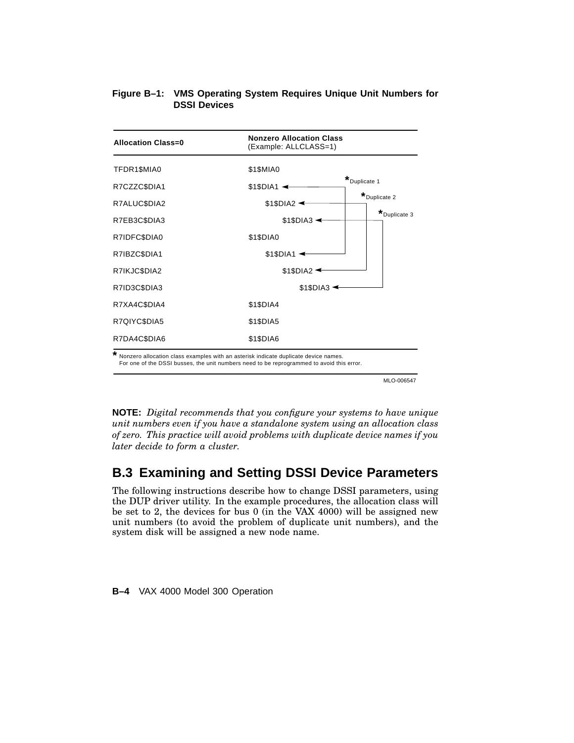**Figure B–1: VMS Operating System Requires Unique Unit Numbers for DSSI Devices**

| Allocation Class=0 | Nonzero Allocation Class (Example: ALLCLASS=1) |
|---|---|
| TFDR1$MIA0 | $1$MIA0 |
| R7CZZC$DIA1 | $1$DIA1 * Duplicate 1 |
| R7ALUC$DIA2 | $1$DIA2 * Duplicate 2 |
| R7EB3C$DIA3 | $1$DIA3 * Duplicate 3 |
| R7IDFC$DIA0 | $1$DIA0 |
| R7IBZC$DIA1 | $1$DIA1 * Duplicate 1 |
| R7IKJC$DIA2 | $1$DIA2 * Duplicate 2 |
| R7ID3C$DIA3 | $1$DIA3 * Duplicate 3 |
| R7XA4C$DIA4 | $1$DIA4 |
| R7QIYC$DIA5 | $1$DIA5 |
| R7DA4C$DIA6 | $1$DIA6 |

\* Nonzero allocation class examples with an asterisk indicate duplicate device names. For one of the DSSI busses, the unit numbers need to be reprogrammed to avoid this error.

MLO-006547

**NOTE:** *Digital recommends that you configure your systems to have unique unit numbers even if you have a standalone system using an allocation class of zero. This practice will avoid problems with duplicate device names if you later decide to form a cluster.*

## B.3 Examining and Setting DSSI Device Parameters

The following instructions describe how to change DSSI parameters, using the DUP driver utility. In the example procedures, the allocation class will be set to 2, the devices for bus 0 (in the VAX 4000) will be assigned new unit numbers (to avoid the problem of duplicate unit numbers), and the system disk will be assigned a new node name.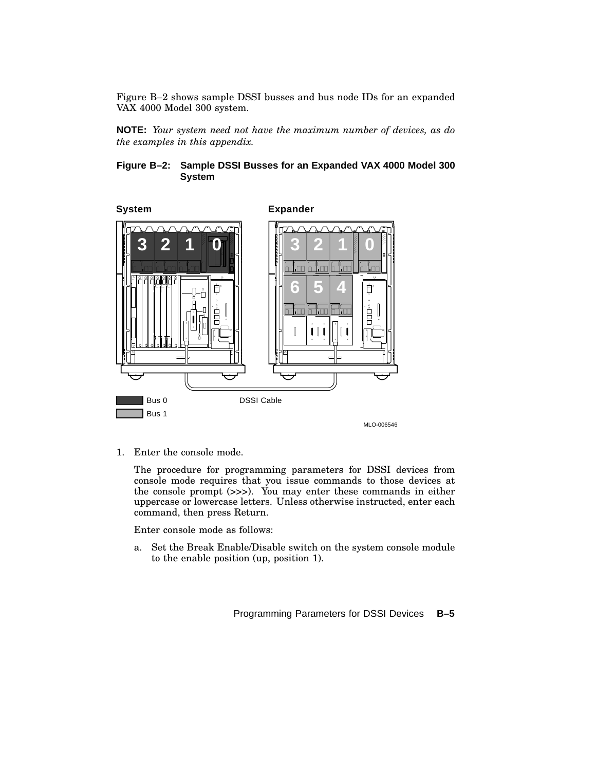Figure B–2 shows sample DSSI busses and bus node IDs for an expanded VAX 4000 Model 300 system.

**NOTE:** *Your system need not have the maximum number of devices, as do the examples in this appendix.*

**Figure B–2: Sample DSSI Busses for an Expanded VAX 4000 Model 300 System**

1. Enter the console mode.

   The procedure for programming parameters for DSSI devices from console mode requires that you issue commands to those devices at the console prompt (>>>). You may enter these commands in either uppercase or lowercase letters. Unless otherwise instructed, enter each command, then press Return.

   Enter console mode as follows:

   a. Set the Break Enable/Disable switch on the system console module to the enable position (up, position 1).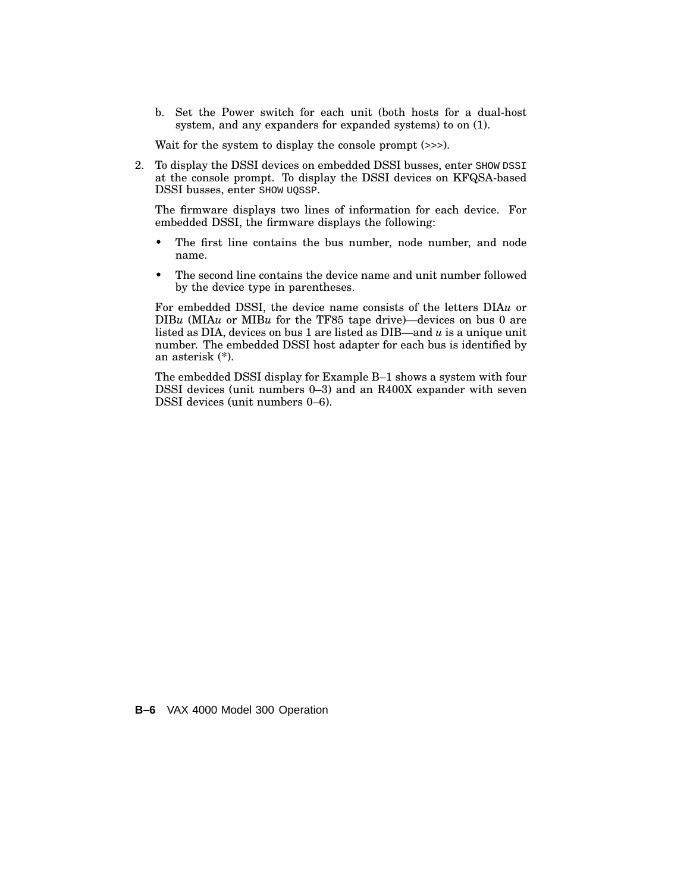b. Set the Power switch for each unit (both hosts for a dual-host system, and any expanders for expanded systems) to on (1).

   Wait for the system to display the console prompt (>>>).

2. To display the DSSI devices on embedded DSSI busses, enter `SHOW DSSI` at the console prompt. To display the DSSI devices on KFQSA-based DSSI busses, enter `SHOW UQSSP`.

   The firmware displays two lines of information for each device. For embedded DSSI, the firmware displays the following:

   - The first line contains the bus number, node number, and node name.
   - The second line contains the device name and unit number followed by the device type in parentheses.

   For embedded DSSI, the device name consists of the letters DIA*u* or DIB*u* (MIA*u* or MIB*u* for the TF85 tape drive)—devices on bus 0 are listed as DIA, devices on bus 1 are listed as DIB—and *u* is a unique unit number. The embedded DSSI host adapter for each bus is identified by an asterisk (*).

   The embedded DSSI display for Example B–1 shows a system with four DSSI devices (unit numbers 0–3) and an R400X expander with seven DSSI devices (unit numbers 0–6).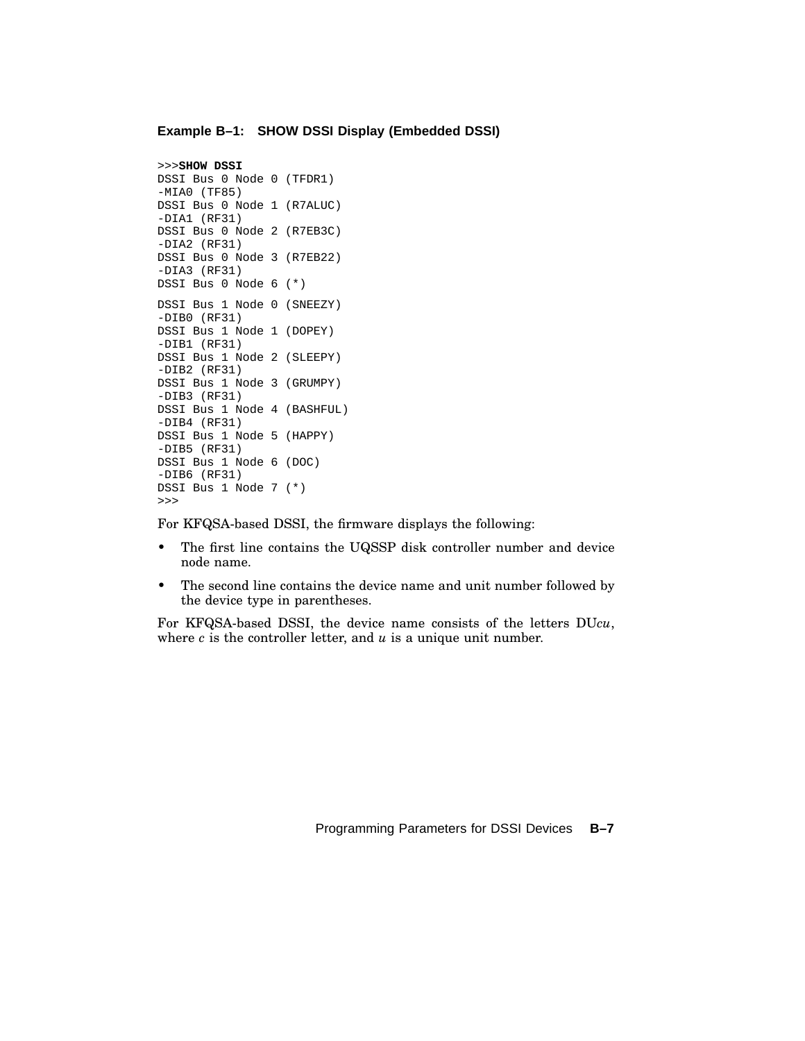**Example B–1: SHOW DSSI Display (Embedded DSSI)**

```
>>>SHOW DSSI
DSSI Bus 0 Node 0 (TFDR1)
-MIA0 (TF85)
DSSI Bus 0 Node 1 (R7ALUC)
-DIA1 (RF31)
DSSI Bus 0 Node 2 (R7EB3C)
-DIA2 (RF31)
DSSI Bus 0 Node 3 (R7EB22)
-DIA3 (RF31)
DSSI Bus 0 Node 6 (*)

DSSI Bus 1 Node 0 (SNEEZY)
-DIB0 (RF31)
DSSI Bus 1 Node 1 (DOPEY)
-DIB1 (RF31)
DSSI Bus 1 Node 2 (SLEEPY)
-DIB2 (RF31)
DSSI Bus 1 Node 3 (GRUMPY)
-DIB3 (RF31)
DSSI Bus 1 Node 4 (BASHFUL)
-DIB4 (RF31)
DSSI Bus 1 Node 5 (HAPPY)
-DIB5 (RF31)
DSSI Bus 1 Node 6 (DOC)
-DIB6 (RF31)
DSSI Bus 1 Node 7 (*)
>>>
```

For KFQSA-based DSSI, the firmware displays the following:

- The first line contains the UQSSP disk controller number and device node name.
- The second line contains the device name and unit number followed by the device type in parentheses.

For KFQSA-based DSSI, the device name consists of the letters DU*cu*, where *c* is the controller letter, and *u* is a unique unit number.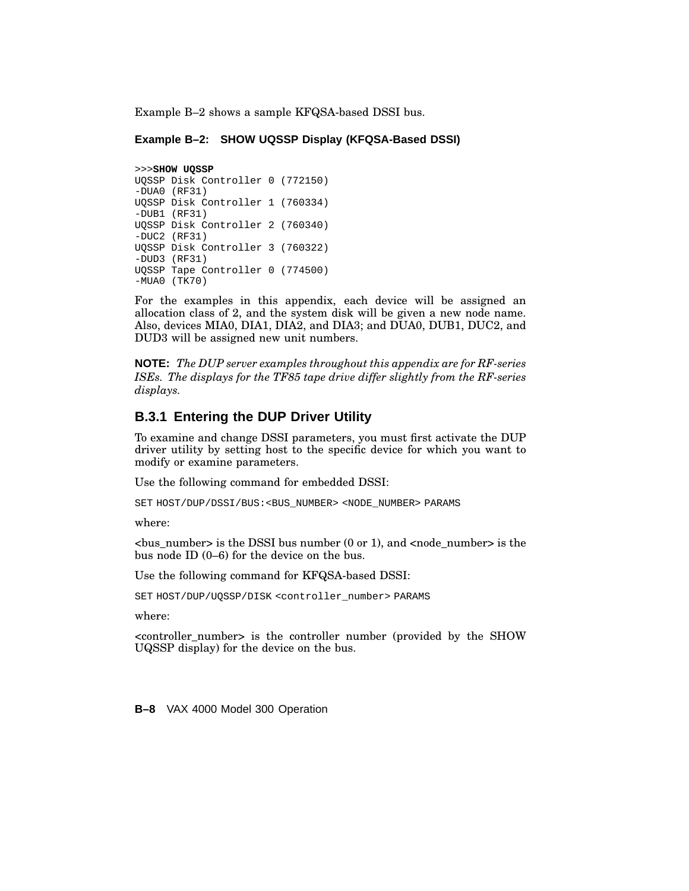Example B–2 shows a sample KFQSA-based DSSI bus.

**Example B–2: SHOW UQSSP Display (KFQSA-Based DSSI)**

```
>>>SHOW UQSSP
UQSSP Disk Controller 0 (772150)
-DUA0 (RF31)
UQSSP Disk Controller 1 (760334)
-DUB1 (RF31)
UQSSP Disk Controller 2 (760340)
-DUC2 (RF31)
UQSSP Disk Controller 3 (760322)
-DUD3 (RF31)
UQSSP Tape Controller 0 (774500)
-MUA0 (TK70)
```

For the examples in this appendix, each device will be assigned an allocation class of 2, and the system disk will be given a new node name. Also, devices MIA0, DIA1, DIA2, and DIA3; and DUA0, DUB1, DUC2, and DUD3 will be assigned new unit numbers.

**NOTE:** *The DUP server examples throughout this appendix are for RF-series ISEs. The displays for the TF85 tape drive differ slightly from the RF-series displays.*

### B.3.1 Entering the DUP Driver Utility

To examine and change DSSI parameters, you must first activate the DUP driver utility by setting host to the specific device for which you want to modify or examine parameters.

Use the following command for embedded DSSI:

```
SET HOST/DUP/DSSI/BUS:<BUS_NUMBER> <NODE_NUMBER> PARAMS
```

where:

<bus_number> is the DSSI bus number (0 or 1), and <node_number> is the bus node ID (0–6) for the device on the bus.

Use the following command for KFQSA-based DSSI:

```
SET HOST/DUP/UQSSP/DISK <controller_number> PARAMS
```

where:

<controller_number> is the controller number (provided by the SHOW UQSSP display) for the device on the bus.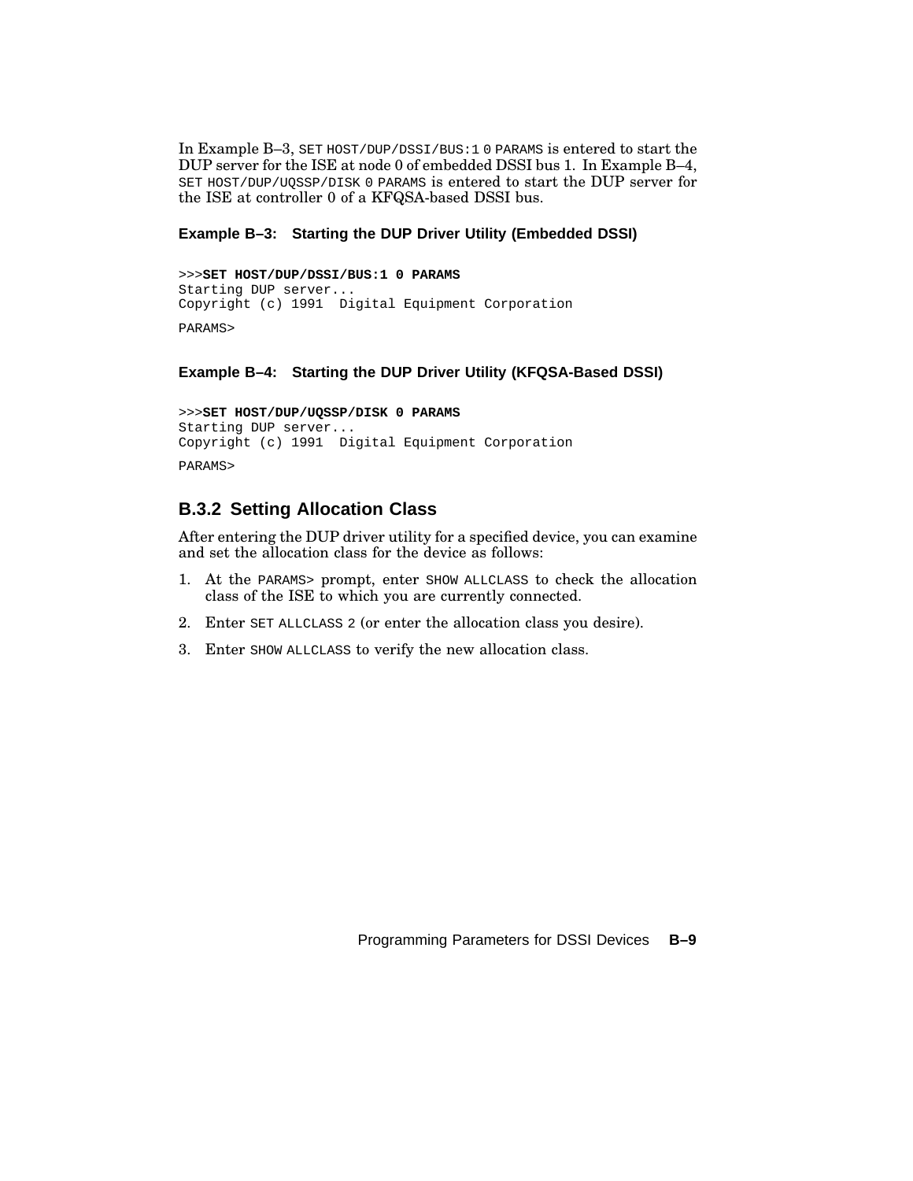In Example B–3, `SET HOST/DUP/DSSI/BUS:1 0 PARAMS` is entered to start the DUP server for the ISE at node 0 of embedded DSSI bus 1. In Example B–4, `SET HOST/DUP/UQSSP/DISK 0 PARAMS` is entered to start the DUP server for the ISE at controller 0 of a KFQSA-based DSSI bus.

**Example B–3: Starting the DUP Driver Utility (Embedded DSSI)**

```
>>>SET HOST/DUP/DSSI/BUS:1 0 PARAMS
Starting DUP server...
Copyright (c) 1991  Digital Equipment Corporation

PARAMS>
```

**Example B–4: Starting the DUP Driver Utility (KFQSA-Based DSSI)**

```
>>>SET HOST/DUP/UQSSP/DISK 0 PARAMS
Starting DUP server...
Copyright (c) 1991  Digital Equipment Corporation

PARAMS>
```

### B.3.2 Setting Allocation Class

After entering the DUP driver utility for a specified device, you can examine and set the allocation class for the device as follows:

1. At the `PARAMS>` prompt, enter `SHOW ALLCLASS` to check the allocation class of the ISE to which you are currently connected.
2. Enter `SET ALLCLASS 2` (or enter the allocation class you desire).
3. Enter `SHOW ALLCLASS` to verify the new allocation class.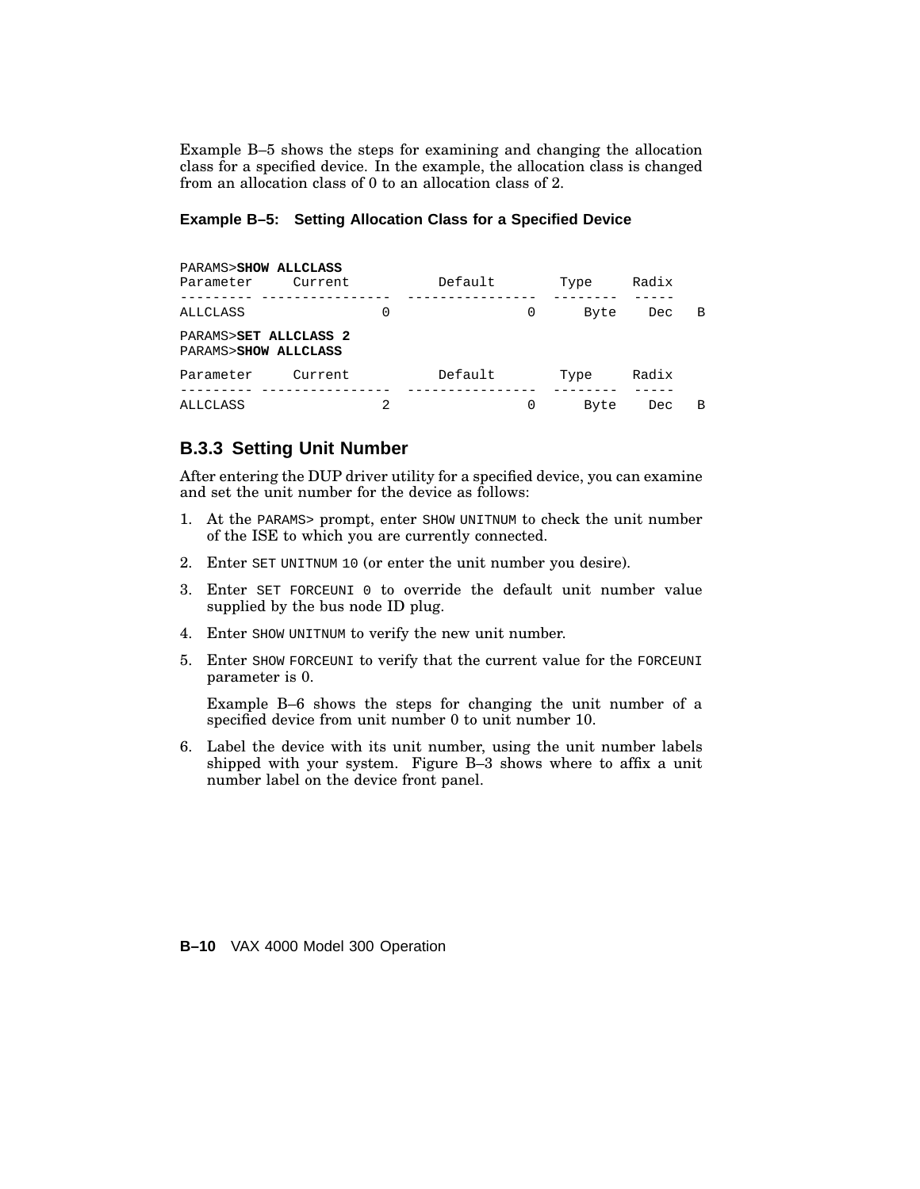Example B–5 shows the steps for examining and changing the allocation class for a specified device. In the example, the allocation class is changed from an allocation class of 0 to an allocation class of 2.

**Example B–5: Setting Allocation Class for a Specified Device**

```
PARAMS>SHOW ALLCLASS
Parameter     Current          Default        Type     Radix
---------  ----------------  ----------------  --------  -----
ALLCLASS                 0                 0      Byte    Dec   B
PARAMS>SET ALLCLASS 2
PARAMS>SHOW ALLCLASS
Parameter     Current          Default        Type     Radix
---------  ----------------  ----------------  --------  -----
ALLCLASS                 2                 0      Byte    Dec   B
```

### B.3.3 Setting Unit Number

After entering the DUP driver utility for a specified device, you can examine and set the unit number for the device as follows:

1. At the PARAMS> prompt, enter SHOW UNITNUM to check the unit number of the ISE to which you are currently connected.
2. Enter SET UNITNUM 10 (or enter the unit number you desire).
3. Enter SET FORCEUNI 0 to override the default unit number value supplied by the bus node ID plug.
4. Enter SHOW UNITNUM to verify the new unit number.
5. Enter SHOW FORCEUNI to verify that the current value for the FORCEUNI parameter is 0.

   Example B–6 shows the steps for changing the unit number of a specified device from unit number 0 to unit number 10.

6. Label the device with its unit number, using the unit number labels shipped with your system. Figure B–3 shows where to affix a unit number label on the device front panel.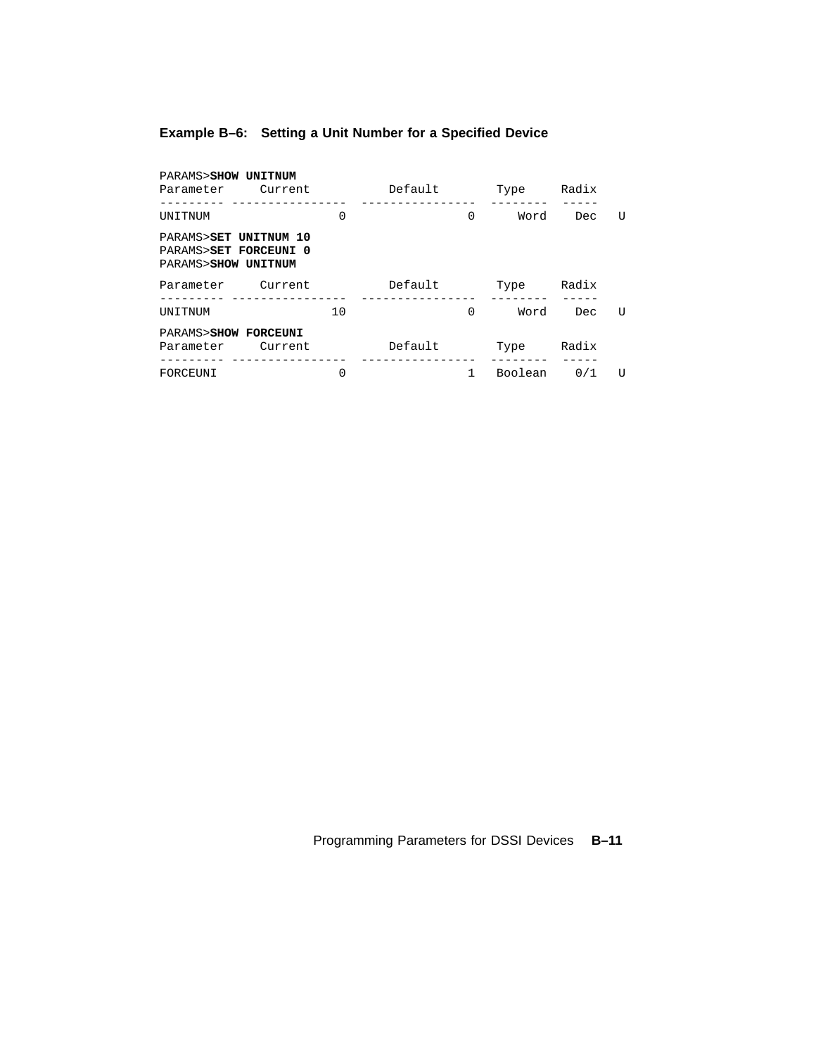**Example B–6: Setting a Unit Number for a Specified Device**

```
PARAMS>SHOW UNITNUM
Parameter     Current          Default         Type     Radix
--------- ---------------- ---------------- -------- -----
UNITNUM                  0                0     Word   Dec   U

PARAMS>SET UNITNUM 10
PARAMS>SET FORCEUNI 0
PARAMS>SHOW UNITNUM

Parameter     Current          Default         Type     Radix
--------- ---------------- ---------------- -------- -----
UNITNUM                 10                0     Word   Dec   U

PARAMS>SHOW FORCEUNI
Parameter     Current          Default         Type     Radix
--------- ---------------- ---------------- -------- -----
FORCEUNI                 0                1  Boolean   0/1   U
```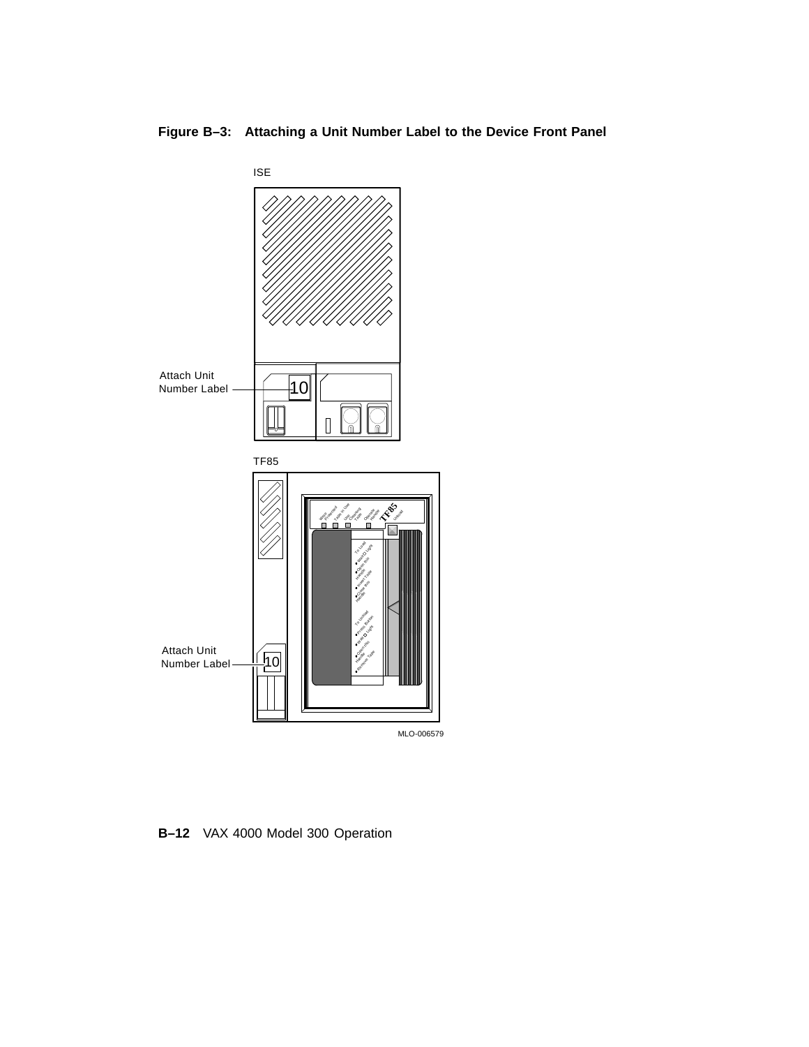**Figure B–3: Attaching a Unit Number Label to the Device Front Panel**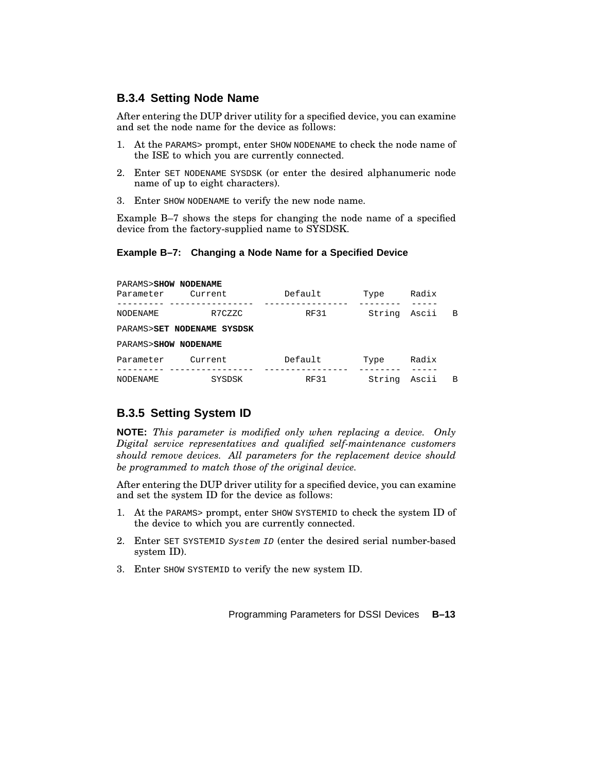### B.3.4 Setting Node Name

After entering the DUP driver utility for a specified device, you can examine and set the node name for the device as follows:

1. At the PARAMS> prompt, enter SHOW NODENAME to check the node name of the ISE to which you are currently connected.
2. Enter SET NODENAME SYSDSK (or enter the desired alphanumeric node name of up to eight characters).
3. Enter SHOW NODENAME to verify the new node name.

Example B–7 shows the steps for changing the node name of a specified device from the factory-supplied name to SYSDSK.

**Example B–7: Changing a Node Name for a Specified Device**

```
PARAMS>SHOW NODENAME
Parameter     Current           Default        Type     Radix
--------- ----------------  ----------------  --------  -----
NODENAME          R7CZZC              RF31       String  Ascii   B
PARAMS>SET NODENAME SYSDSK
PARAMS>SHOW NODENAME
Parameter     Current           Default        Type     Radix
--------- ----------------  ----------------  --------  -----
NODENAME          SYSDSK              RF31       String  Ascii   B
```

### B.3.5 Setting System ID

**NOTE:** *This parameter is modified only when replacing a device. Only Digital service representatives and qualified self-maintenance customers should remove devices. All parameters for the replacement device should be programmed to match those of the original device.*

After entering the DUP driver utility for a specified device, you can examine and set the system ID for the device as follows:

1. At the PARAMS> prompt, enter SHOW SYSTEMID to check the system ID of the device to which you are currently connected.
2. Enter SET SYSTEMID *System ID* (enter the desired serial number-based system ID).
3. Enter SHOW SYSTEMID to verify the new system ID.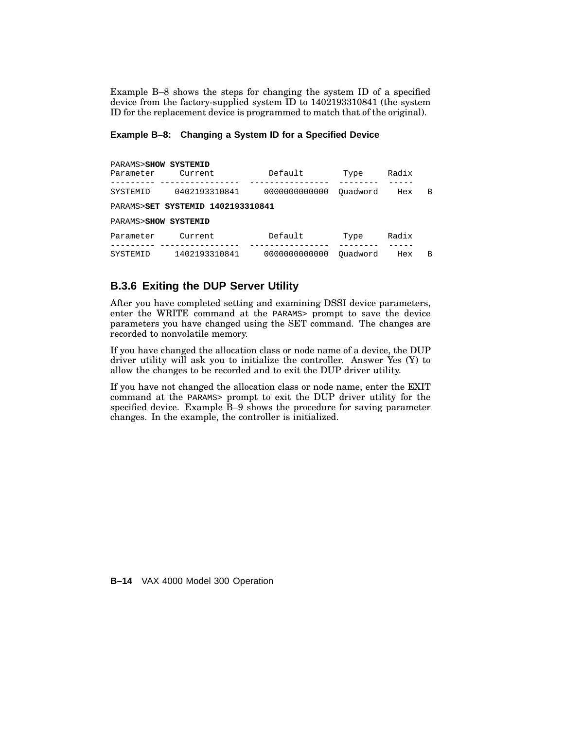Example B–8 shows the steps for changing the system ID of a specified device from the factory-supplied system ID to 1402193310841 (the system ID for the replacement device is programmed to match that of the original).

**Example B–8: Changing a System ID for a Specified Device**

```
PARAMS>SHOW SYSTEMID
Parameter     Current           Default         Type     Radix
--------- ---------------- ---------------- -------- -----
SYSTEMID     0402193310841     0000000000000  Quadword    Hex   B

PARAMS>SET SYSTEMID 1402193310841

PARAMS>SHOW SYSTEMID

Parameter     Current           Default         Type     Radix
--------- ---------------- ---------------- -------- -----
SYSTEMID     1402193310841     0000000000000  Quadword    Hex   B
```

## B.3.6 Exiting the DUP Server Utility

After you have completed setting and examining DSSI device parameters, enter the WRITE command at the PARAMS> prompt to save the device parameters you have changed using the SET command. The changes are recorded to nonvolatile memory.

If you have changed the allocation class or node name of a device, the DUP driver utility will ask you to initialize the controller. Answer Yes (Y) to allow the changes to be recorded and to exit the DUP driver utility.

If you have not changed the allocation class or node name, enter the EXIT command at the PARAMS> prompt to exit the DUP driver utility for the specified device. Example B–9 shows the procedure for saving parameter changes. In the example, the controller is initialized.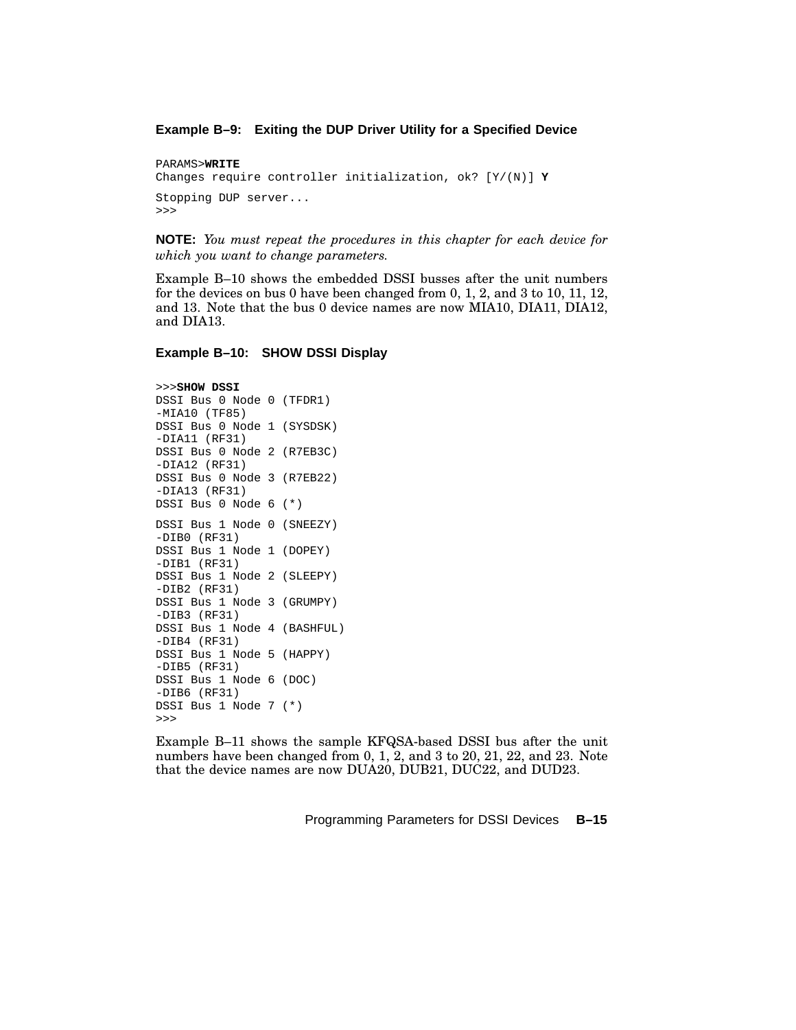**Example B–9: Exiting the DUP Driver Utility for a Specified Device**

```
PARAMS>WRITE
Changes require controller initialization, ok? [Y/(N)] Y

Stopping DUP server...
>>>
```

**NOTE:** *You must repeat the procedures in this chapter for each device for which you want to change parameters.*

Example B–10 shows the embedded DSSI busses after the unit numbers for the devices on bus 0 have been changed from 0, 1, 2, and 3 to 10, 11, 12, and 13. Note that the bus 0 device names are now MIA10, DIA11, DIA12, and DIA13.

**Example B–10: SHOW DSSI Display**

```
>>>SHOW DSSI
DSSI Bus 0 Node 0 (TFDR1)
-MIA10 (TF85)
DSSI Bus 0 Node 1 (SYSDSK)
-DIA11 (RF31)
DSSI Bus 0 Node 2 (R7EB3C)
-DIA12 (RF31)
DSSI Bus 0 Node 3 (R7EB22)
-DIA13 (RF31)
DSSI Bus 0 Node 6 (*)

DSSI Bus 1 Node 0 (SNEEZY)
-DIB0 (RF31)
DSSI Bus 1 Node 1 (DOPEY)
-DIB1 (RF31)
DSSI Bus 1 Node 2 (SLEEPY)
-DIB2 (RF31)
DSSI Bus 1 Node 3 (GRUMPY)
-DIB3 (RF31)
DSSI Bus 1 Node 4 (BASHFUL)
-DIB4 (RF31)
DSSI Bus 1 Node 5 (HAPPY)
-DIB5 (RF31)
DSSI Bus 1 Node 6 (DOC)
-DIB6 (RF31)
DSSI Bus 1 Node 7 (*)
>>>
```

Example B–11 shows the sample KFQSA-based DSSI bus after the unit numbers have been changed from 0, 1, 2, and 3 to 20, 21, 22, and 23. Note that the device names are now DUA20, DUB21, DUC22, and DUD23.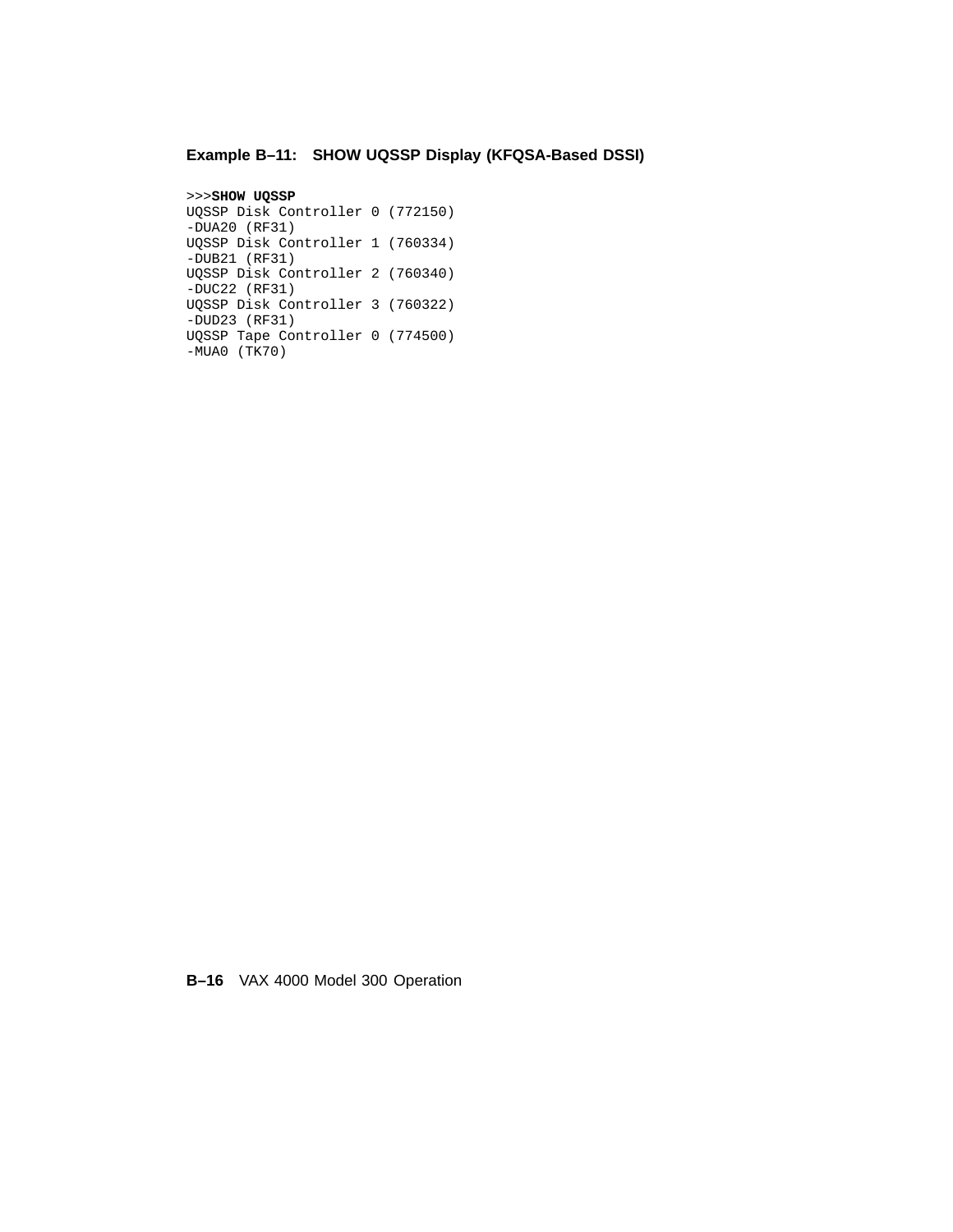**Example B–11: SHOW UQSSP Display (KFQSA-Based DSSI)**

```
>>>SHOW UQSSP
UQSSP Disk Controller 0 (772150)
-DUA20 (RF31)
UQSSP Disk Controller 1 (760334)
-DUB21 (RF31)
UQSSP Disk Controller 2 (760340)
-DUC22 (RF31)
UQSSP Disk Controller 3 (760322)
-DUD23 (RF31)
UQSSP Tape Controller 0 (774500)
-MUA0 (TK70)
```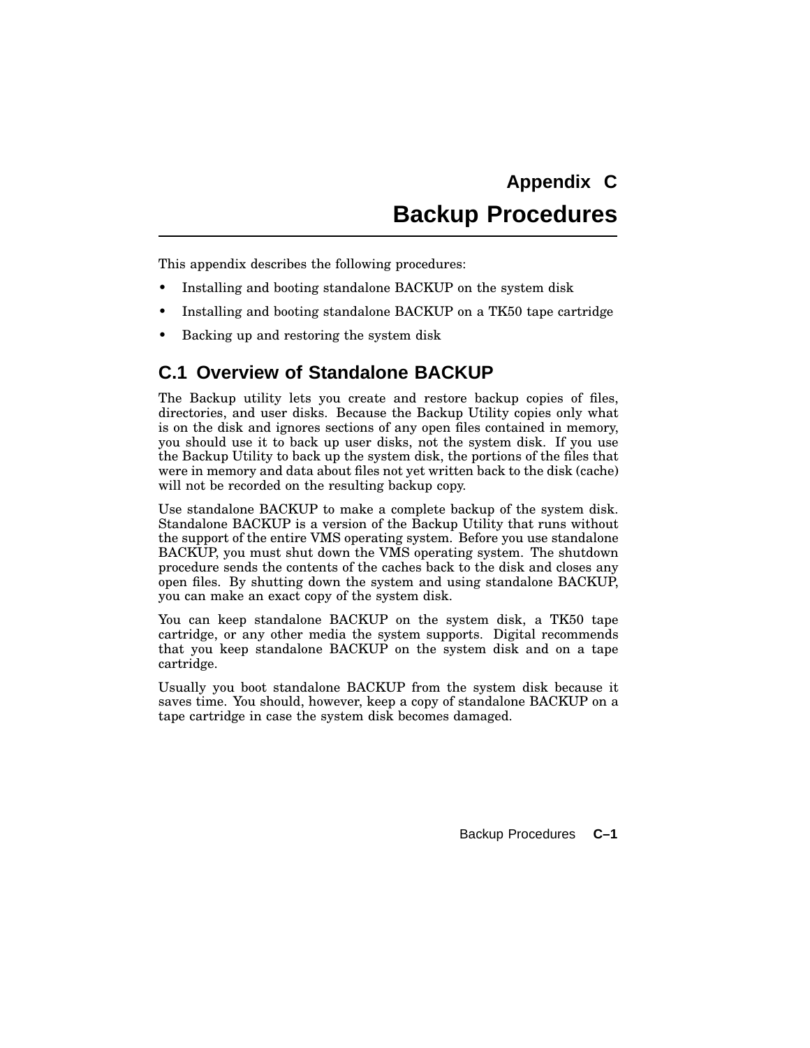# Appendix C

# Backup Procedures

This appendix describes the following procedures:

- Installing and booting standalone BACKUP on the system disk
- Installing and booting standalone BACKUP on a TK50 tape cartridge
- Backing up and restoring the system disk

## C.1 Overview of Standalone BACKUP

The Backup utility lets you create and restore backup copies of files, directories, and user disks. Because the Backup Utility copies only what is on the disk and ignores sections of any open files contained in memory, you should use it to back up user disks, not the system disk. If you use the Backup Utility to back up the system disk, the portions of the files that were in memory and data about files not yet written back to the disk (cache) will not be recorded on the resulting backup copy.

Use standalone BACKUP to make a complete backup of the system disk. Standalone BACKUP is a version of the Backup Utility that runs without the support of the entire VMS operating system. Before you use standalone BACKUP, you must shut down the VMS operating system. The shutdown procedure sends the contents of the caches back to the disk and closes any open files. By shutting down the system and using standalone BACKUP, you can make an exact copy of the system disk.

You can keep standalone BACKUP on the system disk, a TK50 tape cartridge, or any other media the system supports. Digital recommends that you keep standalone BACKUP on the system disk and on a tape cartridge.

Usually you boot standalone BACKUP from the system disk because it saves time. You should, however, keep a copy of standalone BACKUP on a tape cartridge in case the system disk becomes damaged.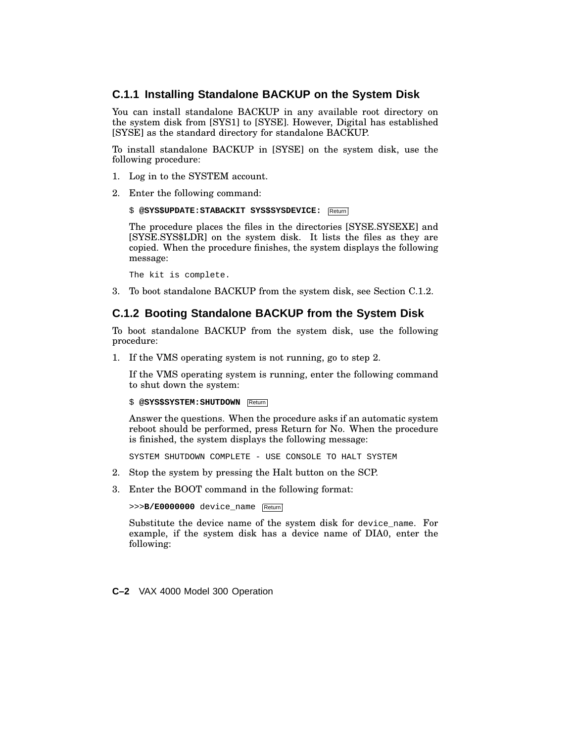### C.1.1 Installing Standalone BACKUP on the System Disk

You can install standalone BACKUP in any available root directory on the system disk from [SYS1] to [SYSE]. However, Digital has established [SYSE] as the standard directory for standalone BACKUP.

To install standalone BACKUP in [SYSE] on the system disk, use the following procedure:

1. Log in to the SYSTEM account.
2. Enter the following command:

   ```
   $ @SYS$UPDATE:STABACKIT SYS$SYSDEVICE: Return
   ```

   The procedure places the files in the directories [SYSE.SYSEXE] and [SYSE.SYS$LDR] on the system disk. It lists the files as they are copied. When the procedure finishes, the system displays the following message:

   ```
   The kit is complete.
   ```

3. To boot standalone BACKUP from the system disk, see Section C.1.2.

### C.1.2 Booting Standalone BACKUP from the System Disk

To boot standalone BACKUP from the system disk, use the following procedure:

1. If the VMS operating system is not running, go to step 2.

   If the VMS operating system is running, enter the following command to shut down the system:

   ```
   $ @SYS$SYSTEM:SHUTDOWN Return
   ```

   Answer the questions. When the procedure asks if an automatic system reboot should be performed, press Return for No. When the procedure is finished, the system displays the following message:

   ```
   SYSTEM SHUTDOWN COMPLETE - USE CONSOLE TO HALT SYSTEM
   ```

2. Stop the system by pressing the Halt button on the SCP.
3. Enter the BOOT command in the following format:

   ```
   >>>B/E0000000 device_name Return
   ```

   Substitute the device name of the system disk for `device_name`. For example, if the system disk has a device name of DIA0, enter the following: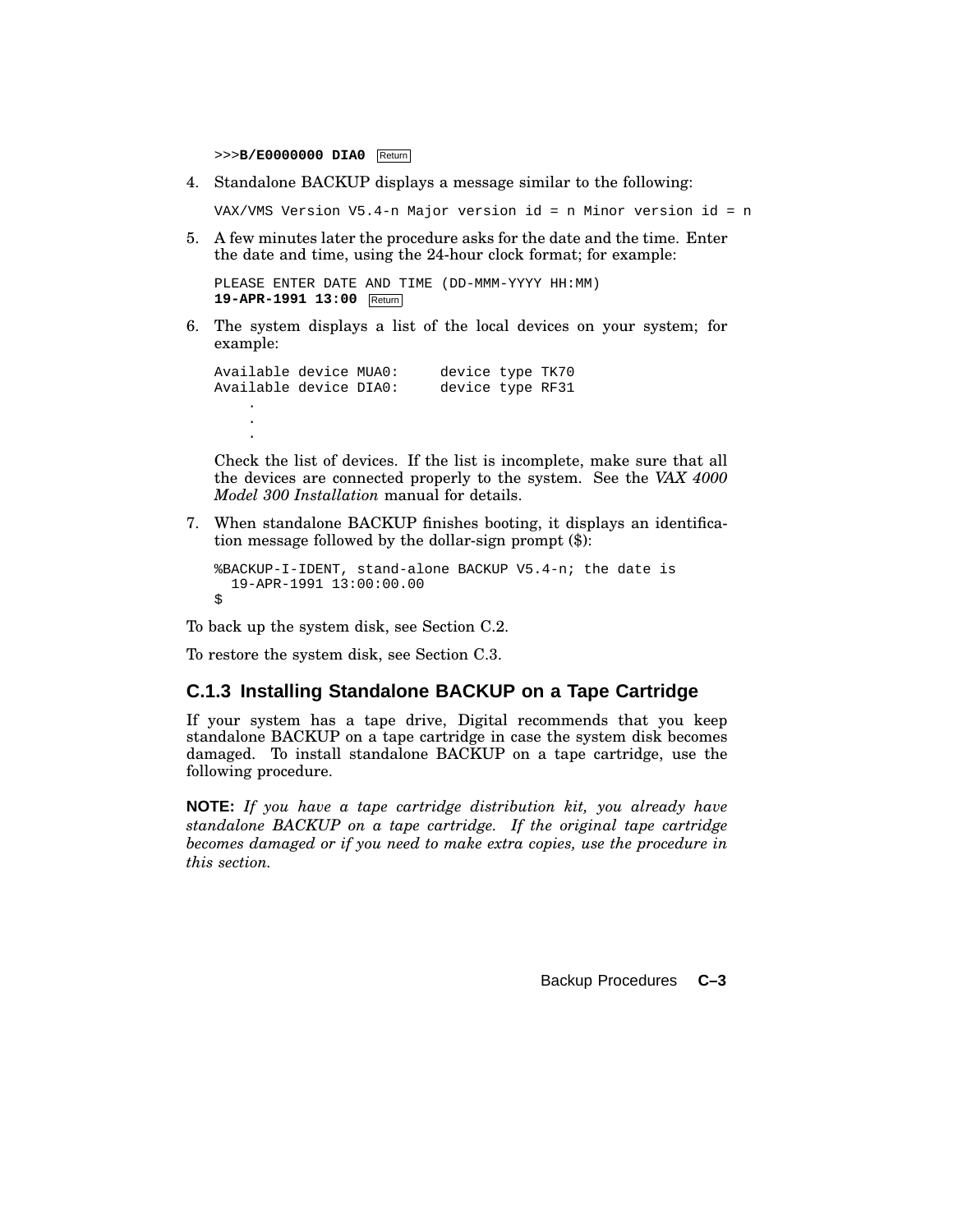```
>>>B/E0000000 DIA0 Return
```

4. Standalone BACKUP displays a message similar to the following:

```
VAX/VMS Version V5.4-n Major version id = n Minor version id = n
```

5. A few minutes later the procedure asks for the date and the time. Enter the date and time, using the 24-hour clock format; for example:

```
PLEASE ENTER DATE AND TIME (DD-MMM-YYYY HH:MM)
19-APR-1991 13:00 Return
```

6. The system displays a list of the local devices on your system; for example:

```
Available device MUA0:     device type TK70
Available device DIA0:     device type RF31
    .
    .
    .
```

   Check the list of devices. If the list is incomplete, make sure that all the devices are connected properly to the system. See the *VAX 4000 Model 300 Installation* manual for details.

7. When standalone BACKUP finishes booting, it displays an identification message followed by the dollar-sign prompt ($):

```
%BACKUP-I-IDENT, stand-alone BACKUP V5.4-n; the date is
  19-APR-1991 13:00:00.00
$
```

To back up the system disk, see Section C.2.

To restore the system disk, see Section C.3.

### C.1.3 Installing Standalone BACKUP on a Tape Cartridge

If your system has a tape drive, Digital recommends that you keep standalone BACKUP on a tape cartridge in case the system disk becomes damaged. To install standalone BACKUP on a tape cartridge, use the following procedure.

**NOTE:** *If you have a tape cartridge distribution kit, you already have standalone BACKUP on a tape cartridge. If the original tape cartridge becomes damaged or if you need to make extra copies, use the procedure in this section.*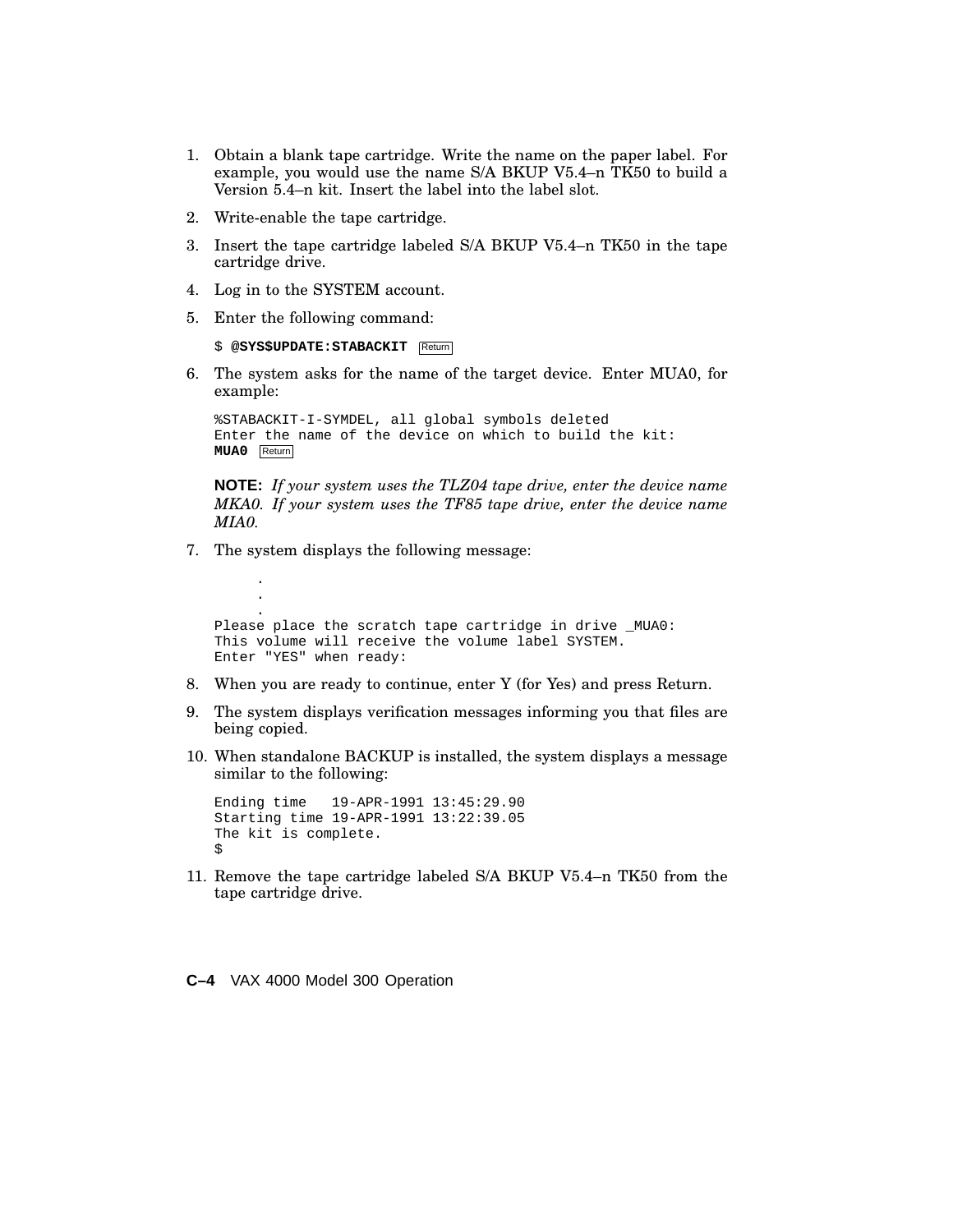1. Obtain a blank tape cartridge. Write the name on the paper label. For example, you would use the name S/A BKUP V5.4–n TK50 to build a Version 5.4–n kit. Insert the label into the label slot.

2. Write-enable the tape cartridge.

3. Insert the tape cartridge labeled S/A BKUP V5.4–n TK50 in the tape cartridge drive.

4. Log in to the SYSTEM account.

5. Enter the following command:

   ```
   $ @SYS$UPDATE:STABACKIT Return
   ```

6. The system asks for the name of the target device. Enter MUA0, for example:

   ```
   %STABACKIT-I-SYMDEL, all global symbols deleted
   Enter the name of the device on which to build the kit:
   MUA0 Return
   ```

   **NOTE:** *If your system uses the TLZ04 tape drive, enter the device name MKA0. If your system uses the TF85 tape drive, enter the device name MIA0.*

7. The system displays the following message:

   ```
         .
         .
         .
   Please place the scratch tape cartridge in drive _MUA0:
   This volume will receive the volume label SYSTEM.
   Enter "YES" when ready:
   ```

8. When you are ready to continue, enter Y (for Yes) and press Return.

9. The system displays verification messages informing you that files are being copied.

10. When standalone BACKUP is installed, the system displays a message similar to the following:

    ```
    Ending time   19-APR-1991 13:45:29.90
    Starting time 19-APR-1991 13:22:39.05
    The kit is complete.
    $
    ```

11. Remove the tape cartridge labeled S/A BKUP V5.4–n TK50 from the tape cartridge drive.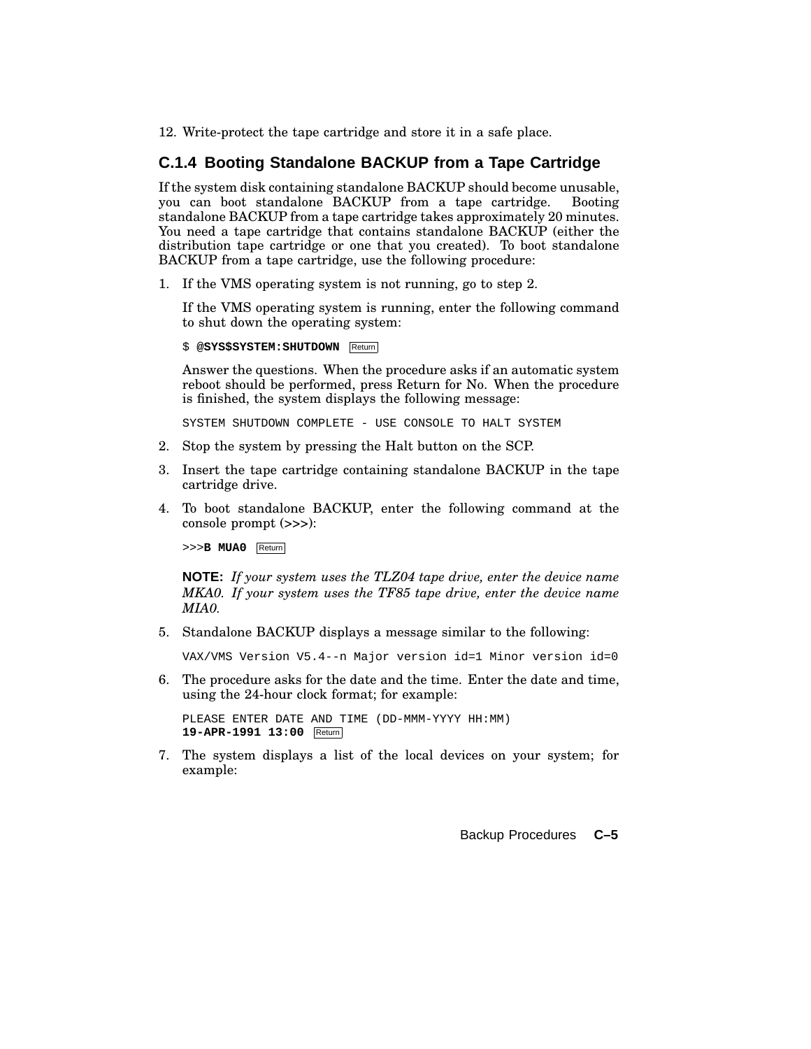12. Write-protect the tape cartridge and store it in a safe place.

### C.1.4 Booting Standalone BACKUP from a Tape Cartridge

If the system disk containing standalone BACKUP should become unusable, you can boot standalone BACKUP from a tape cartridge. Booting standalone BACKUP from a tape cartridge takes approximately 20 minutes. You need a tape cartridge that contains standalone BACKUP (either the distribution tape cartridge or one that you created). To boot standalone BACKUP from a tape cartridge, use the following procedure:

1. If the VMS operating system is not running, go to step 2.

   If the VMS operating system is running, enter the following command to shut down the operating system:

   ```
   $ @SYS$SYSTEM:SHUTDOWN  Return
   ```

   Answer the questions. When the procedure asks if an automatic system reboot should be performed, press Return for No. When the procedure is finished, the system displays the following message:

   ```
   SYSTEM SHUTDOWN COMPLETE - USE CONSOLE TO HALT SYSTEM
   ```

2. Stop the system by pressing the Halt button on the SCP.

3. Insert the tape cartridge containing standalone BACKUP in the tape cartridge drive.

4. To boot standalone BACKUP, enter the following command at the console prompt (>>>):

   ```
   >>>B MUA0  Return
   ```

   **NOTE:** *If your system uses the TLZ04 tape drive, enter the device name MKA0. If your system uses the TF85 tape drive, enter the device name MIA0.*

5. Standalone BACKUP displays a message similar to the following:

   ```
   VAX/VMS Version V5.4--n Major version id=1 Minor version id=0
   ```

6. The procedure asks for the date and the time. Enter the date and time, using the 24-hour clock format; for example:

   ```
   PLEASE ENTER DATE AND TIME (DD-MMM-YYYY HH:MM)
   19-APR-1991 13:00  Return
   ```

7. The system displays a list of the local devices on your system; for example: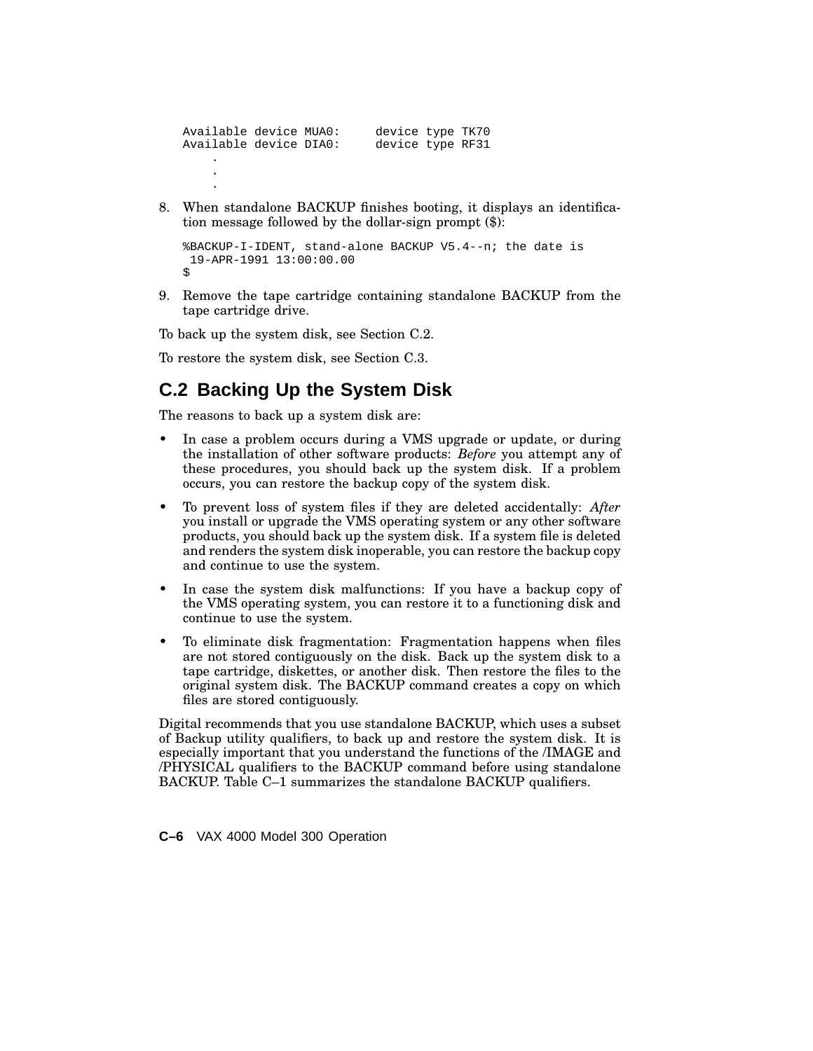```
Available device MUA0:     device type TK70
Available device DIA0:     device type RF31
    .
    .
    .
```

8. When standalone BACKUP finishes booting, it displays an identification message followed by the dollar-sign prompt ($):

   ```
   %BACKUP-I-IDENT, stand-alone BACKUP V5.4--n; the date is
    19-APR-1991 13:00:00.00
   $
   ```

9. Remove the tape cartridge containing standalone BACKUP from the tape cartridge drive.

To back up the system disk, see Section C.2.

To restore the system disk, see Section C.3.

## C.2 Backing Up the System Disk

The reasons to back up a system disk are:

- In case a problem occurs during a VMS upgrade or update, or during the installation of other software products: *Before* you attempt any of these procedures, you should back up the system disk. If a problem occurs, you can restore the backup copy of the system disk.
- To prevent loss of system files if they are deleted accidentally: *After* you install or upgrade the VMS operating system or any other software products, you should back up the system disk. If a system file is deleted and renders the system disk inoperable, you can restore the backup copy and continue to use the system.
- In case the system disk malfunctions: If you have a backup copy of the VMS operating system, you can restore it to a functioning disk and continue to use the system.
- To eliminate disk fragmentation: Fragmentation happens when files are not stored contiguously on the disk. Back up the system disk to a tape cartridge, diskettes, or another disk. Then restore the files to the original system disk. The BACKUP command creates a copy on which files are stored contiguously.

Digital recommends that you use standalone BACKUP, which uses a subset of Backup utility qualifiers, to back up and restore the system disk. It is especially important that you understand the functions of the /IMAGE and /PHYSICAL qualifiers to the BACKUP command before using standalone BACKUP. Table C–1 summarizes the standalone BACKUP qualifiers.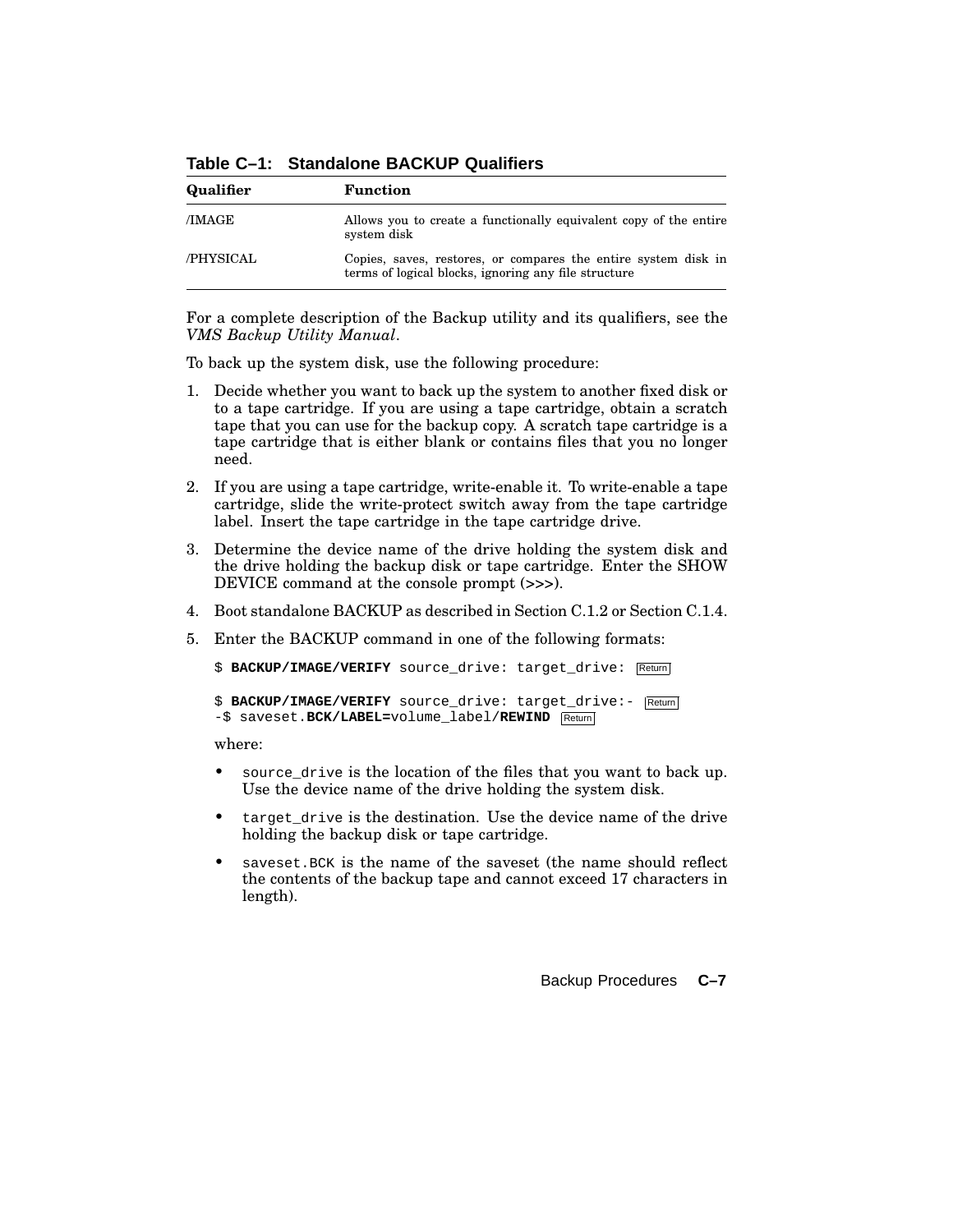**Table C–1: Standalone BACKUP Qualifiers**

| Qualifier | Function |
|---|---|
| /IMAGE | Allows you to create a functionally equivalent copy of the entire system disk |
| /PHYSICAL | Copies, saves, restores, or compares the entire system disk in terms of logical blocks, ignoring any file structure |

For a complete description of the Backup utility and its qualifiers, see the *VMS Backup Utility Manual*.

To back up the system disk, use the following procedure:

1. Decide whether you want to back up the system to another fixed disk or to a tape cartridge. If you are using a tape cartridge, obtain a scratch tape that you can use for the backup copy. A scratch tape cartridge is a tape cartridge that is either blank or contains files that you no longer need.
2. If you are using a tape cartridge, write-enable it. To write-enable a tape cartridge, slide the write-protect switch away from the tape cartridge label. Insert the tape cartridge in the tape cartridge drive.
3. Determine the device name of the drive holding the system disk and the drive holding the backup disk or tape cartridge. Enter the SHOW DEVICE command at the console prompt (>>>).
4. Boot standalone BACKUP as described in Section C.1.2 or Section C.1.4.
5. Enter the BACKUP command in one of the following formats:

   ```
   $ BACKUP/IMAGE/VERIFY source_drive: target_drive: Return
   ```

   ```
   $ BACKUP/IMAGE/VERIFY source_drive: target_drive:- Return
   -$ saveset.BCK/LABEL=volume_label/REWIND Return
   ```

   where:

   - `source_drive` is the location of the files that you want to back up. Use the device name of the drive holding the system disk.
   - `target_drive` is the destination. Use the device name of the drive holding the backup disk or tape cartridge.
   - `saveset.BCK` is the name of the saveset (the name should reflect the contents of the backup tape and cannot exceed 17 characters in length).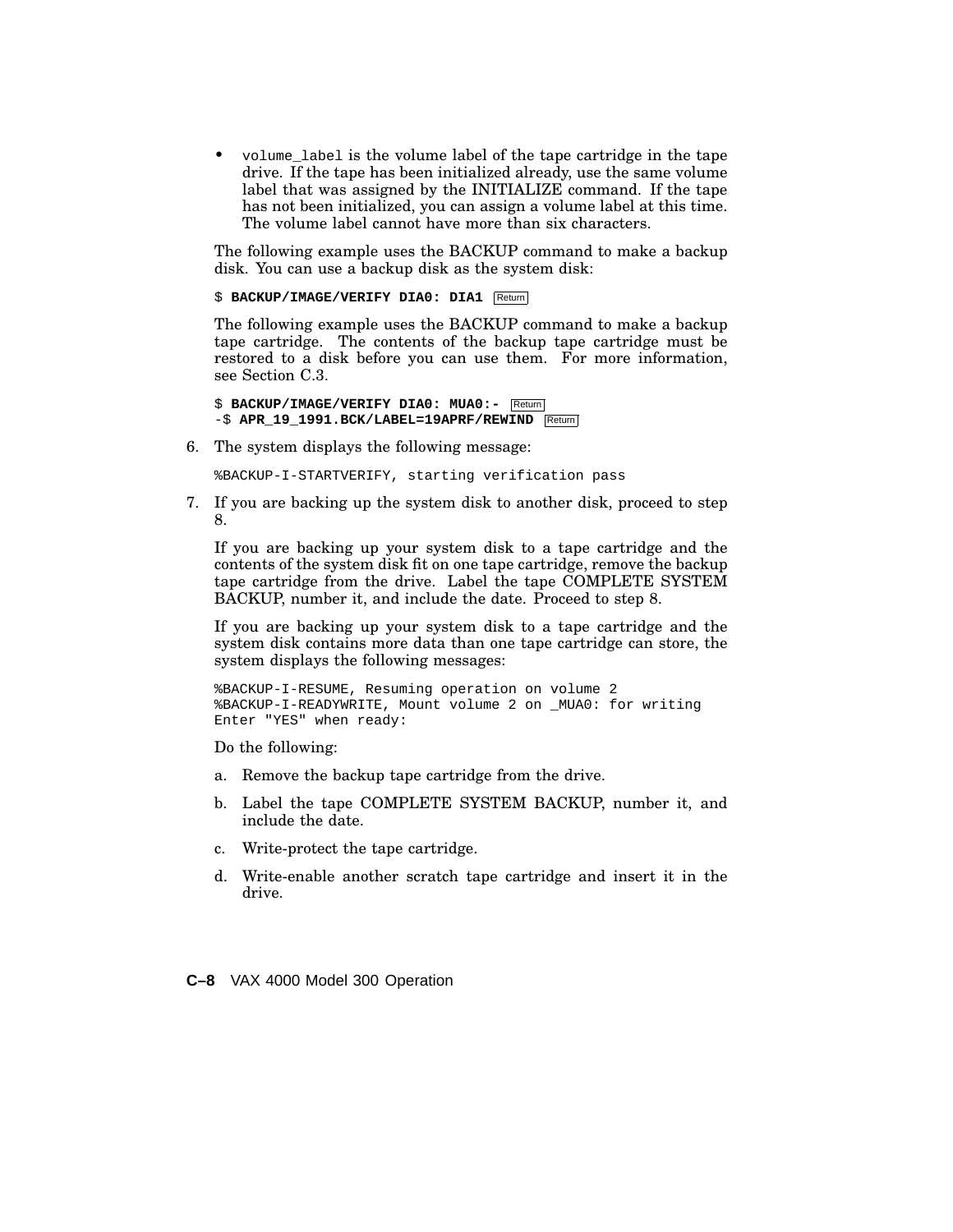- `volume_label` is the volume label of the tape cartridge in the tape drive. If the tape has been initialized already, use the same volume label that was assigned by the INITIALIZE command. If the tape has not been initialized, you can assign a volume label at this time. The volume label cannot have more than six characters.

The following example uses the BACKUP command to make a backup disk. You can use a backup disk as the system disk:

```
$ BACKUP/IMAGE/VERIFY DIA0: DIA1 Return
```

The following example uses the BACKUP command to make a backup tape cartridge. The contents of the backup tape cartridge must be restored to a disk before you can use them. For more information, see Section C.3.

```
$ BACKUP/IMAGE/VERIFY DIA0: MUA0:- Return
-$ APR_19_1991.BCK/LABEL=19APRF/REWIND Return
```

6. The system displays the following message:

```
%BACKUP-I-STARTVERIFY, starting verification pass
```

7. If you are backing up the system disk to another disk, proceed to step 8.

   If you are backing up your system disk to a tape cartridge and the contents of the system disk fit on one tape cartridge, remove the backup tape cartridge from the drive. Label the tape COMPLETE SYSTEM BACKUP, number it, and include the date. Proceed to step 8.

   If you are backing up your system disk to a tape cartridge and the system disk contains more data than one tape cartridge can store, the system displays the following messages:

```
%BACKUP-I-RESUME, Resuming operation on volume 2
%BACKUP-I-READYWRITE, Mount volume 2 on _MUA0: for writing
Enter "YES" when ready:
```

   Do the following:

   a. Remove the backup tape cartridge from the drive.

   b. Label the tape COMPLETE SYSTEM BACKUP, number it, and include the date.

   c. Write-protect the tape cartridge.

   d. Write-enable another scratch tape cartridge and insert it in the drive.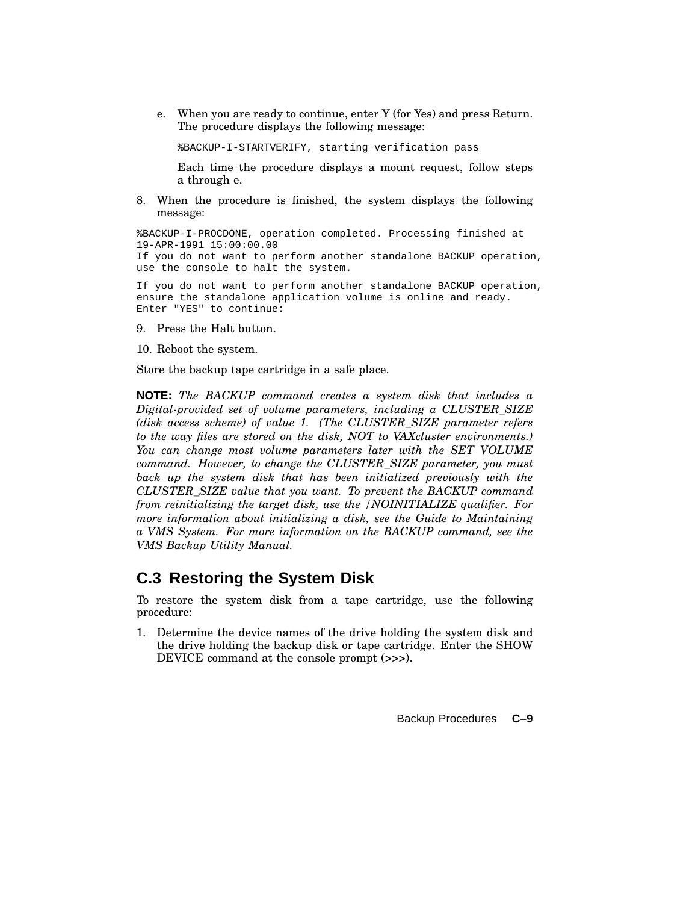e. When you are ready to continue, enter Y (for Yes) and press Return. The procedure displays the following message:

```
%BACKUP-I-STARTVERIFY, starting verification pass
```

   Each time the procedure displays a mount request, follow steps a through e.

8. When the procedure is finished, the system displays the following message:

```
%BACKUP-I-PROCDONE, operation completed. Processing finished at
19-APR-1991 15:00:00.00
If you do not want to perform another standalone BACKUP operation,
use the console to halt the system.

If you do not want to perform another standalone BACKUP operation,
ensure the standalone application volume is online and ready.
Enter "YES" to continue:
```

9. Press the Halt button.

10. Reboot the system.

Store the backup tape cartridge in a safe place.

**NOTE:** *The BACKUP command creates a system disk that includes a Digital-provided set of volume parameters, including a CLUSTER_SIZE (disk access scheme) of value 1. (The CLUSTER_SIZE parameter refers to the way files are stored on the disk, NOT to VAXcluster environments.) You can change most volume parameters later with the SET VOLUME command. However, to change the CLUSTER_SIZE parameter, you must back up the system disk that has been initialized previously with the CLUSTER_SIZE value that you want. To prevent the BACKUP command from reinitializing the target disk, use the /NOINITIALIZE qualifier. For more information about initializing a disk, see the Guide to Maintaining a VMS System. For more information on the BACKUP command, see the VMS Backup Utility Manual.*

## C.3 Restoring the System Disk

To restore the system disk from a tape cartridge, use the following procedure:

1. Determine the device names of the drive holding the system disk and the drive holding the backup disk or tape cartridge. Enter the SHOW DEVICE command at the console prompt (>>>).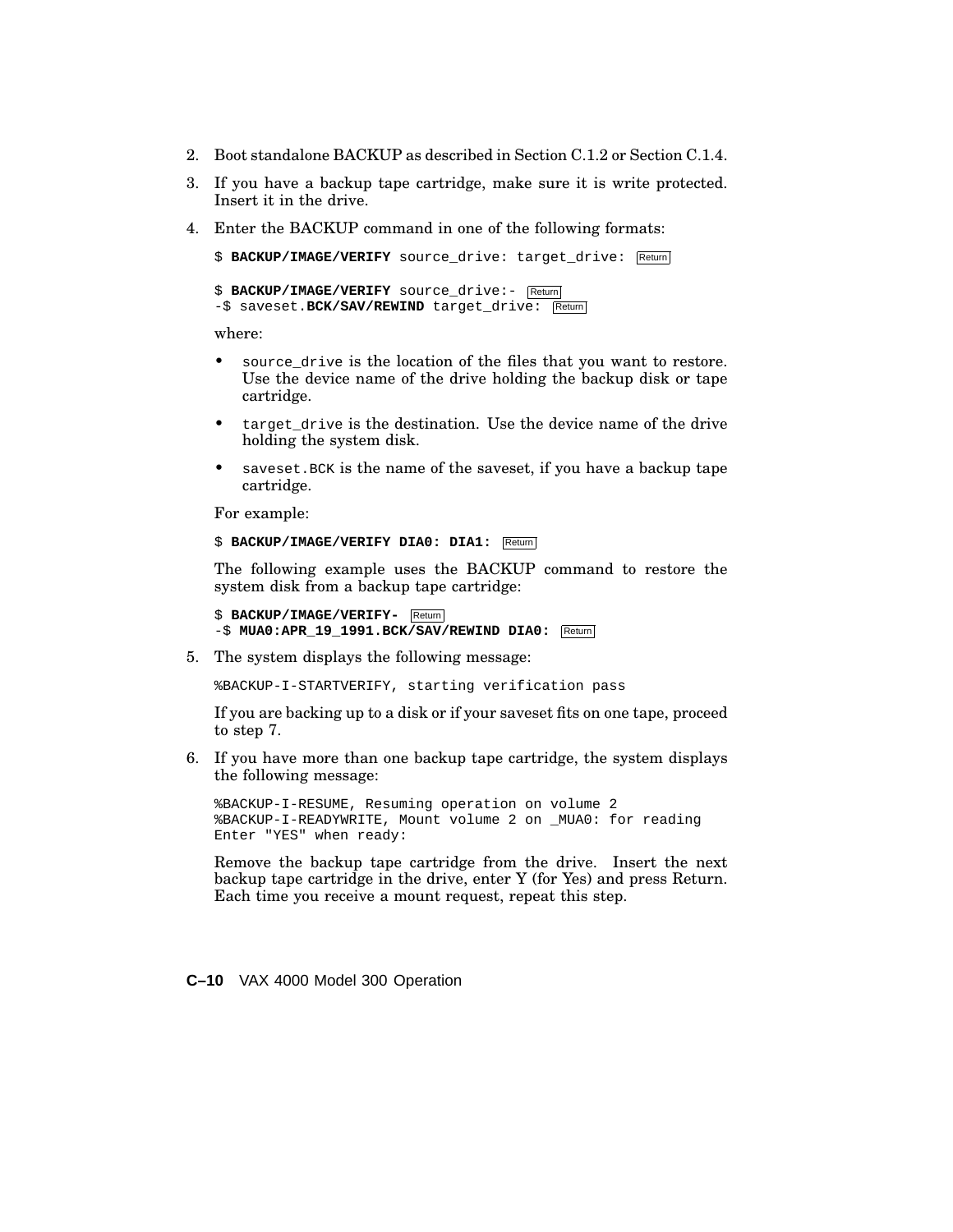2. Boot standalone BACKUP as described in Section C.1.2 or Section C.1.4.

3. If you have a backup tape cartridge, make sure it is write protected. Insert it in the drive.

4. Enter the BACKUP command in one of the following formats:

   ```
   $ BACKUP/IMAGE/VERIFY source_drive: target_drive: Return
   ```

   ```
   $ BACKUP/IMAGE/VERIFY source_drive:- Return
   -$ saveset.BCK/SAV/REWIND target_drive: Return
   ```

   where:

   - source_drive is the location of the files that you want to restore. Use the device name of the drive holding the backup disk or tape cartridge.
   - target_drive is the destination. Use the device name of the drive holding the system disk.
   - saveset.BCK is the name of the saveset, if you have a backup tape cartridge.

   For example:

   ```
   $ BACKUP/IMAGE/VERIFY DIA0: DIA1: Return
   ```

   The following example uses the BACKUP command to restore the system disk from a backup tape cartridge:

   ```
   $ BACKUP/IMAGE/VERIFY- Return
   -$ MUA0:APR_19_1991.BCK/SAV/REWIND DIA0: Return
   ```

5. The system displays the following message:

   ```
   %BACKUP-I-STARTVERIFY, starting verification pass
   ```

   If you are backing up to a disk or if your saveset fits on one tape, proceed to step 7.

6. If you have more than one backup tape cartridge, the system displays the following message:

   ```
   %BACKUP-I-RESUME, Resuming operation on volume 2
   %BACKUP-I-READYWRITE, Mount volume 2 on _MUA0: for reading
   Enter "YES" when ready:
   ```

   Remove the backup tape cartridge from the drive. Insert the next backup tape cartridge in the drive, enter Y (for Yes) and press Return. Each time you receive a mount request, repeat this step.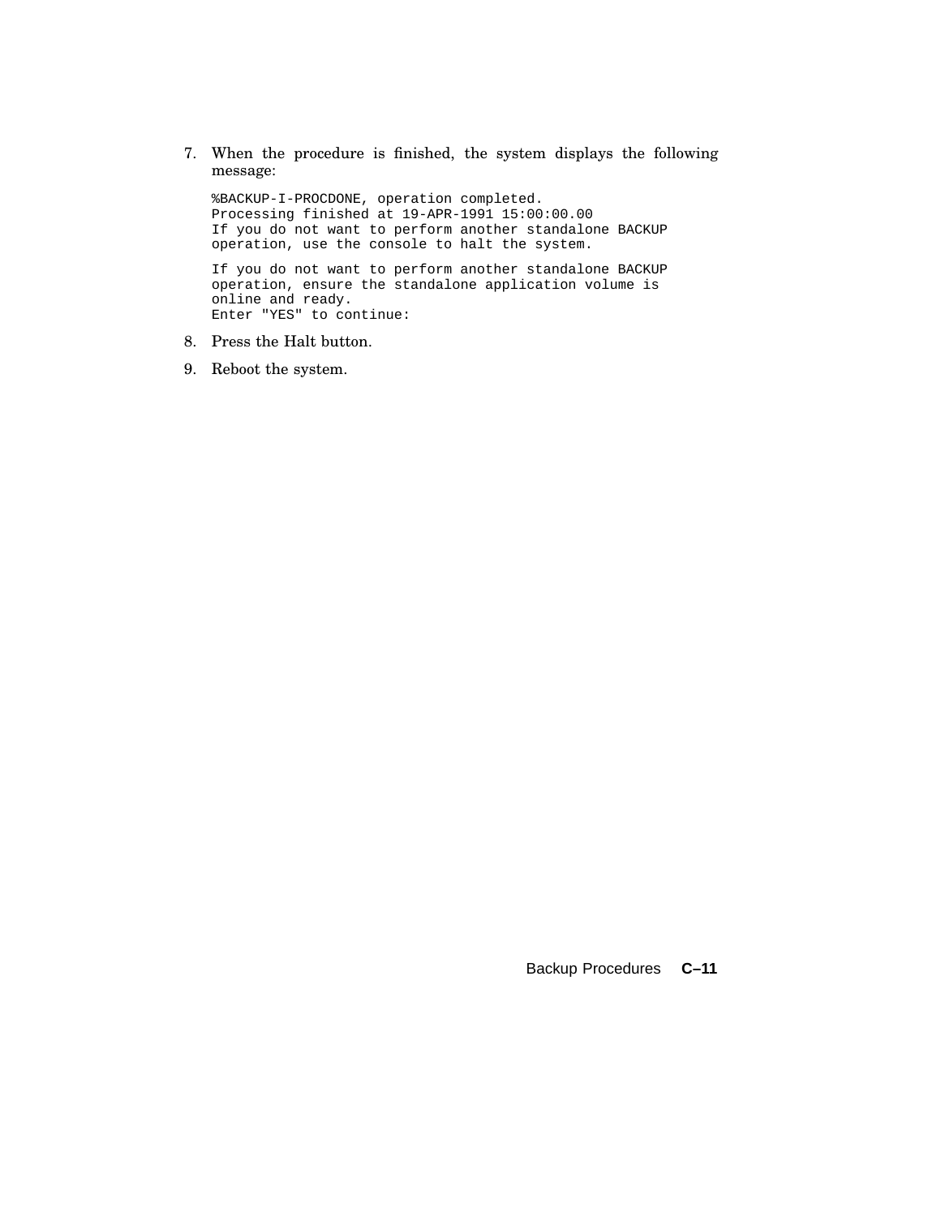7. When the procedure is finished, the system displays the following message:

```
%BACKUP-I-PROCDONE, operation completed.
Processing finished at 19-APR-1991 15:00:00.00
If you do not want to perform another standalone BACKUP
operation, use the console to halt the system.

If you do not want to perform another standalone BACKUP
operation, ensure the standalone application volume is
online and ready.
Enter "YES" to continue:
```

8. Press the Halt button.
9. Reboot the system.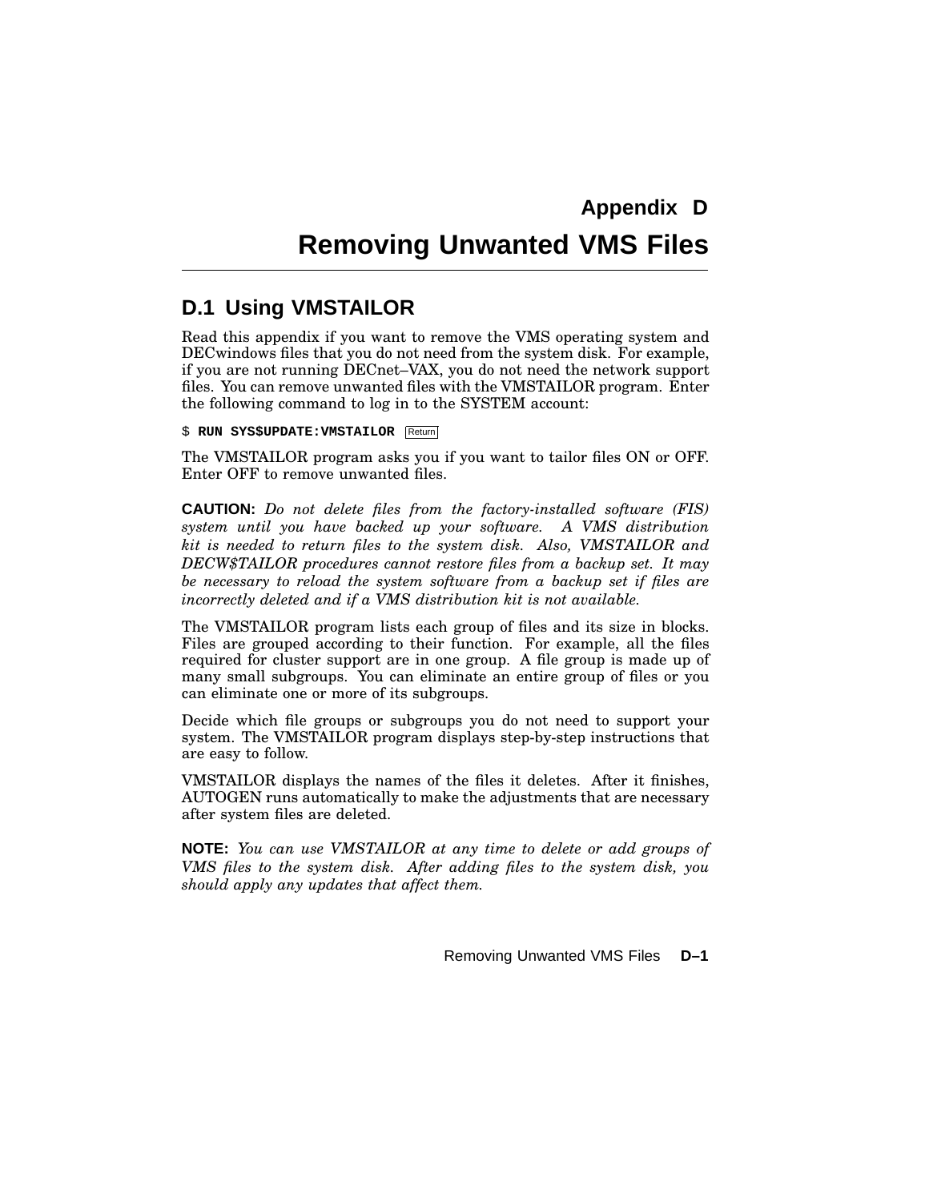# Appendix D
# Removing Unwanted VMS Files

## D.1 Using VMSTAILOR

Read this appendix if you want to remove the VMS operating system and DECwindows files that you do not need from the system disk. For example, if you are not running DECnet–VAX, you do not need the network support files. You can remove unwanted files with the VMSTAILOR program. Enter the following command to log in to the SYSTEM account:

```
$ RUN SYS$UPDATE:VMSTAILOR Return
```

The VMSTAILOR program asks you if you want to tailor files ON or OFF. Enter OFF to remove unwanted files.

**CAUTION:** *Do not delete files from the factory-installed software (FIS) system until you have backed up your software. A VMS distribution kit is needed to return files to the system disk. Also, VMSTAILOR and DECW$TAILOR procedures cannot restore files from a backup set. It may be necessary to reload the system software from a backup set if files are incorrectly deleted and if a VMS distribution kit is not available.*

The VMSTAILOR program lists each group of files and its size in blocks. Files are grouped according to their function. For example, all the files required for cluster support are in one group. A file group is made up of many small subgroups. You can eliminate an entire group of files or you can eliminate one or more of its subgroups.

Decide which file groups or subgroups you do not need to support your system. The VMSTAILOR program displays step-by-step instructions that are easy to follow.

VMSTAILOR displays the names of the files it deletes. After it finishes, AUTOGEN runs automatically to make the adjustments that are necessary after system files are deleted.

**NOTE:** *You can use VMSTAILOR at any time to delete or add groups of VMS files to the system disk. After adding files to the system disk, you should apply any updates that affect them.*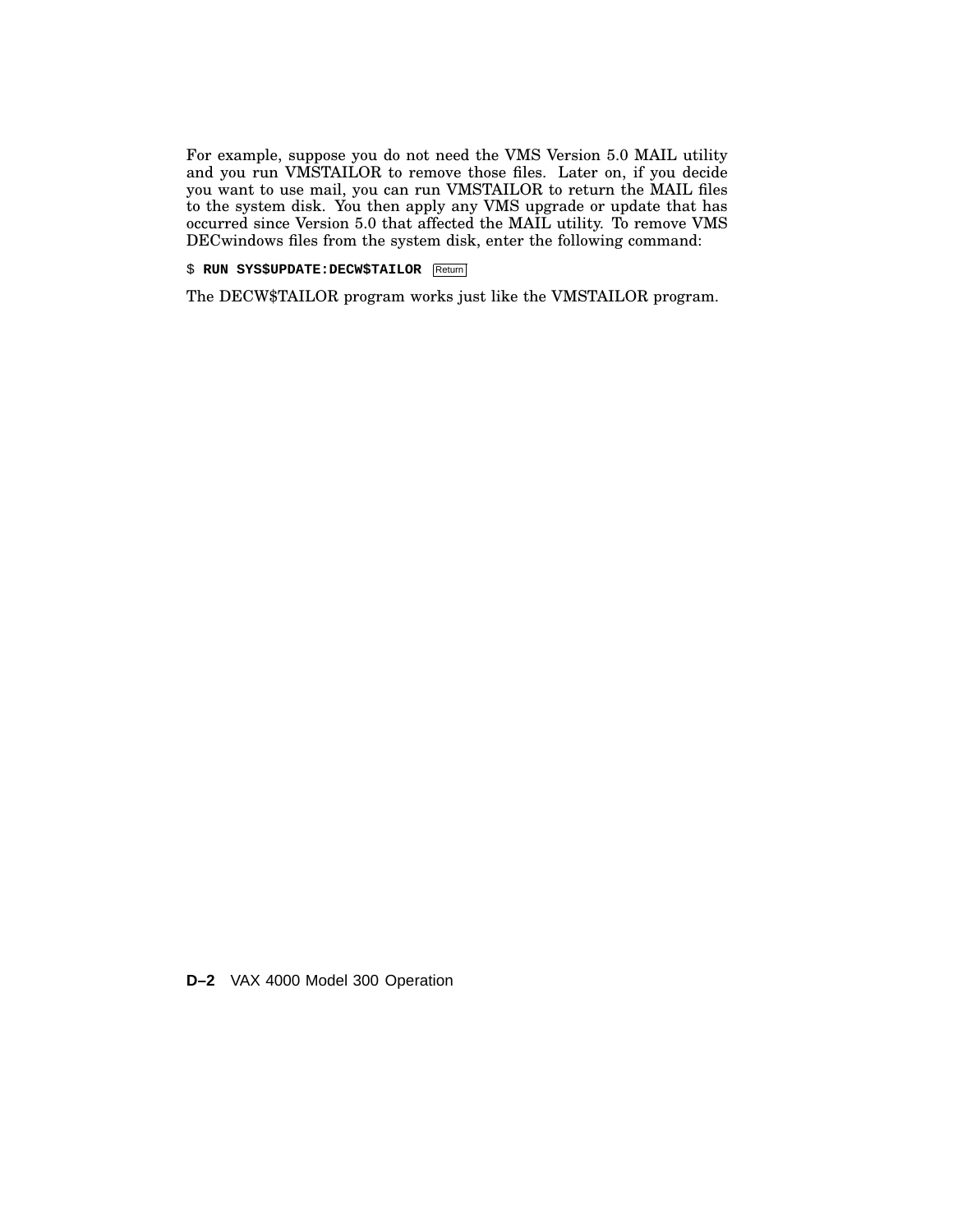For example, suppose you do not need the VMS Version 5.0 MAIL utility and you run VMSTAILOR to remove those files. Later on, if you decide you want to use mail, you can run VMSTAILOR to return the MAIL files to the system disk. You then apply any VMS upgrade or update that has occurred since Version 5.0 that affected the MAIL utility. To remove VMS DECwindows files from the system disk, enter the following command:

```
$ RUN SYS$UPDATE:DECW$TAILOR Return
```

The DECW$TAILOR program works just like the VMSTAILOR program.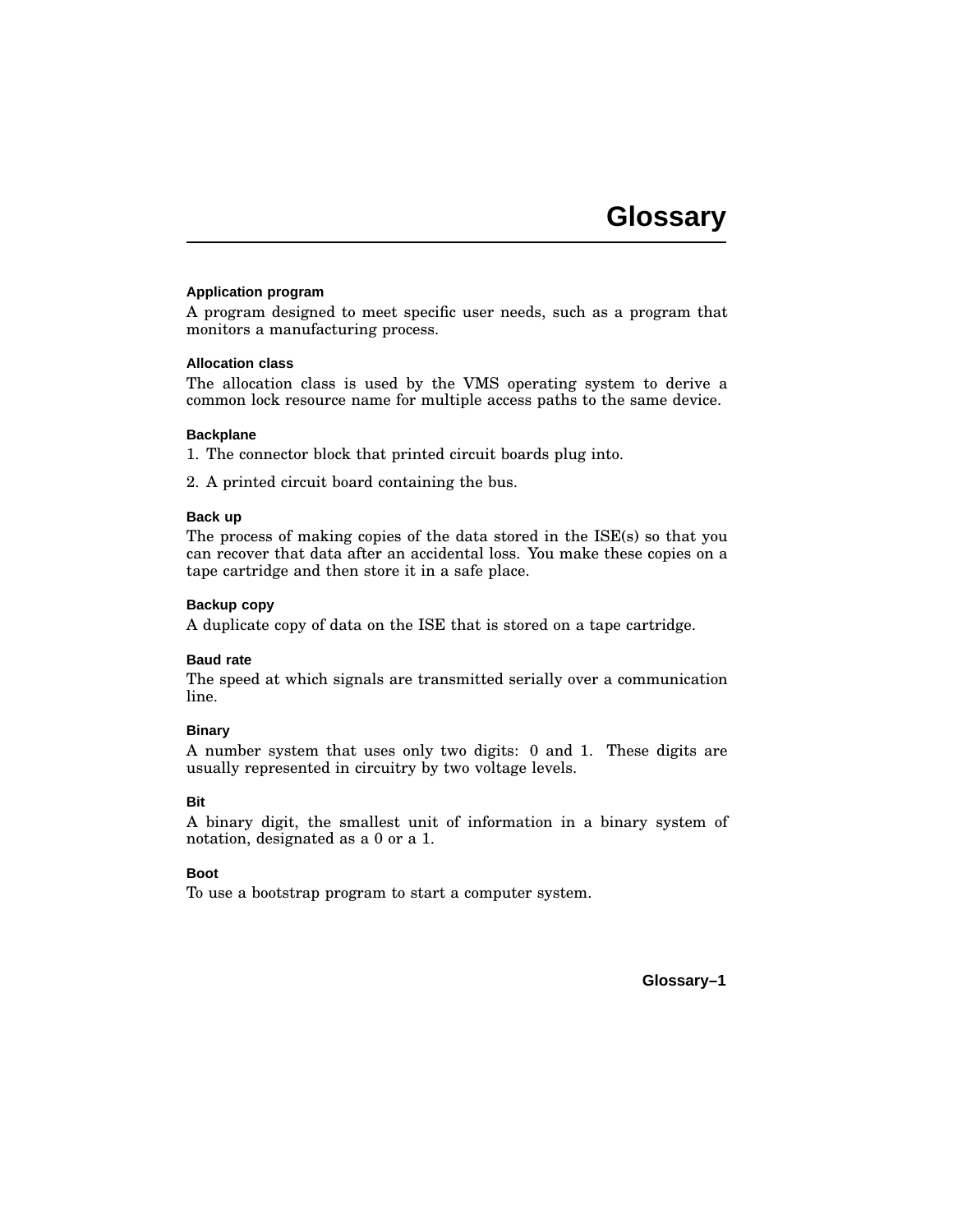# Glossary

### Application program

A program designed to meet specific user needs, such as a program that monitors a manufacturing process.

### Allocation class

The allocation class is used by the VMS operating system to derive a common lock resource name for multiple access paths to the same device.

### Backplane

1. The connector block that printed circuit boards plug into.
2. A printed circuit board containing the bus.

### Back up

The process of making copies of the data stored in the ISE(s) so that you can recover that data after an accidental loss. You make these copies on a tape cartridge and then store it in a safe place.

### Backup copy

A duplicate copy of data on the ISE that is stored on a tape cartridge.

### Baud rate

The speed at which signals are transmitted serially over a communication line.

### Binary

A number system that uses only two digits: 0 and 1. These digits are usually represented in circuitry by two voltage levels.

### Bit

A binary digit, the smallest unit of information in a binary system of notation, designated as a 0 or a 1.

### Boot

To use a bootstrap program to start a computer system.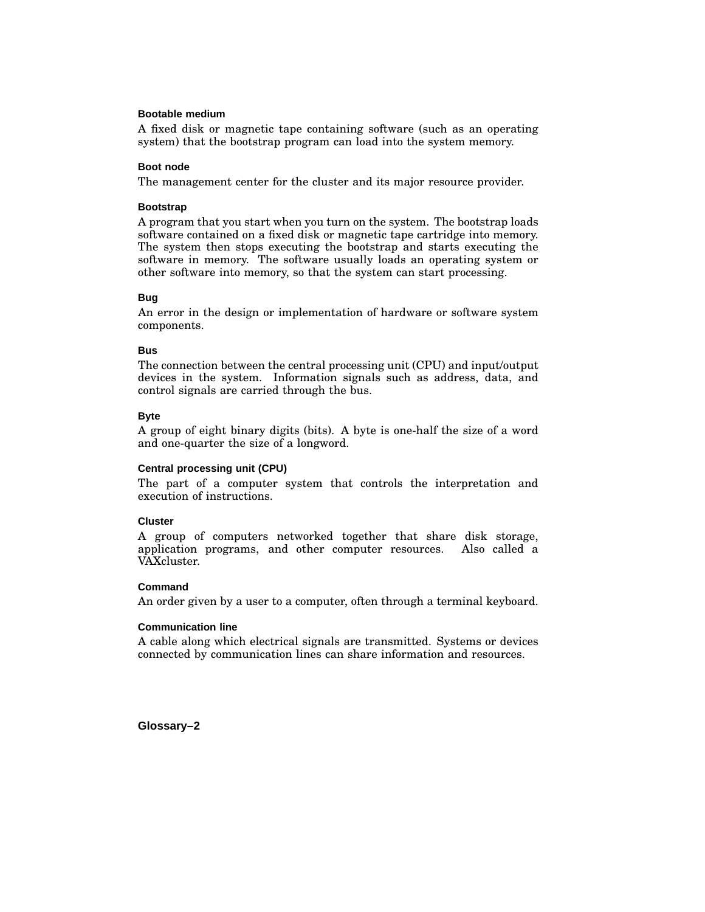#### Bootable medium

A fixed disk or magnetic tape containing software (such as an operating system) that the bootstrap program can load into the system memory.

#### Boot node

The management center for the cluster and its major resource provider.

#### Bootstrap

A program that you start when you turn on the system. The bootstrap loads software contained on a fixed disk or magnetic tape cartridge into memory. The system then stops executing the bootstrap and starts executing the software in memory. The software usually loads an operating system or other software into memory, so that the system can start processing.

#### Bug

An error in the design or implementation of hardware or software system components.

#### Bus

The connection between the central processing unit (CPU) and input/output devices in the system. Information signals such as address, data, and control signals are carried through the bus.

#### Byte

A group of eight binary digits (bits). A byte is one-half the size of a word and one-quarter the size of a longword.

#### Central processing unit (CPU)

The part of a computer system that controls the interpretation and execution of instructions.

#### Cluster

A group of computers networked together that share disk storage, application programs, and other computer resources. Also called a VAXcluster.

#### Command

An order given by a user to a computer, often through a terminal keyboard.

#### Communication line

A cable along which electrical signals are transmitted. Systems or devices connected by communication lines can share information and resources.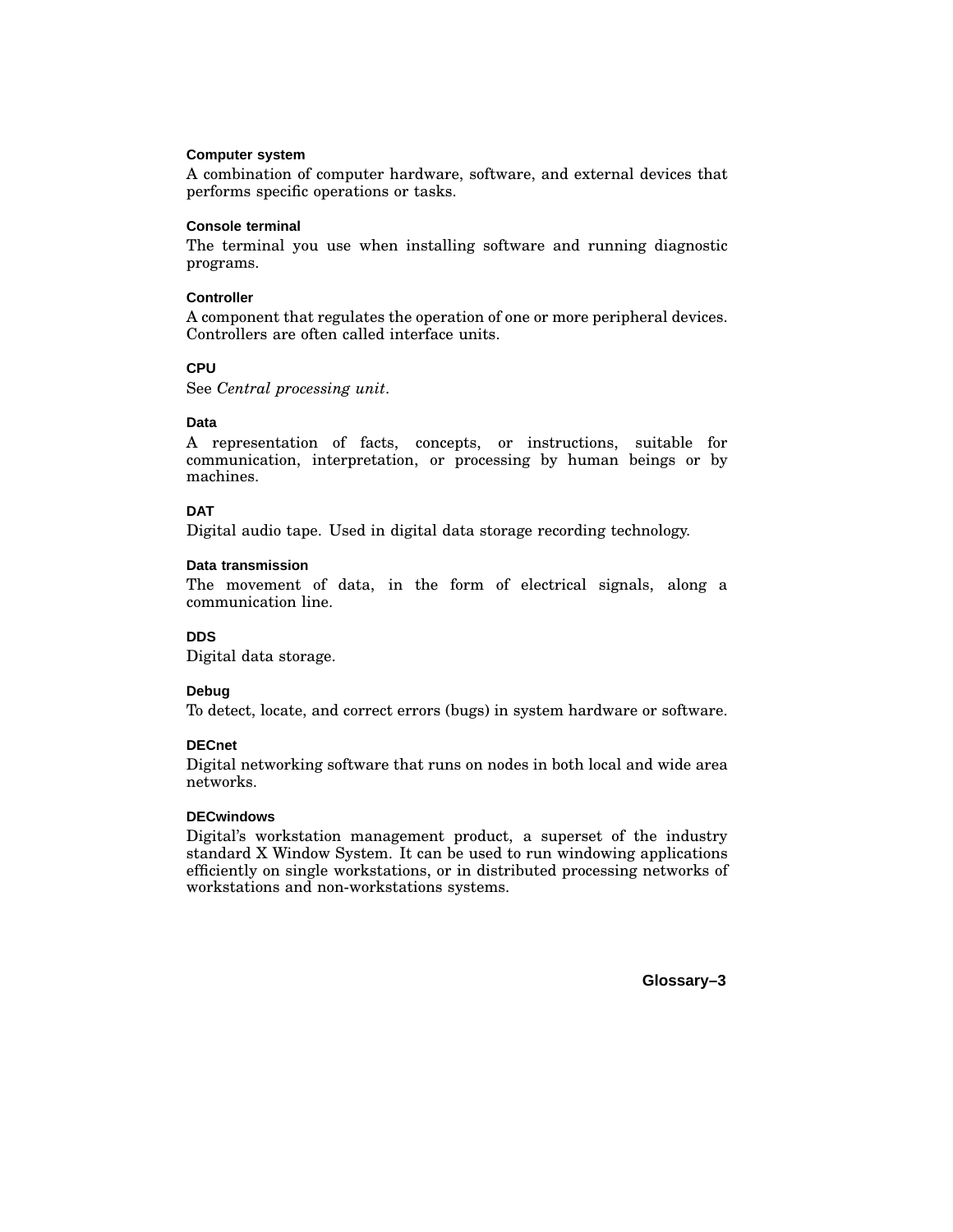#### Computer system

A combination of computer hardware, software, and external devices that performs specific operations or tasks.

#### Console terminal

The terminal you use when installing software and running diagnostic programs.

#### Controller

A component that regulates the operation of one or more peripheral devices. Controllers are often called interface units.

#### CPU

See *Central processing unit*.

#### Data

A representation of facts, concepts, or instructions, suitable for communication, interpretation, or processing by human beings or by machines.

#### DAT

Digital audio tape. Used in digital data storage recording technology.

#### Data transmission

The movement of data, in the form of electrical signals, along a communication line.

#### DDS

Digital data storage.

#### Debug

To detect, locate, and correct errors (bugs) in system hardware or software.

#### DECnet

Digital networking software that runs on nodes in both local and wide area networks.

#### DECwindows

Digital's workstation management product, a superset of the industry standard X Window System. It can be used to run windowing applications efficiently on single workstations, or in distributed processing networks of workstations and non-workstations systems.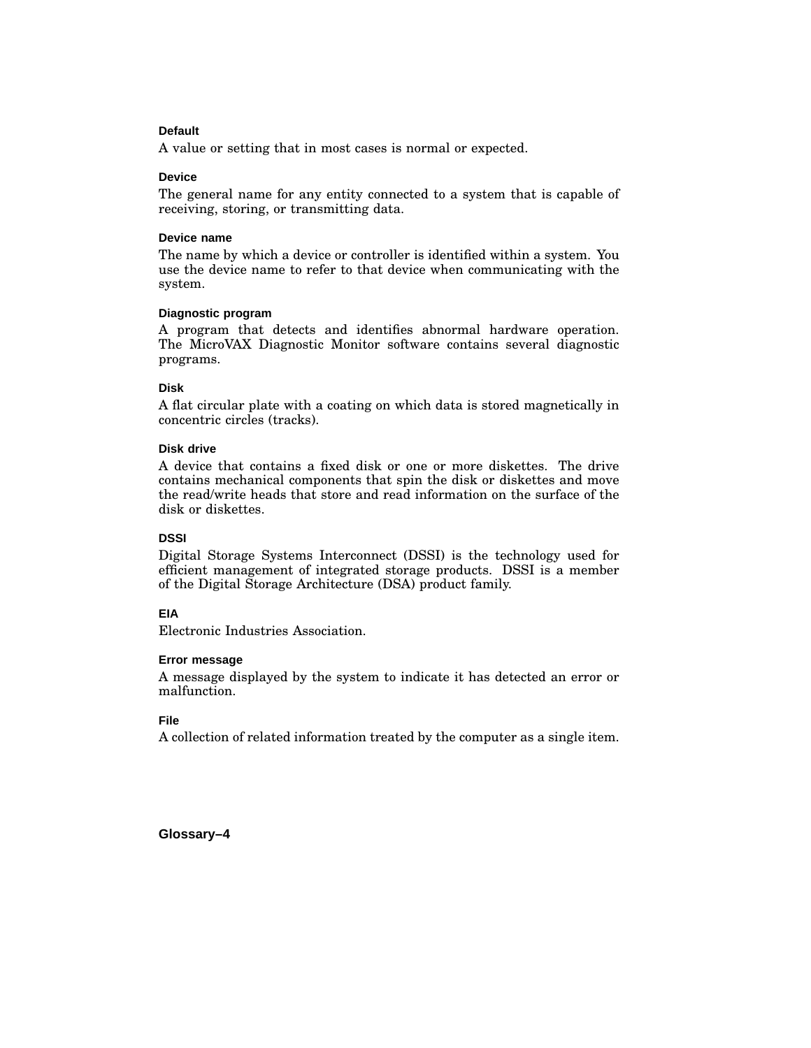### Default

A value or setting that in most cases is normal or expected.

### Device

The general name for any entity connected to a system that is capable of receiving, storing, or transmitting data.

### Device name

The name by which a device or controller is identified within a system. You use the device name to refer to that device when communicating with the system.

### Diagnostic program

A program that detects and identifies abnormal hardware operation. The MicroVAX Diagnostic Monitor software contains several diagnostic programs.

### Disk

A flat circular plate with a coating on which data is stored magnetically in concentric circles (tracks).

### Disk drive

A device that contains a fixed disk or one or more diskettes. The drive contains mechanical components that spin the disk or diskettes and move the read/write heads that store and read information on the surface of the disk or diskettes.

### DSSI

Digital Storage Systems Interconnect (DSSI) is the technology used for efficient management of integrated storage products. DSSI is a member of the Digital Storage Architecture (DSA) product family.

### EIA

Electronic Industries Association.

### Error message

A message displayed by the system to indicate it has detected an error or malfunction.

### File

A collection of related information treated by the computer as a single item.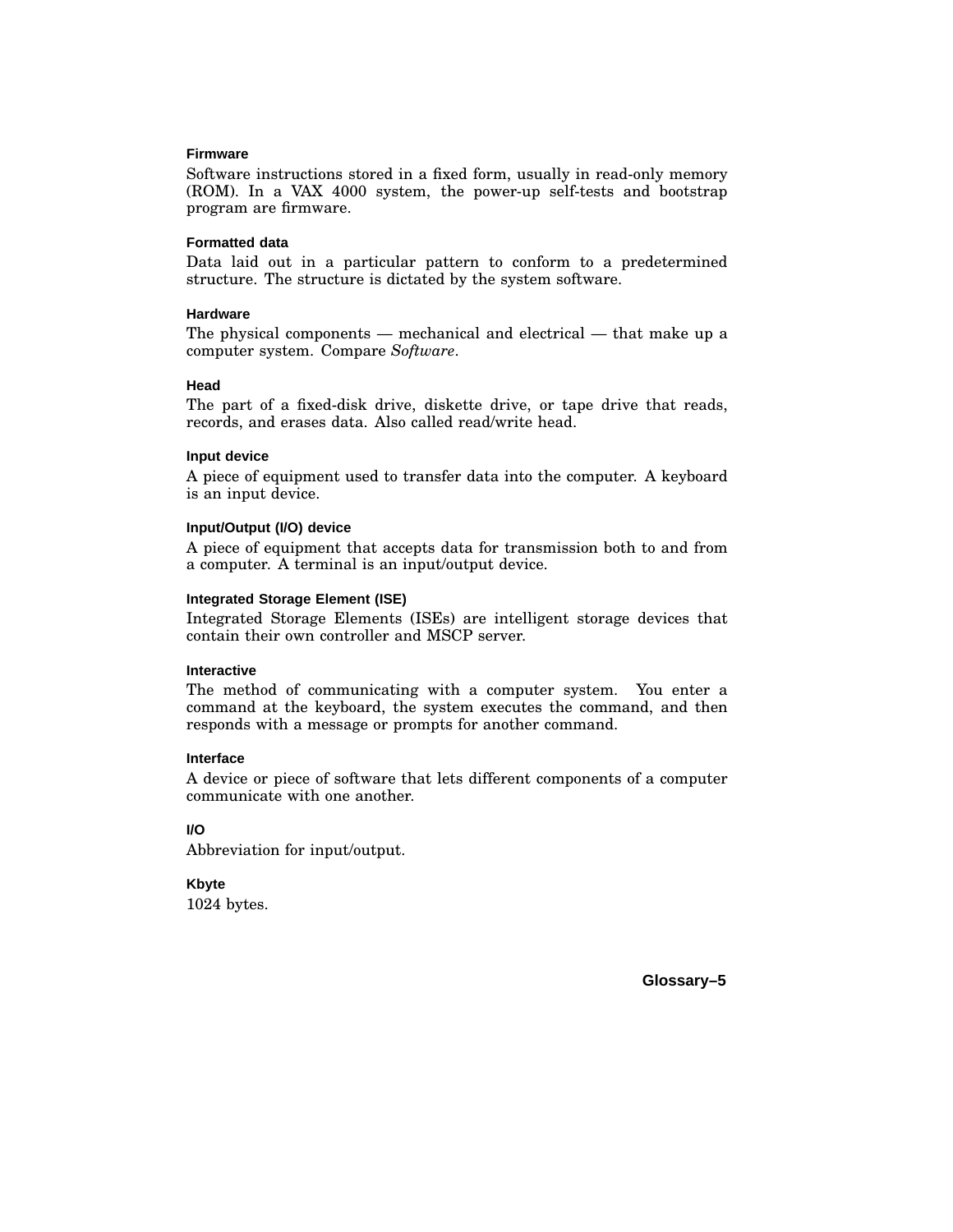#### Firmware

Software instructions stored in a fixed form, usually in read-only memory (ROM). In a VAX 4000 system, the power-up self-tests and bootstrap program are firmware.

#### Formatted data

Data laid out in a particular pattern to conform to a predetermined structure. The structure is dictated by the system software.

#### Hardware

The physical components — mechanical and electrical — that make up a computer system. Compare *Software*.

#### Head

The part of a fixed-disk drive, diskette drive, or tape drive that reads, records, and erases data. Also called read/write head.

#### Input device

A piece of equipment used to transfer data into the computer. A keyboard is an input device.

#### Input/Output (I/O) device

A piece of equipment that accepts data for transmission both to and from a computer. A terminal is an input/output device.

#### Integrated Storage Element (ISE)

Integrated Storage Elements (ISEs) are intelligent storage devices that contain their own controller and MSCP server.

#### Interactive

The method of communicating with a computer system. You enter a command at the keyboard, the system executes the command, and then responds with a message or prompts for another command.

#### Interface

A device or piece of software that lets different components of a computer communicate with one another.

#### I/O

Abbreviation for input/output.

#### Kbyte

1024 bytes.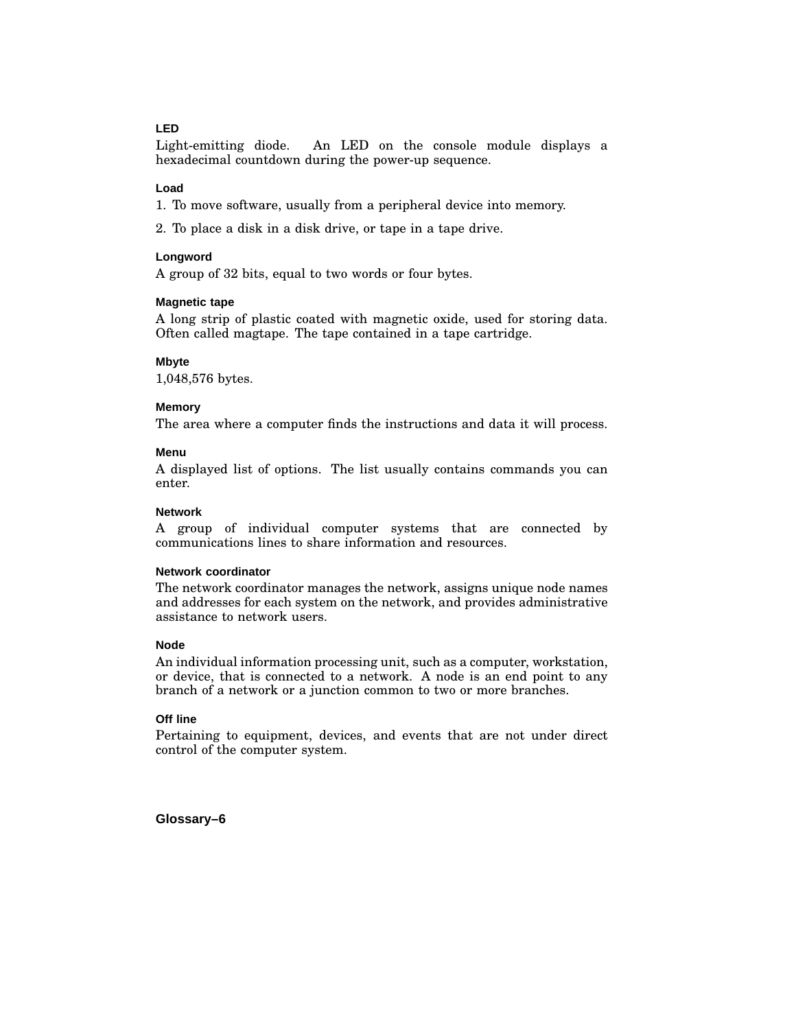#### LED

Light-emitting diode. An LED on the console module displays a hexadecimal countdown during the power-up sequence.

#### Load

1. To move software, usually from a peripheral device into memory.
2. To place a disk in a disk drive, or tape in a tape drive.

#### Longword

A group of 32 bits, equal to two words or four bytes.

#### Magnetic tape

A long strip of plastic coated with magnetic oxide, used for storing data. Often called magtape. The tape contained in a tape cartridge.

#### Mbyte

1,048,576 bytes.

#### Memory

The area where a computer finds the instructions and data it will process.

#### Menu

A displayed list of options. The list usually contains commands you can enter.

#### Network

A group of individual computer systems that are connected by communications lines to share information and resources.

#### Network coordinator

The network coordinator manages the network, assigns unique node names and addresses for each system on the network, and provides administrative assistance to network users.

#### Node

An individual information processing unit, such as a computer, workstation, or device, that is connected to a network. A node is an end point to any branch of a network or a junction common to two or more branches.

#### Off line

Pertaining to equipment, devices, and events that are not under direct control of the computer system.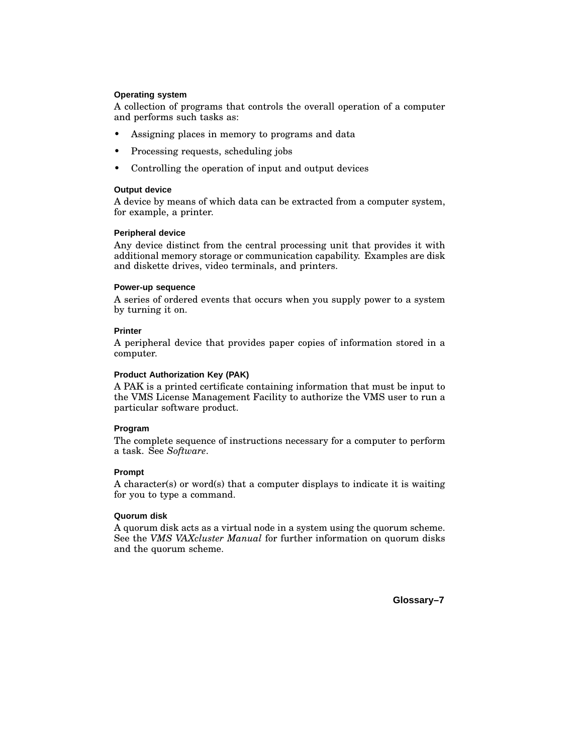### Operating system

A collection of programs that controls the overall operation of a computer and performs such tasks as:

- Assigning places in memory to programs and data
- Processing requests, scheduling jobs
- Controlling the operation of input and output devices

### Output device

A device by means of which data can be extracted from a computer system, for example, a printer.

### Peripheral device

Any device distinct from the central processing unit that provides it with additional memory storage or communication capability. Examples are disk and diskette drives, video terminals, and printers.

### Power-up sequence

A series of ordered events that occurs when you supply power to a system by turning it on.

### Printer

A peripheral device that provides paper copies of information stored in a computer.

### Product Authorization Key (PAK)

A PAK is a printed certificate containing information that must be input to the VMS License Management Facility to authorize the VMS user to run a particular software product.

### Program

The complete sequence of instructions necessary for a computer to perform a task. See *Software*.

### Prompt

A character(s) or word(s) that a computer displays to indicate it is waiting for you to type a command.

### Quorum disk

A quorum disk acts as a virtual node in a system using the quorum scheme. See the *VMS VAXcluster Manual* for further information on quorum disks and the quorum scheme.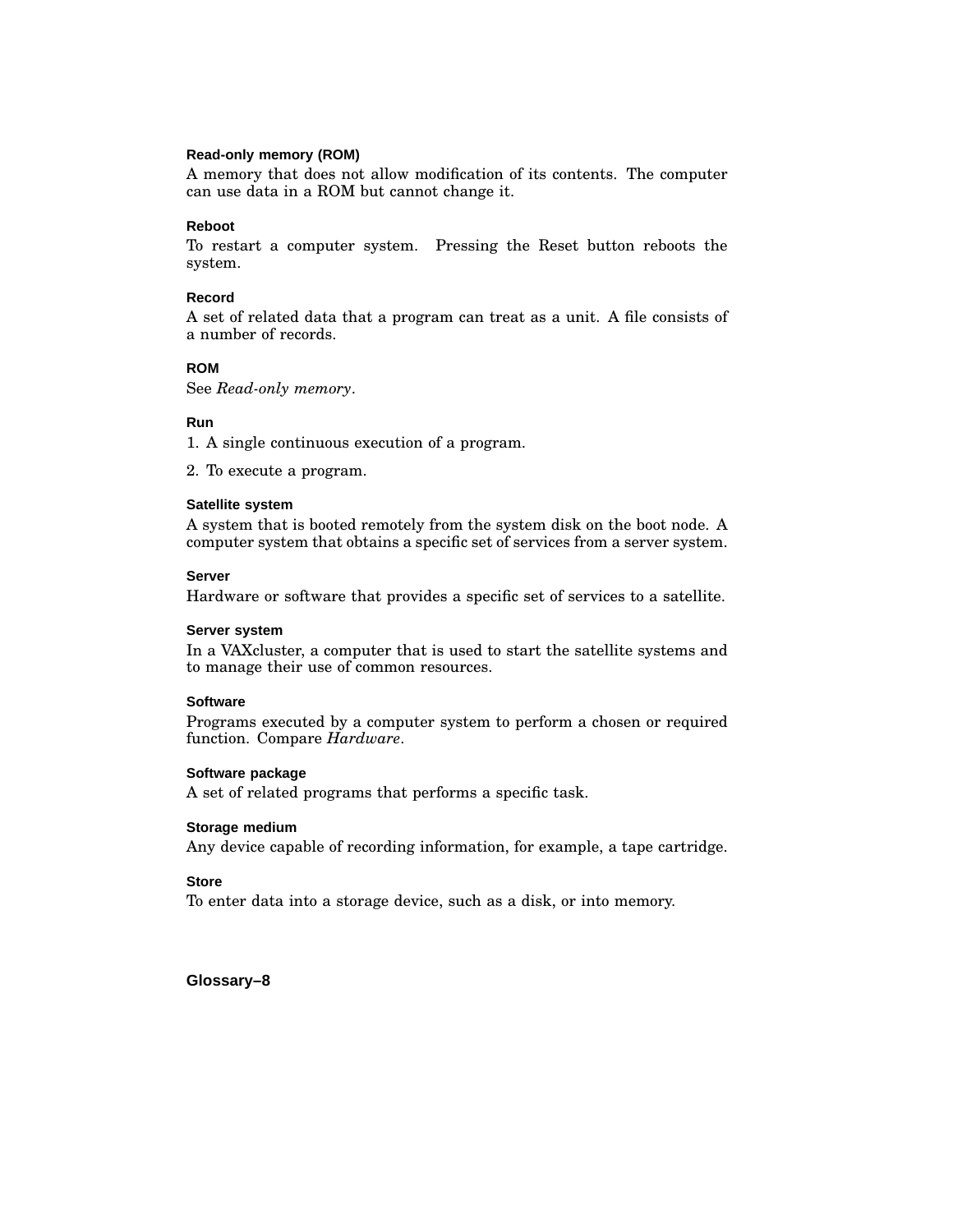#### Read-only memory (ROM)

A memory that does not allow modification of its contents. The computer can use data in a ROM but cannot change it.

#### Reboot

To restart a computer system. Pressing the Reset button reboots the system.

#### Record

A set of related data that a program can treat as a unit. A file consists of a number of records.

#### ROM

See *Read-only memory*.

#### Run

1. A single continuous execution of a program.
2. To execute a program.

#### Satellite system

A system that is booted remotely from the system disk on the boot node. A computer system that obtains a specific set of services from a server system.

#### Server

Hardware or software that provides a specific set of services to a satellite.

#### Server system

In a VAXcluster, a computer that is used to start the satellite systems and to manage their use of common resources.

#### Software

Programs executed by a computer system to perform a chosen or required function. Compare *Hardware*.

#### Software package

A set of related programs that performs a specific task.

#### Storage medium

Any device capable of recording information, for example, a tape cartridge.

#### Store

To enter data into a storage device, such as a disk, or into memory.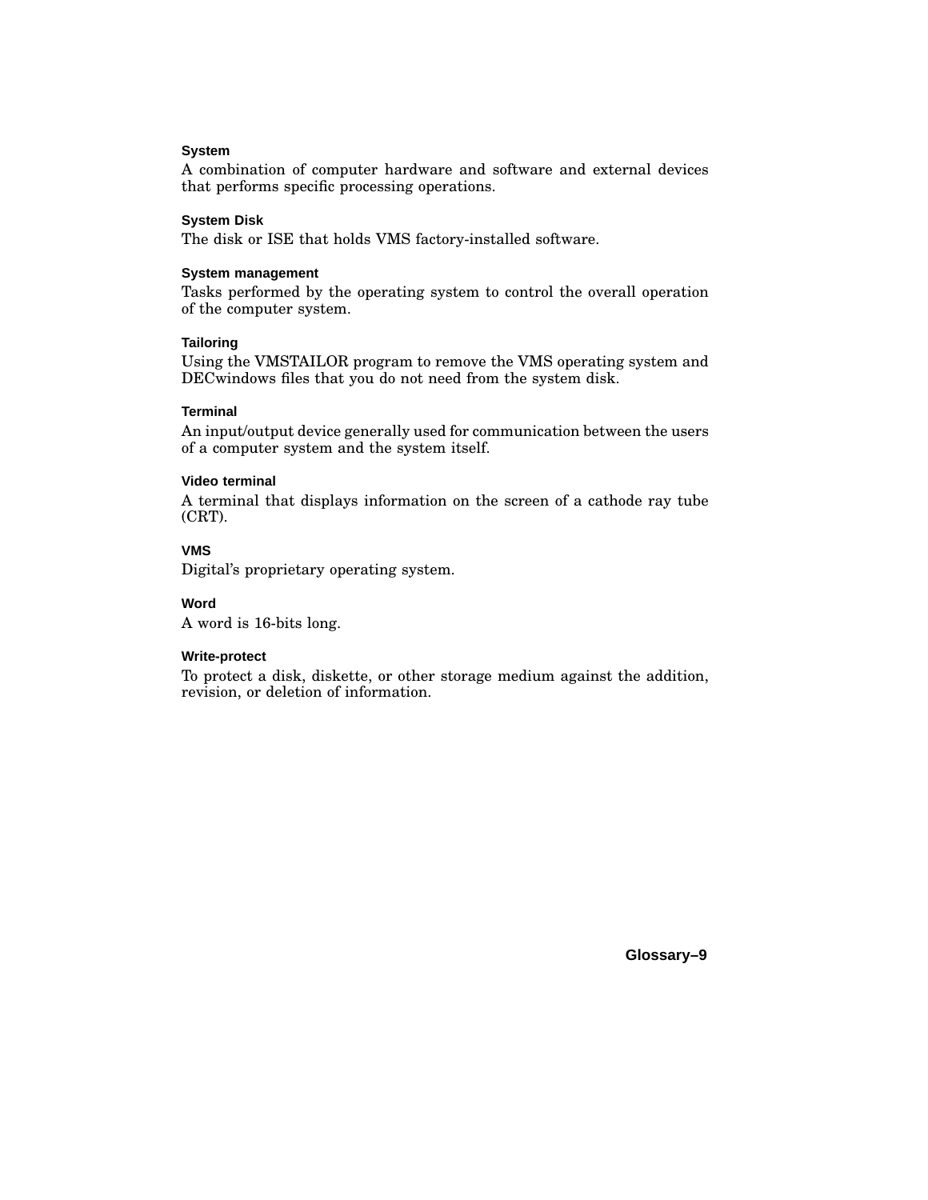**System**

A combination of computer hardware and software and external devices that performs specific processing operations.

**System Disk**

The disk or ISE that holds VMS factory-installed software.

**System management**

Tasks performed by the operating system to control the overall operation of the computer system.

**Tailoring**

Using the VMSTAILOR program to remove the VMS operating system and DECwindows files that you do not need from the system disk.

**Terminal**

An input/output device generally used for communication between the users of a computer system and the system itself.

**Video terminal**

A terminal that displays information on the screen of a cathode ray tube (CRT).

**VMS**

Digital's proprietary operating system.

**Word**

A word is 16-bits long.

**Write-protect**

To protect a disk, diskette, or other storage medium against the addition, revision, or deletion of information.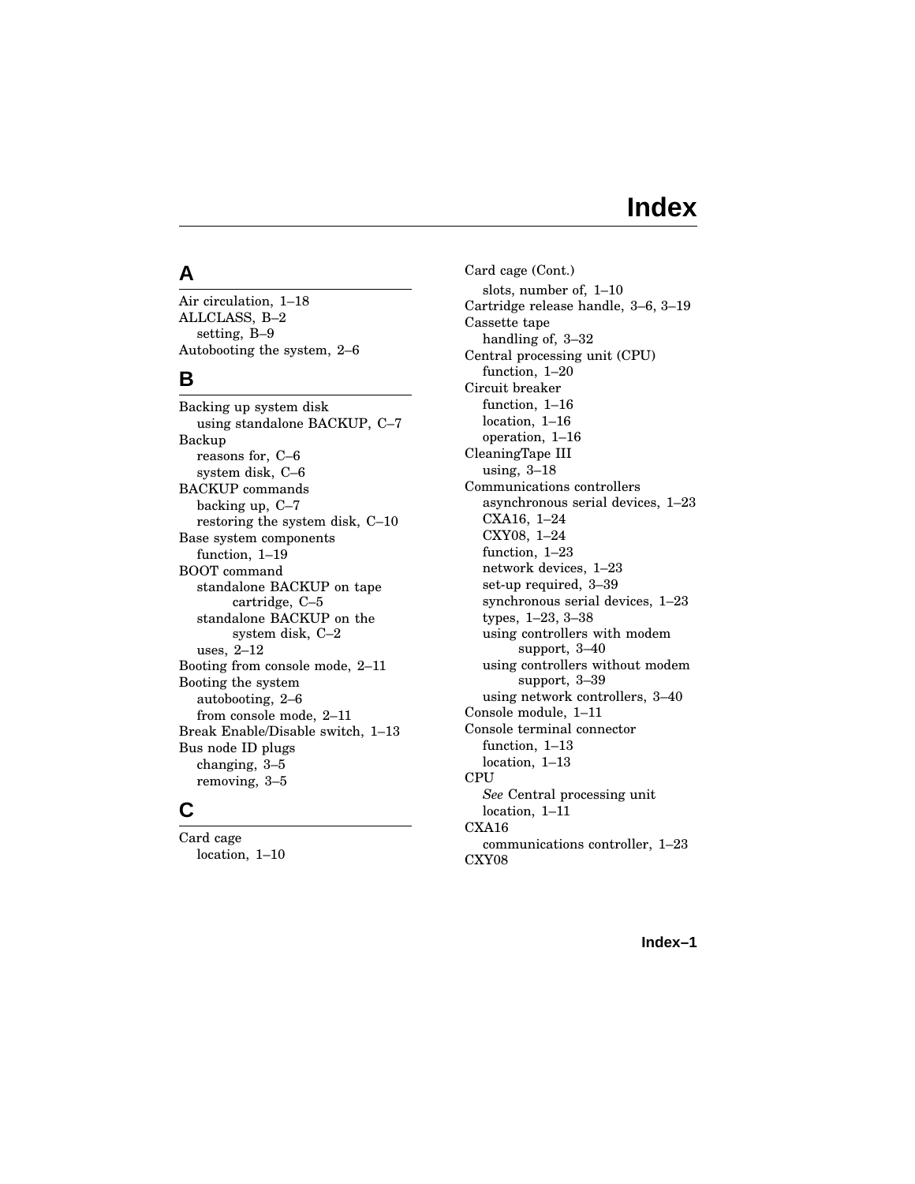# Index

## A

Air circulation, 1–18
ALLCLASS, B–2
  setting, B–9
Autobooting the system, 2–6

## B

Backing up system disk
  using standalone BACKUP, C–7
Backup
  reasons for, C–6
  system disk, C–6
BACKUP commands
  backing up, C–7
  restoring the system disk, C–10
Base system components
  function, 1–19
BOOT command
  standalone BACKUP on tape cartridge, C–5
  standalone BACKUP on the system disk, C–2
  uses, 2–12
Booting from console mode, 2–11
Booting the system
  autobooting, 2–6
  from console mode, 2–11
Break Enable/Disable switch, 1–13
Bus node ID plugs
  changing, 3–5
  removing, 3–5

## C

Card cage
  location, 1–10
Card cage (Cont.)
  slots, number of, 1–10
Cartridge release handle, 3–6, 3–19
Cassette tape
  handling of, 3–32
Central processing unit (CPU)
  function, 1–20
Circuit breaker
  function, 1–16
  location, 1–16
  operation, 1–16
CleaningTape III
  using, 3–18
Communications controllers
  asynchronous serial devices, 1–23
  CXA16, 1–24
  CXY08, 1–24
  function, 1–23
  network devices, 1–23
  set-up required, 3–39
  synchronous serial devices, 1–23
  types, 1–23, 3–38
  using controllers with modem support, 3–40
  using controllers without modem support, 3–39
  using network controllers, 3–40
Console module, 1–11
Console terminal connector
  function, 1–13
  location, 1–13
CPU
  *See* Central processing unit
  location, 1–11
CXA16
  communications controller, 1–23
CXY08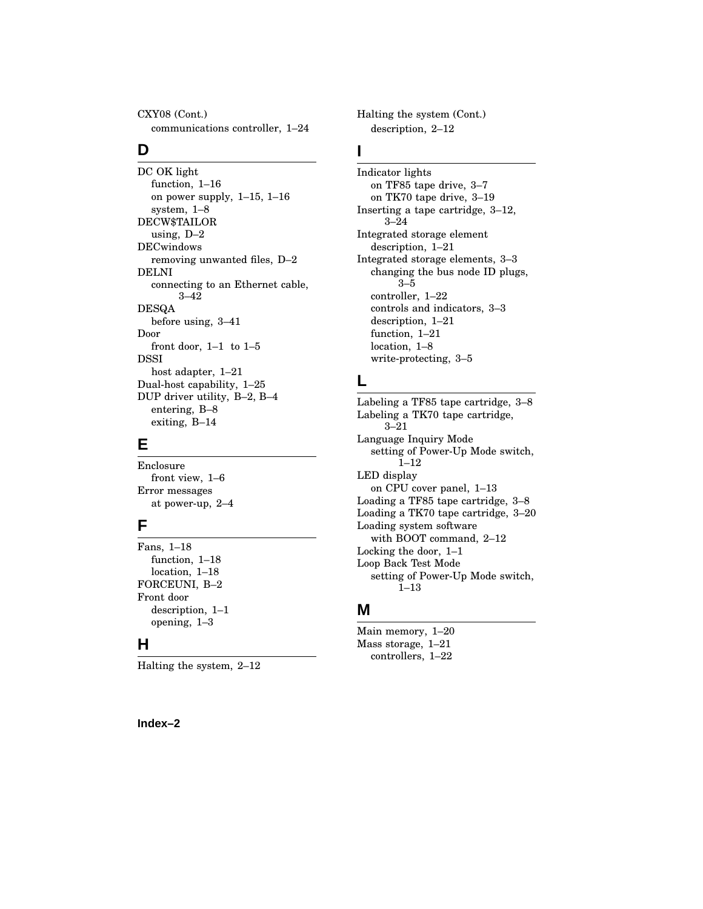CXY08 (Cont.)
  communications controller, 1–24

## D

DC OK light
  function, 1–16
  on power supply, 1–15, 1–16
  system, 1–8
DECW$TAILOR
  using, D–2
DECwindows
  removing unwanted files, D–2
DELNI
  connecting to an Ethernet cable, 3–42
DESQA
  before using, 3–41
Door
  front door, 1–1 to 1–5
DSSI
  host adapter, 1–21
Dual-host capability, 1–25
DUP driver utility, B–2, B–4
  entering, B–8
  exiting, B–14

## E

Enclosure
  front view, 1–6
Error messages
  at power-up, 2–4

## F

Fans, 1–18
  function, 1–18
  location, 1–18
FORCEUNI, B–2
Front door
  description, 1–1
  opening, 1–3

## H

Halting the system, 2–12
Halting the system (Cont.)
  description, 2–12

## I

Indicator lights
  on TF85 tape drive, 3–7
  on TK70 tape drive, 3–19
Inserting a tape cartridge, 3–12, 3–24
Integrated storage element
  description, 1–21
Integrated storage elements, 3–3
  changing the bus node ID plugs, 3–5
  controller, 1–22
  controls and indicators, 3–3
  description, 1–21
  function, 1–21
  location, 1–8
  write-protecting, 3–5

## L

Labeling a TF85 tape cartridge, 3–8
Labeling a TK70 tape cartridge, 3–21
Language Inquiry Mode
  setting of Power-Up Mode switch, 1–12
LED display
  on CPU cover panel, 1–13
Loading a TF85 tape cartridge, 3–8
Loading a TK70 tape cartridge, 3–20
Loading system software
  with BOOT command, 2–12
Locking the door, 1–1
Loop Back Test Mode
  setting of Power-Up Mode switch, 1–13

## M

Main memory, 1–20
Mass storage, 1–21
  controllers, 1–22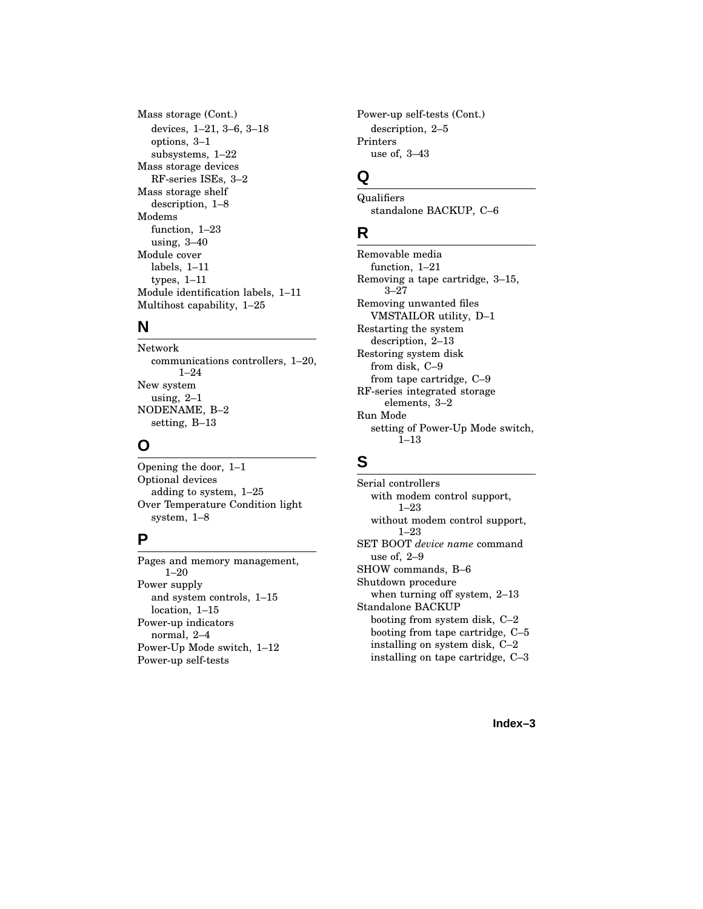Mass storage (Cont.)
- devices, 1–21, 3–6, 3–18
- options, 3–1
- subsystems, 1–22

Mass storage devices
- RF-series ISEs, 3–2

Mass storage shelf
- description, 1–8

Modems
- function, 1–23
- using, 3–40

Module cover
- labels, 1–11
- types, 1–11

Module identification labels, 1–11

Multihost capability, 1–25

## N

Network
- communications controllers, 1–20, 1–24

New system
- using, 2–1

NODENAME, B–2
- setting, B–13

## O

Opening the door, 1–1

Optional devices
- adding to system, 1–25

Over Temperature Condition light
- system, 1–8

## P

Pages and memory management, 1–20

Power supply
- and system controls, 1–15
- location, 1–15

Power-up indicators
- normal, 2–4

Power-Up Mode switch, 1–12

Power-up self-tests

Power-up self-tests (Cont.)
- description, 2–5

Printers
- use of, 3–43

## Q

Qualifiers
- standalone BACKUP, C–6

## R

Removable media
- function, 1–21

Removing a tape cartridge, 3–15, 3–27

Removing unwanted files
- VMSTAILOR utility, D–1

Restarting the system
- description, 2–13

Restoring system disk
- from disk, C–9
- from tape cartridge, C–9

RF-series integrated storage elements, 3–2

Run Mode
- setting of Power-Up Mode switch, 1–13

## S

Serial controllers
- with modem control support, 1–23
- without modem control support, 1–23

SET BOOT *device name* command
- use of, 2–9

SHOW commands, B–6

Shutdown procedure
- when turning off system, 2–13

Standalone BACKUP
- booting from system disk, C–2
- booting from tape cartridge, C–5
- installing on system disk, C–2
- installing on tape cartridge, C–3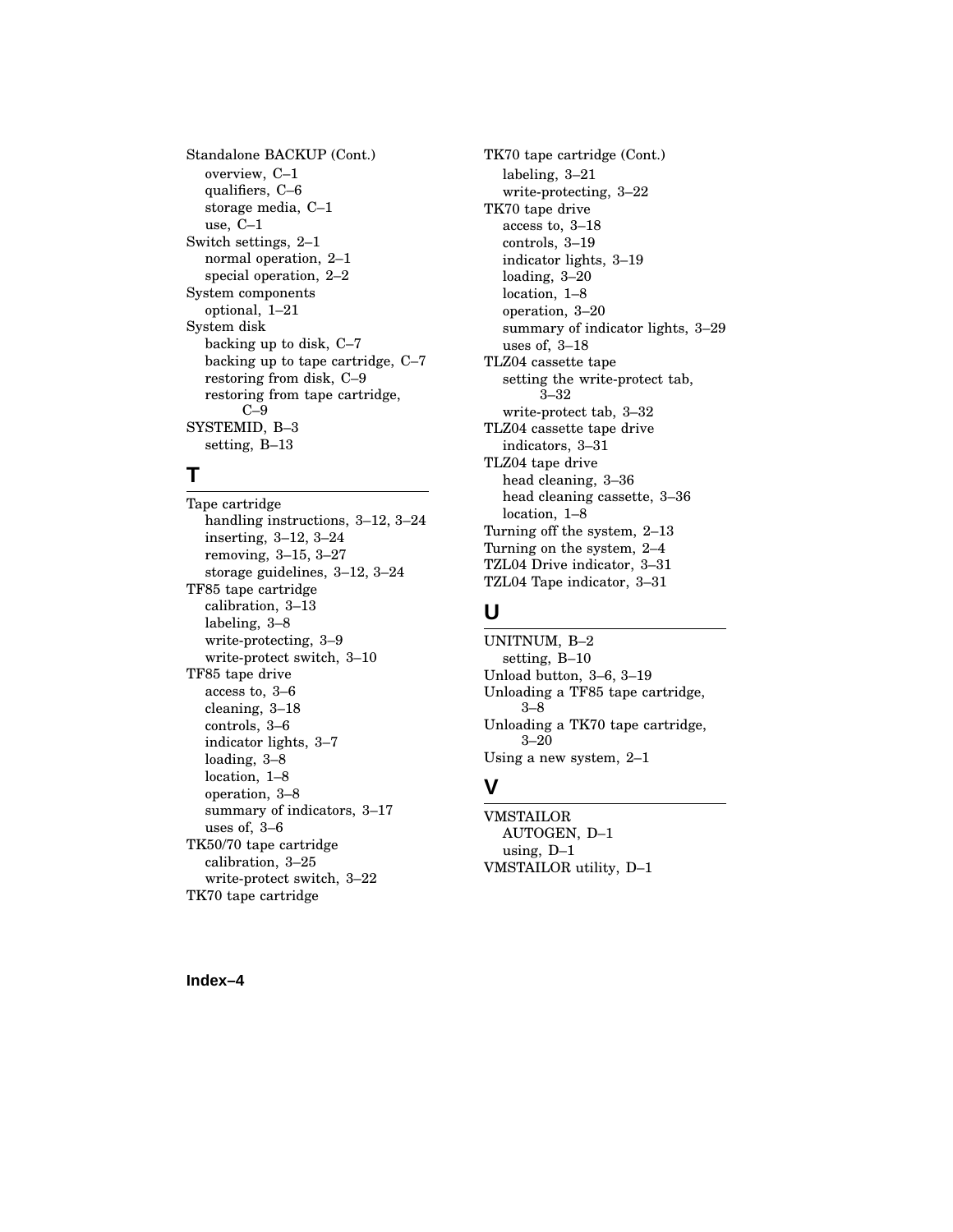Standalone BACKUP (Cont.)
- overview, C–1
- qualifiers, C–6
- storage media, C–1
- use, C–1

Switch settings, 2–1
- normal operation, 2–1
- special operation, 2–2

System components
- optional, 1–21

System disk
- backing up to disk, C–7
- backing up to tape cartridge, C–7
- restoring from disk, C–9
- restoring from tape cartridge, C–9

SYSTEMID, B–3
- setting, B–13

## T

Tape cartridge
- handling instructions, 3–12, 3–24
- inserting, 3–12, 3–24
- removing, 3–15, 3–27
- storage guidelines, 3–12, 3–24

TF85 tape cartridge
- calibration, 3–13
- labeling, 3–8
- write-protecting, 3–9
- write-protect switch, 3–10

TF85 tape drive
- access to, 3–6
- cleaning, 3–18
- controls, 3–6
- indicator lights, 3–7
- loading, 3–8
- location, 1–8
- operation, 3–8
- summary of indicators, 3–17
- uses of, 3–6

TK50/70 tape cartridge
- calibration, 3–25
- write-protect switch, 3–22

TK70 tape cartridge
- labeling, 3–21
- write-protecting, 3–22

TK70 tape drive
- access to, 3–18
- controls, 3–19
- indicator lights, 3–19
- loading, 3–20
- location, 1–8
- operation, 3–20
- summary of indicator lights, 3–29
- uses of, 3–18

TLZ04 cassette tape
- setting the write-protect tab, 3–32
- write-protect tab, 3–32

TLZ04 cassette tape drive
- indicators, 3–31

TLZ04 tape drive
- head cleaning, 3–36
- head cleaning cassette, 3–36
- location, 1–8

Turning off the system, 2–13

Turning on the system, 2–4

TZL04 Drive indicator, 3–31

TZL04 Tape indicator, 3–31

## U

UNITNUM, B–2
- setting, B–10

Unload button, 3–6, 3–19

Unloading a TF85 tape cartridge, 3–8

Unloading a TK70 tape cartridge, 3–20

Using a new system, 2–1

## V

VMSTAILOR
- AUTOGEN, D–1
- using, D–1

VMSTAILOR utility, D–1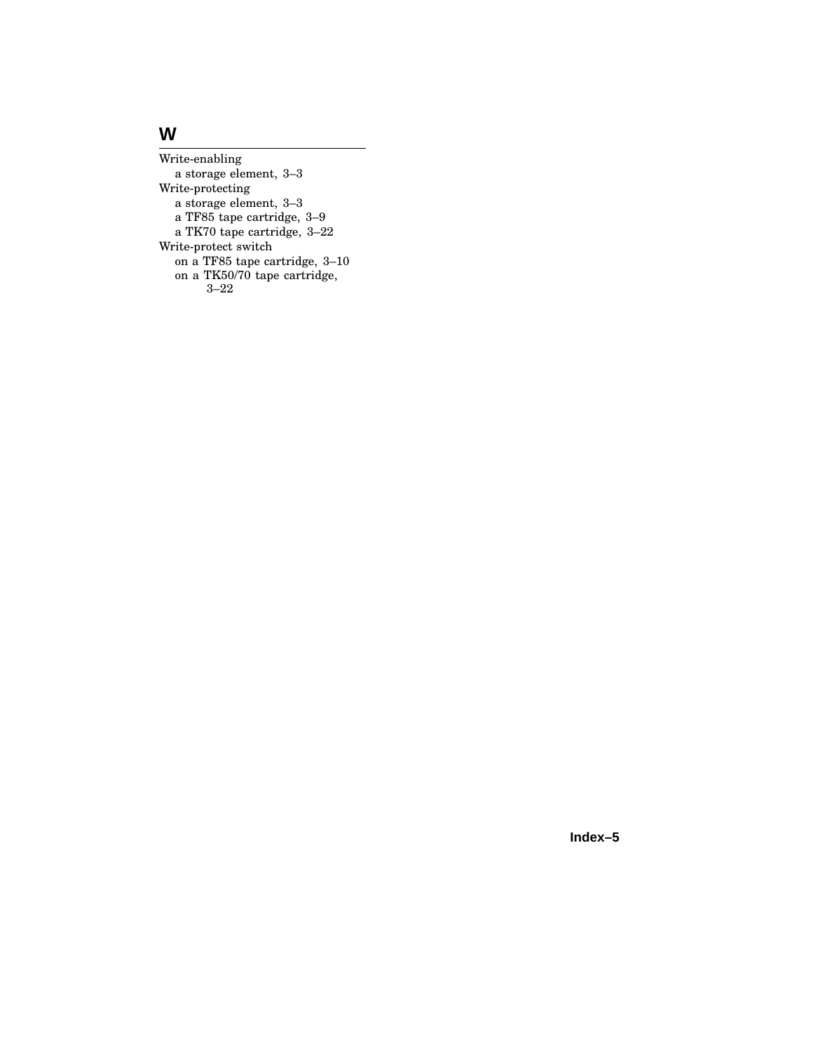## W

Write-enabling
  a storage element, 3–3
Write-protecting
  a storage element, 3–3
  a TF85 tape cartridge, 3–9
  a TK70 tape cartridge, 3–22
Write-protect switch
  on a TF85 tape cartridge, 3–10
  on a TK50/70 tape cartridge, 3–22